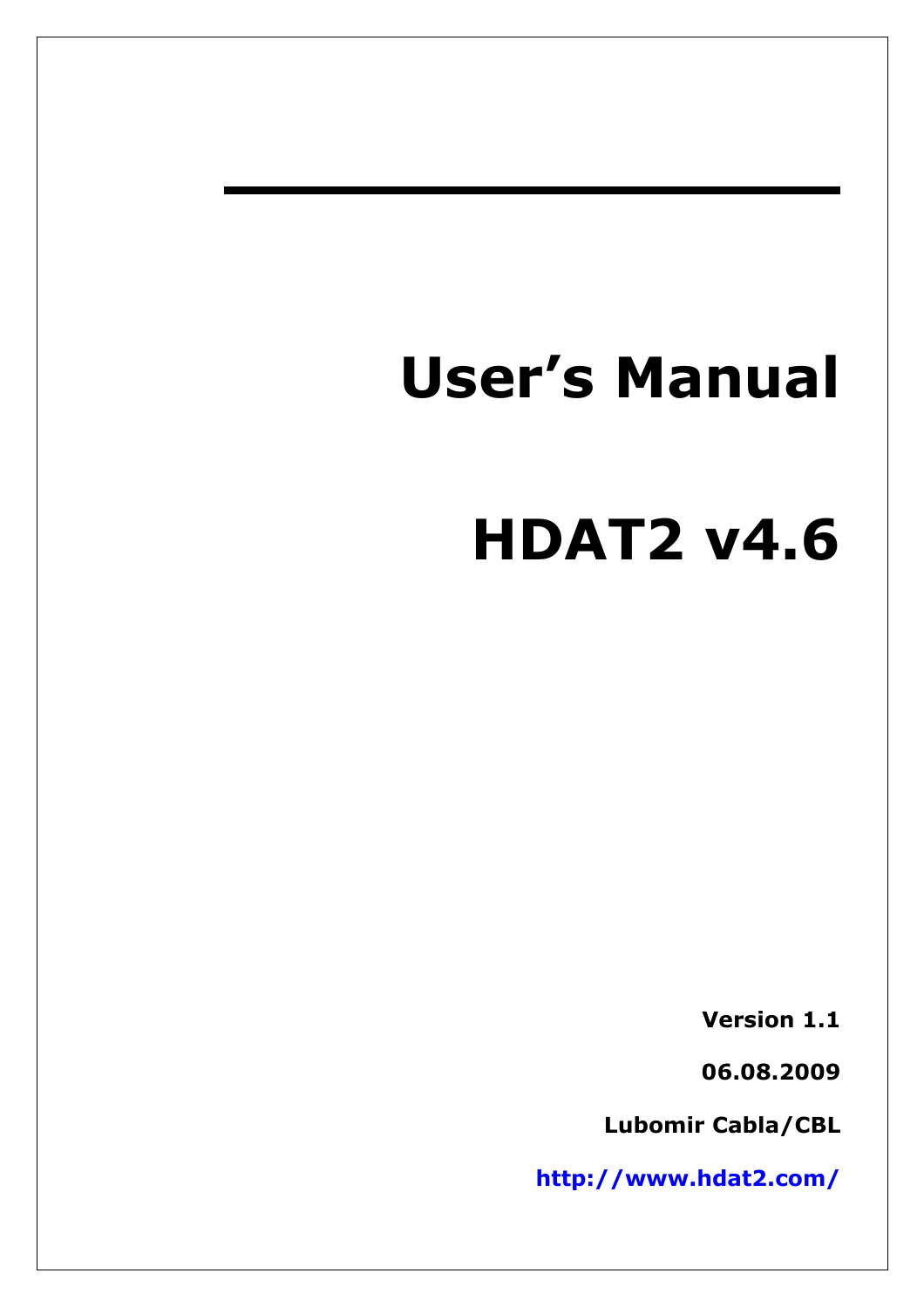# User's Manual

# HDAT2 v4.6

**Version 1.1**

**06.08.2009**

**Lubomir Cabla/CBL**

**http://www.hdat2.com/**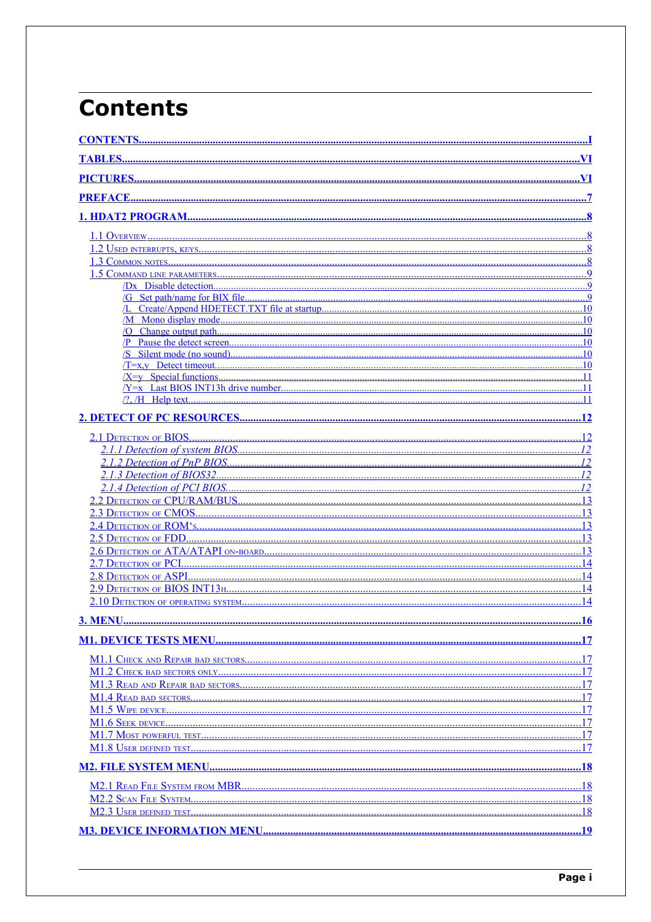# Contents

CONTENTS ..... I

TABLES ..... VI

PICTURES ..... VI

PREFACE ..... 7

1. HDAT2 PROGRAM ..... 8

- 1.1 Overview ..... 8
- 1.2 Used interrupts, keys ..... 8
- 1.3 Common notes ..... 8
- 1.5 Command line parameters ..... 9
  - /Dx Disable detection ..... 9
  - /G Set path/name for BIX file ..... 9
  - /L Create/Append HDETECT.TXT file at startup ..... 10
  - /M Mono display mode ..... 10
  - /O Change output path ..... 10
  - /P Pause the detect screen ..... 10
  - /S Silent mode (no sound) ..... 10
  - /T=x,y Detect timeout ..... 10
  - /X=y Special functions ..... 11
  - /Y=x Last BIOS INT13h drive number ..... 11
  - /?, /H Help text ..... 11

2. DETECT OF PC RESOURCES ..... 12

- 2.1 Detection of BIOS ..... 12
  - *2.1.1 Detection of system BIOS* ..... 12
  - *2.1.2 Detection of PnP BIOS* ..... 12
  - *2.1.3 Detection of BIOS32* ..... 12
  - *2.1.4 Detection of PCI BIOS* ..... 12
- 2.2 Detection of CPU/RAM/BUS ..... 13
- 2.3 Detection of CMOS ..... 13
- 2.4 Detection of ROM's ..... 13
- 2.5 Detection of FDD ..... 13
- 2.6 Detection of ATA/ATAPI on-board ..... 13
- 2.7 Detection of PCI ..... 14
- 2.8 Detection of ASPI ..... 14
- 2.9 Detection of BIOS INT13h ..... 14
- 2.10 Detection of operating system ..... 14

3. MENU ..... 16

M1. DEVICE TESTS MENU ..... 17

- M1.1 Check and Repair bad sectors ..... 17
- M1.2 Check bad sectors only ..... 17
- M1.3 Read and Repair bad sectors ..... 17
- M1.4 Read bad sectors ..... 17
- M1.5 Wipe device ..... 17
- M1.6 Seek device ..... 17
- M1.7 Most powerful test ..... 17
- M1.8 User defined test ..... 17

M2. FILE SYSTEM MENU ..... 18

- M2.1 Read File System from MBR ..... 18
- M2.2 Scan File System ..... 18
- M2.3 User defined test ..... 18

M3. DEVICE INFORMATION MENU ..... 19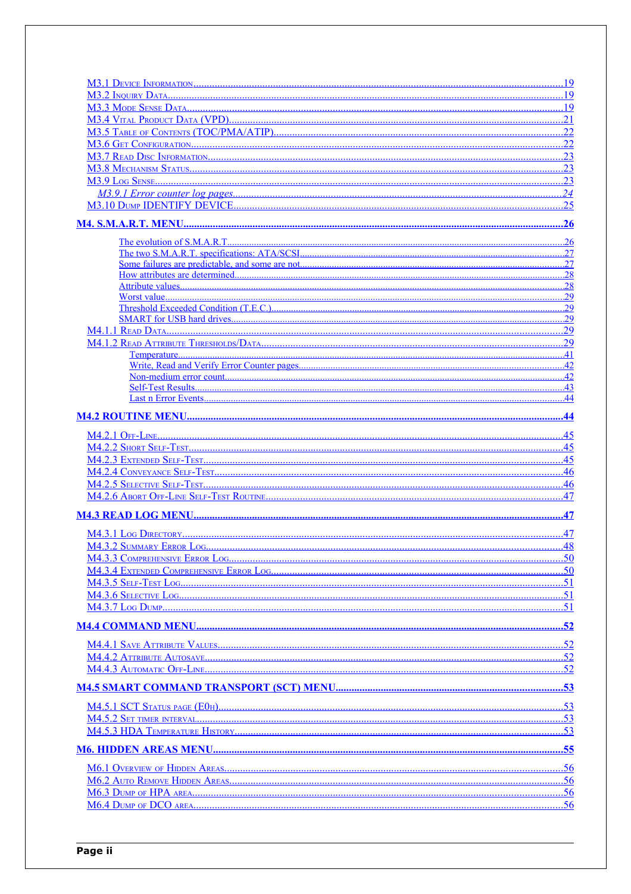- M3.1 Device Information ........ 19
- M3.2 Inquiry Data ........ 19
- M3.3 Mode Sense Data ........ 19
- M3.4 Vital Product Data (VPD) ........ 21
- M3.5 Table of Contents (TOC/PMA/ATIP) ........ 22
- M3.6 Get Configuration ........ 22
- M3.7 Read Disc Information ........ 23
- M3.8 Mechanism Status ........ 23
- M3.9 Log Sense ........ 23
  - *M3.9.1 Error counter log pages* ........ 24
- M3.10 Dump IDENTIFY DEVICE ........ 25

**M4. S.M.A.R.T. MENU** ........ 26

- The evolution of S.M.A.R.T. ........ 26
- The two S.M.A.R.T. specifications: ATA/SCSI ........ 27
- Some failures are predictable, and some are not ........ 27
- How attributes are determined ........ 28
- Attribute values ........ 28
- Worst value ........ 29
- Threshold Exceeded Condition (T.E.C.) ........ 29
- SMART for USB hard drives ........ 29
- M4.1.1 Read Data ........ 29
- M4.1.2 Read Attribute Thresholds/Data ........ 29
  - Temperature ........ 41
  - Write, Read and Verify Error Counter pages ........ 42
  - Non-medium error count ........ 42
  - Self-Test Results ........ 43
  - Last n Error Events ........ 44

**M4.2 ROUTINE MENU** ........ 44

- M4.2.1 Off-Line ........ 45
- M4.2.2 Short Self-Test ........ 45
- M4.2.3 Extended Self-Test ........ 45
- M4.2.4 Conveyance Self-Test ........ 46
- M4.2.5 Selective Self-Test ........ 46
- M4.2.6 Abort Off-Line Self-Test Routine ........ 47

**M4.3 READ LOG MENU** ........ 47

- M4.3.1 Log Directory ........ 47
- M4.3.2 Summary Error Log ........ 48
- M4.3.3 Comprehensive Error Log ........ 50
- M4.3.4 Extended Comprehensive Error Log ........ 50
- M4.3.5 Self-Test Log ........ 51
- M4.3.6 Selective Log ........ 51
- M4.3.7 Log Dump ........ 51

**M4.4 COMMAND MENU** ........ 52

- M4.4.1 Save Attribute Values ........ 52
- M4.4.2 Attribute Autosave ........ 52
- M4.4.3 Automatic Off-Line ........ 52

**M4.5 SMART COMMAND TRANSPORT (SCT) MENU** ........ 53

- M4.5.1 SCT Status page (E0h) ........ 53
- M4.5.2 Set timer interval ........ 53
- M4.5.3 HDA Temperature History ........ 53

**M6. HIDDEN AREAS MENU** ........ 55

- M6.1 Overview of Hidden Areas ........ 56
- M6.2 Auto Remove Hidden Areas ........ 56
- M6.3 Dump of HPA area ........ 56
- M6.4 Dump of DCO area ........ 56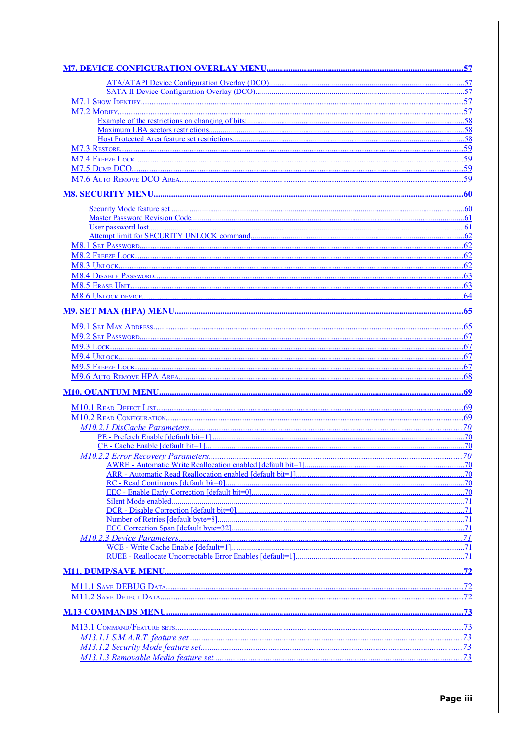**M7. DEVICE CONFIGURATION OVERLAY MENU** ........ 57

- ATA/ATAPI Device Configuration Overlay (DCO) ........ 57
- SATA II Device Configuration Overlay (DCO) ........ 57

M7.1 Show Identify ........ 57

M7.2 Modify ........ 57

- Example of the restrictions on changing of bits: ........ 58
- Maximum LBA sectors restrictions ........ 58
- Host Protected Area feature set restrictions ........ 58

M7.3 Restore ........ 59

M7.4 Freeze Lock ........ 59

M7.5 Dump DCO ........ 59

M7.6 Auto Remove DCO Area ........ 59

**M8. SECURITY MENU** ........ 60

- Security Mode feature set ........ 60
- Master Password Revision Code ........ 61
- User password lost ........ 61
- Attempt limit for SECURITY UNLOCK command ........ 62

M8.1 Set Password ........ 62

M8.2 Freeze Lock ........ 62

M8.3 Unlock ........ 62

M8.4 Disable Password ........ 63

M8.5 Erase Unit ........ 63

M8.6 Unlock device ........ 64

**M9. SET MAX (HPA) MENU** ........ 65

M9.1 Set Max Address ........ 65

M9.2 Set Password ........ 67

M9.3 Lock ........ 67

M9.4 Unlock ........ 67

M9.5 Freeze Lock ........ 67

M9.6 Auto Remove HPA Area ........ 68

**M10. QUANTUM MENU** ........ 69

M10.1 Read Defect List ........ 69

M10.2 Read Configuration ........ 69

*M10.2.1 DisCache Parameters* ........ 70

- PE - Prefetch Enable [default bit=1] ........ 70
- CE - Cache Enable [default bit=1] ........ 70

*M10.2.2 Error Recovery Parameters* ........ 70

- AWRE - Automatic Write Reallocation enabled [default bit=1] ........ 70
- ARR - Automatic Read Reallocation enabled [default bit=1] ........ 70
- RC - Read Continuous [default bit=0] ........ 70
- EEC - Enable Early Correction [default bit=0] ........ 70
- Silent Mode enabled ........ 71
- DCR - Disable Correction [default bit=0] ........ 71
- Number of Retries [default byte=8] ........ 71
- ECC Correction Span [default byte=32] ........ 71

*M10.2.3 Device Parameters* ........ 71

- WCE - Write Cache Enable [default=1] ........ 71
- RUEE - Reallocate Uncorrectable Error Enables [default=1] ........ 71

**M11. DUMP/SAVE MENU** ........ 72

M11.1 Save DEBUG Data ........ 72

M11.2 Save Detect Data ........ 72

**M.13 COMMANDS MENU** ........ 73

M13.1 Command/Feature sets ........ 73

*M13.1.1 S.M.A.R.T. feature set* ........ 73

*M13.1.2 Security Mode feature set* ........ 73

*M13.1.3 Removable Media feature set* ........ 73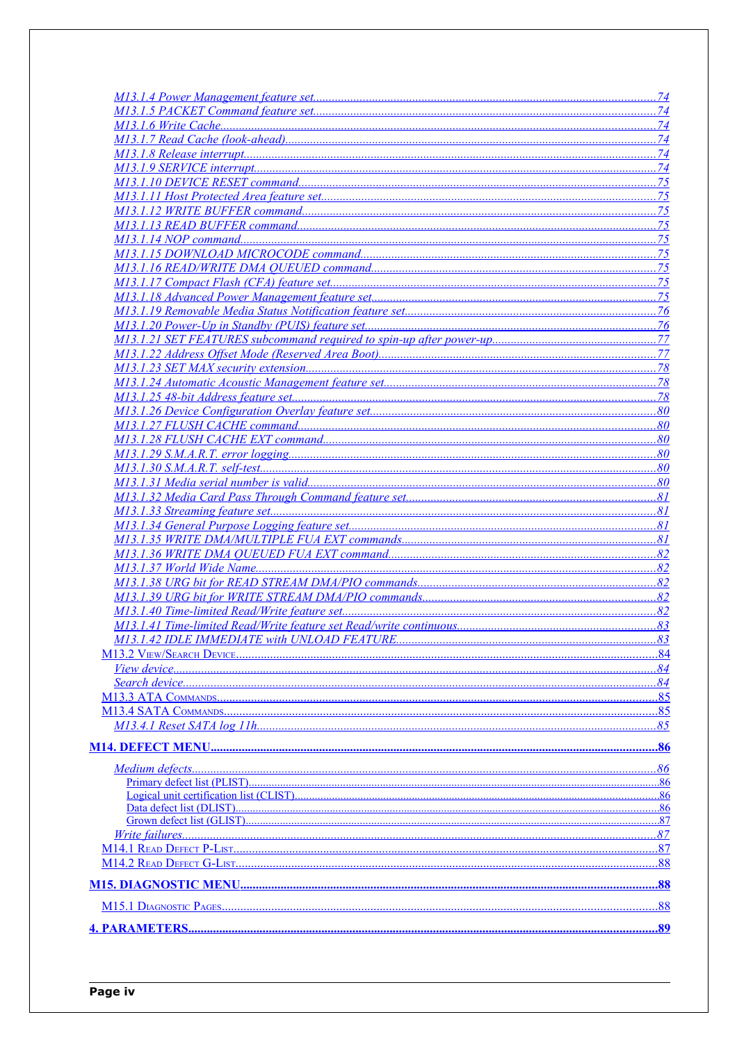- *M13.1.4 Power Management feature set* ..... 74
- *M13.1.5 PACKET Command feature set* ..... 74
- *M13.1.6 Write Cache* ..... 74
- *M13.1.7 Read Cache (look-ahead)* ..... 74
- *M13.1.8 Release interrupt* ..... 74
- *M13.1.9 SERVICE interrupt* ..... 74
- *M13.1.10 DEVICE RESET command* ..... 75
- *M13.1.11 Host Protected Area feature set* ..... 75
- *M13.1.12 WRITE BUFFER command* ..... 75
- *M13.1.13 READ BUFFER command* ..... 75
- *M13.1.14 NOP command* ..... 75
- *M13.1.15 DOWNLOAD MICROCODE command* ..... 75
- *M13.1.16 READ/WRITE DMA QUEUED command* ..... 75
- *M13.1.17 Compact Flash (CFA) feature set* ..... 75
- *M13.1.18 Advanced Power Management feature set* ..... 75
- *M13.1.19 Removable Media Status Notification feature set* ..... 76
- *M13.1.20 Power-Up in Standby (PUIS) feature set* ..... 76
- *M13.1.21 SET FEATURES subcommand required to spin-up after power-up* ..... 77
- *M13.1.22 Address Offset Mode (Reserved Area Boot)* ..... 77
- *M13.1.23 SET MAX security extension* ..... 78
- *M13.1.24 Automatic Acoustic Management feature set* ..... 78
- *M13.1.25 48-bit Address feature set* ..... 78
- *M13.1.26 Device Configuration Overlay feature set* ..... 80
- *M13.1.27 FLUSH CACHE command* ..... 80
- *M13.1.28 FLUSH CACHE EXT command* ..... 80
- *M13.1.29 S.M.A.R.T. error logging* ..... 80
- *M13.1.30 S.M.A.R.T. self-test* ..... 80
- *M13.1.31 Media serial number is valid* ..... 80
- *M13.1.32 Media Card Pass Through Command feature set* ..... 81
- *M13.1.33 Streaming feature set* ..... 81
- *M13.1.34 General Purpose Logging feature set* ..... 81
- *M13.1.35 WRITE DMA/MULTIPLE FUA EXT commands* ..... 81
- *M13.1.36 WRITE DMA QUEUED FUA EXT command* ..... 82
- *M13.1.37 World Wide Name* ..... 82
- *M13.1.38 URG bit for READ STREAM DMA/PIO commands* ..... 82
- *M13.1.39 URG bit for WRITE STREAM DMA/PIO commands* ..... 82
- *M13.1.40 Time-limited Read/Write feature set* ..... 82
- *M13.1.41 Time-limited Read/Write feature set Read/write continuous* ..... 83
- *M13.1.42 IDLE IMMEDIATE with UNLOAD FEATURE* ..... 83

M13.2 View/Search Device ..... 84
- *View device* ..... 84
- *Search device* ..... 84

M13.3 ATA Commands ..... 85

M13.4 SATA Commands ..... 85
- *M13.4.1 Reset SATA log 11h* ..... 85

**M14. DEFECT MENU ..... 86**

- *Medium defects* ..... 86
  - Primary defect list (PLIST) ..... 86
  - Logical unit certification list (CLIST) ..... 86
  - Data defect list (DLIST) ..... 86
  - Grown defect list (GLIST) ..... 87
- *Write failures* ..... 87

M14.1 Read Defect P-List ..... 87

M14.2 Read Defect G-List ..... 88

**M15. DIAGNOSTIC MENU ..... 88**

M15.1 Diagnostic Pages ..... 88

**4. PARAMETERS ..... 89**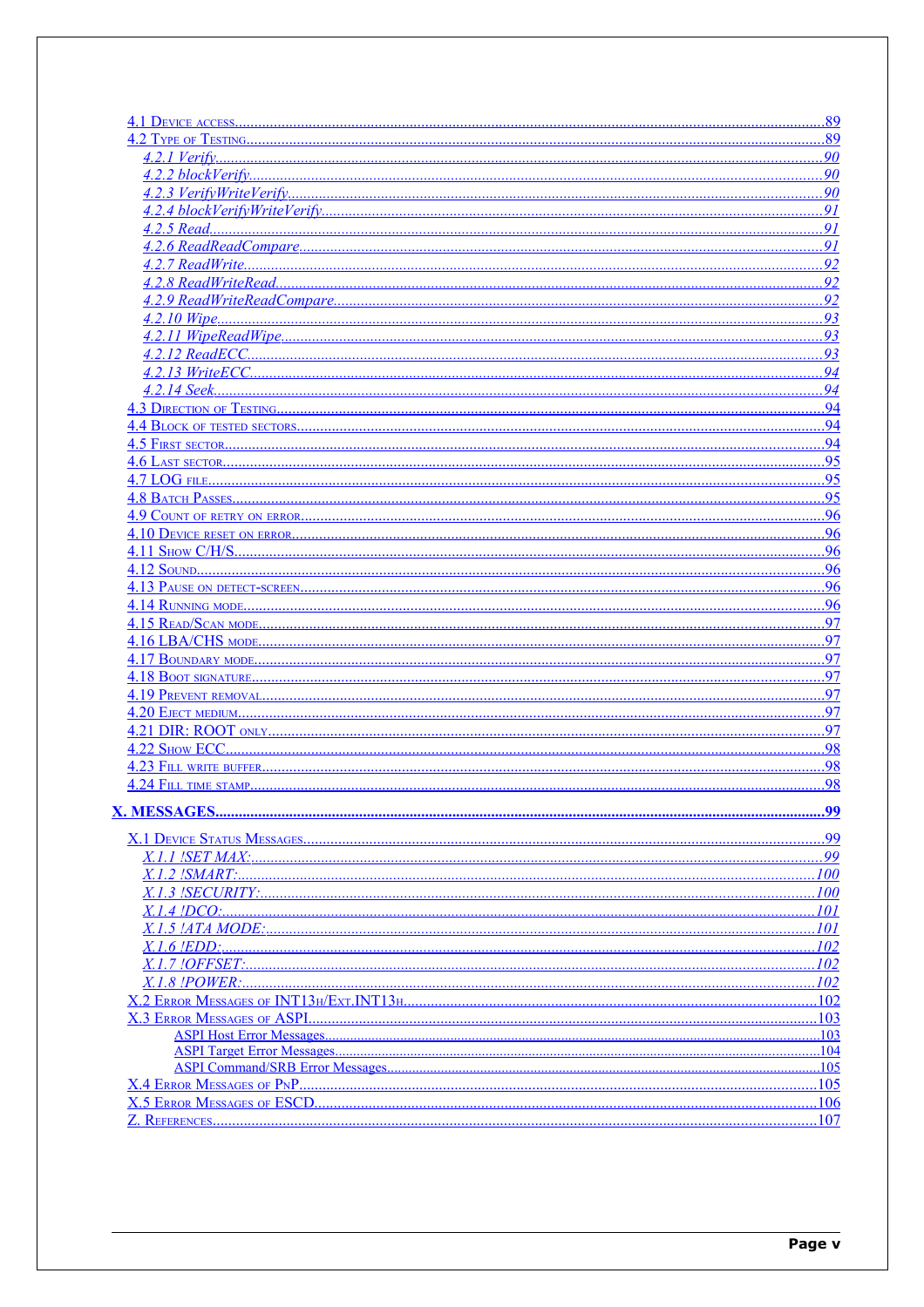4.1 Device access ....................................................................................................................89
4.2 Type of Testing ....................................................................................................................89
*4.2.1 Verify* ....................................................................................................................90
*4.2.2 blockVerify* ....................................................................................................................90
*4.2.3 VerifyWriteVerify* ....................................................................................................................90
*4.2.4 blockVerifyWriteVerify* ....................................................................................................................91
*4.2.5 Read* ....................................................................................................................91
*4.2.6 ReadReadCompare* ....................................................................................................................91
*4.2.7 ReadWrite* ....................................................................................................................92
*4.2.8 ReadWriteRead* ....................................................................................................................92
*4.2.9 ReadWriteReadCompare* ....................................................................................................................92
*4.2.10 Wipe* ....................................................................................................................93
*4.2.11 WipeReadWipe* ....................................................................................................................93
*4.2.12 ReadECC* ....................................................................................................................93
*4.2.13 WriteECC* ....................................................................................................................94
*4.2.14 Seek* ....................................................................................................................94
4.3 Direction of Testing ....................................................................................................................94
4.4 Block of tested sectors ....................................................................................................................94
4.5 First sector ....................................................................................................................94
4.6 Last sector ....................................................................................................................95
4.7 LOG file ....................................................................................................................95
4.8 Batch Passes ....................................................................................................................95
4.9 Count of retry on error ....................................................................................................................96
4.10 Device reset on error ....................................................................................................................96
4.11 Show C/H/S ....................................................................................................................96
4.12 Sound ....................................................................................................................96
4.13 Pause on detect-screen ....................................................................................................................96
4.14 Running mode ....................................................................................................................96
4.15 Read/Scan mode ....................................................................................................................97
4.16 LBA/CHS mode ....................................................................................................................97
4.17 Boundary mode ....................................................................................................................97
4.18 Boot signature ....................................................................................................................97
4.19 Prevent removal ....................................................................................................................97
4.20 Eject medium ....................................................................................................................97
4.21 DIR: ROOT only ....................................................................................................................97
4.22 Show ECC ....................................................................................................................98
4.23 Fill write buffer ....................................................................................................................98
4.24 Fill time stamp ....................................................................................................................98

**X. MESSAGES ....................................................................................................................99**

X.1 Device Status Messages ....................................................................................................................99
*X.1.1 !SET MAX:* ....................................................................................................................99
*X.1.2 !SMART:* ....................................................................................................................100
*X.1.3 !SECURITY:* ....................................................................................................................100
*X.1.4 !DCO:* ....................................................................................................................101
*X.1.5 !ATA MODE:* ....................................................................................................................101
*X.1.6 !EDD:* ....................................................................................................................102
*X.1.7 !OFFSET:* ....................................................................................................................102
*X.1.8 !POWER:* ....................................................................................................................102
X.2 Error Messages of INT13h/Ext.INT13h ....................................................................................................................102
X.3 Error Messages of ASPI ....................................................................................................................103
ASPI Host Error Messages ....................................................................................................................103
ASPI Target Error Messages ....................................................................................................................104
ASPI Command/SRB Error Messages ....................................................................................................................105
X.4 Error Messages of PnP ....................................................................................................................105
X.5 Error Messages of ESCD ....................................................................................................................106
Z. References ....................................................................................................................107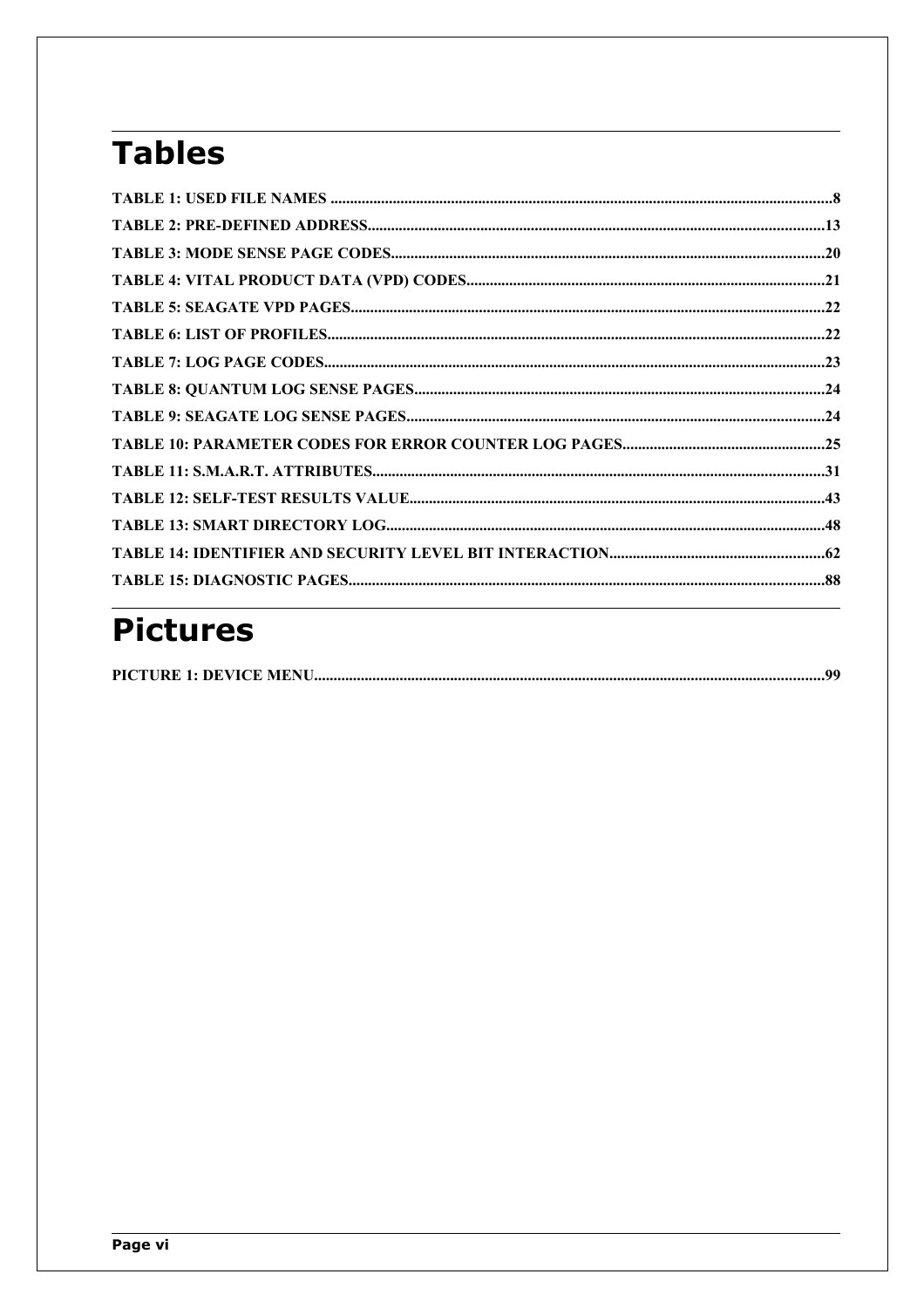# Tables

TABLE 1: USED FILE NAMES ....................................................................................................................................8
TABLE 2: PRE-DEFINED ADDRESS...................................................................................................................13
TABLE 3: MODE SENSE PAGE CODES...............................................................................................................20
TABLE 4: VITAL PRODUCT DATA (VPD) CODES...........................................................................................21
TABLE 5: SEAGATE VPD PAGES.........................................................................................................................22
TABLE 6: LIST OF PROFILES..............................................................................................................................22
TABLE 7: LOG PAGE CODES...............................................................................................................................23
TABLE 8: QUANTUM LOG SENSE PAGES.........................................................................................................24
TABLE 9: SEAGATE LOG SENSE PAGES...........................................................................................................24
TABLE 10: PARAMETER CODES FOR ERROR COUNTER LOG PAGES....................................................25
TABLE 11: S.M.A.R.T. ATTRIBUTES...................................................................................................................31
TABLE 12: SELF-TEST RESULTS VALUE..........................................................................................................43
TABLE 13: SMART DIRECTORY LOG................................................................................................................48
TABLE 14: IDENTIFIER AND SECURITY LEVEL BIT INTERACTION.......................................................62
TABLE 15: DIAGNOSTIC PAGES.........................................................................................................................88

# Pictures

PICTURE 1: DEVICE MENU.................................................................................................................................99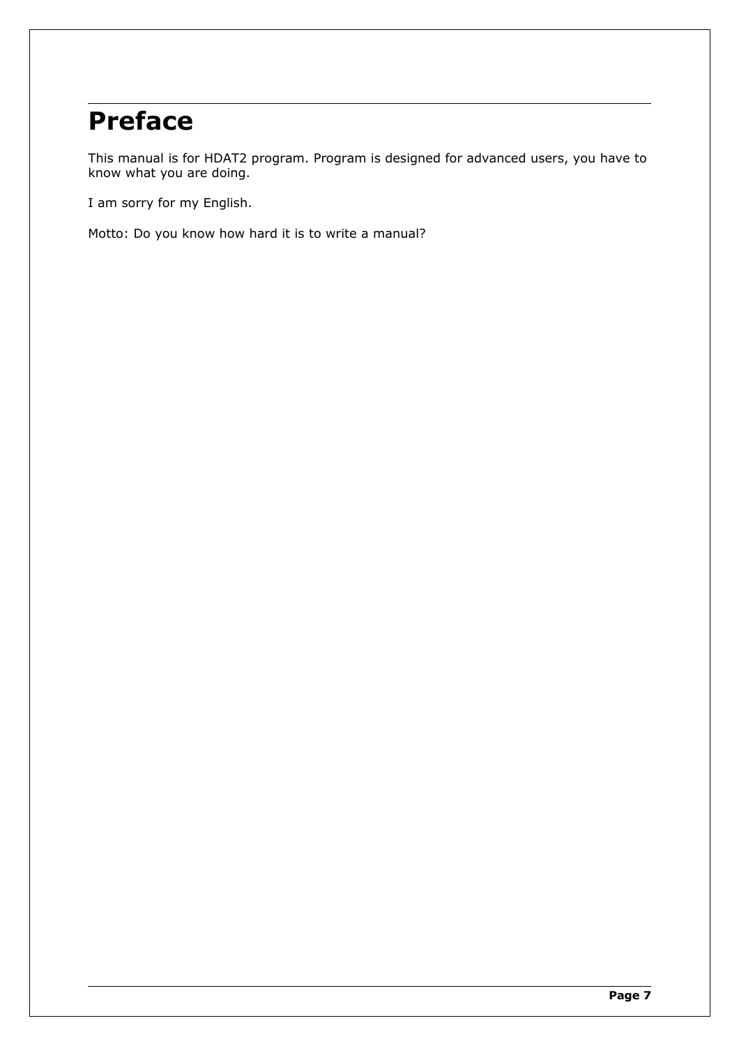# Preface

This manual is for HDAT2 program. Program is designed for advanced users, you have to know what you are doing.

I am sorry for my English.

Motto: Do you know how hard it is to write a manual?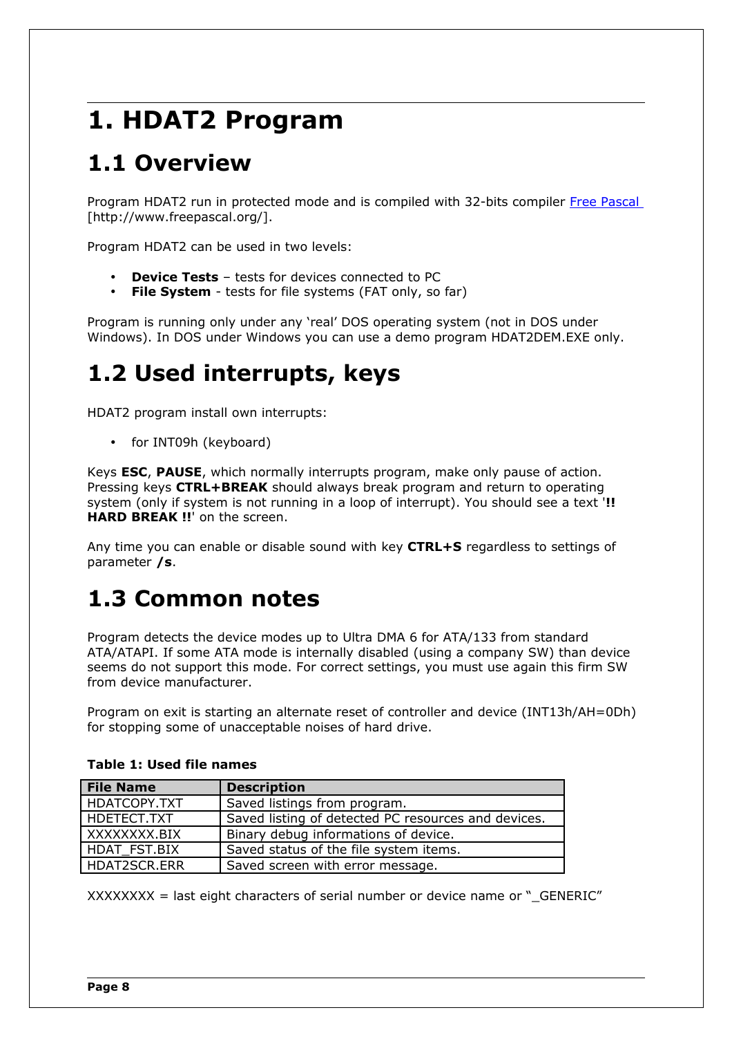# 1. HDAT2 Program

## 1.1 Overview

Program HDAT2 run in protected mode and is compiled with 32-bits compiler Free Pascal [http://www.freepascal.org/].

Program HDAT2 can be used in two levels:

- **Device Tests** – tests for devices connected to PC
- **File System** - tests for file systems (FAT only, so far)

Program is running only under any 'real' DOS operating system (not in DOS under Windows). In DOS under Windows you can use a demo program HDAT2DEM.EXE only.

## 1.2 Used interrupts, keys

HDAT2 program install own interrupts:

- for INT09h (keyboard)

Keys **ESC**, **PAUSE**, which normally interrupts program, make only pause of action. Pressing keys **CTRL+BREAK** should always break program and return to operating system (only if system is not running in a loop of interrupt). You should see a text '**!! HARD BREAK !!**' on the screen.

Any time you can enable or disable sound with key **CTRL+S** regardless to settings of parameter ***/s***.

## 1.3 Common notes

Program detects the device modes up to Ultra DMA 6 for ATA/133 from standard ATA/ATAPI. If some ATA mode is internally disabled (using a company SW) than device seems do not support this mode. For correct settings, you must use again this firm SW from device manufacturer.

Program on exit is starting an alternate reset of controller and device (INT13h/AH=0Dh) for stopping some of unacceptable noises of hard drive.

**Table 1: Used file names**

| File Name | Description |
|---|---|
| HDATCOPY.TXT | Saved listings from program. |
| HDETECT.TXT | Saved listing of detected PC resources and devices. |
| XXXXXXXX.BIX | Binary debug informations of device. |
| HDAT_FST.BIX | Saved status of the file system items. |
| HDAT2SCR.ERR | Saved screen with error message. |

XXXXXXXX = last eight characters of serial number or device name or "_GENERIC"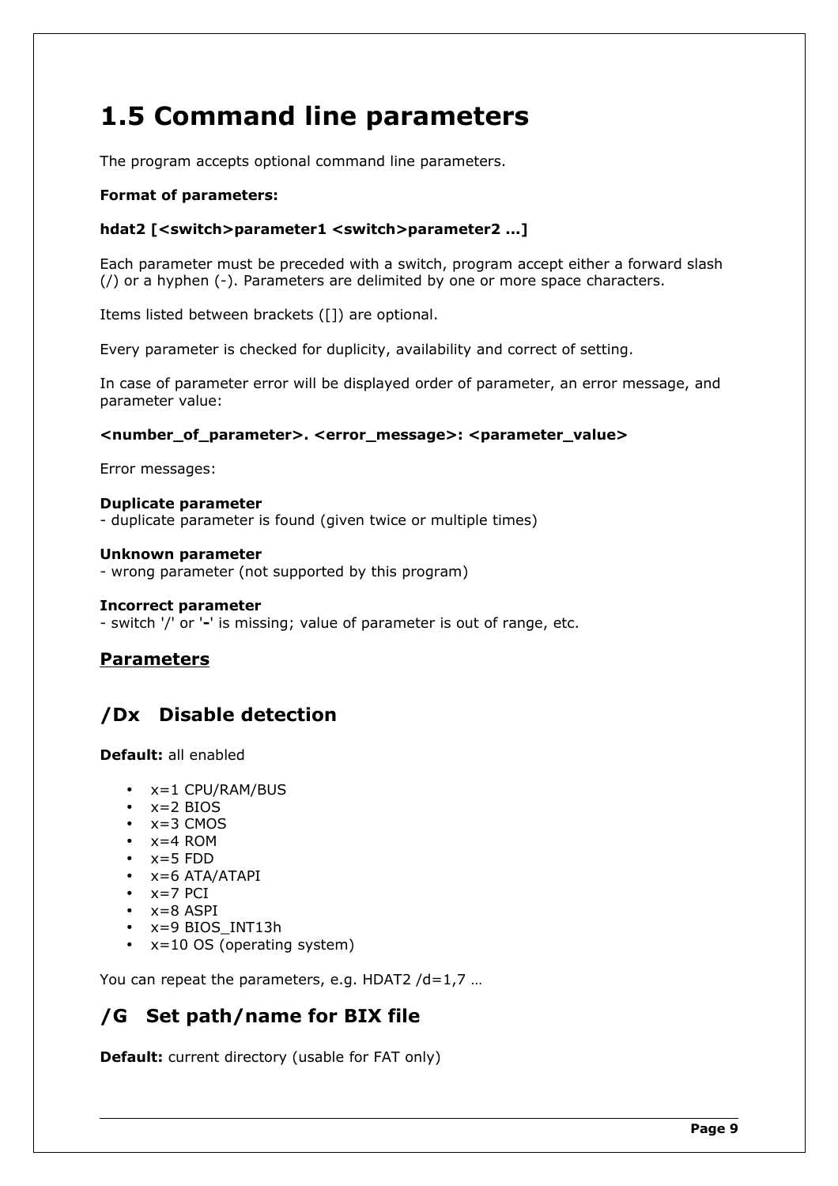# 1.5 Command line parameters

The program accepts optional command line parameters.

**Format of parameters:**

**hdat2 [<switch>parameter1 <switch>parameter2 ...]**

Each parameter must be preceded with a switch, program accept either a forward slash (/) or a hyphen (-). Parameters are delimited by one or more space characters.

Items listed between brackets ([]) are optional.

Every parameter is checked for duplicity, availability and correct of setting.

In case of parameter error will be displayed order of parameter, an error message, and parameter value:

**<number_of_parameter>. <error_message>: <parameter_value>**

Error messages:

**Duplicate parameter**
- duplicate parameter is found (given twice or multiple times)

**Unknown parameter**
- wrong parameter (not supported by this program)

**Incorrect parameter**
- switch '/' or '**-**' is missing; value of parameter is out of range, etc.

## Parameters

## /Dx Disable detection

**Default:** all enabled

- x=1 CPU/RAM/BUS
- x=2 BIOS
- x=3 CMOS
- x=4 ROM
- x=5 FDD
- x=6 ATA/ATAPI
- x=7 PCI
- x=8 ASPI
- x=9 BIOS_INT13h
- x=10 OS (operating system)

You can repeat the parameters, e.g. HDAT2 /d=1,7 …

## /G Set path/name for BIX file

**Default:** current directory (usable for FAT only)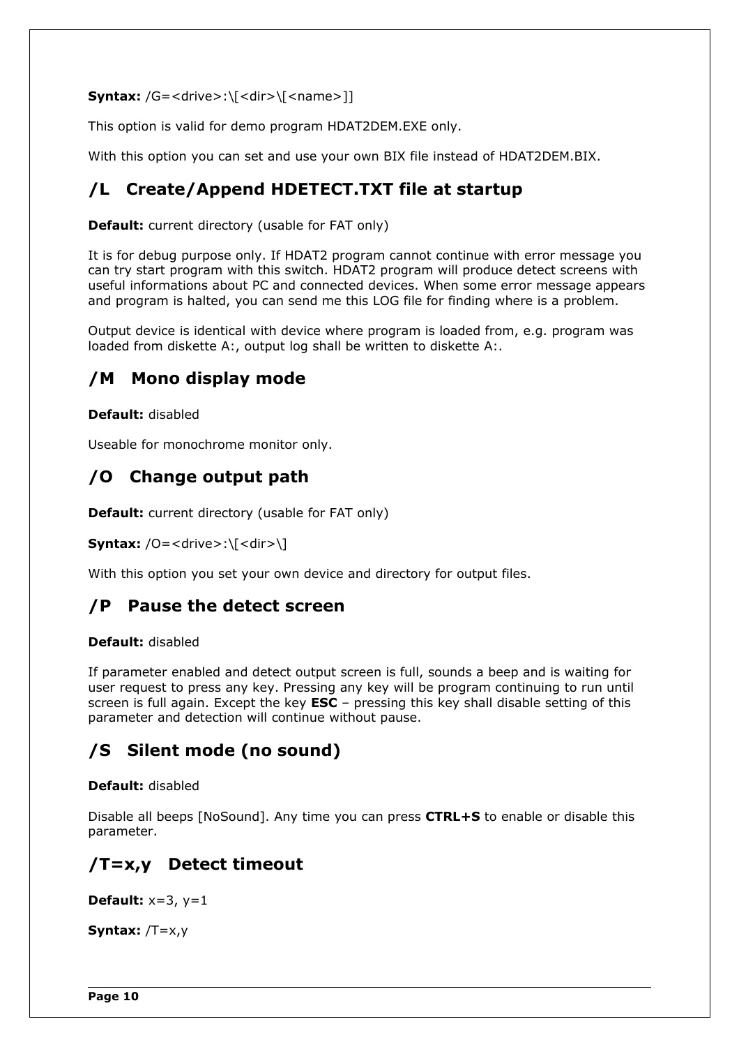**Syntax:** /G=<drive>:\[<dir>\[<name>]]

This option is valid for demo program HDAT2DEM.EXE only.

With this option you can set and use your own BIX file instead of HDAT2DEM.BIX.

## /L   Create/Append HDETECT.TXT file at startup

**Default:** current directory (usable for FAT only)

It is for debug purpose only. If HDAT2 program cannot continue with error message you can try start program with this switch. HDAT2 program will produce detect screens with useful informations about PC and connected devices. When some error message appears and program is halted, you can send me this LOG file for finding where is a problem.

Output device is identical with device where program is loaded from, e.g. program was loaded from diskette A:, output log shall be written to diskette A:.

## /M   Mono display mode

**Default:** disabled

Useable for monochrome monitor only.

## /O   Change output path

**Default:** current directory (usable for FAT only)

**Syntax:** /O=<drive>:\[<dir>\]

With this option you set your own device and directory for output files.

## /P   Pause the detect screen

**Default:** disabled

If parameter enabled and detect output screen is full, sounds a beep and is waiting for user request to press any key. Pressing any key will be program continuing to run until screen is full again. Except the key **ESC** – pressing this key shall disable setting of this parameter and detection will continue without pause.

## /S   Silent mode (no sound)

**Default:** disabled

Disable all beeps [NoSound]. Any time you can press **CTRL+S** to enable or disable this parameter.

## /T=x,y   Detect timeout

**Default:** x=3, y=1

**Syntax:** /T=x,y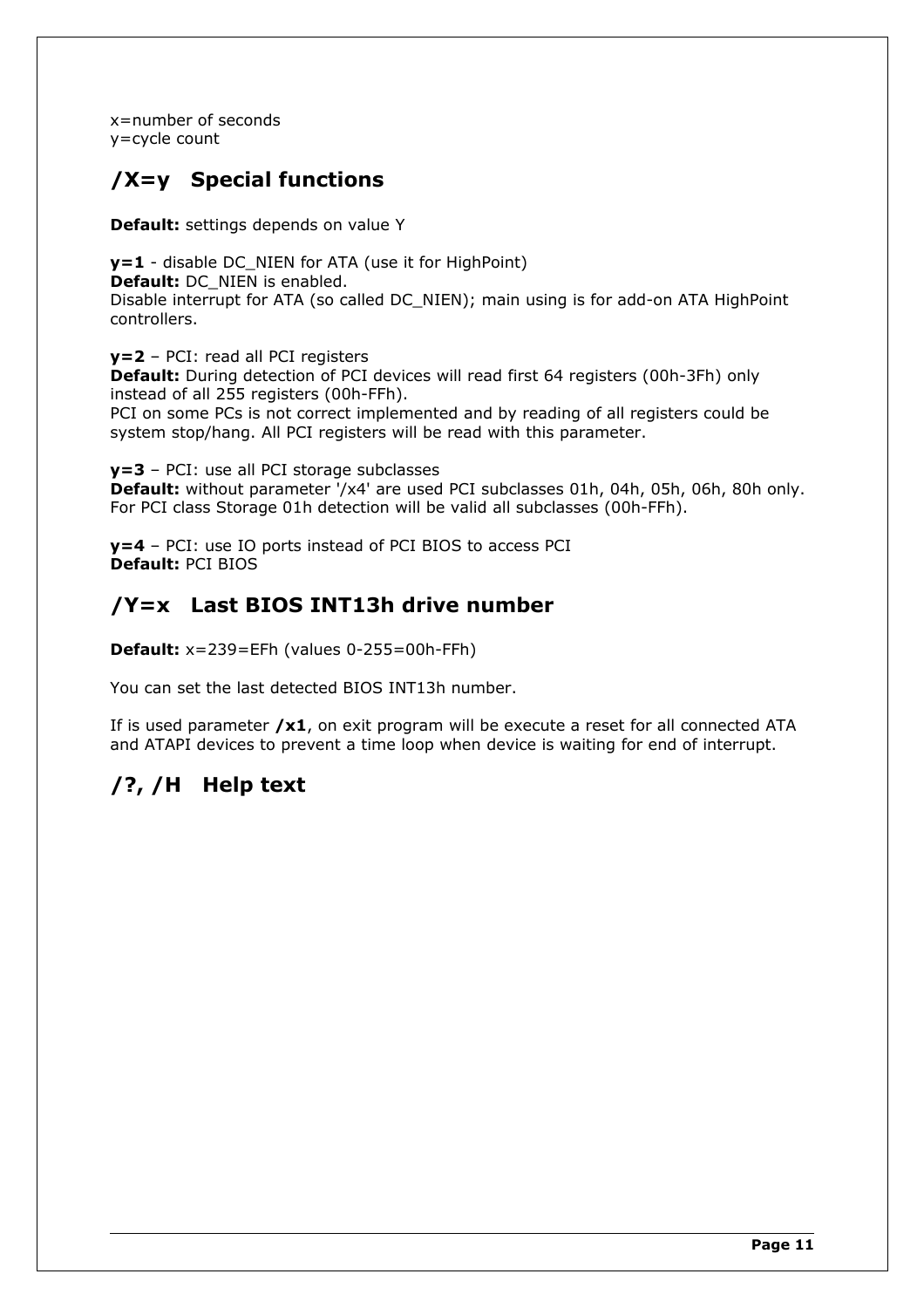x=number of seconds
y=cycle count

## /X=y   Special functions

**Default:** settings depends on value Y

**y=1** - disable DC_NIEN for ATA (use it for HighPoint)
**Default:** DC_NIEN is enabled.
Disable interrupt for ATA (so called DC_NIEN); main using is for add-on ATA HighPoint controllers.

**y=2** – PCI: read all PCI registers
**Default:** During detection of PCI devices will read first 64 registers (00h-3Fh) only instead of all 255 registers (00h-FFh).
PCI on some PCs is not correct implemented and by reading of all registers could be system stop/hang. All PCI registers will be read with this parameter.

**y=3** – PCI: use all PCI storage subclasses
**Default:** without parameter '/x4' are used PCI subclasses 01h, 04h, 05h, 06h, 80h only.
For PCI class Storage 01h detection will be valid all subclasses (00h-FFh).

**y=4** – PCI: use IO ports instead of PCI BIOS to access PCI
**Default:** PCI BIOS

## /Y=x   Last BIOS INT13h drive number

**Default:** x=239=EFh (values 0-255=00h-FFh)

You can set the last detected BIOS INT13h number.

If is used parameter **/x1**, on exit program will be execute a reset for all connected ATA and ATAPI devices to prevent a time loop when device is waiting for end of interrupt.

## /?, /H   Help text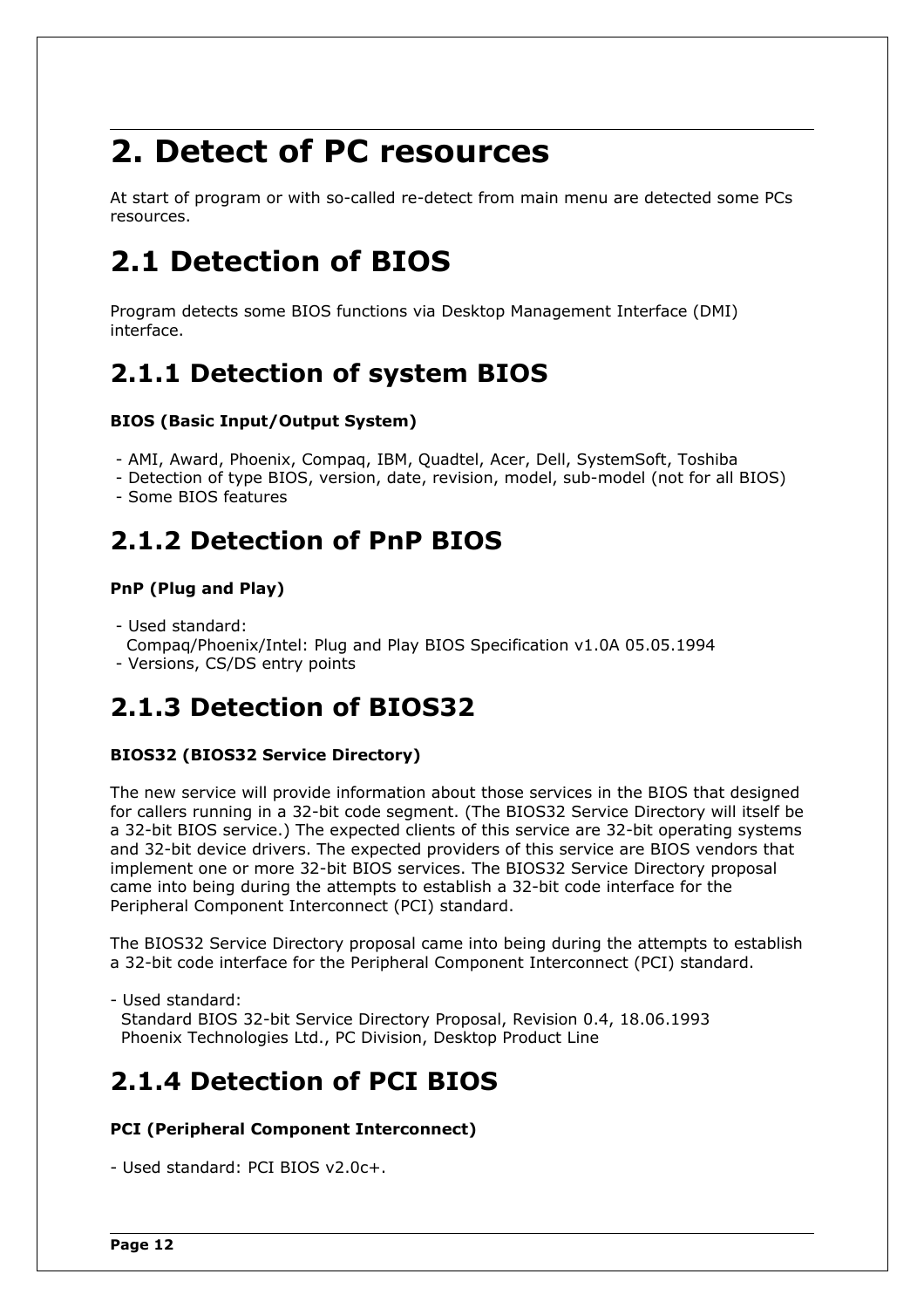# 2. Detect of PC resources

At start of program or with so-called re-detect from main menu are detected some PCs resources.

# 2.1 Detection of BIOS

Program detects some BIOS functions via Desktop Management Interface (DMI) interface.

## 2.1.1 Detection of system BIOS

**BIOS (Basic Input/Output System)**

- AMI, Award, Phoenix, Compaq, IBM, Quadtel, Acer, Dell, SystemSoft, Toshiba
- Detection of type BIOS, version, date, revision, model, sub-model (not for all BIOS)
- Some BIOS features

## 2.1.2 Detection of PnP BIOS

**PnP (Plug and Play)**

- Used standard:
  Compaq/Phoenix/Intel: Plug and Play BIOS Specification v1.0A 05.05.1994
- Versions, CS/DS entry points

## 2.1.3 Detection of BIOS32

**BIOS32 (BIOS32 Service Directory)**

The new service will provide information about those services in the BIOS that designed for callers running in a 32-bit code segment. (The BIOS32 Service Directory will itself be a 32-bit BIOS service.) The expected clients of this service are 32-bit operating systems and 32-bit device drivers. The expected providers of this service are BIOS vendors that implement one or more 32-bit BIOS services. The BIOS32 Service Directory proposal came into being during the attempts to establish a 32-bit code interface for the Peripheral Component Interconnect (PCI) standard.

The BIOS32 Service Directory proposal came into being during the attempts to establish a 32-bit code interface for the Peripheral Component Interconnect (PCI) standard.

- Used standard:
  Standard BIOS 32-bit Service Directory Proposal, Revision 0.4, 18.06.1993
  Phoenix Technologies Ltd., PC Division, Desktop Product Line

## 2.1.4 Detection of PCI BIOS

**PCI (Peripheral Component Interconnect)**

- Used standard: PCI BIOS v2.0c+.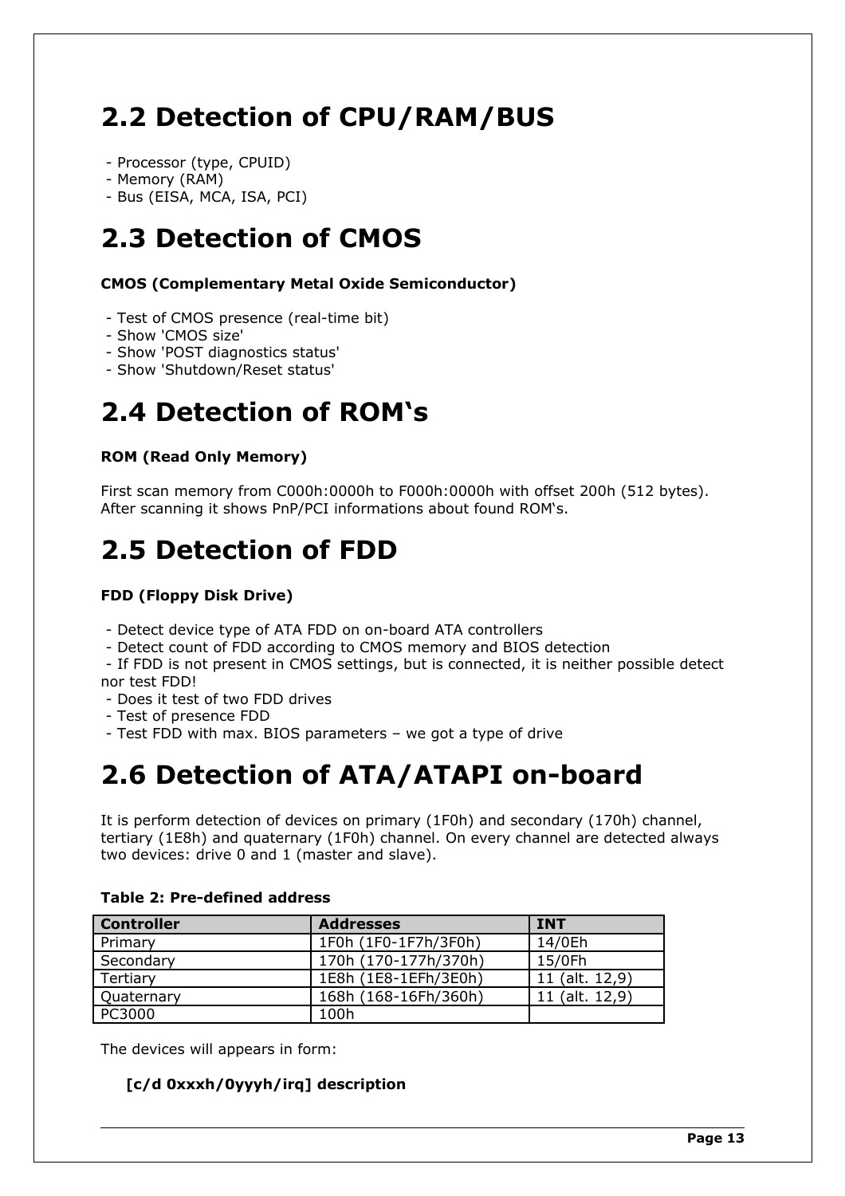## 2.2 Detection of CPU/RAM/BUS

- Processor (type, CPUID)
- Memory (RAM)
- Bus (EISA, MCA, ISA, PCI)

## 2.3 Detection of CMOS

**CMOS (Complementary Metal Oxide Semiconductor)**

- Test of CMOS presence (real-time bit)
- Show 'CMOS size'
- Show 'POST diagnostics status'
- Show 'Shutdown/Reset status'

## 2.4 Detection of ROM‘s

**ROM (Read Only Memory)**

First scan memory from C000h:0000h to F000h:0000h with offset 200h (512 bytes). After scanning it shows PnP/PCI informations about found ROM‘s.

## 2.5 Detection of FDD

**FDD (Floppy Disk Drive)**

- Detect device type of ATA FDD on on-board ATA controllers
- Detect count of FDD according to CMOS memory and BIOS detection
- If FDD is not present in CMOS settings, but is connected, it is neither possible detect nor test FDD!
- Does it test of two FDD drives
- Test of presence FDD
- Test FDD with max. BIOS parameters – we got a type of drive

## 2.6 Detection of ATA/ATAPI on-board

It is perform detection of devices on primary (1F0h) and secondary (170h) channel, tertiary (1E8h) and quaternary (1F0h) channel. On every channel are detected always two devices: drive 0 and 1 (master and slave).

**Table 2: Pre-defined address**

| Controller | Addresses | INT |
|---|---|---|
| Primary | 1F0h (1F0-1F7h/3F0h) | 14/0Eh |
| Secondary | 170h (170-177h/370h) | 15/0Fh |
| Tertiary | 1E8h (1E8-1EFh/3E0h) | 11 (alt. 12,9) |
| Quaternary | 168h (168-16Fh/360h) | 11 (alt. 12,9) |
| PC3000 | 100h | |

The devices will appears in form:

**[c/d 0xxxh/0yyyh/irq] description**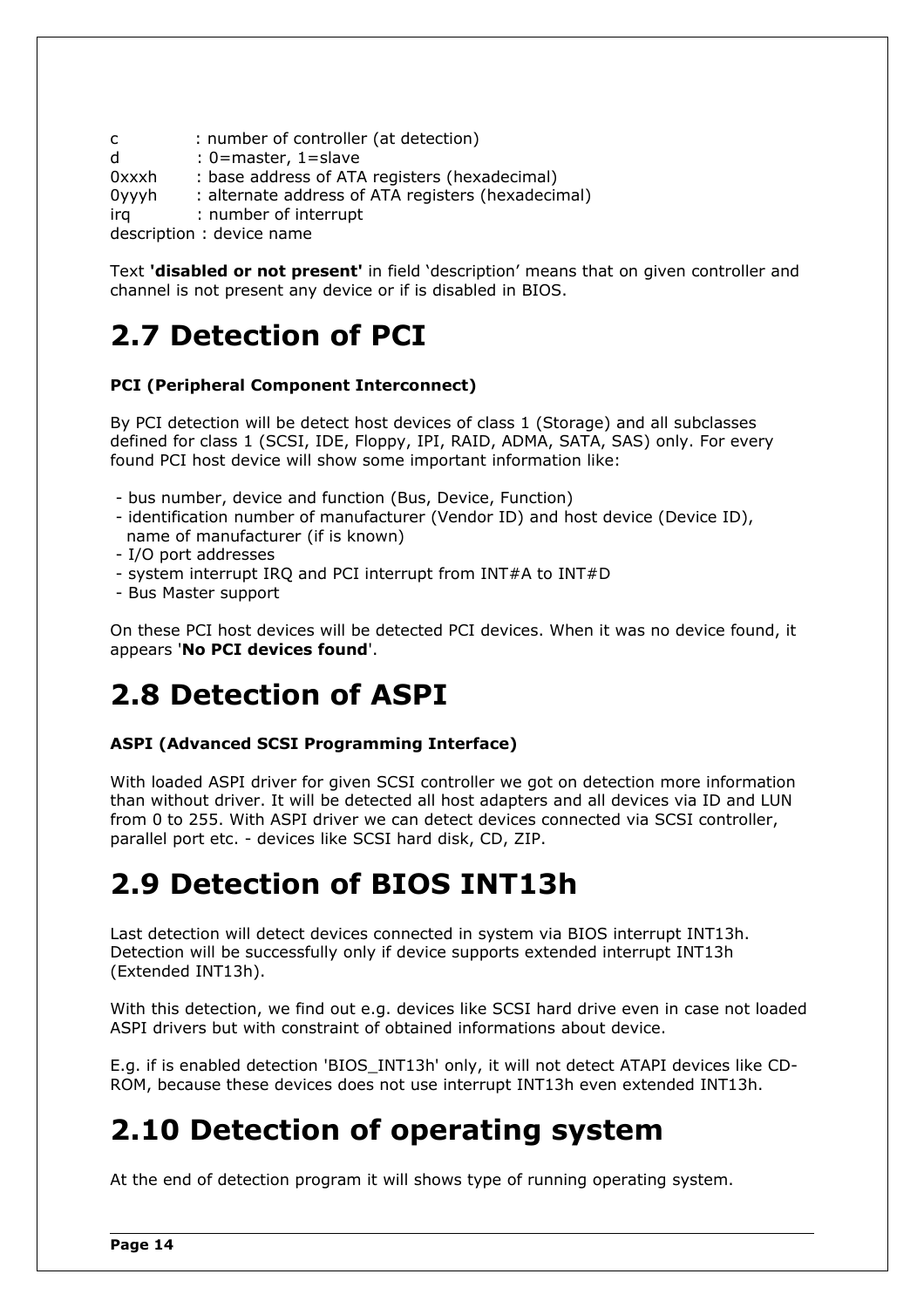c : number of controller (at detection)
d : 0=master, 1=slave
0xxxh : base address of ATA registers (hexadecimal)
0yyyh : alternate address of ATA registers (hexadecimal)
irq : number of interrupt
description : device name

Text **'disabled or not present'** in field 'description' means that on given controller and channel is not present any device or if is disabled in BIOS.

# 2.7 Detection of PCI

**PCI (Peripheral Component Interconnect)**

By PCI detection will be detect host devices of class 1 (Storage) and all subclasses defined for class 1 (SCSI, IDE, Floppy, IPI, RAID, ADMA, SATA, SAS) only. For every found PCI host device will show some important information like:

- bus number, device and function (Bus, Device, Function)
- identification number of manufacturer (Vendor ID) and host device (Device ID), name of manufacturer (if is known)
- I/O port addresses
- system interrupt IRQ and PCI interrupt from INT#A to INT#D
- Bus Master support

On these PCI host devices will be detected PCI devices. When it was no device found, it appears '**No PCI devices found**'.

# 2.8 Detection of ASPI

**ASPI (Advanced SCSI Programming Interface)**

With loaded ASPI driver for given SCSI controller we got on detection more information than without driver. It will be detected all host adapters and all devices via ID and LUN from 0 to 255. With ASPI driver we can detect devices connected via SCSI controller, parallel port etc. - devices like SCSI hard disk, CD, ZIP.

# 2.9 Detection of BIOS INT13h

Last detection will detect devices connected in system via BIOS interrupt INT13h. Detection will be successfully only if device supports extended interrupt INT13h (Extended INT13h).

With this detection, we find out e.g. devices like SCSI hard drive even in case not loaded ASPI drivers but with constraint of obtained informations about device.

E.g. if is enabled detection 'BIOS_INT13h' only, it will not detect ATAPI devices like CD-ROM, because these devices does not use interrupt INT13h even extended INT13h.

# 2.10 Detection of operating system

At the end of detection program it will shows type of running operating system.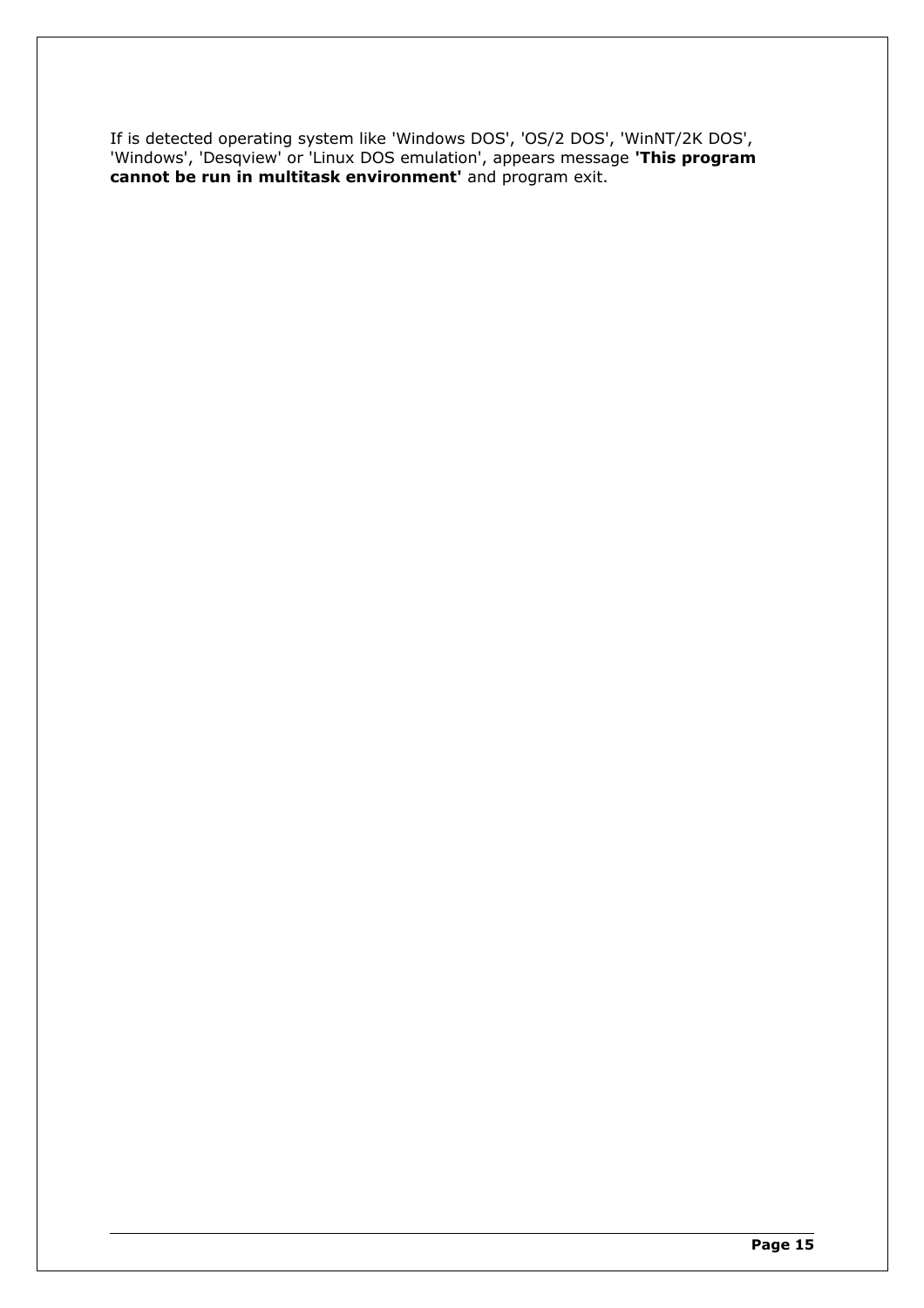If is detected operating system like 'Windows DOS', 'OS/2 DOS', 'WinNT/2K DOS', 'Windows', 'Desqview' or 'Linux DOS emulation', appears message **'This program cannot be run in multitask environment'** and program exit.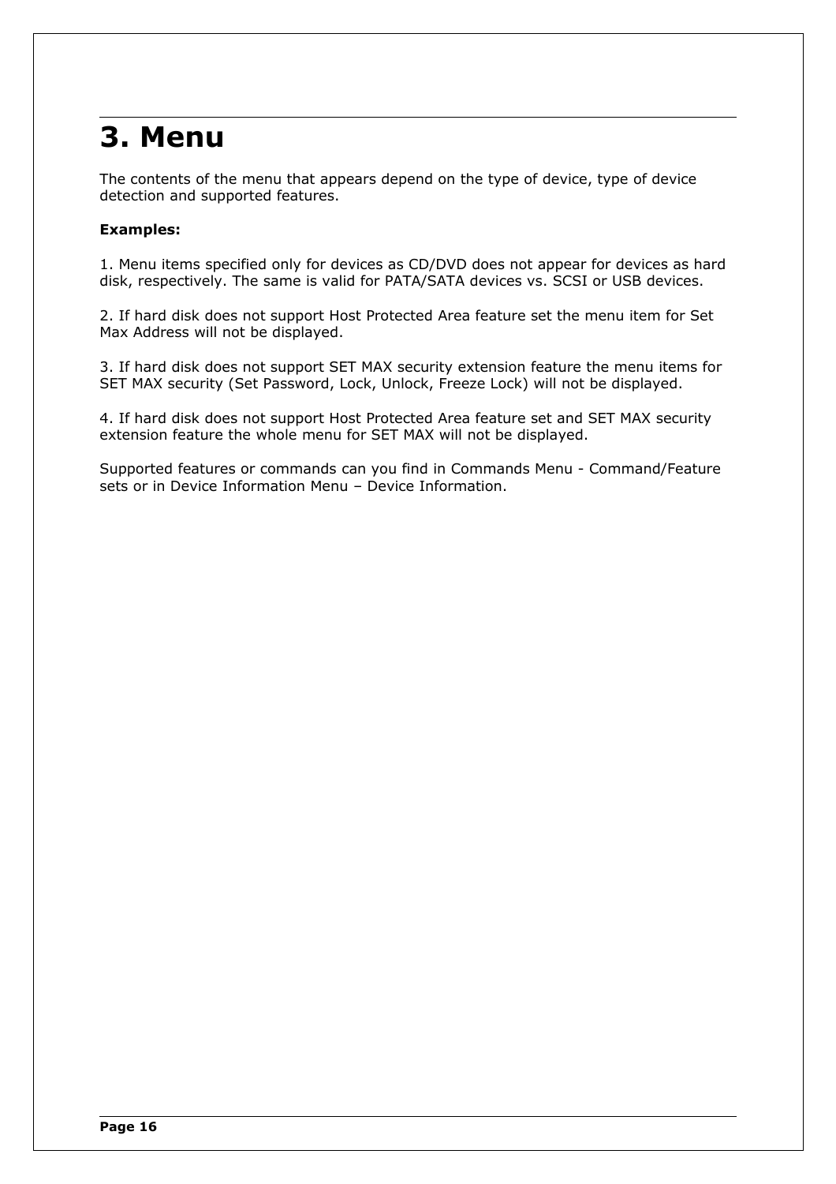# 3. Menu

The contents of the menu that appears depend on the type of device, type of device detection and supported features.

**Examples:**

1. Menu items specified only for devices as CD/DVD does not appear for devices as hard disk, respectively. The same is valid for PATA/SATA devices vs. SCSI or USB devices.

2. If hard disk does not support Host Protected Area feature set the menu item for Set Max Address will not be displayed.

3. If hard disk does not support SET MAX security extension feature the menu items for SET MAX security (Set Password, Lock, Unlock, Freeze Lock) will not be displayed.

4. If hard disk does not support Host Protected Area feature set and SET MAX security extension feature the whole menu for SET MAX will not be displayed.

Supported features or commands can you find in Commands Menu - Command/Feature sets or in Device Information Menu – Device Information.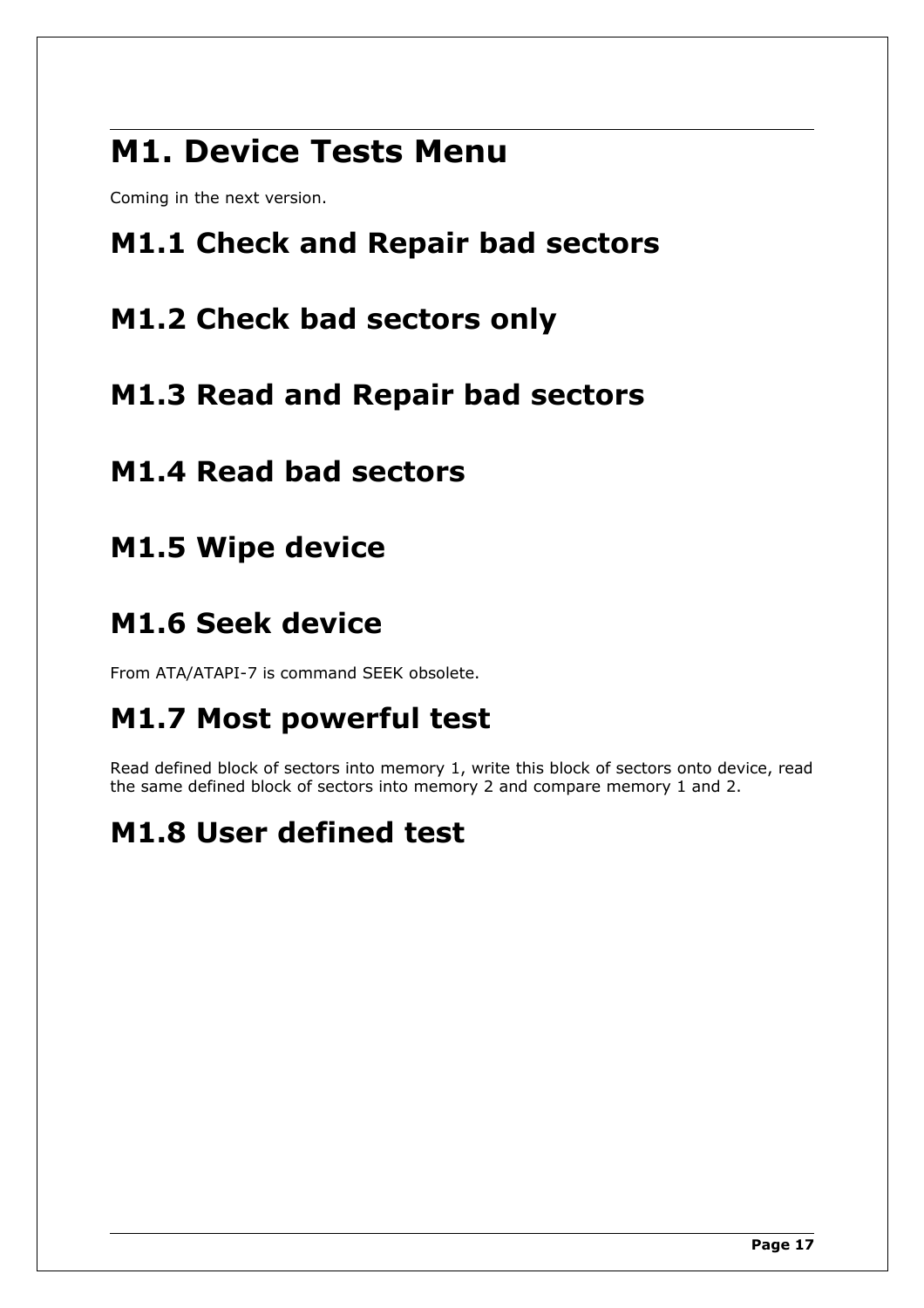# M1. Device Tests Menu

Coming in the next version.

## M1.1 Check and Repair bad sectors

## M1.2 Check bad sectors only

## M1.3 Read and Repair bad sectors

## M1.4 Read bad sectors

## M1.5 Wipe device

## M1.6 Seek device

From ATA/ATAPI-7 is command SEEK obsolete.

## M1.7 Most powerful test

Read defined block of sectors into memory 1, write this block of sectors onto device, read the same defined block of sectors into memory 2 and compare memory 1 and 2.

## M1.8 User defined test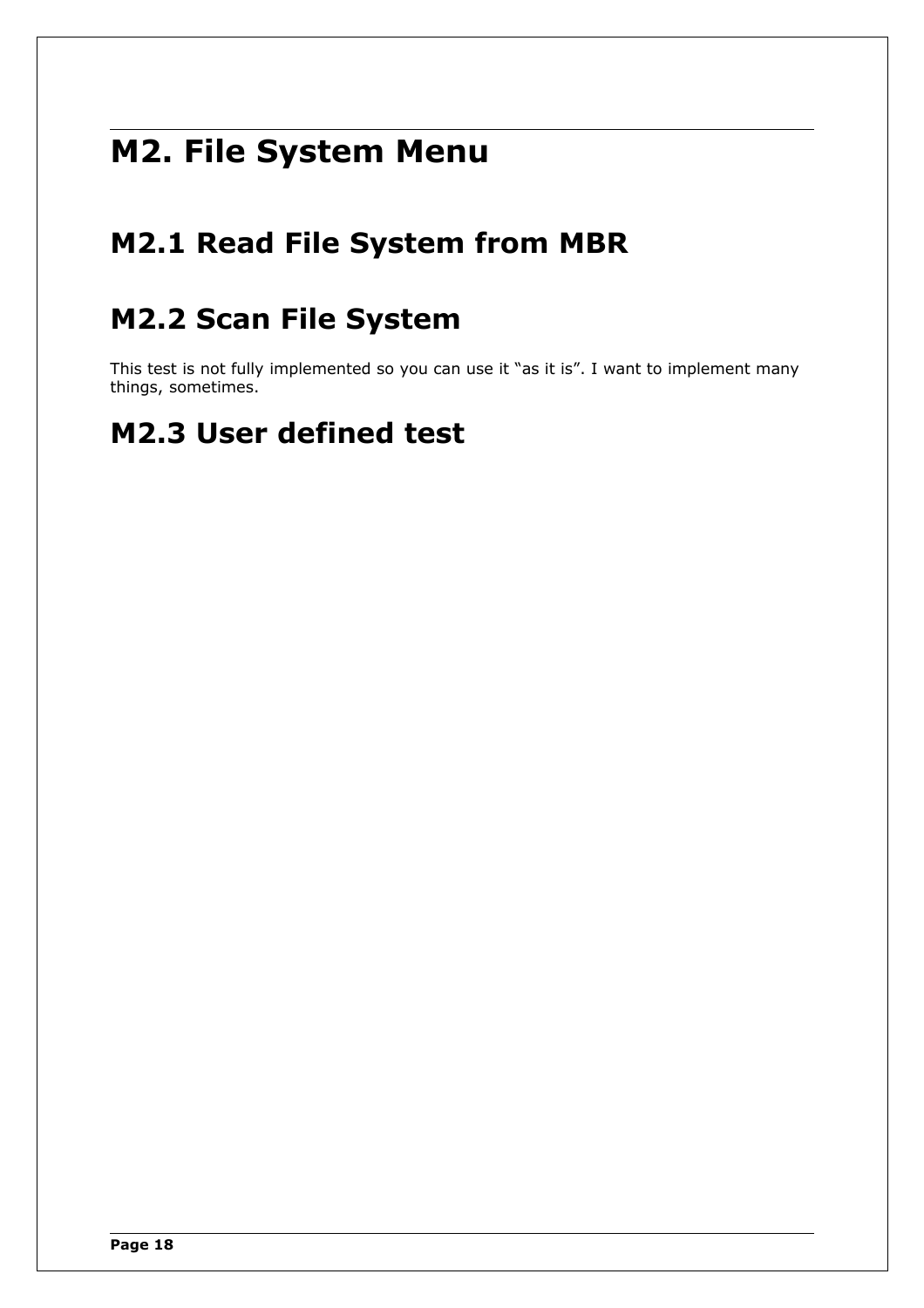# M2. File System Menu

## M2.1 Read File System from MBR

## M2.2 Scan File System

This test is not fully implemented so you can use it “as it is”. I want to implement many things, sometimes.

## M2.3 User defined test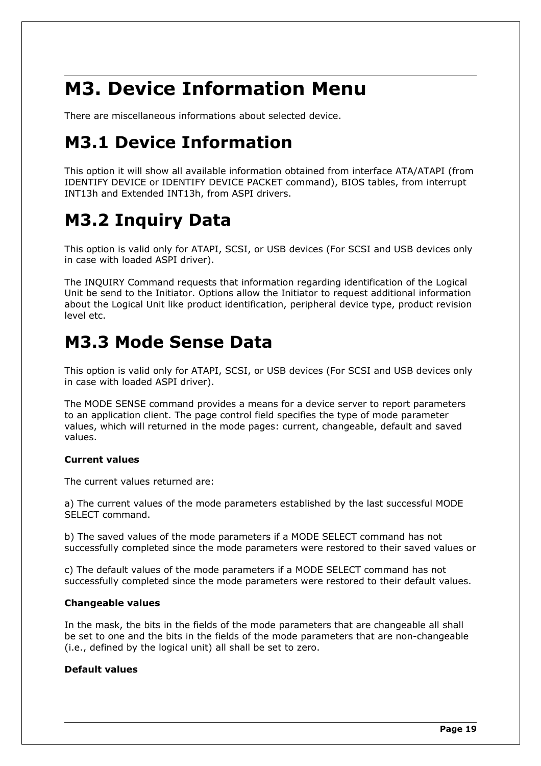# M3. Device Information Menu

There are miscellaneous informations about selected device.

# M3.1 Device Information

This option it will show all available information obtained from interface ATA/ATAPI (from IDENTIFY DEVICE or IDENTIFY DEVICE PACKET command), BIOS tables, from interrupt INT13h and Extended INT13h, from ASPI drivers.

# M3.2 Inquiry Data

This option is valid only for ATAPI, SCSI, or USB devices (For SCSI and USB devices only in case with loaded ASPI driver).

The INQUIRY Command requests that information regarding identification of the Logical Unit be send to the Initiator. Options allow the Initiator to request additional information about the Logical Unit like product identification, peripheral device type, product revision level etc.

# M3.3 Mode Sense Data

This option is valid only for ATAPI, SCSI, or USB devices (For SCSI and USB devices only in case with loaded ASPI driver).

The MODE SENSE command provides a means for a device server to report parameters to an application client. The page control field specifies the type of mode parameter values, which will returned in the mode pages: current, changeable, default and saved values.

**Current values**

The current values returned are:

a) The current values of the mode parameters established by the last successful MODE SELECT command.

b) The saved values of the mode parameters if a MODE SELECT command has not successfully completed since the mode parameters were restored to their saved values or

c) The default values of the mode parameters if a MODE SELECT command has not successfully completed since the mode parameters were restored to their default values.

**Changeable values**

In the mask, the bits in the fields of the mode parameters that are changeable all shall be set to one and the bits in the fields of the mode parameters that are non-changeable (i.e., defined by the logical unit) all shall be set to zero.

**Default values**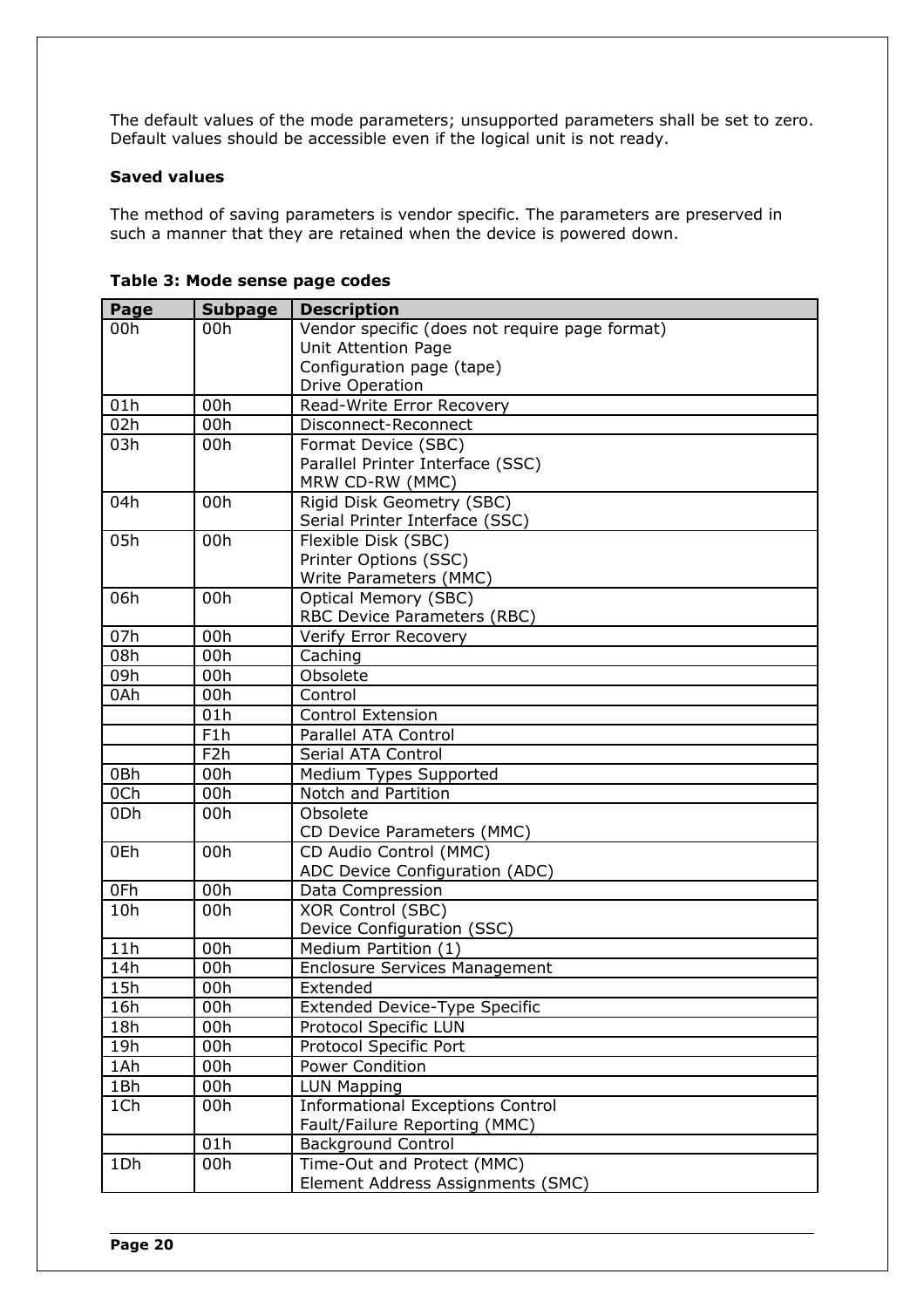The default values of the mode parameters; unsupported parameters shall be set to zero. Default values should be accessible even if the logical unit is not ready.

**Saved values**

The method of saving parameters is vendor specific. The parameters are preserved in such a manner that they are retained when the device is powered down.

**Table 3: Mode sense page codes**

| Page | Subpage | Description |
|---|---|---|
| 00h | 00h | Vendor specific (does not require page format)<br>Unit Attention Page<br>Configuration page (tape)<br>Drive Operation |
| 01h | 00h | Read-Write Error Recovery |
| 02h | 00h | Disconnect-Reconnect |
| 03h | 00h | Format Device (SBC)<br>Parallel Printer Interface (SSC)<br>MRW CD-RW (MMC) |
| 04h | 00h | Rigid Disk Geometry (SBC)<br>Serial Printer Interface (SSC) |
| 05h | 00h | Flexible Disk (SBC)<br>Printer Options (SSC)<br>Write Parameters (MMC) |
| 06h | 00h | Optical Memory (SBC)<br>RBC Device Parameters (RBC) |
| 07h | 00h | Verify Error Recovery |
| 08h | 00h | Caching |
| 09h | 00h | Obsolete |
| 0Ah | 00h | Control |
| | 01h | Control Extension |
| | F1h | Parallel ATA Control |
| | F2h | Serial ATA Control |
| 0Bh | 00h | Medium Types Supported |
| 0Ch | 00h | Notch and Partition |
| 0Dh | 00h | Obsolete<br>CD Device Parameters (MMC) |
| 0Eh | 00h | CD Audio Control (MMC)<br>ADC Device Configuration (ADC) |
| 0Fh | 00h | Data Compression |
| 10h | 00h | XOR Control (SBC)<br>Device Configuration (SSC) |
| 11h | 00h | Medium Partition (1) |
| 14h | 00h | Enclosure Services Management |
| 15h | 00h | Extended |
| 16h | 00h | Extended Device-Type Specific |
| 18h | 00h | Protocol Specific LUN |
| 19h | 00h | Protocol Specific Port |
| 1Ah | 00h | Power Condition |
| 1Bh | 00h | LUN Mapping |
| 1Ch | 00h | Informational Exceptions Control<br>Fault/Failure Reporting (MMC) |
| | 01h | Background Control |
| 1Dh | 00h | Time-Out and Protect (MMC)<br>Element Address Assignments (SMC) |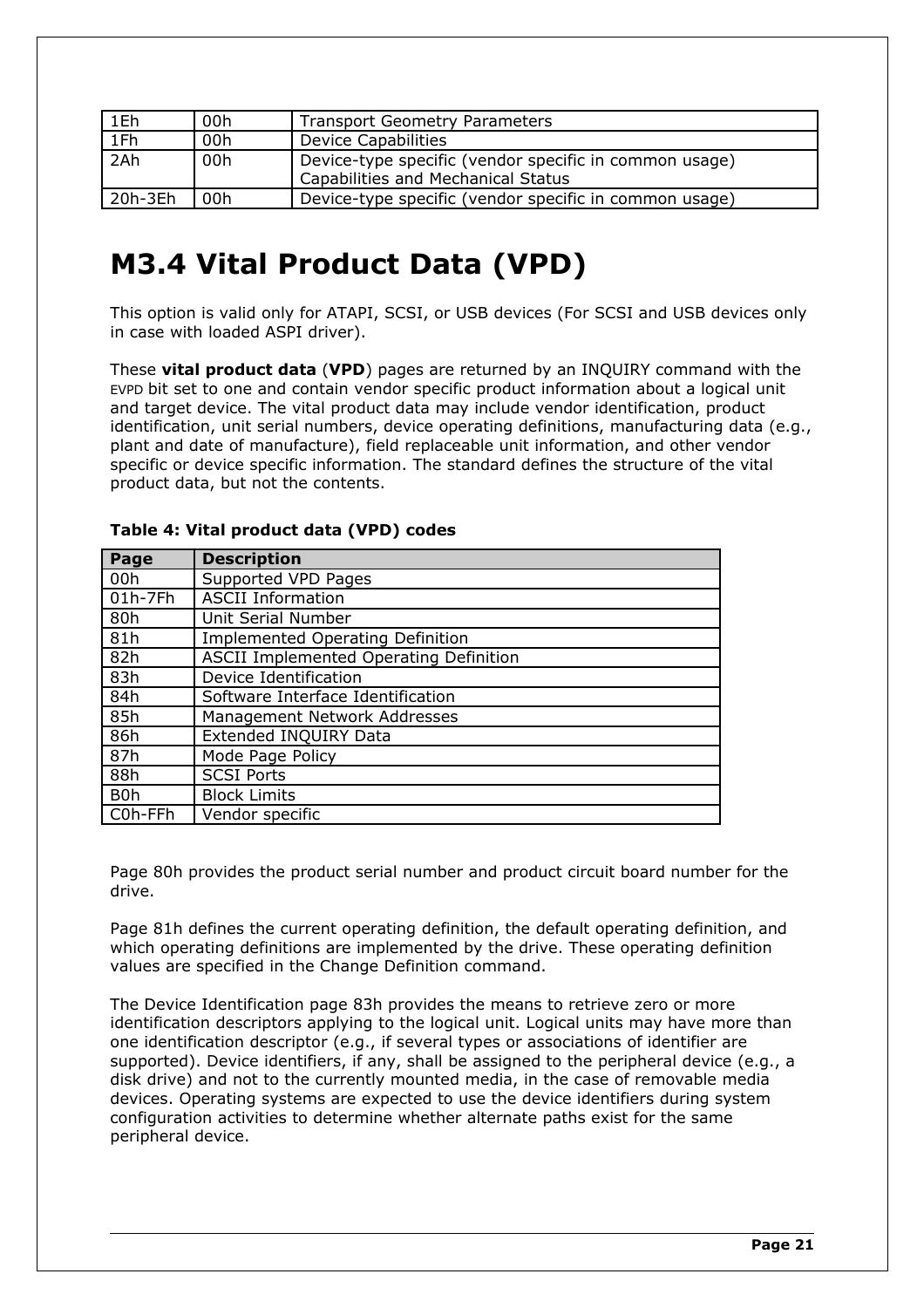| | | |
|---|---|---|
| 1Eh | 00h | Transport Geometry Parameters |
| 1Fh | 00h | Device Capabilities |
| 2Ah | 00h | Device-type specific (vendor specific in common usage) Capabilities and Mechanical Status |
| 20h-3Eh | 00h | Device-type specific (vendor specific in common usage) |

# M3.4 Vital Product Data (VPD)

This option is valid only for ATAPI, SCSI, or USB devices (For SCSI and USB devices only in case with loaded ASPI driver).

These **vital product data** (**VPD**) pages are returned by an INQUIRY command with the EVPD bit set to one and contain vendor specific product information about a logical unit and target device. The vital product data may include vendor identification, product identification, unit serial numbers, device operating definitions, manufacturing data (e.g., plant and date of manufacture), field replaceable unit information, and other vendor specific or device specific information. The standard defines the structure of the vital product data, but not the contents.

**Table 4: Vital product data (VPD) codes**

| Page | Description |
|---|---|
| 00h | Supported VPD Pages |
| 01h-7Fh | ASCII Information |
| 80h | Unit Serial Number |
| 81h | Implemented Operating Definition |
| 82h | ASCII Implemented Operating Definition |
| 83h | Device Identification |
| 84h | Software Interface Identification |
| 85h | Management Network Addresses |
| 86h | Extended INQUIRY Data |
| 87h | Mode Page Policy |
| 88h | SCSI Ports |
| B0h | Block Limits |
| C0h-FFh | Vendor specific |

Page 80h provides the product serial number and product circuit board number for the drive.

Page 81h defines the current operating definition, the default operating definition, and which operating definitions are implemented by the drive. These operating definition values are specified in the Change Definition command.

The Device Identification page 83h provides the means to retrieve zero or more identification descriptors applying to the logical unit. Logical units may have more than one identification descriptor (e.g., if several types or associations of identifier are supported). Device identifiers, if any, shall be assigned to the peripheral device (e.g., a disk drive) and not to the currently mounted media, in the case of removable media devices. Operating systems are expected to use the device identifiers during system configuration activities to determine whether alternate paths exist for the same peripheral device.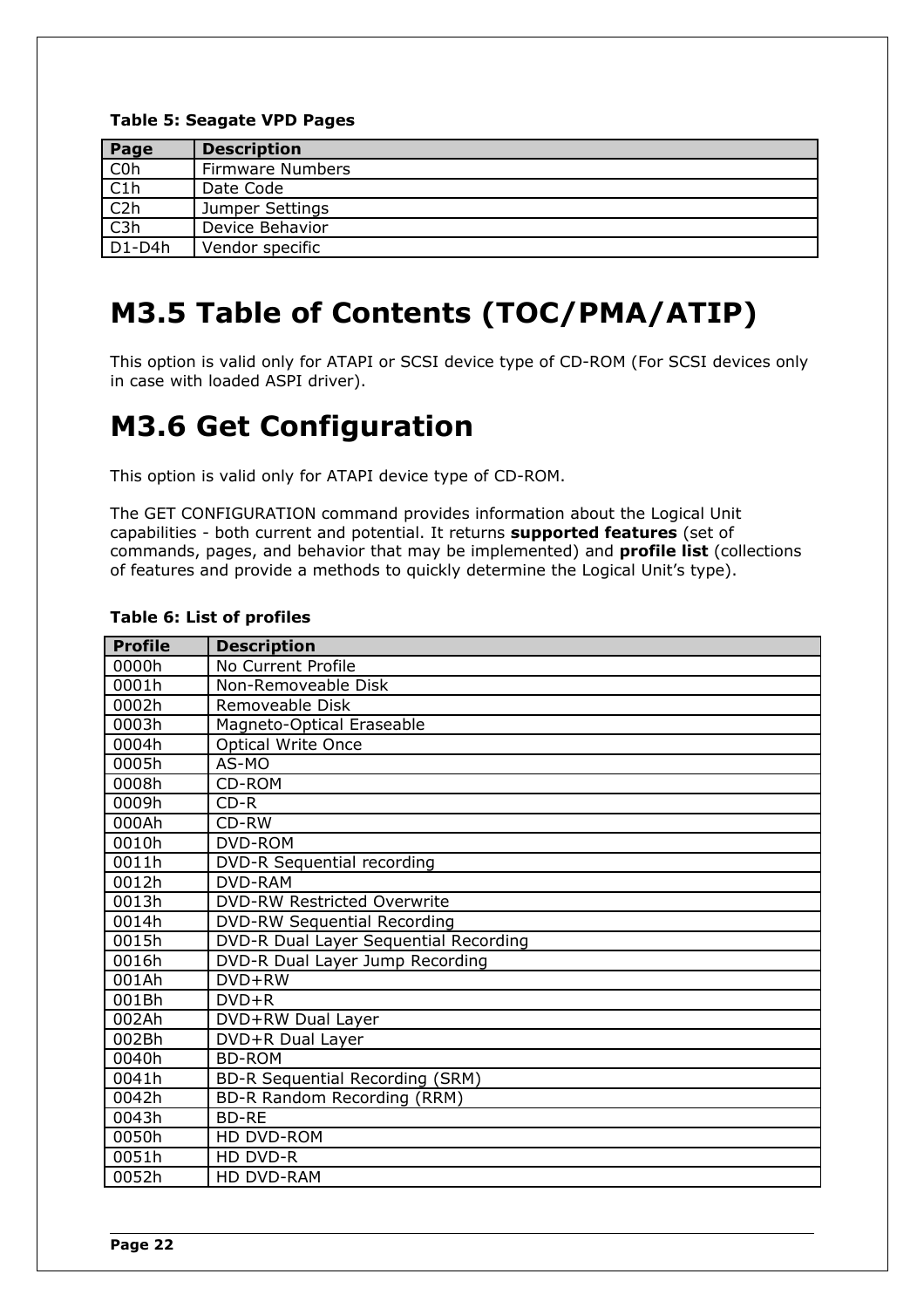**Table 5: Seagate VPD Pages**

| Page | Description |
|---|---|
| C0h | Firmware Numbers |
| C1h | Date Code |
| C2h | Jumper Settings |
| C3h | Device Behavior |
| D1-D4h | Vendor specific |

# M3.5 Table of Contents (TOC/PMA/ATIP)

This option is valid only for ATAPI or SCSI device type of CD-ROM (For SCSI devices only in case with loaded ASPI driver).

# M3.6 Get Configuration

This option is valid only for ATAPI device type of CD-ROM.

The GET CONFIGURATION command provides information about the Logical Unit capabilities - both current and potential. It returns **supported features** (set of commands, pages, and behavior that may be implemented) and **profile list** (collections of features and provide a methods to quickly determine the Logical Unit's type).

**Table 6: List of profiles**

| Profile | Description |
|---|---|
| 0000h | No Current Profile |
| 0001h | Non-Removeable Disk |
| 0002h | Removeable Disk |
| 0003h | Magneto-Optical Eraseable |
| 0004h | Optical Write Once |
| 0005h | AS-MO |
| 0008h | CD-ROM |
| 0009h | CD-R |
| 000Ah | CD-RW |
| 0010h | DVD-ROM |
| 0011h | DVD-R Sequential recording |
| 0012h | DVD-RAM |
| 0013h | DVD-RW Restricted Overwrite |
| 0014h | DVD-RW Sequential Recording |
| 0015h | DVD-R Dual Layer Sequential Recording |
| 0016h | DVD-R Dual Layer Jump Recording |
| 001Ah | DVD+RW |
| 001Bh | DVD+R |
| 002Ah | DVD+RW Dual Layer |
| 002Bh | DVD+R Dual Layer |
| 0040h | BD-ROM |
| 0041h | BD-R Sequential Recording (SRM) |
| 0042h | BD-R Random Recording (RRM) |
| 0043h | BD-RE |
| 0050h | HD DVD-ROM |
| 0051h | HD DVD-R |
| 0052h | HD DVD-RAM |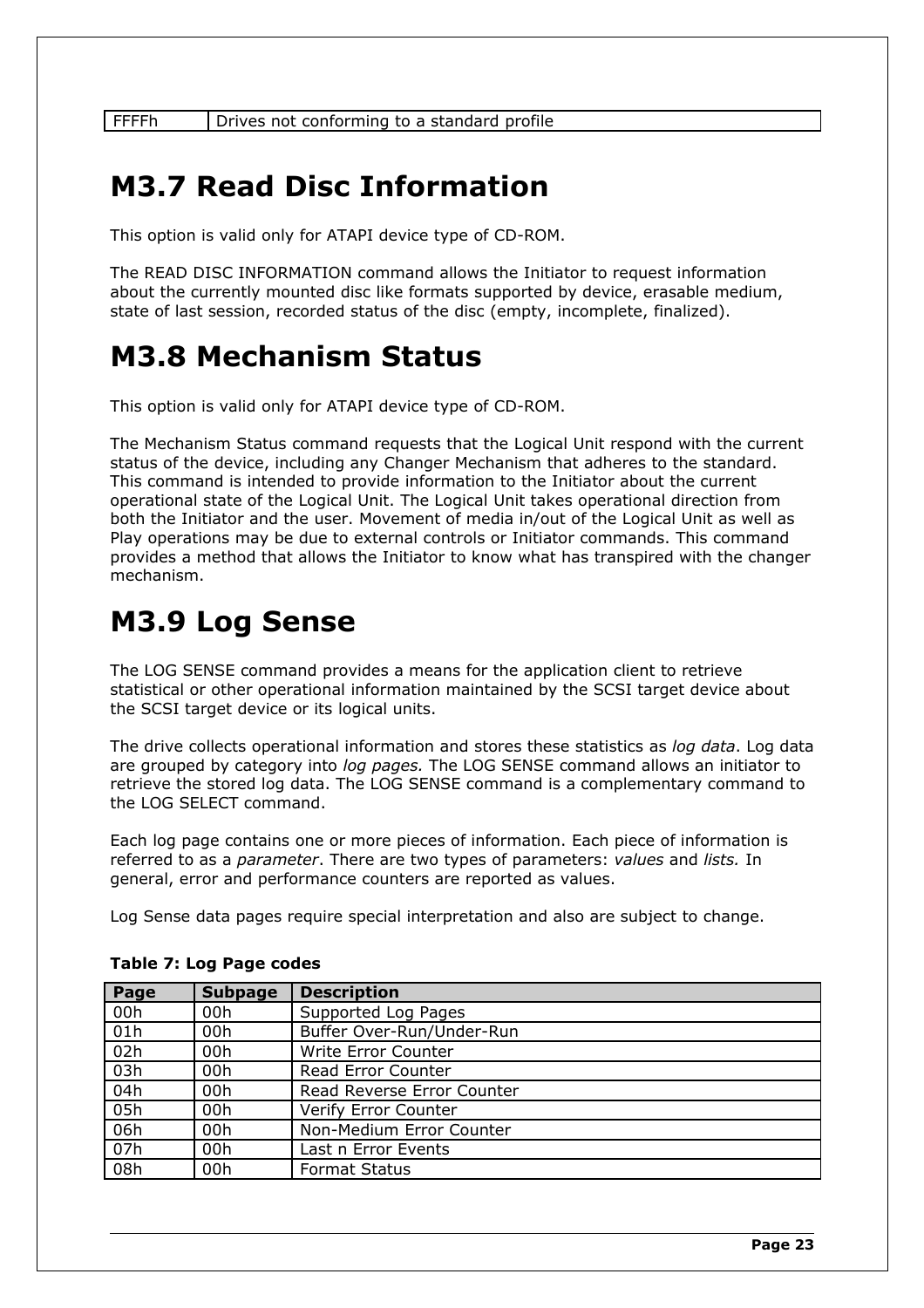| FFFFh | Drives not conforming to a standard profile |
|---|---|

# M3.7 Read Disc Information

This option is valid only for ATAPI device type of CD-ROM.

The READ DISC INFORMATION command allows the Initiator to request information about the currently mounted disc like formats supported by device, erasable medium, state of last session, recorded status of the disc (empty, incomplete, finalized).

# M3.8 Mechanism Status

This option is valid only for ATAPI device type of CD-ROM.

The Mechanism Status command requests that the Logical Unit respond with the current status of the device, including any Changer Mechanism that adheres to the standard. This command is intended to provide information to the Initiator about the current operational state of the Logical Unit. The Logical Unit takes operational direction from both the Initiator and the user. Movement of media in/out of the Logical Unit as well as Play operations may be due to external controls or Initiator commands. This command provides a method that allows the Initiator to know what has transpired with the changer mechanism.

# M3.9 Log Sense

The LOG SENSE command provides a means for the application client to retrieve statistical or other operational information maintained by the SCSI target device about the SCSI target device or its logical units.

The drive collects operational information and stores these statistics as *log data*. Log data are grouped by category into *log pages.* The LOG SENSE command allows an initiator to retrieve the stored log data. The LOG SENSE command is a complementary command to the LOG SELECT command.

Each log page contains one or more pieces of information. Each piece of information is referred to as a *parameter*. There are two types of parameters: *values* and *lists.* In general, error and performance counters are reported as values.

Log Sense data pages require special interpretation and also are subject to change.

**Table 7: Log Page codes**

| Page | Subpage | Description |
|---|---|---|
| 00h | 00h | Supported Log Pages |
| 01h | 00h | Buffer Over-Run/Under-Run |
| 02h | 00h | Write Error Counter |
| 03h | 00h | Read Error Counter |
| 04h | 00h | Read Reverse Error Counter |
| 05h | 00h | Verify Error Counter |
| 06h | 00h | Non-Medium Error Counter |
| 07h | 00h | Last n Error Events |
| 08h | 00h | Format Status |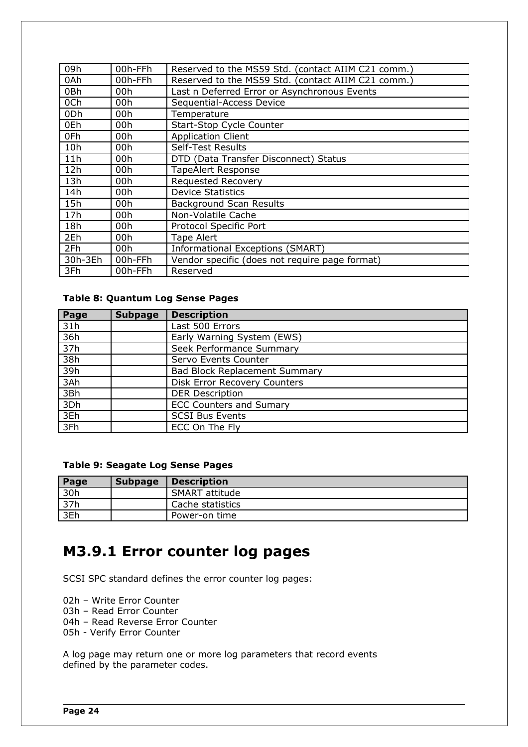| | | |
|---|---|---|
| 09h | 00h-FFh | Reserved to the MS59 Std. (contact AIIM C21 comm.) |
| 0Ah | 00h-FFh | Reserved to the MS59 Std. (contact AIIM C21 comm.) |
| 0Bh | 00h | Last n Deferred Error or Asynchronous Events |
| 0Ch | 00h | Sequential-Access Device |
| 0Dh | 00h | Temperature |
| 0Eh | 00h | Start-Stop Cycle Counter |
| 0Fh | 00h | Application Client |
| 10h | 00h | Self-Test Results |
| 11h | 00h | DTD (Data Transfer Disconnect) Status |
| 12h | 00h | TapeAlert Response |
| 13h | 00h | Requested Recovery |
| 14h | 00h | Device Statistics |
| 15h | 00h | Background Scan Results |
| 17h | 00h | Non-Volatile Cache |
| 18h | 00h | Protocol Specific Port |
| 2Eh | 00h | Tape Alert |
| 2Fh | 00h | Informational Exceptions (SMART) |
| 30h-3Eh | 00h-FFh | Vendor specific (does not require page format) |
| 3Fh | 00h-FFh | Reserved |

**Table 8: Quantum Log Sense Pages**

| Page | Subpage | Description |
|---|---|---|
| 31h | | Last 500 Errors |
| 36h | | Early Warning System (EWS) |
| 37h | | Seek Performance Summary |
| 38h | | Servo Events Counter |
| 39h | | Bad Block Replacement Summary |
| 3Ah | | Disk Error Recovery Counters |
| 3Bh | | DER Description |
| 3Dh | | ECC Counters and Sumary |
| 3Eh | | SCSI Bus Events |
| 3Fh | | ECC On The Fly |

**Table 9: Seagate Log Sense Pages**

| Page | Subpage | Description |
|---|---|---|
| 30h | | SMART attitude |
| 37h | | Cache statistics |
| 3Eh | | Power-on time |

# M3.9.1 Error counter log pages

SCSI SPC standard defines the error counter log pages:

02h – Write Error Counter
03h – Read Error Counter
04h – Read Reverse Error Counter
05h - Verify Error Counter

A log page may return one or more log parameters that record events defined by the parameter codes.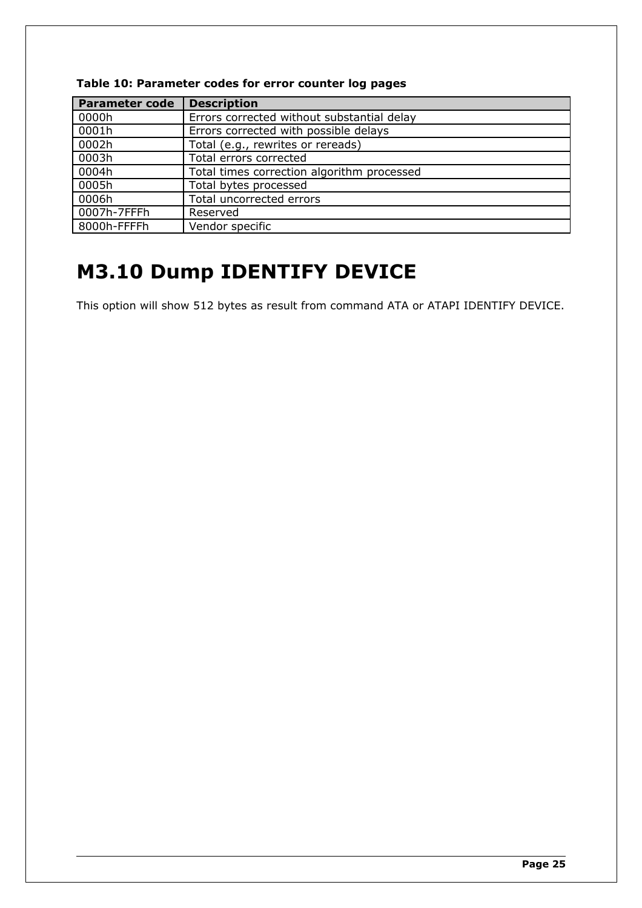**Table 10: Parameter codes for error counter log pages**

| Parameter code | Description |
| --- | --- |
| 0000h | Errors corrected without substantial delay |
| 0001h | Errors corrected with possible delays |
| 0002h | Total (e.g., rewrites or rereads) |
| 0003h | Total errors corrected |
| 0004h | Total times correction algorithm processed |
| 0005h | Total bytes processed |
| 0006h | Total uncorrected errors |
| 0007h-7FFFh | Reserved |
| 8000h-FFFFh | Vendor specific |

# M3.10 Dump IDENTIFY DEVICE

This option will show 512 bytes as result from command ATA or ATAPI IDENTIFY DEVICE.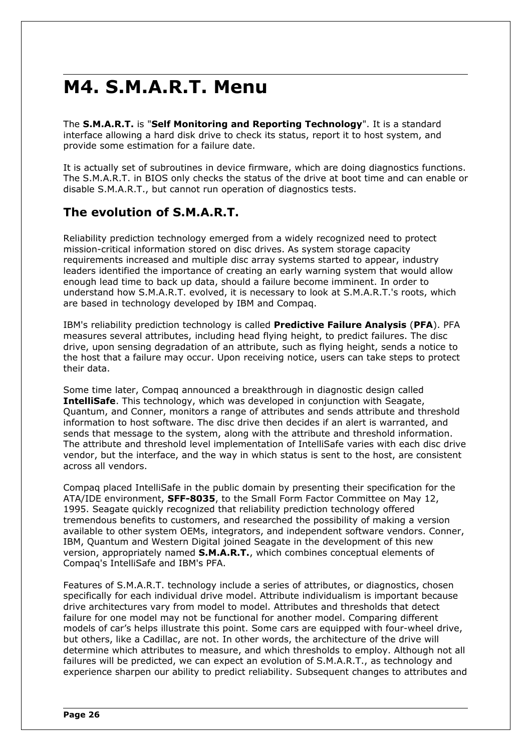# M4. S.M.A.R.T. Menu

The **S.M.A.R.T.** is "**Self Monitoring and Reporting Technology**". It is a standard interface allowing a hard disk drive to check its status, report it to host system, and provide some estimation for a failure date.

It is actually set of subroutines in device firmware, which are doing diagnostics functions. The S.M.A.R.T. in BIOS only checks the status of the drive at boot time and can enable or disable S.M.A.R.T., but cannot run operation of diagnostics tests.

## The evolution of S.M.A.R.T.

Reliability prediction technology emerged from a widely recognized need to protect mission-critical information stored on disc drives. As system storage capacity requirements increased and multiple disc array systems started to appear, industry leaders identified the importance of creating an early warning system that would allow enough lead time to back up data, should a failure become imminent. In order to understand how S.M.A.R.T. evolved, it is necessary to look at S.M.A.R.T.'s roots, which are based in technology developed by IBM and Compaq.

IBM's reliability prediction technology is called **Predictive Failure Analysis** (**PFA**). PFA measures several attributes, including head flying height, to predict failures. The disc drive, upon sensing degradation of an attribute, such as flying height, sends a notice to the host that a failure may occur. Upon receiving notice, users can take steps to protect their data.

Some time later, Compaq announced a breakthrough in diagnostic design called **IntelliSafe**. This technology, which was developed in conjunction with Seagate, Quantum, and Conner, monitors a range of attributes and sends attribute and threshold information to host software. The disc drive then decides if an alert is warranted, and sends that message to the system, along with the attribute and threshold information. The attribute and threshold level implementation of IntelliSafe varies with each disc drive vendor, but the interface, and the way in which status is sent to the host, are consistent across all vendors.

Compaq placed IntelliSafe in the public domain by presenting their specification for the ATA/IDE environment, **SFF-8035**, to the Small Form Factor Committee on May 12, 1995. Seagate quickly recognized that reliability prediction technology offered tremendous benefits to customers, and researched the possibility of making a version available to other system OEMs, integrators, and independent software vendors. Conner, IBM, Quantum and Western Digital joined Seagate in the development of this new version, appropriately named **S.M.A.R.T.**, which combines conceptual elements of Compaq's IntelliSafe and IBM's PFA.

Features of S.M.A.R.T. technology include a series of attributes, or diagnostics, chosen specifically for each individual drive model. Attribute individualism is important because drive architectures vary from model to model. Attributes and thresholds that detect failure for one model may not be functional for another model. Comparing different models of car's helps illustrate this point. Some cars are equipped with four-wheel drive, but others, like a Cadillac, are not. In other words, the architecture of the drive will determine which attributes to measure, and which thresholds to employ. Although not all failures will be predicted, we can expect an evolution of S.M.A.R.T., as technology and experience sharpen our ability to predict reliability. Subsequent changes to attributes and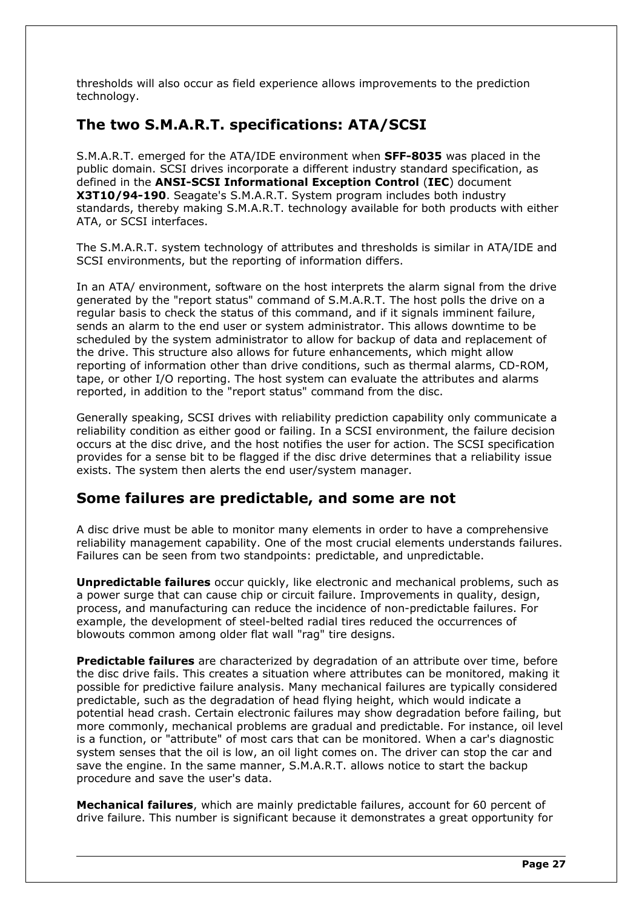thresholds will also occur as field experience allows improvements to the prediction technology.

## The two S.M.A.R.T. specifications: ATA/SCSI

S.M.A.R.T. emerged for the ATA/IDE environment when **SFF-8035** was placed in the public domain. SCSI drives incorporate a different industry standard specification, as defined in the **ANSI-SCSI Informational Exception Control** (**IEC**) document **X3T10/94-190**. Seagate's S.M.A.R.T. System program includes both industry standards, thereby making S.M.A.R.T. technology available for both products with either ATA, or SCSI interfaces.

The S.M.A.R.T. system technology of attributes and thresholds is similar in ATA/IDE and SCSI environments, but the reporting of information differs.

In an ATA/ environment, software on the host interprets the alarm signal from the drive generated by the "report status" command of S.M.A.R.T. The host polls the drive on a regular basis to check the status of this command, and if it signals imminent failure, sends an alarm to the end user or system administrator. This allows downtime to be scheduled by the system administrator to allow for backup of data and replacement of the drive. This structure also allows for future enhancements, which might allow reporting of information other than drive conditions, such as thermal alarms, CD-ROM, tape, or other I/O reporting. The host system can evaluate the attributes and alarms reported, in addition to the "report status" command from the disc.

Generally speaking, SCSI drives with reliability prediction capability only communicate a reliability condition as either good or failing. In a SCSI environment, the failure decision occurs at the disc drive, and the host notifies the user for action. The SCSI specification provides for a sense bit to be flagged if the disc drive determines that a reliability issue exists. The system then alerts the end user/system manager.

## Some failures are predictable, and some are not

A disc drive must be able to monitor many elements in order to have a comprehensive reliability management capability. One of the most crucial elements understands failures. Failures can be seen from two standpoints: predictable, and unpredictable.

**Unpredictable failures** occur quickly, like electronic and mechanical problems, such as a power surge that can cause chip or circuit failure. Improvements in quality, design, process, and manufacturing can reduce the incidence of non-predictable failures. For example, the development of steel-belted radial tires reduced the occurrences of blowouts common among older flat wall "rag" tire designs.

**Predictable failures** are characterized by degradation of an attribute over time, before the disc drive fails. This creates a situation where attributes can be monitored, making it possible for predictive failure analysis. Many mechanical failures are typically considered predictable, such as the degradation of head flying height, which would indicate a potential head crash. Certain electronic failures may show degradation before failing, but more commonly, mechanical problems are gradual and predictable. For instance, oil level is a function, or "attribute" of most cars that can be monitored. When a car's diagnostic system senses that the oil is low, an oil light comes on. The driver can stop the car and save the engine. In the same manner, S.M.A.R.T. allows notice to start the backup procedure and save the user's data.

**Mechanical failures**, which are mainly predictable failures, account for 60 percent of drive failure. This number is significant because it demonstrates a great opportunity for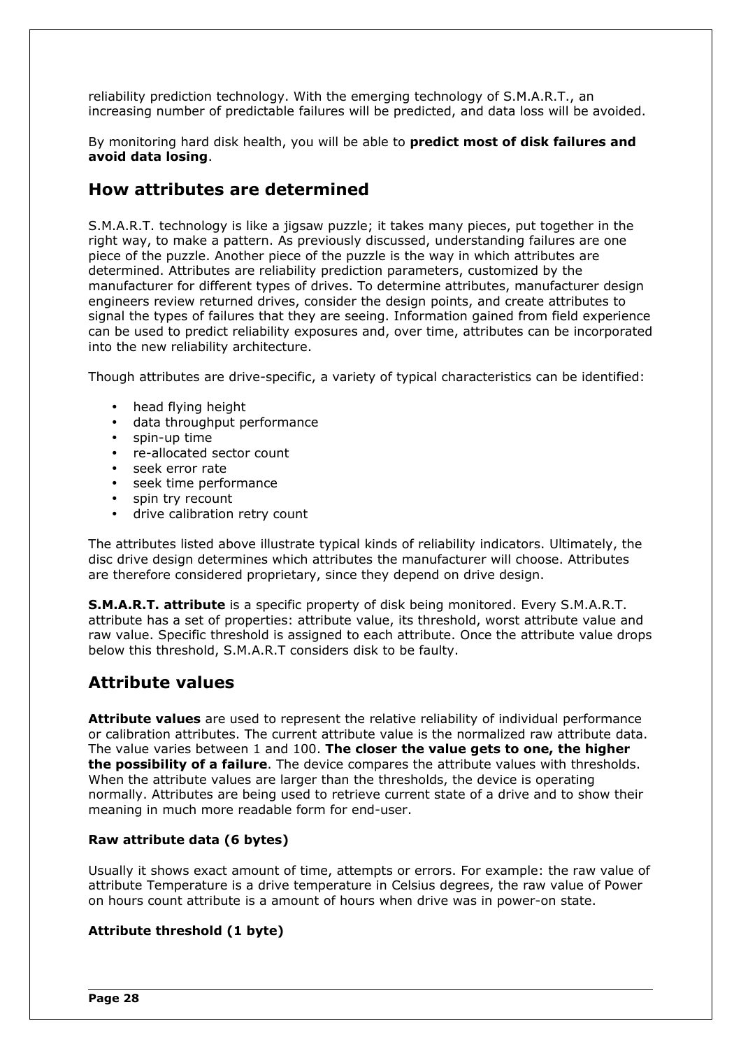reliability prediction technology. With the emerging technology of S.M.A.R.T., an increasing number of predictable failures will be predicted, and data loss will be avoided.

By monitoring hard disk health, you will be able to **predict most of disk failures and avoid data losing**.

## How attributes are determined

S.M.A.R.T. technology is like a jigsaw puzzle; it takes many pieces, put together in the right way, to make a pattern. As previously discussed, understanding failures are one piece of the puzzle. Another piece of the puzzle is the way in which attributes are determined. Attributes are reliability prediction parameters, customized by the manufacturer for different types of drives. To determine attributes, manufacturer design engineers review returned drives, consider the design points, and create attributes to signal the types of failures that they are seeing. Information gained from field experience can be used to predict reliability exposures and, over time, attributes can be incorporated into the new reliability architecture.

Though attributes are drive-specific, a variety of typical characteristics can be identified:

- head flying height
- data throughput performance
- spin-up time
- re-allocated sector count
- seek error rate
- seek time performance
- spin try recount
- drive calibration retry count

The attributes listed above illustrate typical kinds of reliability indicators. Ultimately, the disc drive design determines which attributes the manufacturer will choose. Attributes are therefore considered proprietary, since they depend on drive design.

**S.M.A.R.T. attribute** is a specific property of disk being monitored. Every S.M.A.R.T. attribute has a set of properties: attribute value, its threshold, worst attribute value and raw value. Specific threshold is assigned to each attribute. Once the attribute value drops below this threshold, S.M.A.R.T considers disk to be faulty.

## Attribute values

**Attribute values** are used to represent the relative reliability of individual performance or calibration attributes. The current attribute value is the normalized raw attribute data. The value varies between 1 and 100. **The closer the value gets to one, the higher the possibility of a failure**. The device compares the attribute values with thresholds. When the attribute values are larger than the thresholds, the device is operating normally. Attributes are being used to retrieve current state of a drive and to show their meaning in much more readable form for end-user.

#### Raw attribute data (6 bytes)

Usually it shows exact amount of time, attempts or errors. For example: the raw value of attribute Temperature is a drive temperature in Celsius degrees, the raw value of Power on hours count attribute is a amount of hours when drive was in power-on state.

#### Attribute threshold (1 byte)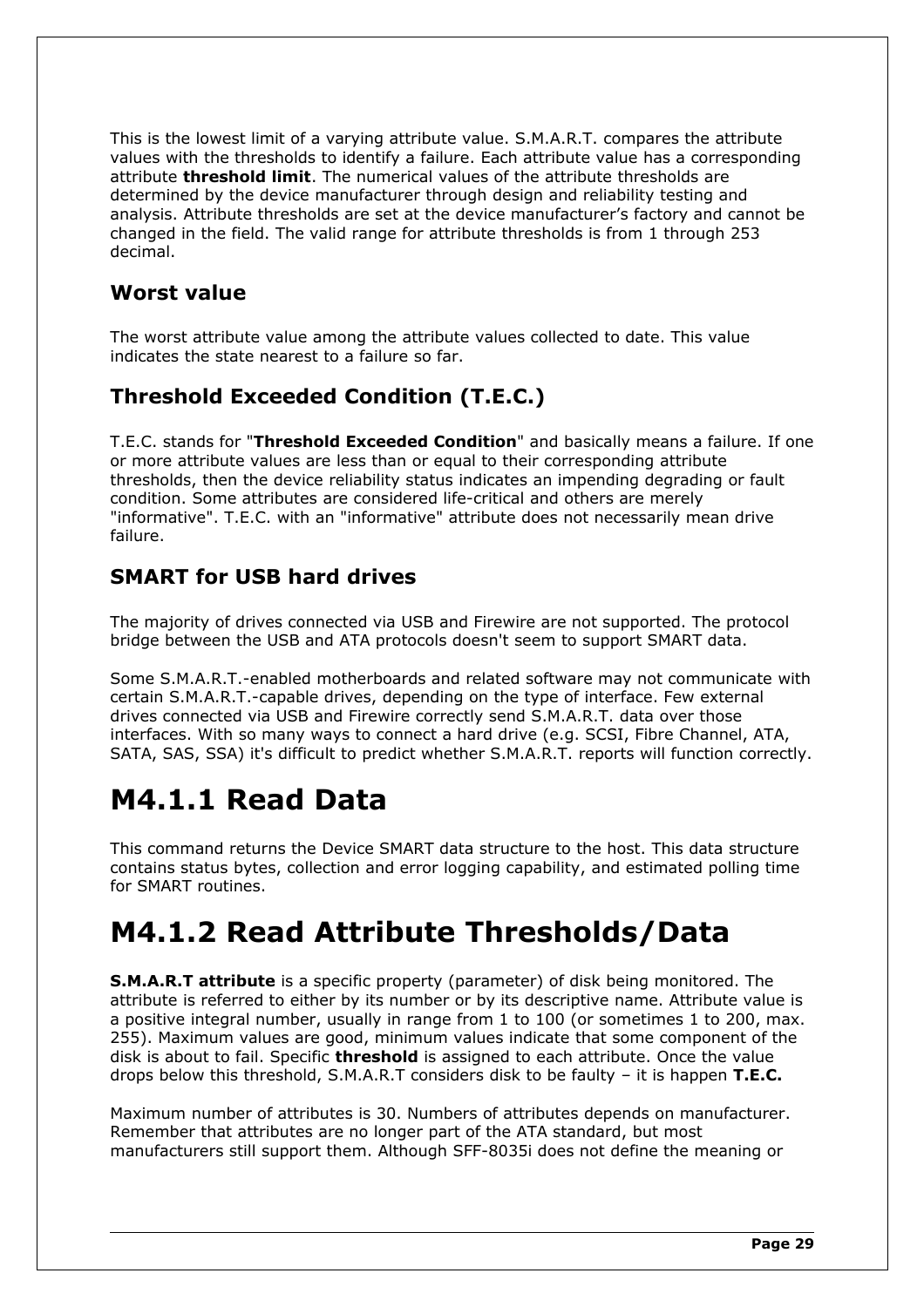This is the lowest limit of a varying attribute value. S.M.A.R.T. compares the attribute values with the thresholds to identify a failure. Each attribute value has a corresponding attribute **threshold limit**. The numerical values of the attribute thresholds are determined by the device manufacturer through design and reliability testing and analysis. Attribute thresholds are set at the device manufacturer's factory and cannot be changed in the field. The valid range for attribute thresholds is from 1 through 253 decimal.

### Worst value

The worst attribute value among the attribute values collected to date. This value indicates the state nearest to a failure so far.

### Threshold Exceeded Condition (T.E.C.)

T.E.C. stands for "**Threshold Exceeded Condition**" and basically means a failure. If one or more attribute values are less than or equal to their corresponding attribute thresholds, then the device reliability status indicates an impending degrading or fault condition. Some attributes are considered life-critical and others are merely "informative". T.E.C. with an "informative" attribute does not necessarily mean drive failure.

### SMART for USB hard drives

The majority of drives connected via USB and Firewire are not supported. The protocol bridge between the USB and ATA protocols doesn't seem to support SMART data.

Some S.M.A.R.T.-enabled motherboards and related software may not communicate with certain S.M.A.R.T.-capable drives, depending on the type of interface. Few external drives connected via USB and Firewire correctly send S.M.A.R.T. data over those interfaces. With so many ways to connect a hard drive (e.g. SCSI, Fibre Channel, ATA, SATA, SAS, SSA) it's difficult to predict whether S.M.A.R.T. reports will function correctly.

# M4.1.1 Read Data

This command returns the Device SMART data structure to the host. This data structure contains status bytes, collection and error logging capability, and estimated polling time for SMART routines.

# M4.1.2 Read Attribute Thresholds/Data

**S.M.A.R.T attribute** is a specific property (parameter) of disk being monitored. The attribute is referred to either by its number or by its descriptive name. Attribute value is a positive integral number, usually in range from 1 to 100 (or sometimes 1 to 200, max. 255). Maximum values are good, minimum values indicate that some component of the disk is about to fail. Specific **threshold** is assigned to each attribute. Once the value drops below this threshold, S.M.A.R.T considers disk to be faulty – it is happen **T.E.C.**

Maximum number of attributes is 30. Numbers of attributes depends on manufacturer. Remember that attributes are no longer part of the ATA standard, but most manufacturers still support them. Although SFF-8035i does not define the meaning or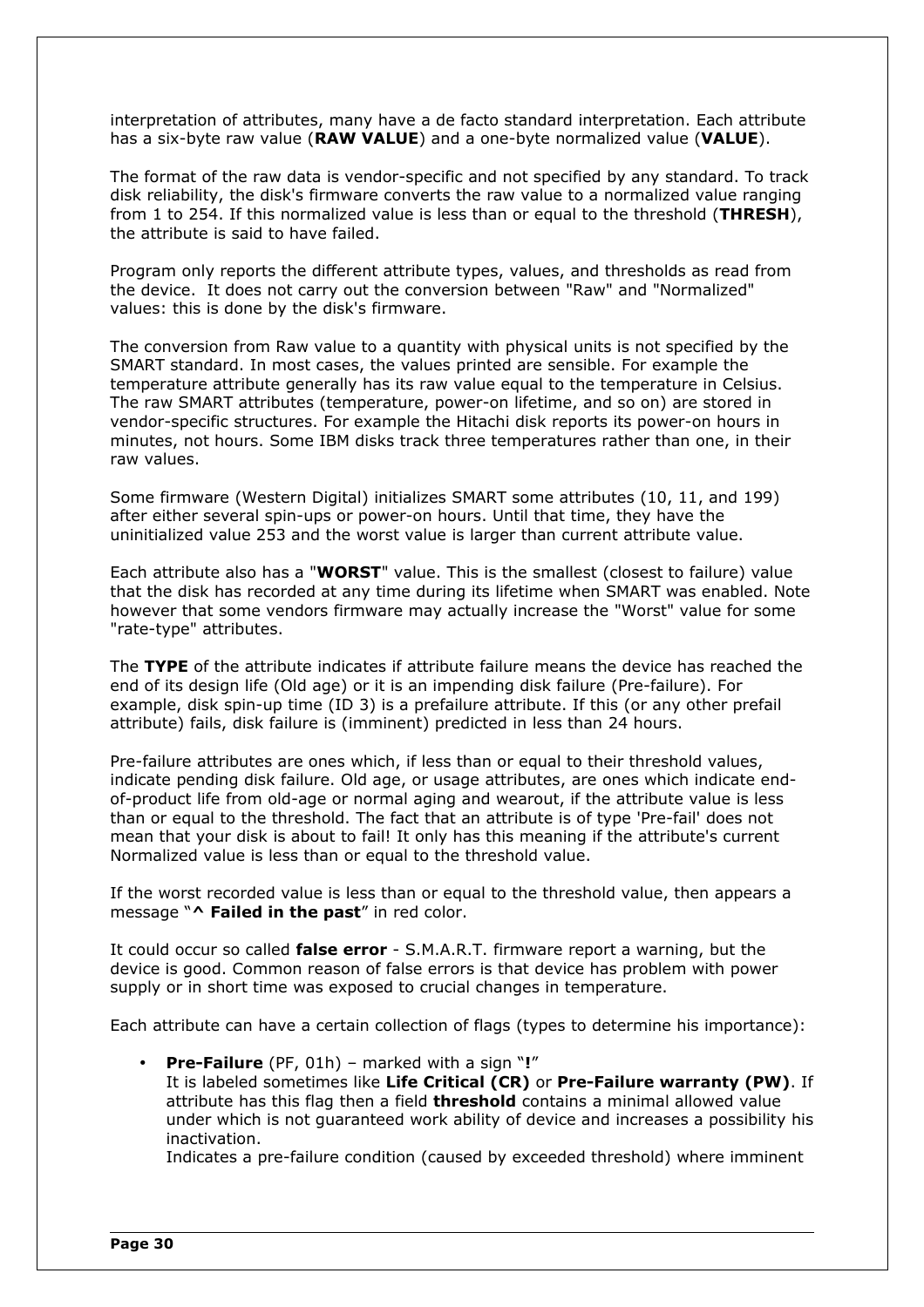interpretation of attributes, many have a de facto standard interpretation. Each attribute has a six-byte raw value (**RAW VALUE**) and a one-byte normalized value (**VALUE**).

The format of the raw data is vendor-specific and not specified by any standard. To track disk reliability, the disk's firmware converts the raw value to a normalized value ranging from 1 to 254. If this normalized value is less than or equal to the threshold (**THRESH**), the attribute is said to have failed.

Program only reports the different attribute types, values, and thresholds as read from the device. It does not carry out the conversion between "Raw" and "Normalized" values: this is done by the disk's firmware.

The conversion from Raw value to a quantity with physical units is not specified by the SMART standard. In most cases, the values printed are sensible. For example the temperature attribute generally has its raw value equal to the temperature in Celsius. The raw SMART attributes (temperature, power-on lifetime, and so on) are stored in vendor-specific structures. For example the Hitachi disk reports its power-on hours in minutes, not hours. Some IBM disks track three temperatures rather than one, in their raw values.

Some firmware (Western Digital) initializes SMART some attributes (10, 11, and 199) after either several spin-ups or power-on hours. Until that time, they have the uninitialized value 253 and the worst value is larger than current attribute value.

Each attribute also has a "**WORST**" value. This is the smallest (closest to failure) value that the disk has recorded at any time during its lifetime when SMART was enabled. Note however that some vendors firmware may actually increase the "Worst" value for some "rate-type" attributes.

The **TYPE** of the attribute indicates if attribute failure means the device has reached the end of its design life (Old age) or it is an impending disk failure (Pre-failure). For example, disk spin-up time (ID 3) is a prefailure attribute. If this (or any other prefail attribute) fails, disk failure is (imminent) predicted in less than 24 hours.

Pre-failure attributes are ones which, if less than or equal to their threshold values, indicate pending disk failure. Old age, or usage attributes, are ones which indicate end-of-product life from old-age or normal aging and wearout, if the attribute value is less than or equal to the threshold. The fact that an attribute is of type 'Pre-fail' does not mean that your disk is about to fail! It only has this meaning if the attribute's current Normalized value is less than or equal to the threshold value.

If the worst recorded value is less than or equal to the threshold value, then appears a message "**^ Failed in the past**" in red color.

It could occur so called **false error** - S.M.A.R.T. firmware report a warning, but the device is good. Common reason of false errors is that device has problem with power supply or in short time was exposed to crucial changes in temperature.

Each attribute can have a certain collection of flags (types to determine his importance):

- **Pre-Failure** (PF, 01h) – marked with a sign "**!**"
  It is labeled sometimes like **Life Critical (CR)** or **Pre-Failure warranty (PW)**. If attribute has this flag then a field **threshold** contains a minimal allowed value under which is not guaranteed work ability of device and increases a possibility his inactivation.
  Indicates a pre-failure condition (caused by exceeded threshold) where imminent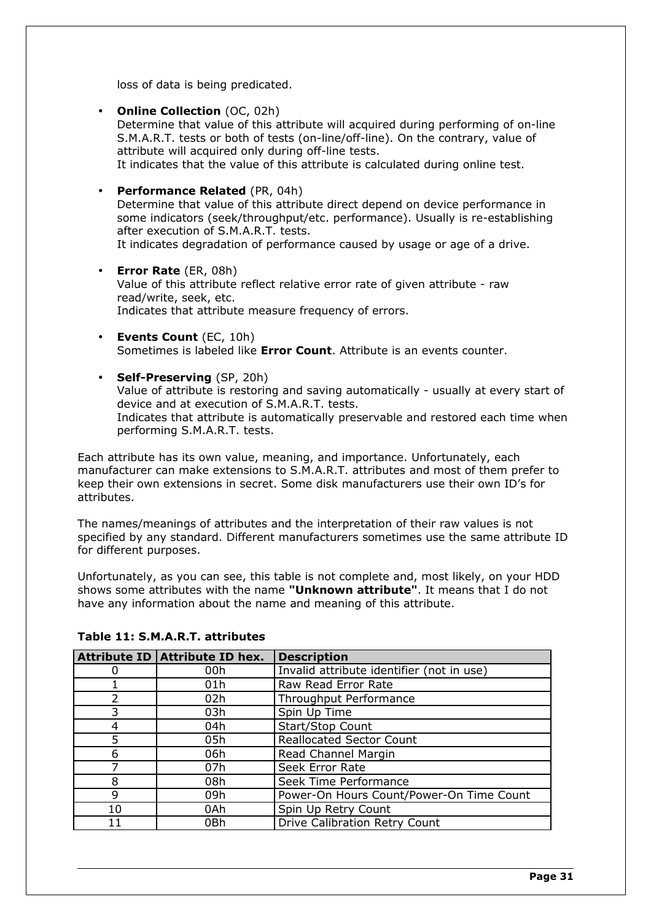loss of data is being predicated.

- **Online Collection** (OC, 02h)
  Determine that value of this attribute will acquired during performing of on-line S.M.A.R.T. tests or both of tests (on-line/off-line). On the contrary, value of attribute will acquired only during off-line tests.
  It indicates that the value of this attribute is calculated during online test.

- **Performance Related** (PR, 04h)
  Determine that value of this attribute direct depend on device performance in some indicators (seek/throughput/etc. performance). Usually is re-establishing after execution of S.M.A.R.T. tests.
  It indicates degradation of performance caused by usage or age of a drive.

- **Error Rate** (ER, 08h)
  Value of this attribute reflect relative error rate of given attribute - raw read/write, seek, etc.
  Indicates that attribute measure frequency of errors.

- **Events Count** (EC, 10h)
  Sometimes is labeled like **Error Count**. Attribute is an events counter.

- **Self-Preserving** (SP, 20h)
  Value of attribute is restoring and saving automatically - usually at every start of device and at execution of S.M.A.R.T. tests.
  Indicates that attribute is automatically preservable and restored each time when performing S.M.A.R.T. tests.

Each attribute has its own value, meaning, and importance. Unfortunately, each manufacturer can make extensions to S.M.A.R.T. attributes and most of them prefer to keep their own extensions in secret. Some disk manufacturers use their own ID's for attributes.

The names/meanings of attributes and the interpretation of their raw values is not specified by any standard. Different manufacturers sometimes use the same attribute ID for different purposes.

Unfortunately, as you can see, this table is not complete and, most likely, on your HDD shows some attributes with the name **"Unknown attribute"**. It means that I do not have any information about the name and meaning of this attribute.

**Table 11: S.M.A.R.T. attributes**

| Attribute ID | Attribute ID hex. | Description |
|---|---|---|
| 0 | 00h | Invalid attribute identifier (not in use) |
| 1 | 01h | Raw Read Error Rate |
| 2 | 02h | Throughput Performance |
| 3 | 03h | Spin Up Time |
| 4 | 04h | Start/Stop Count |
| 5 | 05h | Reallocated Sector Count |
| 6 | 06h | Read Channel Margin |
| 7 | 07h | Seek Error Rate |
| 8 | 08h | Seek Time Performance |
| 9 | 09h | Power-On Hours Count/Power-On Time Count |
| 10 | 0Ah | Spin Up Retry Count |
| 11 | 0Bh | Drive Calibration Retry Count |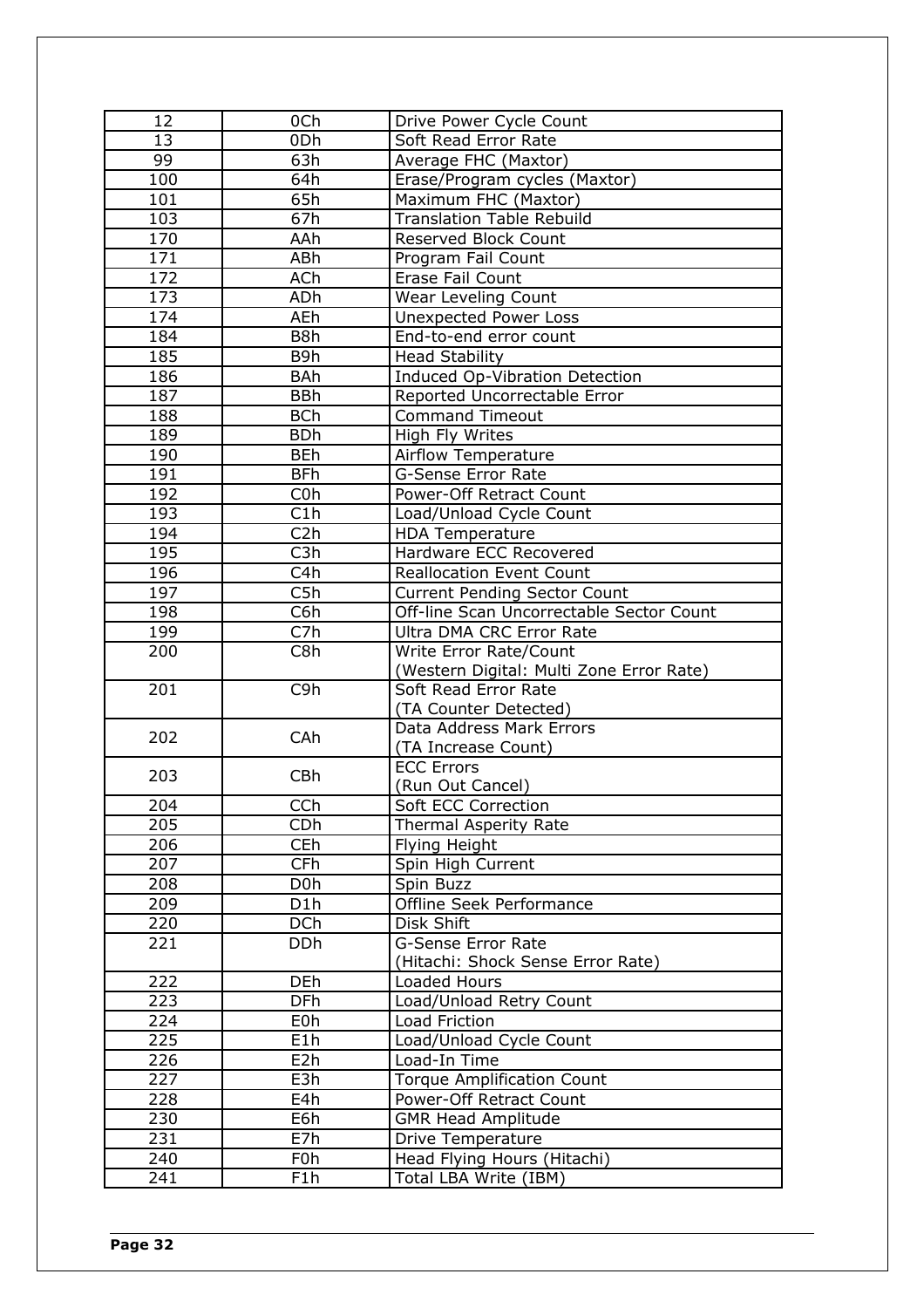| 12 | 0Ch | Drive Power Cycle Count |
|---|---|---|
| 13 | 0Dh | Soft Read Error Rate |
| 99 | 63h | Average FHC (Maxtor) |
| 100 | 64h | Erase/Program cycles (Maxtor) |
| 101 | 65h | Maximum FHC (Maxtor) |
| 103 | 67h | Translation Table Rebuild |
| 170 | AAh | Reserved Block Count |
| 171 | ABh | Program Fail Count |
| 172 | ACh | Erase Fail Count |
| 173 | ADh | Wear Leveling Count |
| 174 | AEh | Unexpected Power Loss |
| 184 | B8h | End-to-end error count |
| 185 | B9h | Head Stability |
| 186 | BAh | Induced Op-Vibration Detection |
| 187 | BBh | Reported Uncorrectable Error |
| 188 | BCh | Command Timeout |
| 189 | BDh | High Fly Writes |
| 190 | BEh | Airflow Temperature |
| 191 | BFh | G-Sense Error Rate |
| 192 | C0h | Power-Off Retract Count |
| 193 | C1h | Load/Unload Cycle Count |
| 194 | C2h | HDA Temperature |
| 195 | C3h | Hardware ECC Recovered |
| 196 | C4h | Reallocation Event Count |
| 197 | C5h | Current Pending Sector Count |
| 198 | C6h | Off-line Scan Uncorrectable Sector Count |
| 199 | C7h | Ultra DMA CRC Error Rate |
| 200 | C8h | Write Error Rate/Count (Western Digital: Multi Zone Error Rate) |
| 201 | C9h | Soft Read Error Rate (TA Counter Detected) |
| 202 | CAh | Data Address Mark Errors (TA Increase Count) |
| 203 | CBh | ECC Errors (Run Out Cancel) |
| 204 | CCh | Soft ECC Correction |
| 205 | CDh | Thermal Asperity Rate |
| 206 | CEh | Flying Height |
| 207 | CFh | Spin High Current |
| 208 | D0h | Spin Buzz |
| 209 | D1h | Offline Seek Performance |
| 220 | DCh | Disk Shift |
| 221 | DDh | G-Sense Error Rate (Hitachi: Shock Sense Error Rate) |
| 222 | DEh | Loaded Hours |
| 223 | DFh | Load/Unload Retry Count |
| 224 | E0h | Load Friction |
| 225 | E1h | Load/Unload Cycle Count |
| 226 | E2h | Load-In Time |
| 227 | E3h | Torque Amplification Count |
| 228 | E4h | Power-Off Retract Count |
| 230 | E6h | GMR Head Amplitude |
| 231 | E7h | Drive Temperature |
| 240 | F0h | Head Flying Hours (Hitachi) |
| 241 | F1h | Total LBA Write (IBM) |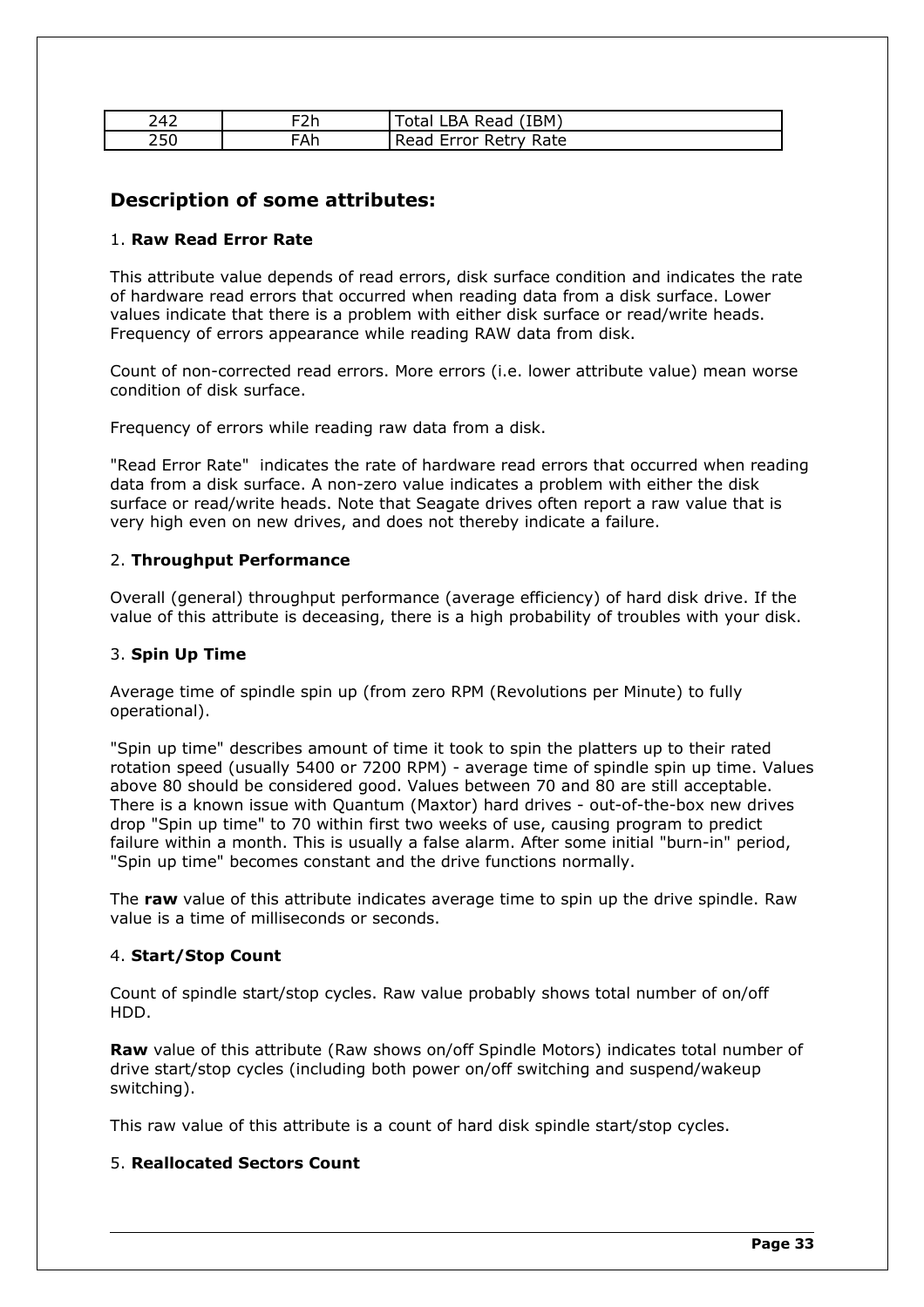| 242 | F2h | Total LBA Read (IBM) |
|---|---|---|
| 250 | FAh | Read Error Retry Rate |

## Description of some attributes:

1. **Raw Read Error Rate**

This attribute value depends of read errors, disk surface condition and indicates the rate of hardware read errors that occurred when reading data from a disk surface. Lower values indicate that there is a problem with either disk surface or read/write heads. Frequency of errors appearance while reading RAW data from disk.

Count of non-corrected read errors. More errors (i.e. lower attribute value) mean worse condition of disk surface.

Frequency of errors while reading raw data from a disk.

"Read Error Rate" indicates the rate of hardware read errors that occurred when reading data from a disk surface. A non-zero value indicates a problem with either the disk surface or read/write heads. Note that Seagate drives often report a raw value that is very high even on new drives, and does not thereby indicate a failure.

2. **Throughput Performance**

Overall (general) throughput performance (average efficiency) of hard disk drive. If the value of this attribute is deceasing, there is a high probability of troubles with your disk.

3. **Spin Up Time**

Average time of spindle spin up (from zero RPM (Revolutions per Minute) to fully operational).

"Spin up time" describes amount of time it took to spin the platters up to their rated rotation speed (usually 5400 or 7200 RPM) - average time of spindle spin up time. Values above 80 should be considered good. Values between 70 and 80 are still acceptable. There is a known issue with Quantum (Maxtor) hard drives - out-of-the-box new drives drop "Spin up time" to 70 within first two weeks of use, causing program to predict failure within a month. This is usually a false alarm. After some initial "burn-in" period, "Spin up time" becomes constant and the drive functions normally.

The **raw** value of this attribute indicates average time to spin up the drive spindle. Raw value is a time of milliseconds or seconds.

4. **Start/Stop Count**

Count of spindle start/stop cycles. Raw value probably shows total number of on/off HDD.

**Raw** value of this attribute (Raw shows on/off Spindle Motors) indicates total number of drive start/stop cycles (including both power on/off switching and suspend/wakeup switching).

This raw value of this attribute is a count of hard disk spindle start/stop cycles.

5. **Reallocated Sectors Count**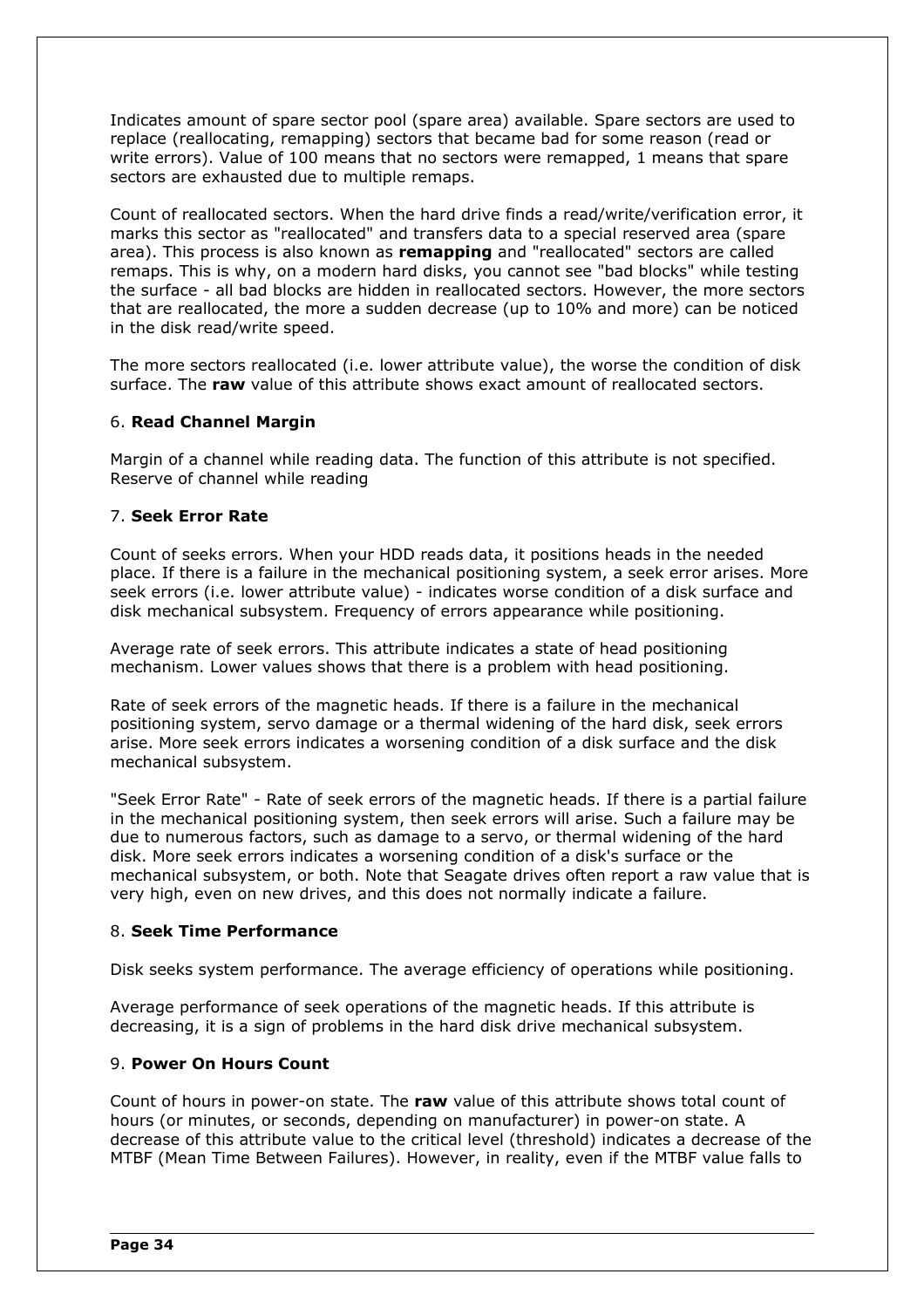Indicates amount of spare sector pool (spare area) available. Spare sectors are used to replace (reallocating, remapping) sectors that became bad for some reason (read or write errors). Value of 100 means that no sectors were remapped, 1 means that spare sectors are exhausted due to multiple remaps.

Count of reallocated sectors. When the hard drive finds a read/write/verification error, it marks this sector as "reallocated" and transfers data to a special reserved area (spare area). This process is also known as **remapping** and "reallocated" sectors are called remaps. This is why, on a modern hard disks, you cannot see "bad blocks" while testing the surface - all bad blocks are hidden in reallocated sectors. However, the more sectors that are reallocated, the more a sudden decrease (up to 10% and more) can be noticed in the disk read/write speed.

The more sectors reallocated (i.e. lower attribute value), the worse the condition of disk surface. The **raw** value of this attribute shows exact amount of reallocated sectors.

### 6. **Read Channel Margin**

Margin of a channel while reading data. The function of this attribute is not specified. Reserve of channel while reading

### 7. **Seek Error Rate**

Count of seeks errors. When your HDD reads data, it positions heads in the needed place. If there is a failure in the mechanical positioning system, a seek error arises. More seek errors (i.e. lower attribute value) - indicates worse condition of a disk surface and disk mechanical subsystem. Frequency of errors appearance while positioning.

Average rate of seek errors. This attribute indicates a state of head positioning mechanism. Lower values shows that there is a problem with head positioning.

Rate of seek errors of the magnetic heads. If there is a failure in the mechanical positioning system, servo damage or a thermal widening of the hard disk, seek errors arise. More seek errors indicates a worsening condition of a disk surface and the disk mechanical subsystem.

"Seek Error Rate" - Rate of seek errors of the magnetic heads. If there is a partial failure in the mechanical positioning system, then seek errors will arise. Such a failure may be due to numerous factors, such as damage to a servo, or thermal widening of the hard disk. More seek errors indicates a worsening condition of a disk's surface or the mechanical subsystem, or both. Note that Seagate drives often report a raw value that is very high, even on new drives, and this does not normally indicate a failure.

### 8. **Seek Time Performance**

Disk seeks system performance. The average efficiency of operations while positioning.

Average performance of seek operations of the magnetic heads. If this attribute is decreasing, it is a sign of problems in the hard disk drive mechanical subsystem.

### 9. **Power On Hours Count**

Count of hours in power-on state. The **raw** value of this attribute shows total count of hours (or minutes, or seconds, depending on manufacturer) in power-on state. A decrease of this attribute value to the critical level (threshold) indicates a decrease of the MTBF (Mean Time Between Failures). However, in reality, even if the MTBF value falls to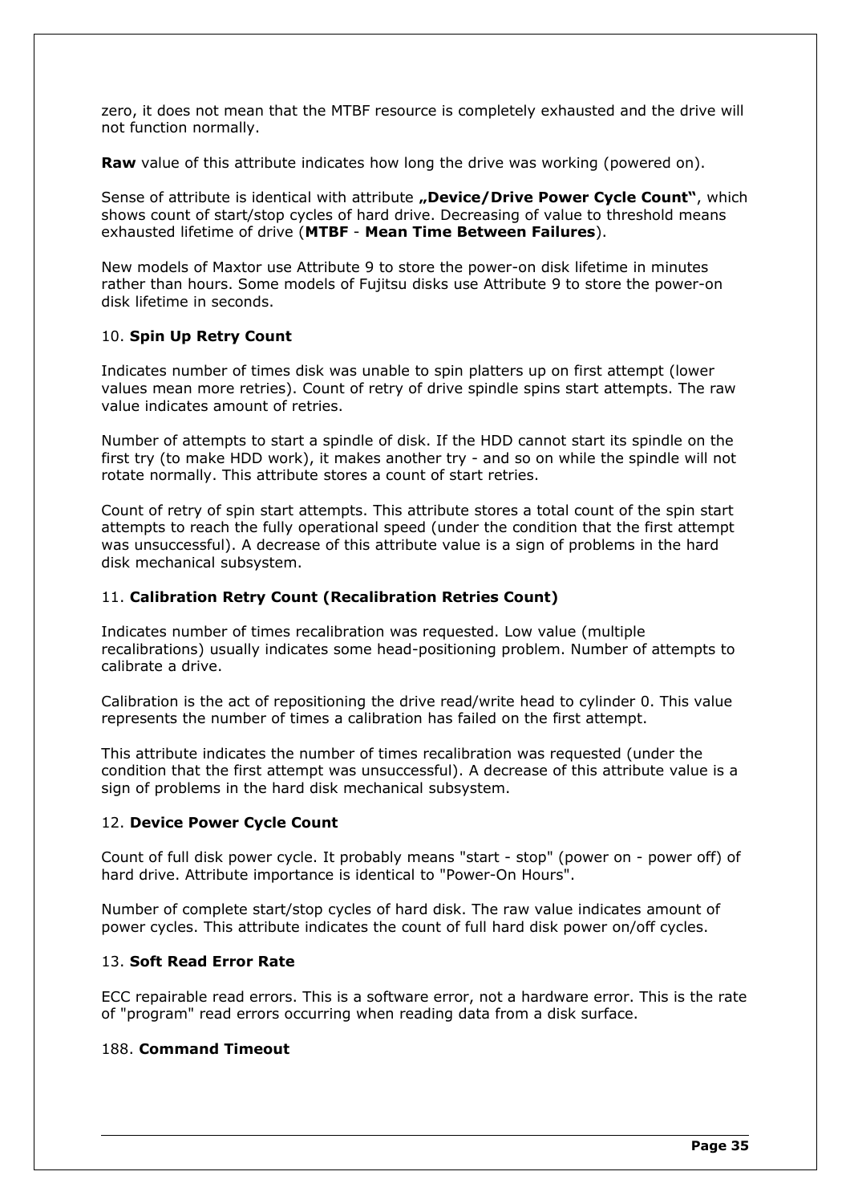zero, it does not mean that the MTBF resource is completely exhausted and the drive will not function normally.

**Raw** value of this attribute indicates how long the drive was working (powered on).

Sense of attribute is identical with attribute **„Device/Drive Power Cycle Count"**, which shows count of start/stop cycles of hard drive. Decreasing of value to threshold means exhausted lifetime of drive (**MTBF** - **Mean Time Between Failures**).

New models of Maxtor use Attribute 9 to store the power-on disk lifetime in minutes rather than hours. Some models of Fujitsu disks use Attribute 9 to store the power-on disk lifetime in seconds.

### 10. **Spin Up Retry Count**

Indicates number of times disk was unable to spin platters up on first attempt (lower values mean more retries). Count of retry of drive spindle spins start attempts. The raw value indicates amount of retries.

Number of attempts to start a spindle of disk. If the HDD cannot start its spindle on the first try (to make HDD work), it makes another try - and so on while the spindle will not rotate normally. This attribute stores a count of start retries.

Count of retry of spin start attempts. This attribute stores a total count of the spin start attempts to reach the fully operational speed (under the condition that the first attempt was unsuccessful). A decrease of this attribute value is a sign of problems in the hard disk mechanical subsystem.

### 11. **Calibration Retry Count (Recalibration Retries Count)**

Indicates number of times recalibration was requested. Low value (multiple recalibrations) usually indicates some head-positioning problem. Number of attempts to calibrate a drive.

Calibration is the act of repositioning the drive read/write head to cylinder 0. This value represents the number of times a calibration has failed on the first attempt.

This attribute indicates the number of times recalibration was requested (under the condition that the first attempt was unsuccessful). A decrease of this attribute value is a sign of problems in the hard disk mechanical subsystem.

### 12. **Device Power Cycle Count**

Count of full disk power cycle. It probably means "start - stop" (power on - power off) of hard drive. Attribute importance is identical to "Power-On Hours".

Number of complete start/stop cycles of hard disk. The raw value indicates amount of power cycles. This attribute indicates the count of full hard disk power on/off cycles.

### 13. **Soft Read Error Rate**

ECC repairable read errors. This is a software error, not a hardware error. This is the rate of "program" read errors occurring when reading data from a disk surface.

### 188. **Command Timeout**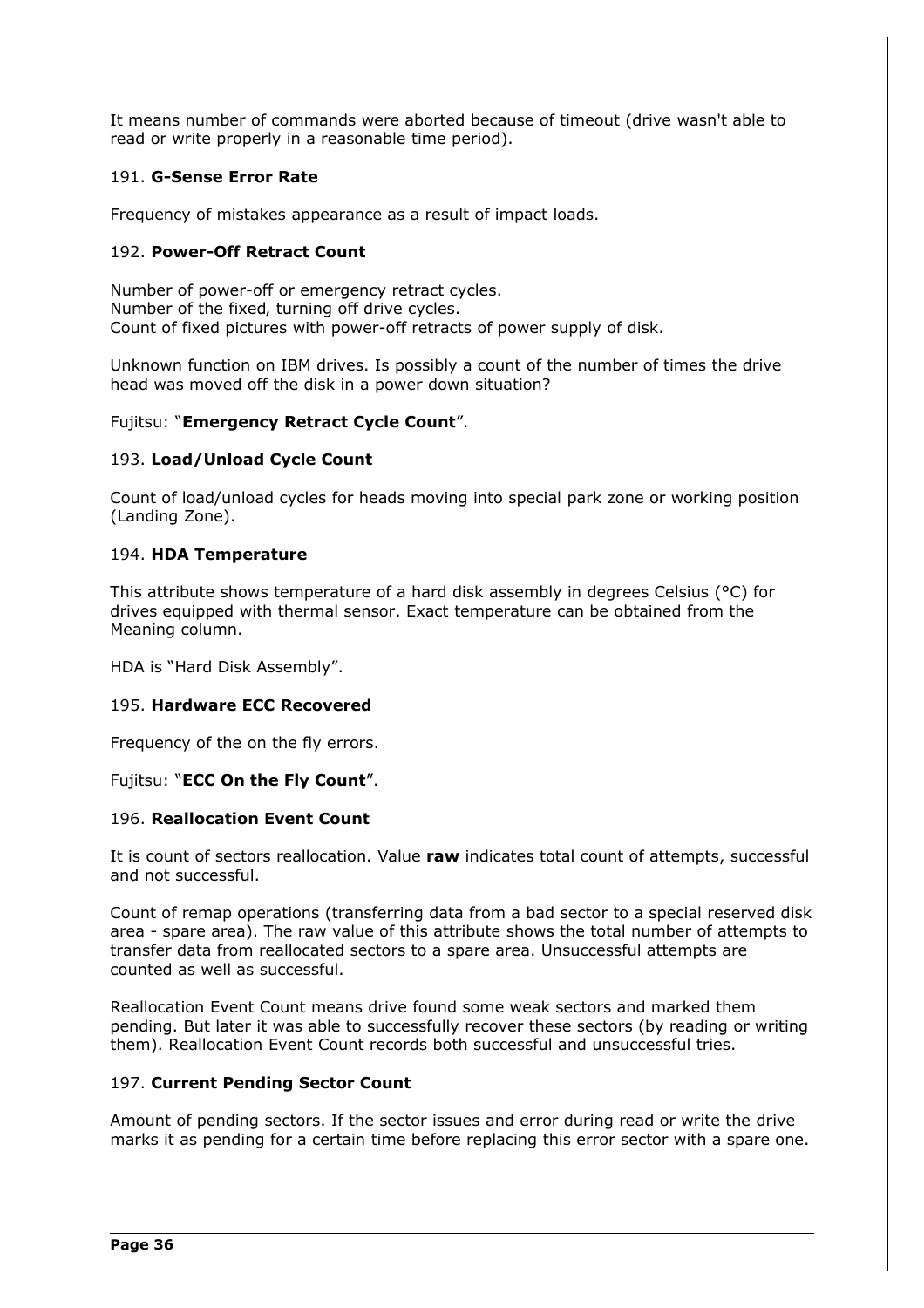It means number of commands were aborted because of timeout (drive wasn't able to read or write properly in a reasonable time period).

191. **G-Sense Error Rate**

Frequency of mistakes appearance as a result of impact loads.

192. **Power-Off Retract Count**

Number of power-off or emergency retract cycles.
Number of the fixed, turning off drive cycles.
Count of fixed pictures with power-off retracts of power supply of disk.

Unknown function on IBM drives. Is possibly a count of the number of times the drive head was moved off the disk in a power down situation?

Fujitsu: "**Emergency Retract Cycle Count**".

193. **Load/Unload Cycle Count**

Count of load/unload cycles for heads moving into special park zone or working position (Landing Zone).

194. **HDA Temperature**

This attribute shows temperature of a hard disk assembly in degrees Celsius (°C) for drives equipped with thermal sensor. Exact temperature can be obtained from the Meaning column.

HDA is "Hard Disk Assembly".

195. **Hardware ECC Recovered**

Frequency of the on the fly errors.

Fujitsu: "**ECC On the Fly Count**".

196. **Reallocation Event Count**

It is count of sectors reallocation. Value **raw** indicates total count of attempts, successful and not successful.

Count of remap operations (transferring data from a bad sector to a special reserved disk area - spare area). The raw value of this attribute shows the total number of attempts to transfer data from reallocated sectors to a spare area. Unsuccessful attempts are counted as well as successful.

Reallocation Event Count means drive found some weak sectors and marked them pending. But later it was able to successfully recover these sectors (by reading or writing them). Reallocation Event Count records both successful and unsuccessful tries.

197. **Current Pending Sector Count**

Amount of pending sectors. If the sector issues and error during read or write the drive marks it as pending for a certain time before replacing this error sector with a spare one.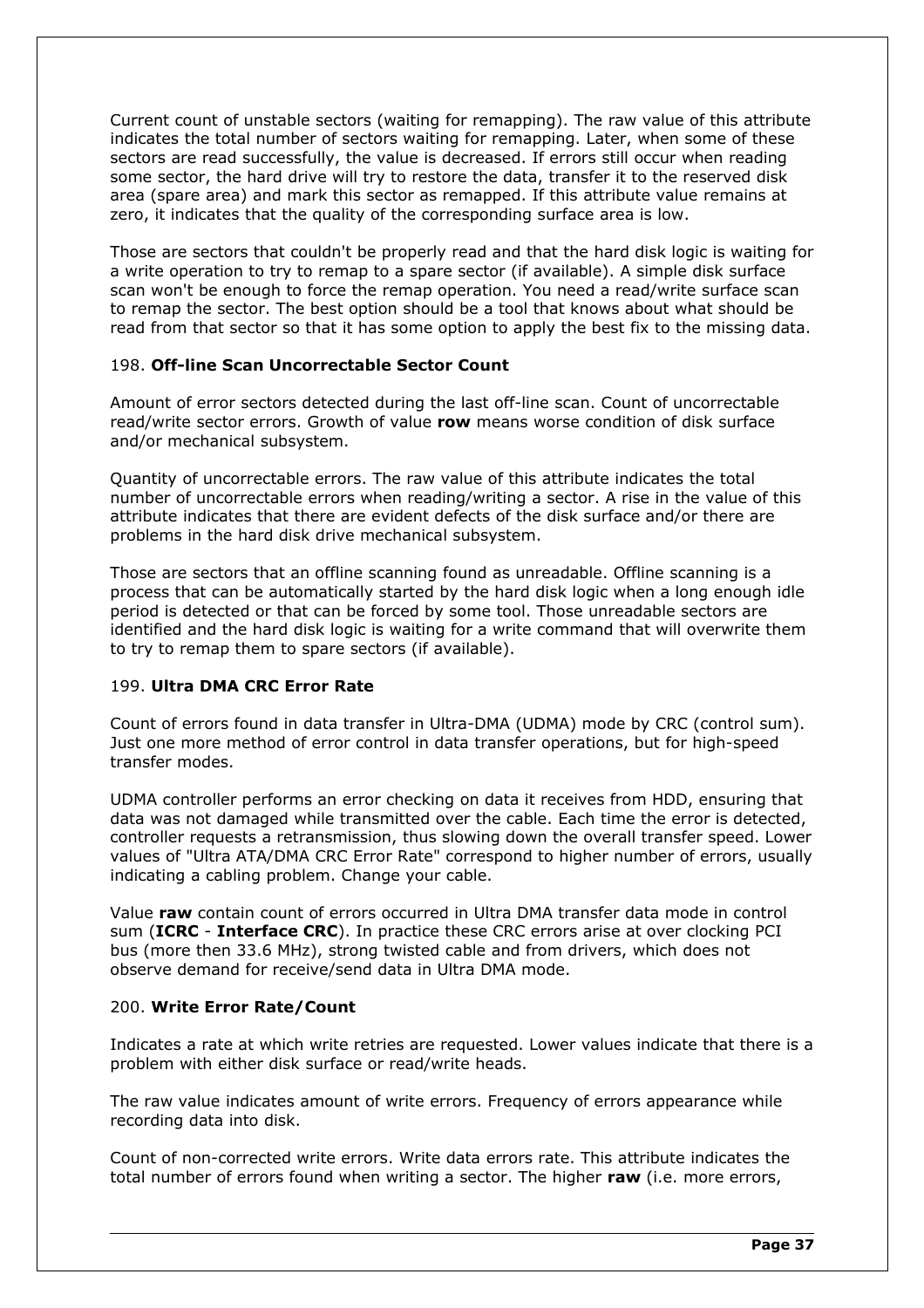Current count of unstable sectors (waiting for remapping). The raw value of this attribute indicates the total number of sectors waiting for remapping. Later, when some of these sectors are read successfully, the value is decreased. If errors still occur when reading some sector, the hard drive will try to restore the data, transfer it to the reserved disk area (spare area) and mark this sector as remapped. If this attribute value remains at zero, it indicates that the quality of the corresponding surface area is low.

Those are sectors that couldn't be properly read and that the hard disk logic is waiting for a write operation to try to remap to a spare sector (if available). A simple disk surface scan won't be enough to force the remap operation. You need a read/write surface scan to remap the sector. The best option should be a tool that knows about what should be read from that sector so that it has some option to apply the best fix to the missing data.

198. **Off-line Scan Uncorrectable Sector Count**

Amount of error sectors detected during the last off-line scan. Count of uncorrectable read/write sector errors. Growth of value **row** means worse condition of disk surface and/or mechanical subsystem.

Quantity of uncorrectable errors. The raw value of this attribute indicates the total number of uncorrectable errors when reading/writing a sector. A rise in the value of this attribute indicates that there are evident defects of the disk surface and/or there are problems in the hard disk drive mechanical subsystem.

Those are sectors that an offline scanning found as unreadable. Offline scanning is a process that can be automatically started by the hard disk logic when a long enough idle period is detected or that can be forced by some tool. Those unreadable sectors are identified and the hard disk logic is waiting for a write command that will overwrite them to try to remap them to spare sectors (if available).

199. **Ultra DMA CRC Error Rate**

Count of errors found in data transfer in Ultra-DMA (UDMA) mode by CRC (control sum). Just one more method of error control in data transfer operations, but for high-speed transfer modes.

UDMA controller performs an error checking on data it receives from HDD, ensuring that data was not damaged while transmitted over the cable. Each time the error is detected, controller requests a retransmission, thus slowing down the overall transfer speed. Lower values of "Ultra ATA/DMA CRC Error Rate" correspond to higher number of errors, usually indicating a cabling problem. Change your cable.

Value **raw** contain count of errors occurred in Ultra DMA transfer data mode in control sum (**ICRC** - **Interface CRC**). In practice these CRC errors arise at over clocking PCI bus (more then 33.6 MHz), strong twisted cable and from drivers, which does not observe demand for receive/send data in Ultra DMA mode.

200. **Write Error Rate/Count**

Indicates a rate at which write retries are requested. Lower values indicate that there is a problem with either disk surface or read/write heads.

The raw value indicates amount of write errors. Frequency of errors appearance while recording data into disk.

Count of non-corrected write errors. Write data errors rate. This attribute indicates the total number of errors found when writing a sector. The higher **raw** (i.e. more errors,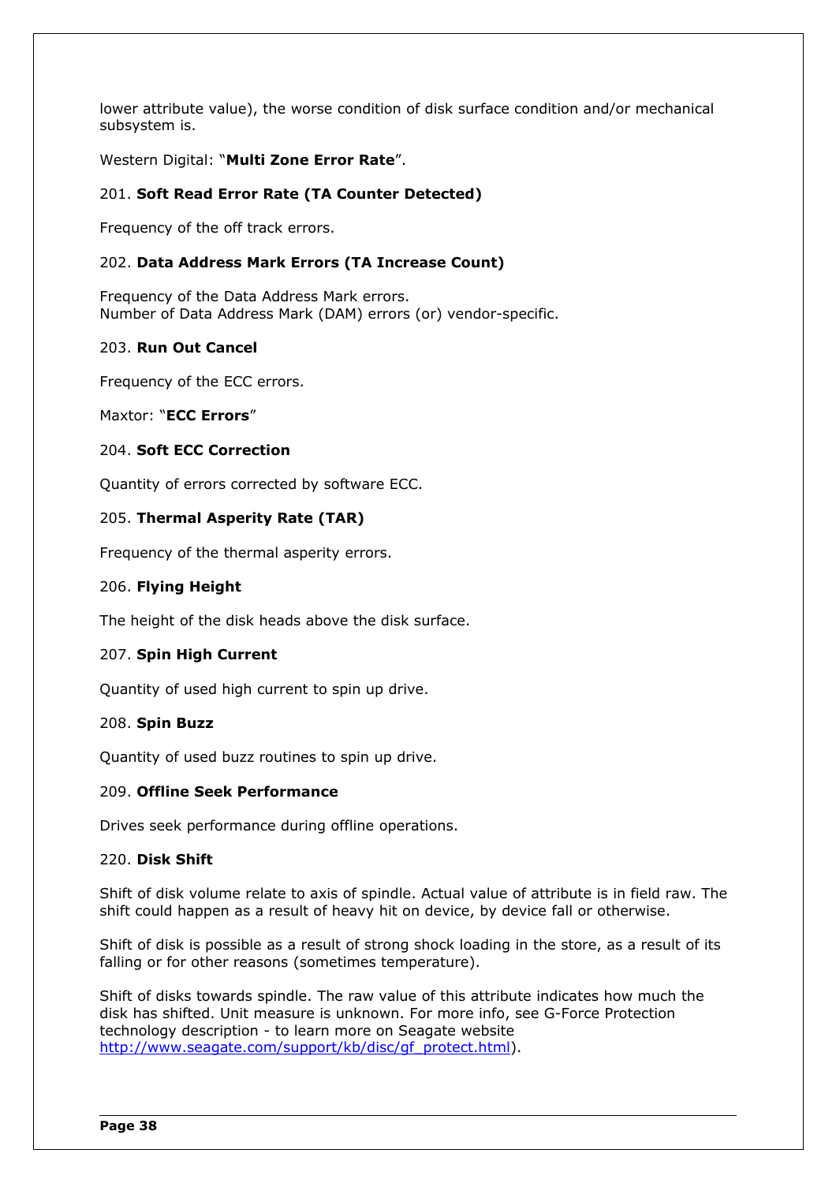lower attribute value), the worse condition of disk surface condition and/or mechanical subsystem is.

Western Digital: "**Multi Zone Error Rate**".

201. **Soft Read Error Rate (TA Counter Detected)**

Frequency of the off track errors.

202. **Data Address Mark Errors (TA Increase Count)**

Frequency of the Data Address Mark errors.
Number of Data Address Mark (DAM) errors (or) vendor-specific.

203. **Run Out Cancel**

Frequency of the ECC errors.

Maxtor: "**ECC Errors**"

204. **Soft ECC Correction**

Quantity of errors corrected by software ECC.

205. **Thermal Asperity Rate (TAR)**

Frequency of the thermal asperity errors.

206. **Flying Height**

The height of the disk heads above the disk surface.

207. **Spin High Current**

Quantity of used high current to spin up drive.

208. **Spin Buzz**

Quantity of used buzz routines to spin up drive.

209. **Offline Seek Performance**

Drives seek performance during offline operations.

220. **Disk Shift**

Shift of disk volume relate to axis of spindle. Actual value of attribute is in field raw. The shift could happen as a result of heavy hit on device, by device fall or otherwise.

Shift of disk is possible as a result of strong shock loading in the store, as a result of its falling or for other reasons (sometimes temperature).

Shift of disks towards spindle. The raw value of this attribute indicates how much the disk has shifted. Unit measure is unknown. For more info, see G-Force Protection technology description - to learn more on Seagate website [http://www.seagate.com/support/kb/disc/gf_protect.html](http://www.seagate.com/support/kb/disc/gf_protect.html)).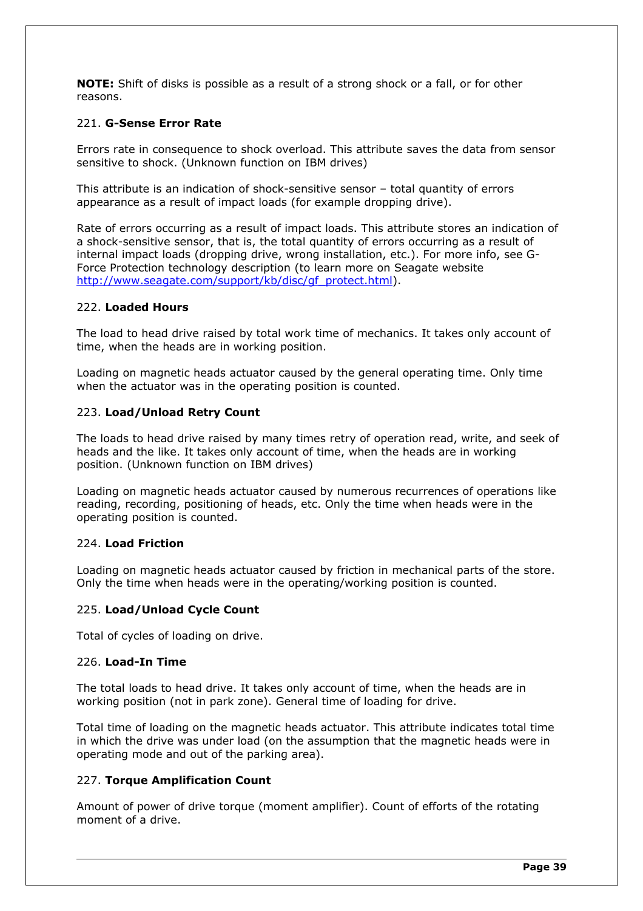**NOTE:** Shift of disks is possible as a result of a strong shock or a fall, or for other reasons.

221. **G-Sense Error Rate**

Errors rate in consequence to shock overload. This attribute saves the data from sensor sensitive to shock. (Unknown function on IBM drives)

This attribute is an indication of shock-sensitive sensor – total quantity of errors appearance as a result of impact loads (for example dropping drive).

Rate of errors occurring as a result of impact loads. This attribute stores an indication of a shock-sensitive sensor, that is, the total quantity of errors occurring as a result of internal impact loads (dropping drive, wrong installation, etc.). For more info, see G-Force Protection technology description (to learn more on Seagate website [http://www.seagate.com/support/kb/disc/gf_protect.html](http://www.seagate.com/support/kb/disc/gf_protect.html)).

222. **Loaded Hours**

The load to head drive raised by total work time of mechanics. It takes only account of time, when the heads are in working position.

Loading on magnetic heads actuator caused by the general operating time. Only time when the actuator was in the operating position is counted.

223. **Load/Unload Retry Count**

The loads to head drive raised by many times retry of operation read, write, and seek of heads and the like. It takes only account of time, when the heads are in working position. (Unknown function on IBM drives)

Loading on magnetic heads actuator caused by numerous recurrences of operations like reading, recording, positioning of heads, etc. Only the time when heads were in the operating position is counted.

224. **Load Friction**

Loading on magnetic heads actuator caused by friction in mechanical parts of the store. Only the time when heads were in the operating/working position is counted.

225. **Load/Unload Cycle Count**

Total of cycles of loading on drive.

226. **Load-In Time**

The total loads to head drive. It takes only account of time, when the heads are in working position (not in park zone). General time of loading for drive.

Total time of loading on the magnetic heads actuator. This attribute indicates total time in which the drive was under load (on the assumption that the magnetic heads were in operating mode and out of the parking area).

227. **Torque Amplification Count**

Amount of power of drive torque (moment amplifier). Count of efforts of the rotating moment of a drive.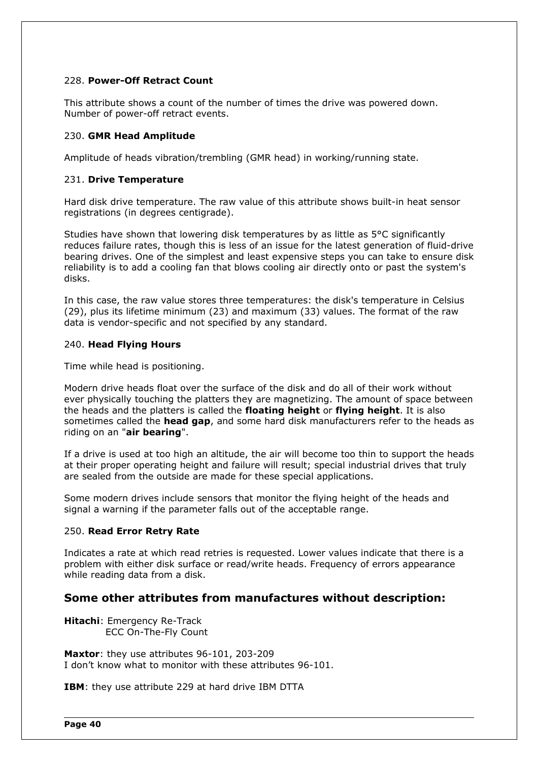228. **Power-Off Retract Count**

This attribute shows a count of the number of times the drive was powered down. Number of power-off retract events.

230. **GMR Head Amplitude**

Amplitude of heads vibration/trembling (GMR head) in working/running state.

231. **Drive Temperature**

Hard disk drive temperature. The raw value of this attribute shows built-in heat sensor registrations (in degrees centigrade).

Studies have shown that lowering disk temperatures by as little as 5°C significantly reduces failure rates, though this is less of an issue for the latest generation of fluid-drive bearing drives. One of the simplest and least expensive steps you can take to ensure disk reliability is to add a cooling fan that blows cooling air directly onto or past the system's disks.

In this case, the raw value stores three temperatures: the disk's temperature in Celsius (29), plus its lifetime minimum (23) and maximum (33) values. The format of the raw data is vendor-specific and not specified by any standard.

240. **Head Flying Hours**

Time while head is positioning.

Modern drive heads float over the surface of the disk and do all of their work without ever physically touching the platters they are magnetizing. The amount of space between the heads and the platters is called the **floating height** or **flying height**. It is also sometimes called the **head gap**, and some hard disk manufacturers refer to the heads as riding on an "**air bearing**".

If a drive is used at too high an altitude, the air will become too thin to support the heads at their proper operating height and failure will result; special industrial drives that truly are sealed from the outside are made for these special applications.

Some modern drives include sensors that monitor the flying height of the heads and signal a warning if the parameter falls out of the acceptable range.

250. **Read Error Retry Rate**

Indicates a rate at which read retries is requested. Lower values indicate that there is a problem with either disk surface or read/write heads. Frequency of errors appearance while reading data from a disk.

## Some other attributes from manufactures without description:

**Hitachi**: Emergency Re-Track
ECC On-The-Fly Count

**Maxtor**: they use attributes 96-101, 203-209
I don't know what to monitor with these attributes 96-101.

**IBM**: they use attribute 229 at hard drive IBM DTTA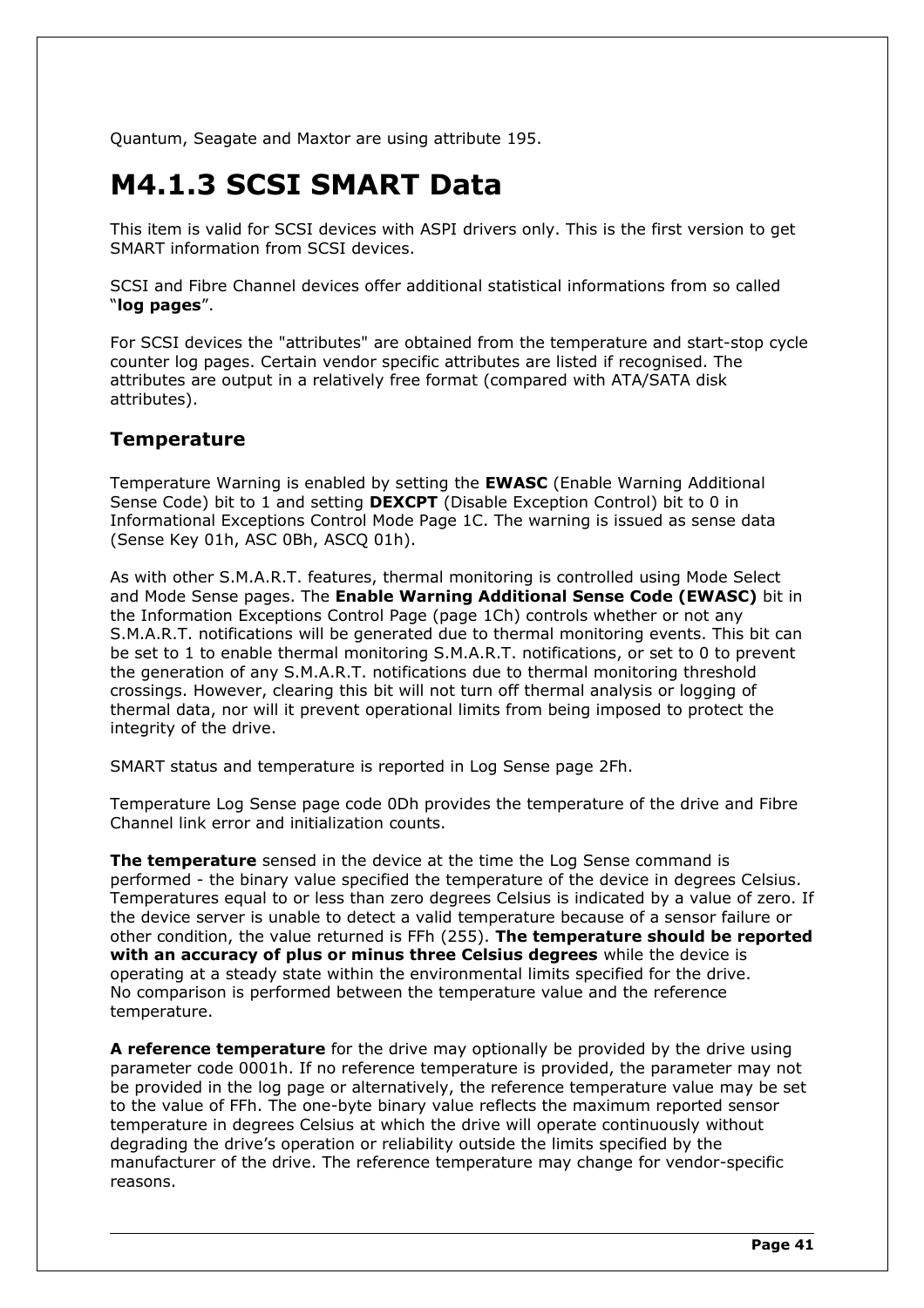Quantum, Seagate and Maxtor are using attribute 195.

# M4.1.3 SCSI SMART Data

This item is valid for SCSI devices with ASPI drivers only. This is the first version to get SMART information from SCSI devices.

SCSI and Fibre Channel devices offer additional statistical informations from so called "**log pages**".

For SCSI devices the "attributes" are obtained from the temperature and start-stop cycle counter log pages. Certain vendor specific attributes are listed if recognised. The attributes are output in a relatively free format (compared with ATA/SATA disk attributes).

## Temperature

Temperature Warning is enabled by setting the **EWASC** (Enable Warning Additional Sense Code) bit to 1 and setting **DEXCPT** (Disable Exception Control) bit to 0 in Informational Exceptions Control Mode Page 1C. The warning is issued as sense data (Sense Key 01h, ASC 0Bh, ASCQ 01h).

As with other S.M.A.R.T. features, thermal monitoring is controlled using Mode Select and Mode Sense pages. The **Enable Warning Additional Sense Code (EWASC)** bit in the Information Exceptions Control Page (page 1Ch) controls whether or not any S.M.A.R.T. notifications will be generated due to thermal monitoring events. This bit can be set to 1 to enable thermal monitoring S.M.A.R.T. notifications, or set to 0 to prevent the generation of any S.M.A.R.T. notifications due to thermal monitoring threshold crossings. However, clearing this bit will not turn off thermal analysis or logging of thermal data, nor will it prevent operational limits from being imposed to protect the integrity of the drive.

SMART status and temperature is reported in Log Sense page 2Fh.

Temperature Log Sense page code 0Dh provides the temperature of the drive and Fibre Channel link error and initialization counts.

**The temperature** sensed in the device at the time the Log Sense command is performed - the binary value specified the temperature of the device in degrees Celsius. Temperatures equal to or less than zero degrees Celsius is indicated by a value of zero. If the device server is unable to detect a valid temperature because of a sensor failure or other condition, the value returned is FFh (255). **The temperature should be reported with an accuracy of plus or minus three Celsius degrees** while the device is operating at a steady state within the environmental limits specified for the drive.
No comparison is performed between the temperature value and the reference temperature.

**A reference temperature** for the drive may optionally be provided by the drive using parameter code 0001h. If no reference temperature is provided, the parameter may not be provided in the log page or alternatively, the reference temperature value may be set to the value of FFh. The one-byte binary value reflects the maximum reported sensor temperature in degrees Celsius at which the drive will operate continuously without degrading the drive's operation or reliability outside the limits specified by the manufacturer of the drive. The reference temperature may change for vendor-specific reasons.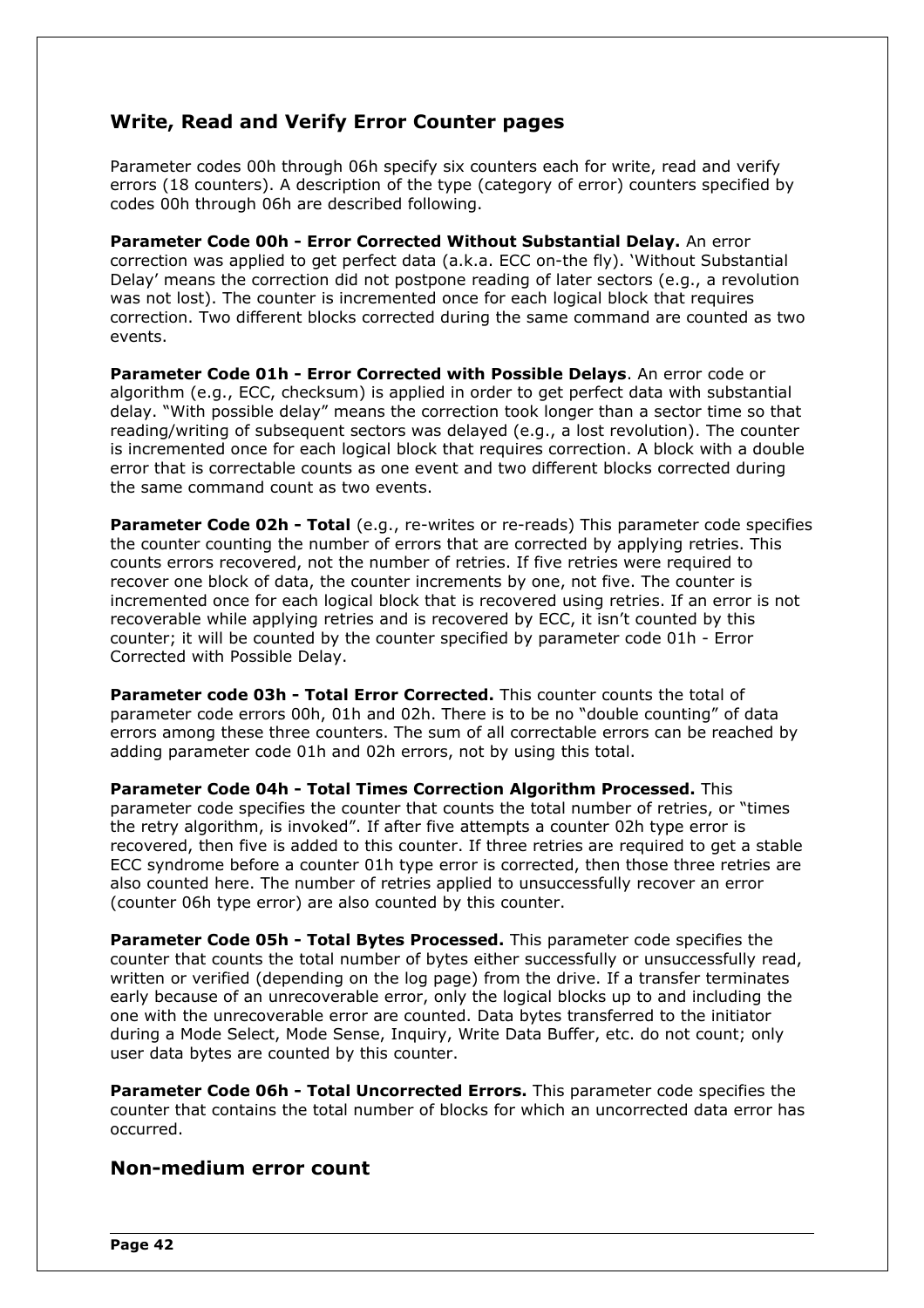## Write, Read and Verify Error Counter pages

Parameter codes 00h through 06h specify six counters each for write, read and verify errors (18 counters). A description of the type (category of error) counters specified by codes 00h through 06h are described following.

**Parameter Code 00h - Error Corrected Without Substantial Delay.** An error correction was applied to get perfect data (a.k.a. ECC on-the fly). 'Without Substantial Delay' means the correction did not postpone reading of later sectors (e.g., a revolution was not lost). The counter is incremented once for each logical block that requires correction. Two different blocks corrected during the same command are counted as two events.

**Parameter Code 01h - Error Corrected with Possible Delays**. An error code or algorithm (e.g., ECC, checksum) is applied in order to get perfect data with substantial delay. "With possible delay" means the correction took longer than a sector time so that reading/writing of subsequent sectors was delayed (e.g., a lost revolution). The counter is incremented once for each logical block that requires correction. A block with a double error that is correctable counts as one event and two different blocks corrected during the same command count as two events.

**Parameter Code 02h - Total** (e.g., re-writes or re-reads) This parameter code specifies the counter counting the number of errors that are corrected by applying retries. This counts errors recovered, not the number of retries. If five retries were required to recover one block of data, the counter increments by one, not five. The counter is incremented once for each logical block that is recovered using retries. If an error is not recoverable while applying retries and is recovered by ECC, it isn't counted by this counter; it will be counted by the counter specified by parameter code 01h - Error Corrected with Possible Delay.

**Parameter code 03h - Total Error Corrected.** This counter counts the total of parameter code errors 00h, 01h and 02h. There is to be no "double counting" of data errors among these three counters. The sum of all correctable errors can be reached by adding parameter code 01h and 02h errors, not by using this total.

**Parameter Code 04h - Total Times Correction Algorithm Processed.** This parameter code specifies the counter that counts the total number of retries, or "times the retry algorithm, is invoked". If after five attempts a counter 02h type error is recovered, then five is added to this counter. If three retries are required to get a stable ECC syndrome before a counter 01h type error is corrected, then those three retries are also counted here. The number of retries applied to unsuccessfully recover an error (counter 06h type error) are also counted by this counter.

**Parameter Code 05h - Total Bytes Processed.** This parameter code specifies the counter that counts the total number of bytes either successfully or unsuccessfully read, written or verified (depending on the log page) from the drive. If a transfer terminates early because of an unrecoverable error, only the logical blocks up to and including the one with the unrecoverable error are counted. Data bytes transferred to the initiator during a Mode Select, Mode Sense, Inquiry, Write Data Buffer, etc. do not count; only user data bytes are counted by this counter.

**Parameter Code 06h - Total Uncorrected Errors.** This parameter code specifies the counter that contains the total number of blocks for which an uncorrected data error has occurred.

## Non-medium error count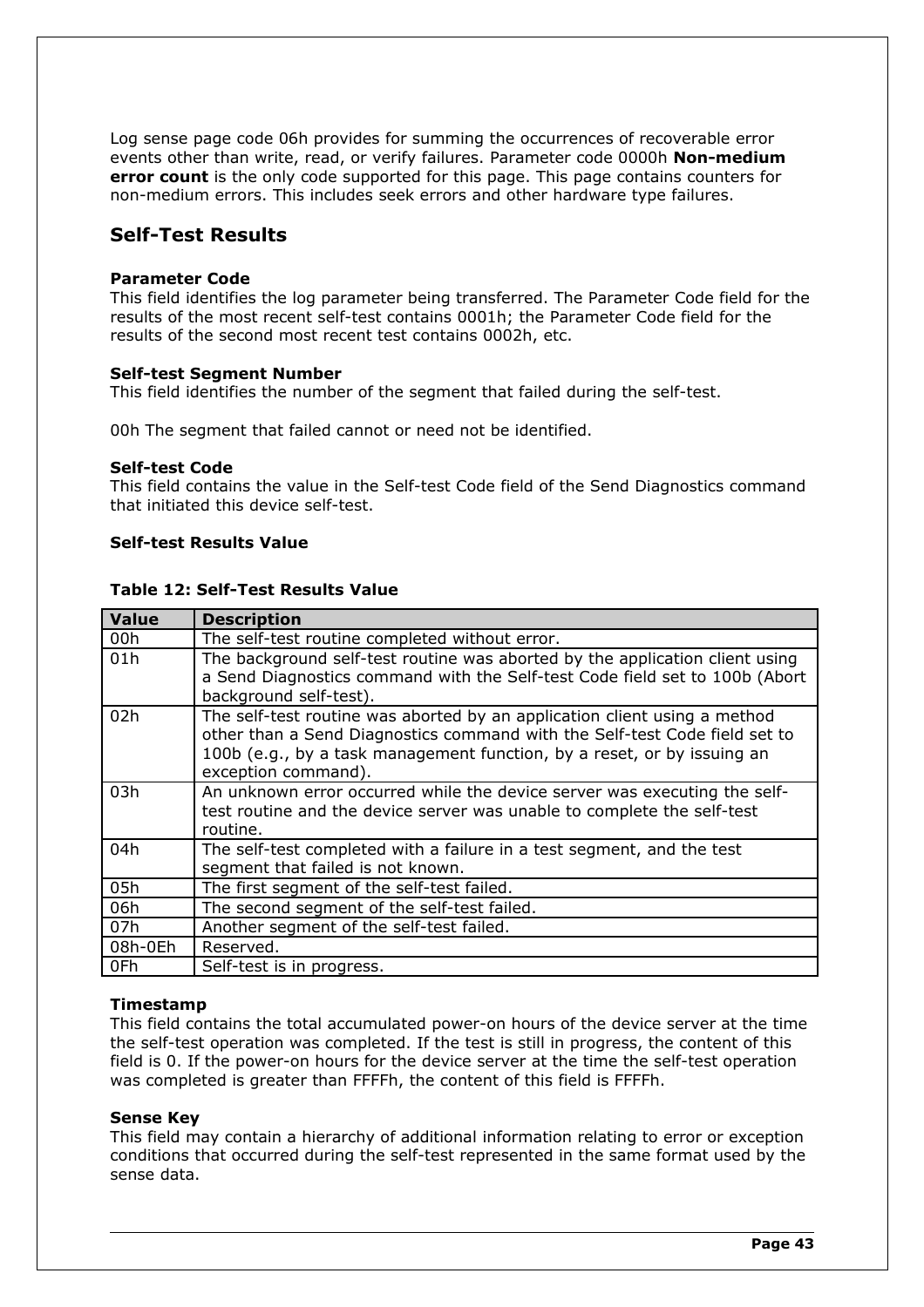Log sense page code 06h provides for summing the occurrences of recoverable error events other than write, read, or verify failures. Parameter code 0000h **Non-medium error count** is the only code supported for this page. This page contains counters for non-medium errors. This includes seek errors and other hardware type failures.

## Self-Test Results

**Parameter Code**
This field identifies the log parameter being transferred. The Parameter Code field for the results of the most recent self-test contains 0001h; the Parameter Code field for the results of the second most recent test contains 0002h, etc.

**Self-test Segment Number**
This field identifies the number of the segment that failed during the self-test.

00h The segment that failed cannot or need not be identified.

**Self-test Code**
This field contains the value in the Self-test Code field of the Send Diagnostics command that initiated this device self-test.

**Self-test Results Value**

**Table 12: Self-Test Results Value**

| Value | Description |
|---|---|
| 00h | The self-test routine completed without error. |
| 01h | The background self-test routine was aborted by the application client using a Send Diagnostics command with the Self-test Code field set to 100b (Abort background self-test). |
| 02h | The self-test routine was aborted by an application client using a method other than a Send Diagnostics command with the Self-test Code field set to 100b (e.g., by a task management function, by a reset, or by issuing an exception command). |
| 03h | An unknown error occurred while the device server was executing the self-test routine and the device server was unable to complete the self-test routine. |
| 04h | The self-test completed with a failure in a test segment, and the test segment that failed is not known. |
| 05h | The first segment of the self-test failed. |
| 06h | The second segment of the self-test failed. |
| 07h | Another segment of the self-test failed. |
| 08h-0Eh | Reserved. |
| 0Fh | Self-test is in progress. |

**Timestamp**
This field contains the total accumulated power-on hours of the device server at the time the self-test operation was completed. If the test is still in progress, the content of this field is 0. If the power-on hours for the device server at the time the self-test operation was completed is greater than FFFFh, the content of this field is FFFFh.

**Sense Key**
This field may contain a hierarchy of additional information relating to error or exception conditions that occurred during the self-test represented in the same format used by the sense data.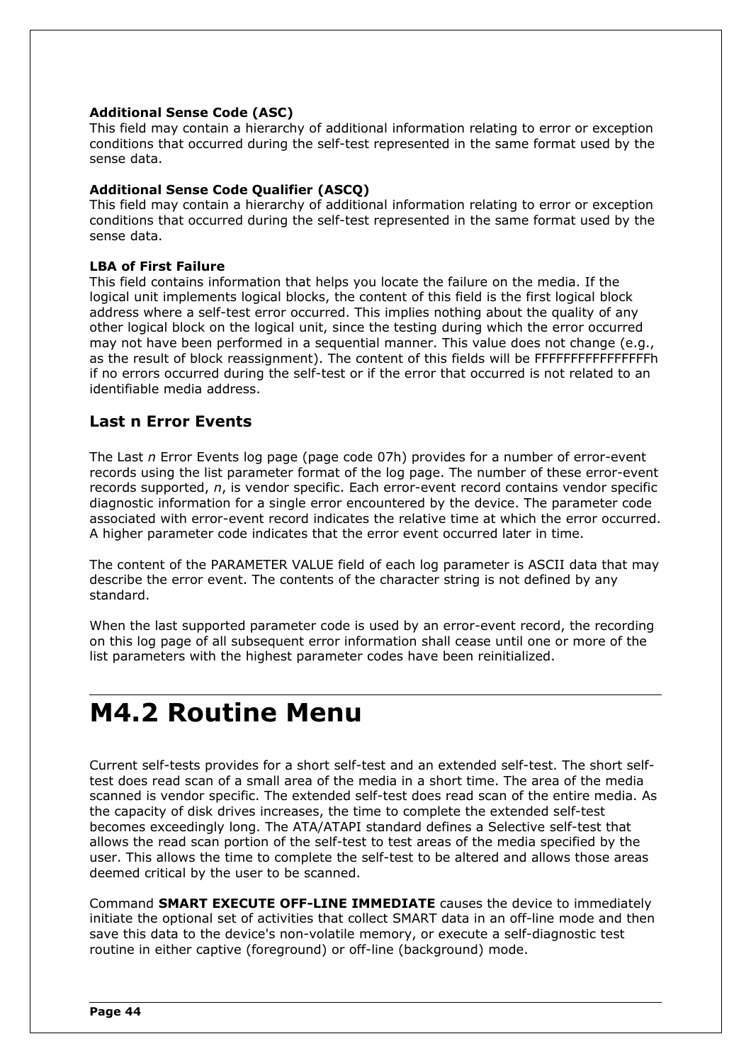**Additional Sense Code (ASC)**

This field may contain a hierarchy of additional information relating to error or exception conditions that occurred during the self-test represented in the same format used by the sense data.

**Additional Sense Code Qualifier (ASCQ)**

This field may contain a hierarchy of additional information relating to error or exception conditions that occurred during the self-test represented in the same format used by the sense data.

**LBA of First Failure**

This field contains information that helps you locate the failure on the media. If the logical unit implements logical blocks, the content of this field is the first logical block address where a self-test error occurred. This implies nothing about the quality of any other logical block on the logical unit, since the testing during which the error occurred may not have been performed in a sequential manner. This value does not change (e.g., as the result of block reassignment). The content of this fields will be FFFFFFFFFFFFFFFFh if no errors occurred during the self-test or if the error that occurred is not related to an identifiable media address.

## Last n Error Events

The Last *n* Error Events log page (page code 07h) provides for a number of error-event records using the list parameter format of the log page. The number of these error-event records supported, *n*, is vendor specific. Each error-event record contains vendor specific diagnostic information for a single error encountered by the device. The parameter code associated with error-event record indicates the relative time at which the error occurred. A higher parameter code indicates that the error event occurred later in time.

The content of the PARAMETER VALUE field of each log parameter is ASCII data that may describe the error event. The contents of the character string is not defined by any standard.

When the last supported parameter code is used by an error-event record, the recording on this log page of all subsequent error information shall cease until one or more of the list parameters with the highest parameter codes have been reinitialized.

# M4.2 Routine Menu

Current self-tests provides for a short self-test and an extended self-test. The short self-test does read scan of a small area of the media in a short time. The area of the media scanned is vendor specific. The extended self-test does read scan of the entire media. As the capacity of disk drives increases, the time to complete the extended self-test becomes exceedingly long. The ATA/ATAPI standard defines a Selective self-test that allows the read scan portion of the self-test to test areas of the media specified by the user. This allows the time to complete the self-test to be altered and allows those areas deemed critical by the user to be scanned.

Command **SMART EXECUTE OFF-LINE IMMEDIATE** causes the device to immediately initiate the optional set of activities that collect SMART data in an off-line mode and then save this data to the device's non-volatile memory, or execute a self-diagnostic test routine in either captive (foreground) or off-line (background) mode.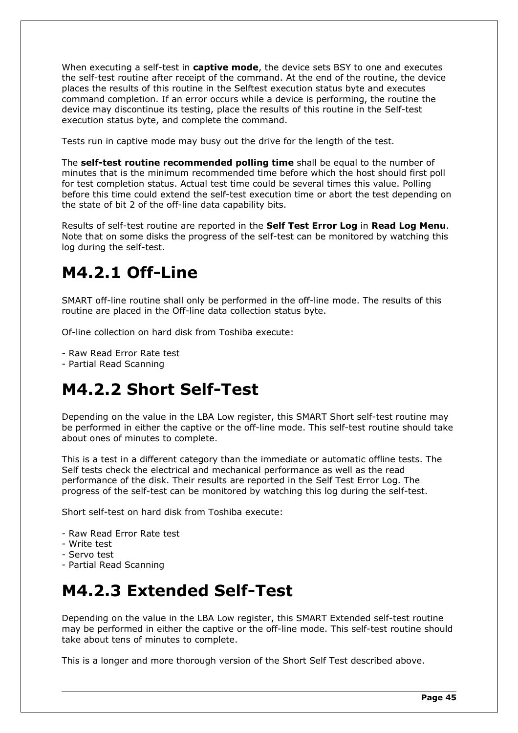When executing a self-test in **captive mode**, the device sets BSY to one and executes the self-test routine after receipt of the command. At the end of the routine, the device places the results of this routine in the Selftest execution status byte and executes command completion. If an error occurs while a device is performing, the routine the device may discontinue its testing, place the results of this routine in the Self-test execution status byte, and complete the command.

Tests run in captive mode may busy out the drive for the length of the test.

The **self-test routine recommended polling time** shall be equal to the number of minutes that is the minimum recommended time before which the host should first poll for test completion status. Actual test time could be several times this value. Polling before this time could extend the self-test execution time or abort the test depending on the state of bit 2 of the off-line data capability bits.

Results of self-test routine are reported in the **Self Test Error Log** in **Read Log Menu**. Note that on some disks the progress of the self-test can be monitored by watching this log during the self-test.

# M4.2.1 Off-Line

SMART off-line routine shall only be performed in the off-line mode. The results of this routine are placed in the Off-line data collection status byte.

Of-line collection on hard disk from Toshiba execute:

- Raw Read Error Rate test
- Partial Read Scanning

# M4.2.2 Short Self-Test

Depending on the value in the LBA Low register, this SMART Short self-test routine may be performed in either the captive or the off-line mode. This self-test routine should take about ones of minutes to complete.

This is a test in a different category than the immediate or automatic offline tests. The Self tests check the electrical and mechanical performance as well as the read performance of the disk. Their results are reported in the Self Test Error Log. The progress of the self-test can be monitored by watching this log during the self-test.

Short self-test on hard disk from Toshiba execute:

- Raw Read Error Rate test
- Write test
- Servo test
- Partial Read Scanning

# M4.2.3 Extended Self-Test

Depending on the value in the LBA Low register, this SMART Extended self-test routine may be performed in either the captive or the off-line mode. This self-test routine should take about tens of minutes to complete.

This is a longer and more thorough version of the Short Self Test described above.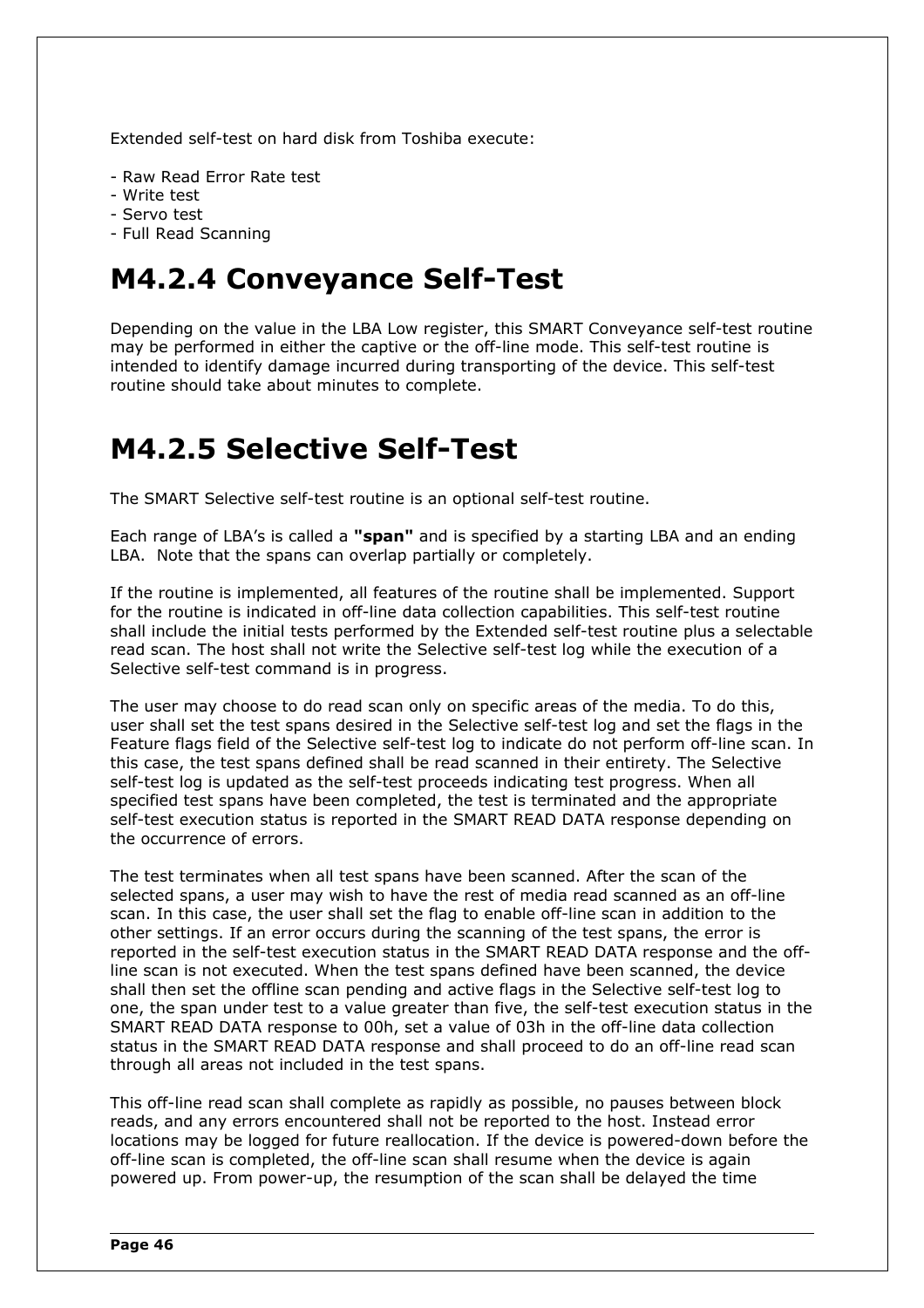Extended self-test on hard disk from Toshiba execute:

- Raw Read Error Rate test
- Write test
- Servo test
- Full Read Scanning

# M4.2.4 Conveyance Self-Test

Depending on the value in the LBA Low register, this SMART Conveyance self-test routine may be performed in either the captive or the off-line mode. This self-test routine is intended to identify damage incurred during transporting of the device. This self-test routine should take about minutes to complete.

# M4.2.5 Selective Self-Test

The SMART Selective self-test routine is an optional self-test routine.

Each range of LBA's is called a **"span"** and is specified by a starting LBA and an ending LBA.  Note that the spans can overlap partially or completely.

If the routine is implemented, all features of the routine shall be implemented. Support for the routine is indicated in off-line data collection capabilities. This self-test routine shall include the initial tests performed by the Extended self-test routine plus a selectable read scan. The host shall not write the Selective self-test log while the execution of a Selective self-test command is in progress.

The user may choose to do read scan only on specific areas of the media. To do this, user shall set the test spans desired in the Selective self-test log and set the flags in the Feature flags field of the Selective self-test log to indicate do not perform off-line scan. In this case, the test spans defined shall be read scanned in their entirety. The Selective self-test log is updated as the self-test proceeds indicating test progress. When all specified test spans have been completed, the test is terminated and the appropriate self-test execution status is reported in the SMART READ DATA response depending on the occurrence of errors.

The test terminates when all test spans have been scanned. After the scan of the selected spans, a user may wish to have the rest of media read scanned as an off-line scan. In this case, the user shall set the flag to enable off-line scan in addition to the other settings. If an error occurs during the scanning of the test spans, the error is reported in the self-test execution status in the SMART READ DATA response and the off-line scan is not executed. When the test spans defined have been scanned, the device shall then set the offline scan pending and active flags in the Selective self-test log to one, the span under test to a value greater than five, the self-test execution status in the SMART READ DATA response to 00h, set a value of 03h in the off-line data collection status in the SMART READ DATA response and shall proceed to do an off-line read scan through all areas not included in the test spans.

This off-line read scan shall complete as rapidly as possible, no pauses between block reads, and any errors encountered shall not be reported to the host. Instead error locations may be logged for future reallocation. If the device is powered-down before the off-line scan is completed, the off-line scan shall resume when the device is again powered up. From power-up, the resumption of the scan shall be delayed the time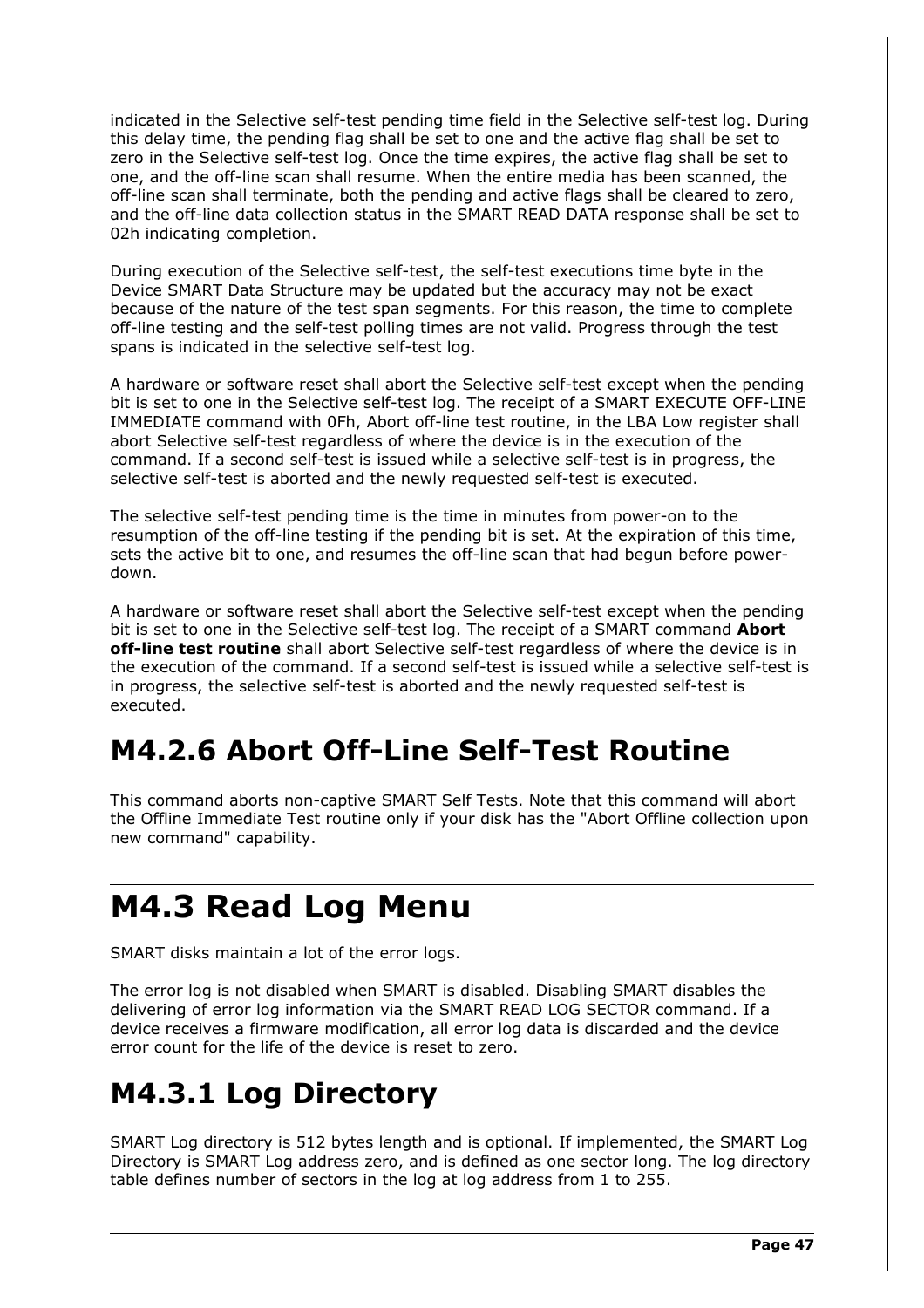indicated in the Selective self-test pending time field in the Selective self-test log. During this delay time, the pending flag shall be set to one and the active flag shall be set to zero in the Selective self-test log. Once the time expires, the active flag shall be set to one, and the off-line scan shall resume. When the entire media has been scanned, the off-line scan shall terminate, both the pending and active flags shall be cleared to zero, and the off-line data collection status in the SMART READ DATA response shall be set to 02h indicating completion.

During execution of the Selective self-test, the self-test executions time byte in the Device SMART Data Structure may be updated but the accuracy may not be exact because of the nature of the test span segments. For this reason, the time to complete off-line testing and the self-test polling times are not valid. Progress through the test spans is indicated in the selective self-test log.

A hardware or software reset shall abort the Selective self-test except when the pending bit is set to one in the Selective self-test log. The receipt of a SMART EXECUTE OFF-LINE IMMEDIATE command with 0Fh, Abort off-line test routine, in the LBA Low register shall abort Selective self-test regardless of where the device is in the execution of the command. If a second self-test is issued while a selective self-test is in progress, the selective self-test is aborted and the newly requested self-test is executed.

The selective self-test pending time is the time in minutes from power-on to the resumption of the off-line testing if the pending bit is set. At the expiration of this time, sets the active bit to one, and resumes the off-line scan that had begun before power-down.

A hardware or software reset shall abort the Selective self-test except when the pending bit is set to one in the Selective self-test log. The receipt of a SMART command **Abort off-line test routine** shall abort Selective self-test regardless of where the device is in the execution of the command. If a second self-test is issued while a selective self-test is in progress, the selective self-test is aborted and the newly requested self-test is executed.

### M4.2.6 Abort Off-Line Self-Test Routine

This command aborts non-captive SMART Self Tests. Note that this command will abort the Offline Immediate Test routine only if your disk has the "Abort Offline collection upon new command" capability.

## M4.3 Read Log Menu

SMART disks maintain a lot of the error logs.

The error log is not disabled when SMART is disabled. Disabling SMART disables the delivering of error log information via the SMART READ LOG SECTOR command. If a device receives a firmware modification, all error log data is discarded and the device error count for the life of the device is reset to zero.

### M4.3.1 Log Directory

SMART Log directory is 512 bytes length and is optional. If implemented, the SMART Log Directory is SMART Log address zero, and is defined as one sector long. The log directory table defines number of sectors in the log at log address from 1 to 255.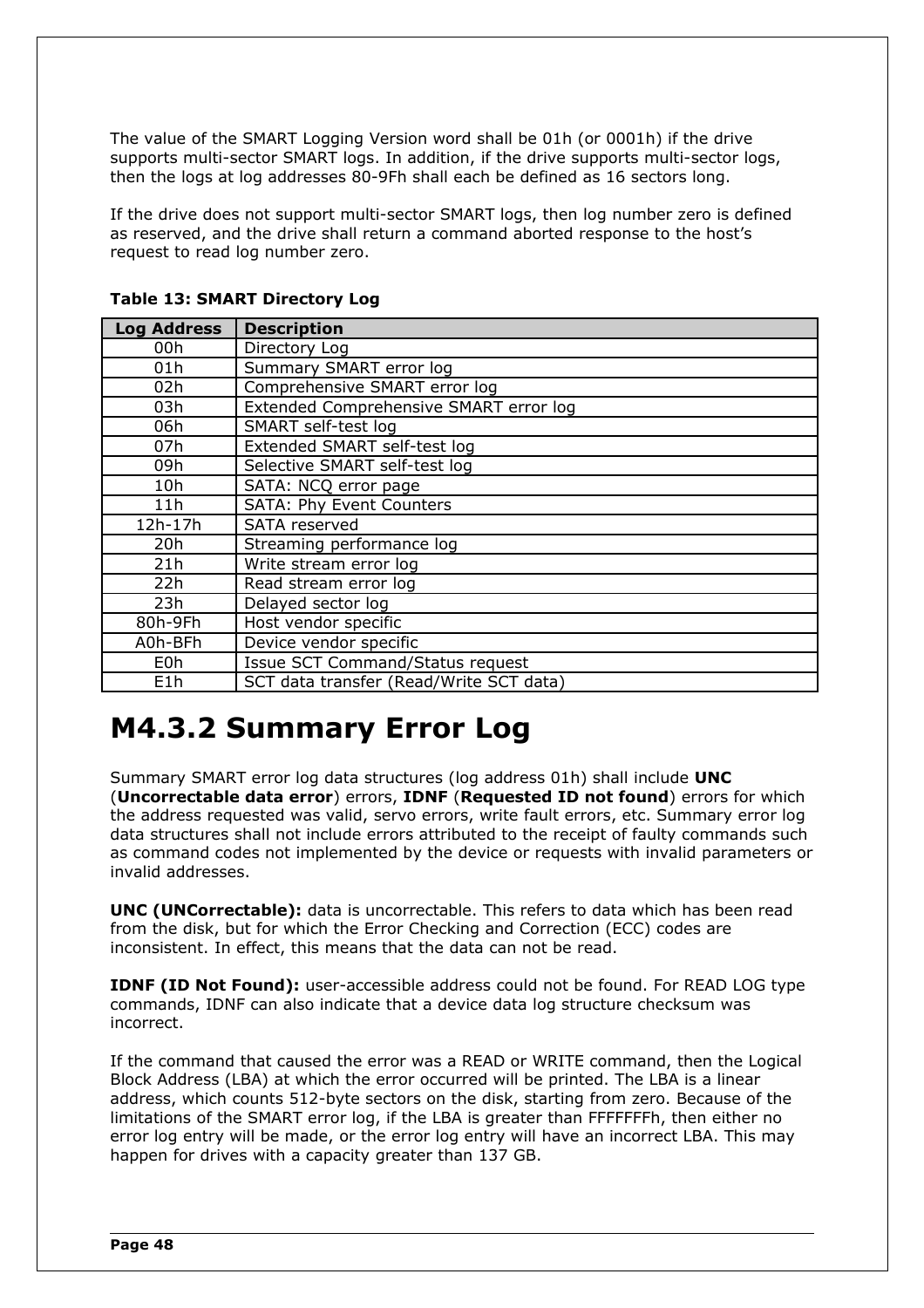The value of the SMART Logging Version word shall be 01h (or 0001h) if the drive supports multi-sector SMART logs. In addition, if the drive supports multi-sector logs, then the logs at log addresses 80-9Fh shall each be defined as 16 sectors long.

If the drive does not support multi-sector SMART logs, then log number zero is defined as reserved, and the drive shall return a command aborted response to the host's request to read log number zero.

**Table 13: SMART Directory Log**

| Log Address | Description |
|---|---|
| 00h | Directory Log |
| 01h | Summary SMART error log |
| 02h | Comprehensive SMART error log |
| 03h | Extended Comprehensive SMART error log |
| 06h | SMART self-test log |
| 07h | Extended SMART self-test log |
| 09h | Selective SMART self-test log |
| 10h | SATA: NCQ error page |
| 11h | SATA: Phy Event Counters |
| 12h-17h | SATA reserved |
| 20h | Streaming performance log |
| 21h | Write stream error log |
| 22h | Read stream error log |
| 23h | Delayed sector log |
| 80h-9Fh | Host vendor specific |
| A0h-BFh | Device vendor specific |
| E0h | Issue SCT Command/Status request |
| E1h | SCT data transfer (Read/Write SCT data) |

# M4.3.2 Summary Error Log

Summary SMART error log data structures (log address 01h) shall include **UNC** (**Uncorrectable data error**) errors, **IDNF** (**Requested ID not found**) errors for which the address requested was valid, servo errors, write fault errors, etc. Summary error log data structures shall not include errors attributed to the receipt of faulty commands such as command codes not implemented by the device or requests with invalid parameters or invalid addresses.

**UNC (UNCorrectable):** data is uncorrectable. This refers to data which has been read from the disk, but for which the Error Checking and Correction (ECC) codes are inconsistent. In effect, this means that the data can not be read.

**IDNF (ID Not Found):** user-accessible address could not be found. For READ LOG type commands, IDNF can also indicate that a device data log structure checksum was incorrect.

If the command that caused the error was a READ or WRITE command, then the Logical Block Address (LBA) at which the error occurred will be printed. The LBA is a linear address, which counts 512-byte sectors on the disk, starting from zero. Because of the limitations of the SMART error log, if the LBA is greater than FFFFFFFh, then either no error log entry will be made, or the error log entry will have an incorrect LBA. This may happen for drives with a capacity greater than 137 GB.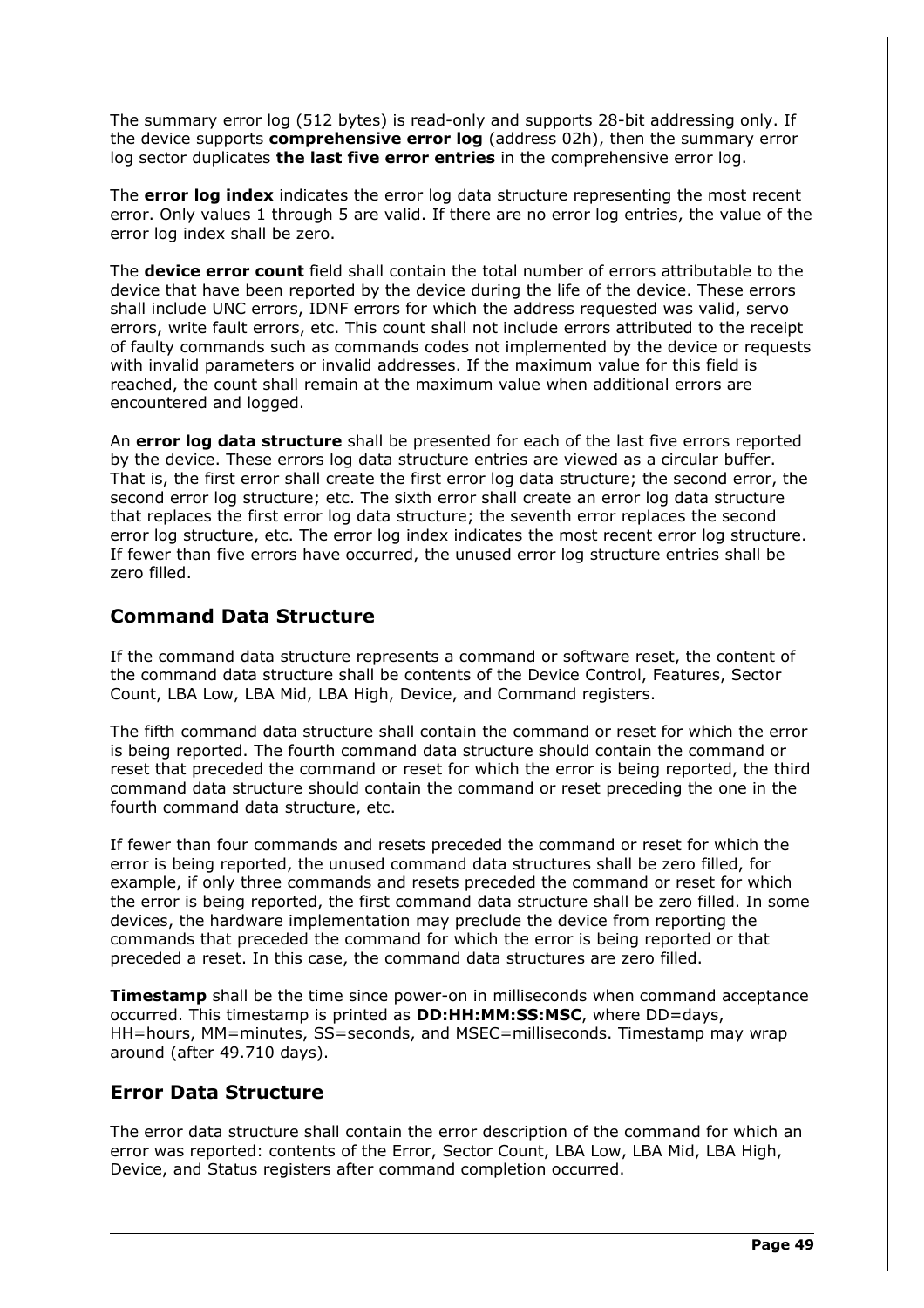The summary error log (512 bytes) is read-only and supports 28-bit addressing only. If the device supports **comprehensive error log** (address 02h), then the summary error log sector duplicates **the last five error entries** in the comprehensive error log.

The **error log index** indicates the error log data structure representing the most recent error. Only values 1 through 5 are valid. If there are no error log entries, the value of the error log index shall be zero.

The **device error count** field shall contain the total number of errors attributable to the device that have been reported by the device during the life of the device. These errors shall include UNC errors, IDNF errors for which the address requested was valid, servo errors, write fault errors, etc. This count shall not include errors attributed to the receipt of faulty commands such as commands codes not implemented by the device or requests with invalid parameters or invalid addresses. If the maximum value for this field is reached, the count shall remain at the maximum value when additional errors are encountered and logged.

An **error log data structure** shall be presented for each of the last five errors reported by the device. These errors log data structure entries are viewed as a circular buffer. That is, the first error shall create the first error log data structure; the second error, the second error log structure; etc. The sixth error shall create an error log data structure that replaces the first error log data structure; the seventh error replaces the second error log structure, etc. The error log index indicates the most recent error log structure. If fewer than five errors have occurred, the unused error log structure entries shall be zero filled.

## Command Data Structure

If the command data structure represents a command or software reset, the content of the command data structure shall be contents of the Device Control, Features, Sector Count, LBA Low, LBA Mid, LBA High, Device, and Command registers.

The fifth command data structure shall contain the command or reset for which the error is being reported. The fourth command data structure should contain the command or reset that preceded the command or reset for which the error is being reported, the third command data structure should contain the command or reset preceding the one in the fourth command data structure, etc.

If fewer than four commands and resets preceded the command or reset for which the error is being reported, the unused command data structures shall be zero filled, for example, if only three commands and resets preceded the command or reset for which the error is being reported, the first command data structure shall be zero filled. In some devices, the hardware implementation may preclude the device from reporting the commands that preceded the command for which the error is being reported or that preceded a reset. In this case, the command data structures are zero filled.

**Timestamp** shall be the time since power-on in milliseconds when command acceptance occurred. This timestamp is printed as **DD:HH:MM:SS:MSC**, where DD=days, HH=hours, MM=minutes, SS=seconds, and MSEC=milliseconds. Timestamp may wrap around (after 49.710 days).

## Error Data Structure

The error data structure shall contain the error description of the command for which an error was reported: contents of the Error, Sector Count, LBA Low, LBA Mid, LBA High, Device, and Status registers after command completion occurred.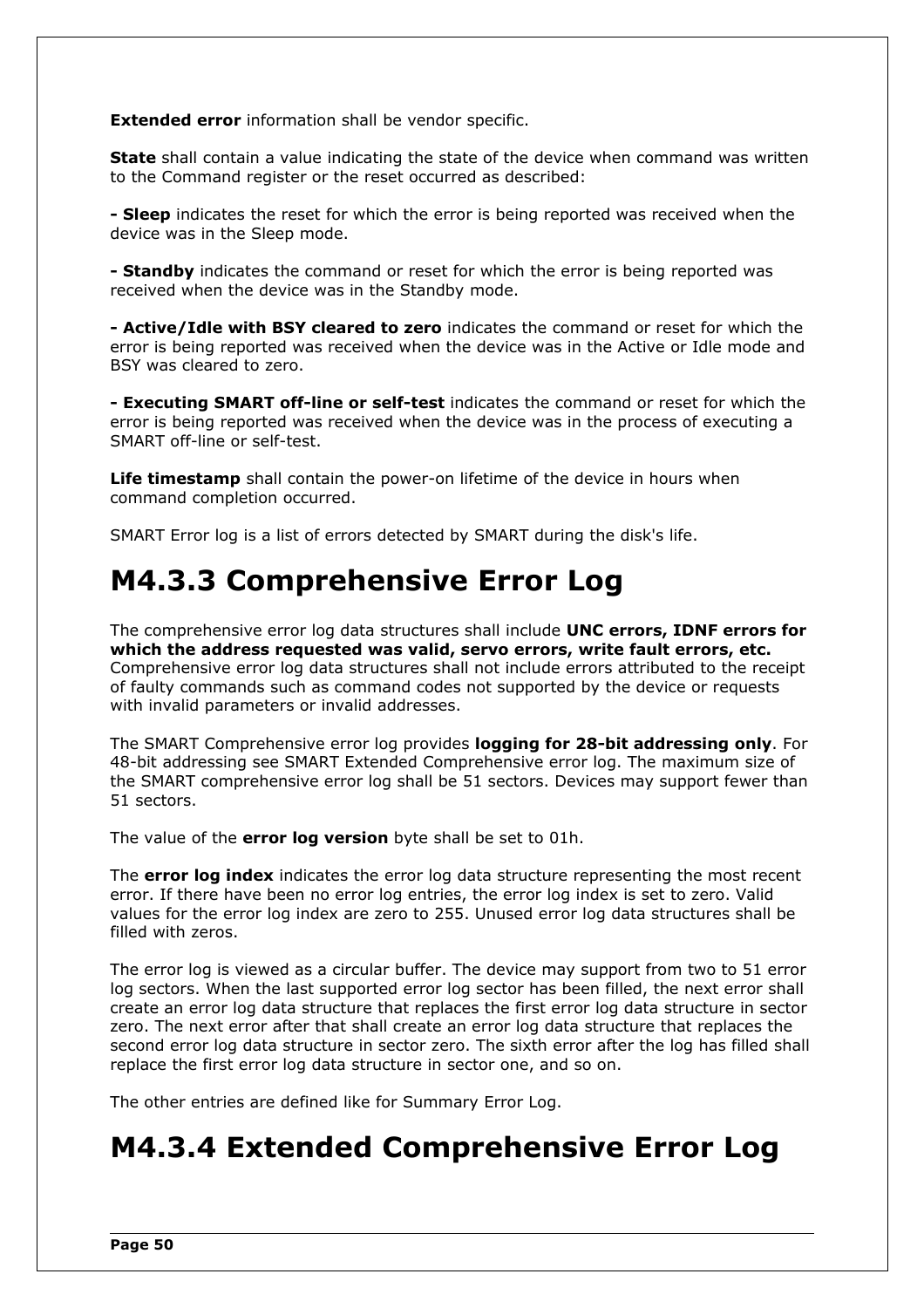**Extended error** information shall be vendor specific.

**State** shall contain a value indicating the state of the device when command was written to the Command register or the reset occurred as described:

**- Sleep** indicates the reset for which the error is being reported was received when the device was in the Sleep mode.

**- Standby** indicates the command or reset for which the error is being reported was received when the device was in the Standby mode.

**- Active/Idle with BSY cleared to zero** indicates the command or reset for which the error is being reported was received when the device was in the Active or Idle mode and BSY was cleared to zero.

**- Executing SMART off-line or self-test** indicates the command or reset for which the error is being reported was received when the device was in the process of executing a SMART off-line or self-test.

**Life timestamp** shall contain the power-on lifetime of the device in hours when command completion occurred.

SMART Error log is a list of errors detected by SMART during the disk's life.

# M4.3.3 Comprehensive Error Log

The comprehensive error log data structures shall include **UNC errors, IDNF errors for which the address requested was valid, servo errors, write fault errors, etc.** Comprehensive error log data structures shall not include errors attributed to the receipt of faulty commands such as command codes not supported by the device or requests with invalid parameters or invalid addresses.

The SMART Comprehensive error log provides **logging for 28-bit addressing only**. For 48-bit addressing see SMART Extended Comprehensive error log. The maximum size of the SMART comprehensive error log shall be 51 sectors. Devices may support fewer than 51 sectors.

The value of the **error log version** byte shall be set to 01h.

The **error log index** indicates the error log data structure representing the most recent error. If there have been no error log entries, the error log index is set to zero. Valid values for the error log index are zero to 255. Unused error log data structures shall be filled with zeros.

The error log is viewed as a circular buffer. The device may support from two to 51 error log sectors. When the last supported error log sector has been filled, the next error shall create an error log data structure that replaces the first error log data structure in sector zero. The next error after that shall create an error log data structure that replaces the second error log data structure in sector zero. The sixth error after the log has filled shall replace the first error log data structure in sector one, and so on.

The other entries are defined like for Summary Error Log.

# M4.3.4 Extended Comprehensive Error Log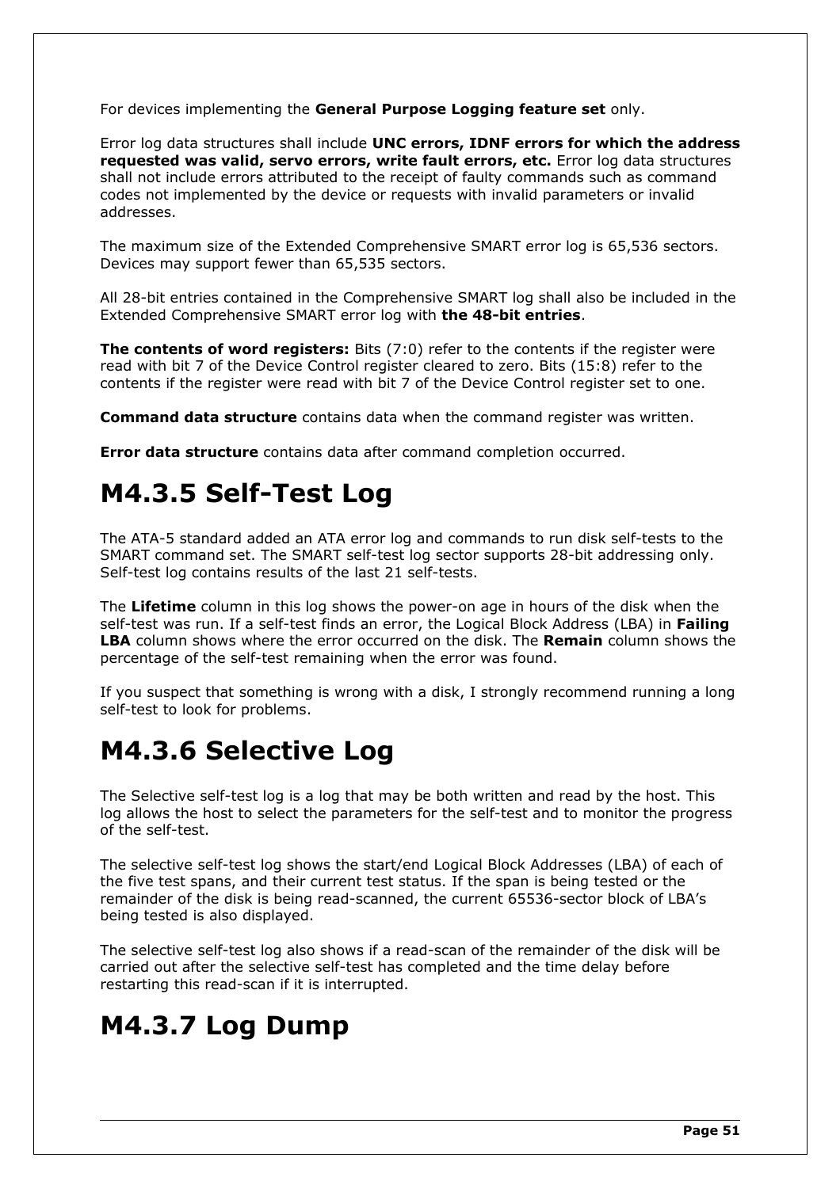For devices implementing the **General Purpose Logging feature set** only.

Error log data structures shall include **UNC errors, IDNF errors for which the address requested was valid, servo errors, write fault errors, etc.** Error log data structures shall not include errors attributed to the receipt of faulty commands such as command codes not implemented by the device or requests with invalid parameters or invalid addresses.

The maximum size of the Extended Comprehensive SMART error log is 65,536 sectors. Devices may support fewer than 65,535 sectors.

All 28-bit entries contained in the Comprehensive SMART log shall also be included in the Extended Comprehensive SMART error log with **the 48-bit entries**.

**The contents of word registers:** Bits (7:0) refer to the contents if the register were read with bit 7 of the Device Control register cleared to zero. Bits (15:8) refer to the contents if the register were read with bit 7 of the Device Control register set to one.

**Command data structure** contains data when the command register was written.

**Error data structure** contains data after command completion occurred.

# M4.3.5 Self-Test Log

The ATA-5 standard added an ATA error log and commands to run disk self-tests to the SMART command set. The SMART self-test log sector supports 28-bit addressing only. Self-test log contains results of the last 21 self-tests.

The **Lifetime** column in this log shows the power-on age in hours of the disk when the self-test was run. If a self-test finds an error, the Logical Block Address (LBA) in **Failing LBA** column shows where the error occurred on the disk. The **Remain** column shows the percentage of the self-test remaining when the error was found.

If you suspect that something is wrong with a disk, I strongly recommend running a long self-test to look for problems.

# M4.3.6 Selective Log

The Selective self-test log is a log that may be both written and read by the host. This log allows the host to select the parameters for the self-test and to monitor the progress of the self-test.

The selective self-test log shows the start/end Logical Block Addresses (LBA) of each of the five test spans, and their current test status. If the span is being tested or the remainder of the disk is being read-scanned, the current 65536-sector block of LBA's being tested is also displayed.

The selective self-test log also shows if a read-scan of the remainder of the disk will be carried out after the selective self-test has completed and the time delay before restarting this read-scan if it is interrupted.

# M4.3.7 Log Dump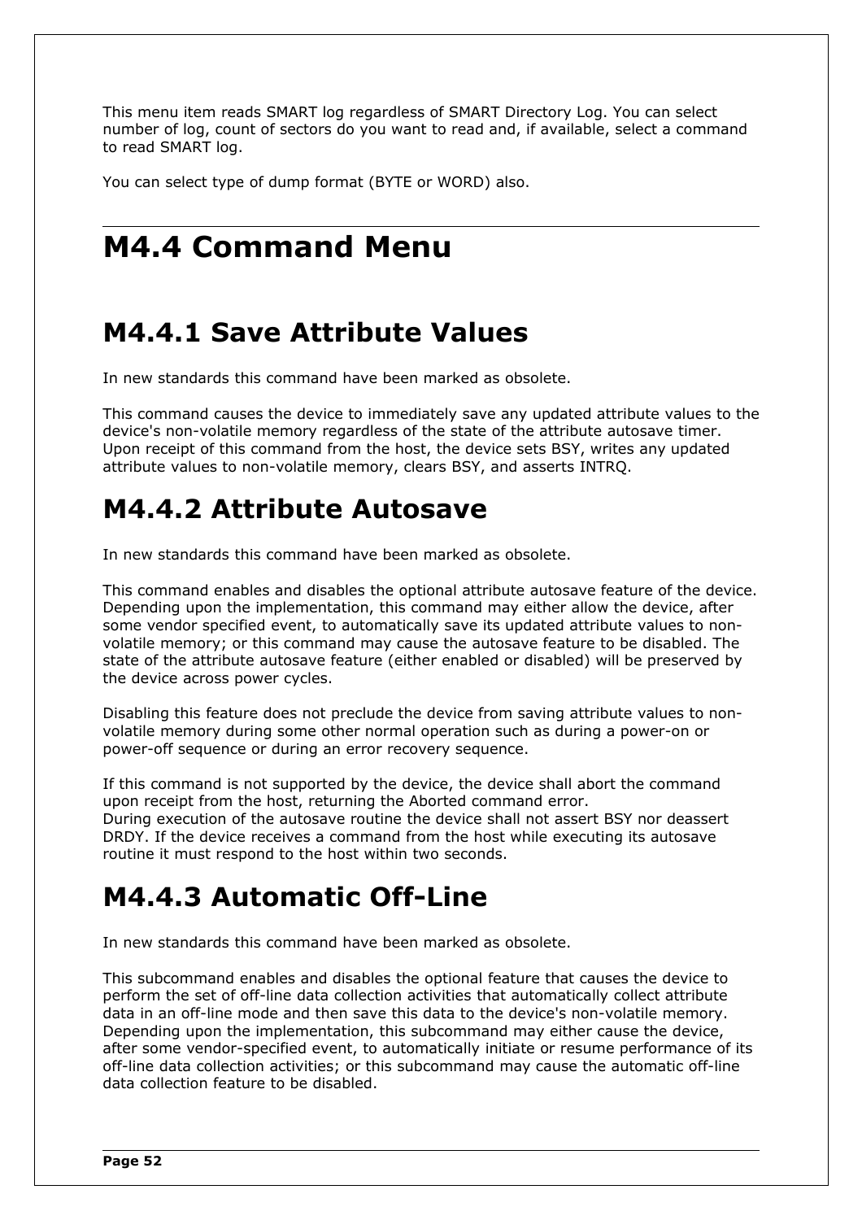This menu item reads SMART log regardless of SMART Directory Log. You can select number of log, count of sectors do you want to read and, if available, select a command to read SMART log.

You can select type of dump format (BYTE or WORD) also.

# M4.4 Command Menu

## M4.4.1 Save Attribute Values

In new standards this command have been marked as obsolete.

This command causes the device to immediately save any updated attribute values to the device's non-volatile memory regardless of the state of the attribute autosave timer. Upon receipt of this command from the host, the device sets BSY, writes any updated attribute values to non-volatile memory, clears BSY, and asserts INTRQ.

## M4.4.2 Attribute Autosave

In new standards this command have been marked as obsolete.

This command enables and disables the optional attribute autosave feature of the device. Depending upon the implementation, this command may either allow the device, after some vendor specified event, to automatically save its updated attribute values to non-volatile memory; or this command may cause the autosave feature to be disabled. The state of the attribute autosave feature (either enabled or disabled) will be preserved by the device across power cycles.

Disabling this feature does not preclude the device from saving attribute values to non-volatile memory during some other normal operation such as during a power-on or power-off sequence or during an error recovery sequence.

If this command is not supported by the device, the device shall abort the command upon receipt from the host, returning the Aborted command error.
During execution of the autosave routine the device shall not assert BSY nor deassert DRDY. If the device receives a command from the host while executing its autosave routine it must respond to the host within two seconds.

## M4.4.3 Automatic Off-Line

In new standards this command have been marked as obsolete.

This subcommand enables and disables the optional feature that causes the device to perform the set of off-line data collection activities that automatically collect attribute data in an off-line mode and then save this data to the device's non-volatile memory. Depending upon the implementation, this subcommand may either cause the device, after some vendor-specified event, to automatically initiate or resume performance of its off-line data collection activities; or this subcommand may cause the automatic off-line data collection feature to be disabled.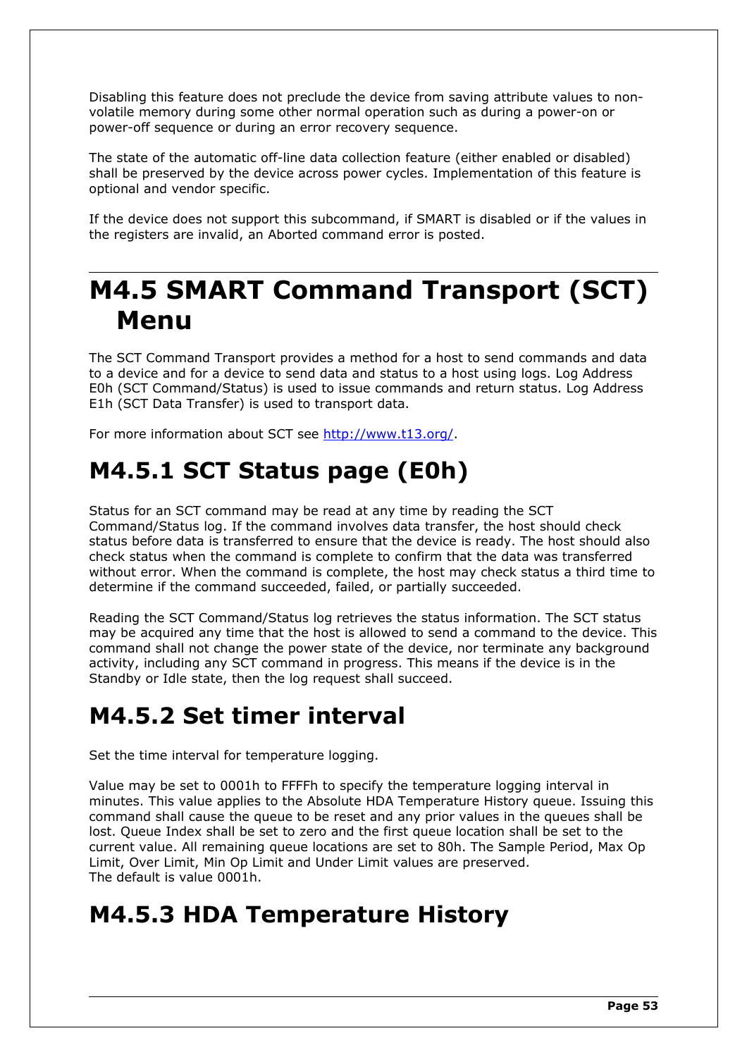Disabling this feature does not preclude the device from saving attribute values to non-volatile memory during some other normal operation such as during a power-on or power-off sequence or during an error recovery sequence.

The state of the automatic off-line data collection feature (either enabled or disabled) shall be preserved by the device across power cycles. Implementation of this feature is optional and vendor specific.

If the device does not support this subcommand, if SMART is disabled or if the values in the registers are invalid, an Aborted command error is posted.

# M4.5 SMART Command Transport (SCT) Menu

The SCT Command Transport provides a method for a host to send commands and data to a device and for a device to send data and status to a host using logs. Log Address E0h (SCT Command/Status) is used to issue commands and return status. Log Address E1h (SCT Data Transfer) is used to transport data.

For more information about SCT see [http://www.t13.org/](http://www.t13.org/).

## M4.5.1 SCT Status page (E0h)

Status for an SCT command may be read at any time by reading the SCT Command/Status log. If the command involves data transfer, the host should check status before data is transferred to ensure that the device is ready. The host should also check status when the command is complete to confirm that the data was transferred without error. When the command is complete, the host may check status a third time to determine if the command succeeded, failed, or partially succeeded.

Reading the SCT Command/Status log retrieves the status information. The SCT status may be acquired any time that the host is allowed to send a command to the device. This command shall not change the power state of the device, nor terminate any background activity, including any SCT command in progress. This means if the device is in the Standby or Idle state, then the log request shall succeed.

## M4.5.2 Set timer interval

Set the time interval for temperature logging.

Value may be set to 0001h to FFFFh to specify the temperature logging interval in minutes. This value applies to the Absolute HDA Temperature History queue. Issuing this command shall cause the queue to be reset and any prior values in the queues shall be lost. Queue Index shall be set to zero and the first queue location shall be set to the current value. All remaining queue locations are set to 80h. The Sample Period, Max Op Limit, Over Limit, Min Op Limit and Under Limit values are preserved.
The default is value 0001h.

## M4.5.3 HDA Temperature History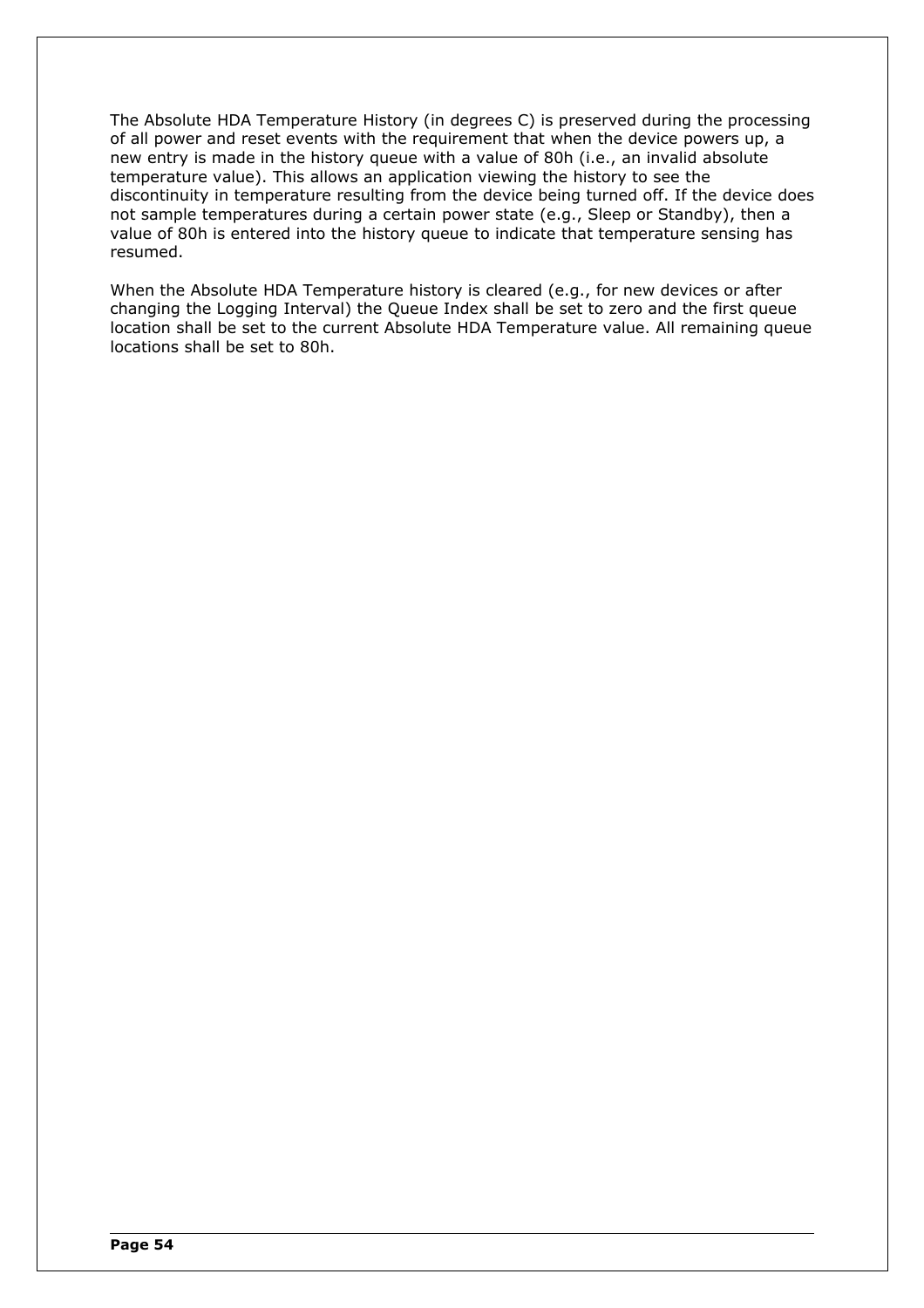The Absolute HDA Temperature History (in degrees C) is preserved during the processing of all power and reset events with the requirement that when the device powers up, a new entry is made in the history queue with a value of 80h (i.e., an invalid absolute temperature value). This allows an application viewing the history to see the discontinuity in temperature resulting from the device being turned off. If the device does not sample temperatures during a certain power state (e.g., Sleep or Standby), then a value of 80h is entered into the history queue to indicate that temperature sensing has resumed.

When the Absolute HDA Temperature history is cleared (e.g., for new devices or after changing the Logging Interval) the Queue Index shall be set to zero and the first queue location shall be set to the current Absolute HDA Temperature value. All remaining queue locations shall be set to 80h.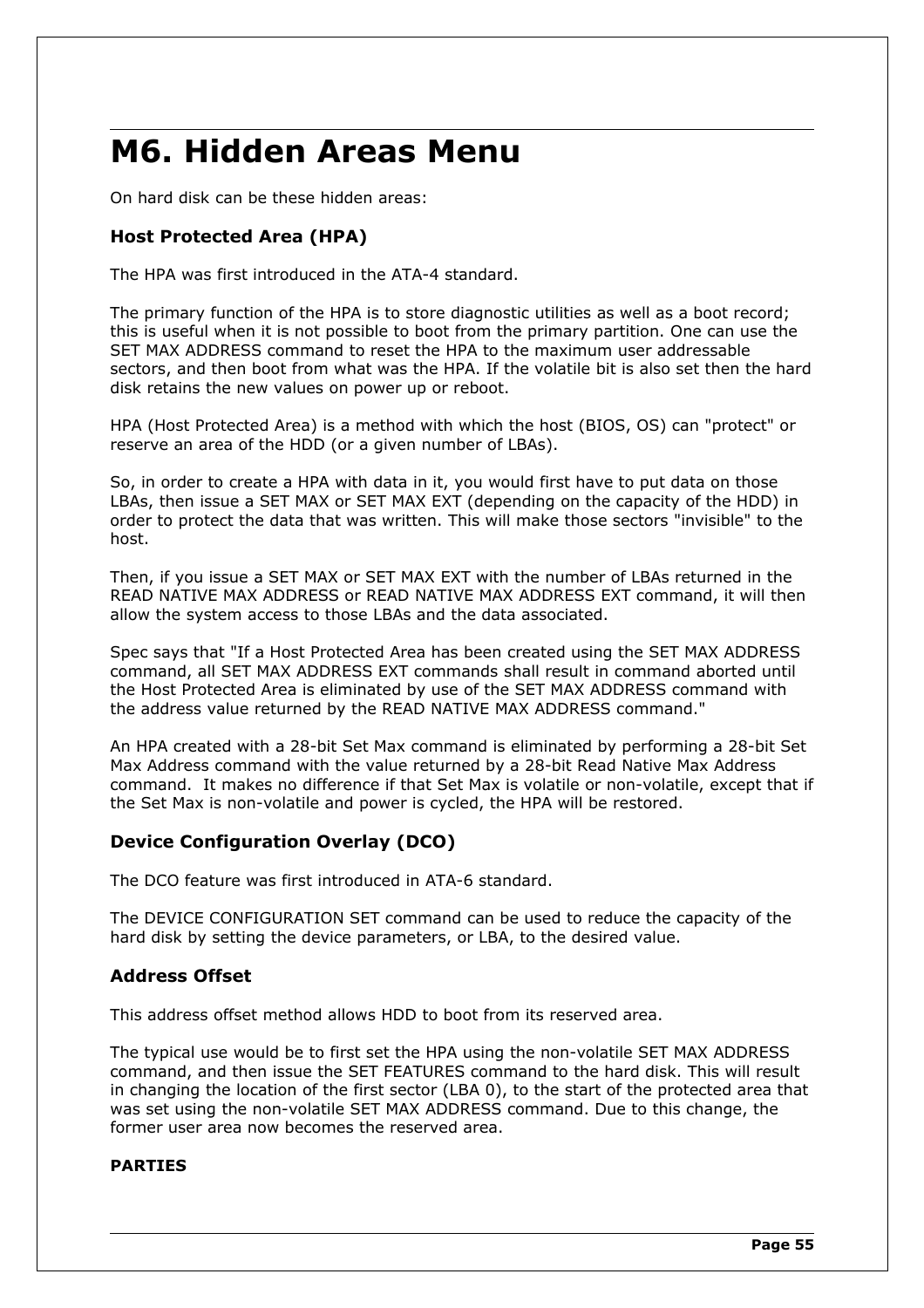# M6. Hidden Areas Menu

On hard disk can be these hidden areas:

### Host Protected Area (HPA)

The HPA was first introduced in the ATA-4 standard.

The primary function of the HPA is to store diagnostic utilities as well as a boot record; this is useful when it is not possible to boot from the primary partition. One can use the SET MAX ADDRESS command to reset the HPA to the maximum user addressable sectors, and then boot from what was the HPA. If the volatile bit is also set then the hard disk retains the new values on power up or reboot.

HPA (Host Protected Area) is a method with which the host (BIOS, OS) can "protect" or reserve an area of the HDD (or a given number of LBAs).

So, in order to create a HPA with data in it, you would first have to put data on those LBAs, then issue a SET MAX or SET MAX EXT (depending on the capacity of the HDD) in order to protect the data that was written. This will make those sectors "invisible" to the host.

Then, if you issue a SET MAX or SET MAX EXT with the number of LBAs returned in the READ NATIVE MAX ADDRESS or READ NATIVE MAX ADDRESS EXT command, it will then allow the system access to those LBAs and the data associated.

Spec says that "If a Host Protected Area has been created using the SET MAX ADDRESS command, all SET MAX ADDRESS EXT commands shall result in command aborted until the Host Protected Area is eliminated by use of the SET MAX ADDRESS command with the address value returned by the READ NATIVE MAX ADDRESS command."

An HPA created with a 28-bit Set Max command is eliminated by performing a 28-bit Set Max Address command with the value returned by a 28-bit Read Native Max Address command. It makes no difference if that Set Max is volatile or non-volatile, except that if the Set Max is non-volatile and power is cycled, the HPA will be restored.

### Device Configuration Overlay (DCO)

The DCO feature was first introduced in ATA-6 standard.

The DEVICE CONFIGURATION SET command can be used to reduce the capacity of the hard disk by setting the device parameters, or LBA, to the desired value.

### Address Offset

This address offset method allows HDD to boot from its reserved area.

The typical use would be to first set the HPA using the non-volatile SET MAX ADDRESS command, and then issue the SET FEATURES command to the hard disk. This will result in changing the location of the first sector (LBA 0), to the start of the protected area that was set using the non-volatile SET MAX ADDRESS command. Due to this change, the former user area now becomes the reserved area.

**PARTIES**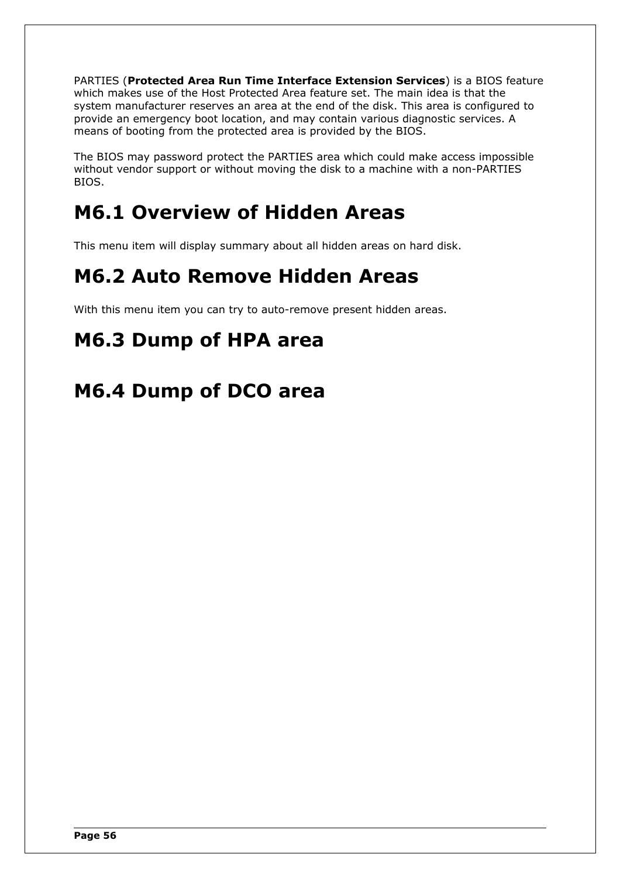PARTIES (**Protected Area Run Time Interface Extension Services**) is a BIOS feature which makes use of the Host Protected Area feature set. The main idea is that the system manufacturer reserves an area at the end of the disk. This area is configured to provide an emergency boot location, and may contain various diagnostic services. A means of booting from the protected area is provided by the BIOS.

The BIOS may password protect the PARTIES area which could make access impossible without vendor support or without moving the disk to a machine with a non-PARTIES BIOS.

# M6.1 Overview of Hidden Areas

This menu item will display summary about all hidden areas on hard disk.

# M6.2 Auto Remove Hidden Areas

With this menu item you can try to auto-remove present hidden areas.

# M6.3 Dump of HPA area

# M6.4 Dump of DCO area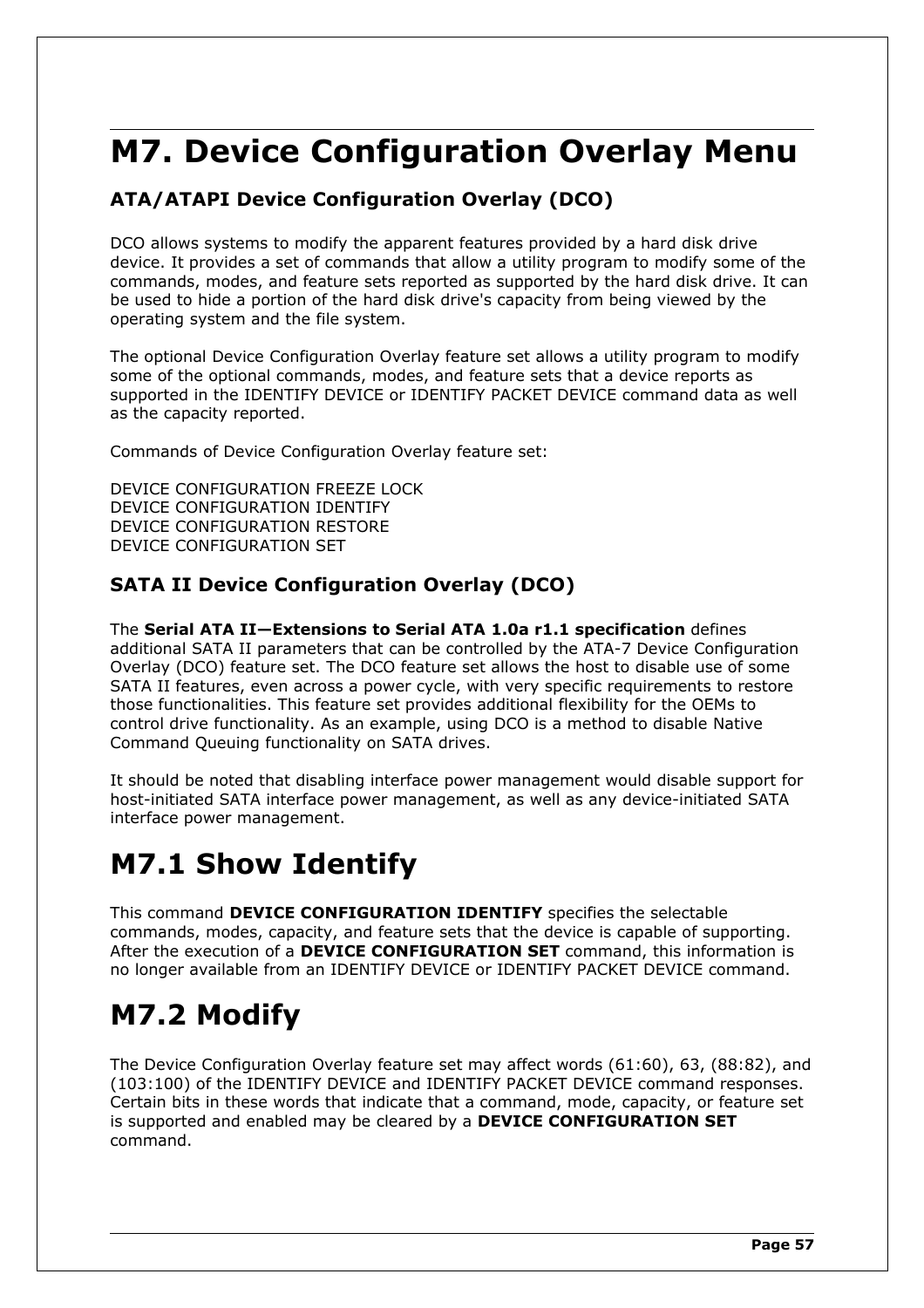# M7. Device Configuration Overlay Menu

## ATA/ATAPI Device Configuration Overlay (DCO)

DCO allows systems to modify the apparent features provided by a hard disk drive device. It provides a set of commands that allow a utility program to modify some of the commands, modes, and feature sets reported as supported by the hard disk drive. It can be used to hide a portion of the hard disk drive's capacity from being viewed by the operating system and the file system.

The optional Device Configuration Overlay feature set allows a utility program to modify some of the optional commands, modes, and feature sets that a device reports as supported in the IDENTIFY DEVICE or IDENTIFY PACKET DEVICE command data as well as the capacity reported.

Commands of Device Configuration Overlay feature set:

DEVICE CONFIGURATION FREEZE LOCK
DEVICE CONFIGURATION IDENTIFY
DEVICE CONFIGURATION RESTORE
DEVICE CONFIGURATION SET

## SATA II Device Configuration Overlay (DCO)

The **Serial ATA II—Extensions to Serial ATA 1.0a r1.1 specification** defines additional SATA II parameters that can be controlled by the ATA-7 Device Configuration Overlay (DCO) feature set. The DCO feature set allows the host to disable use of some SATA II features, even across a power cycle, with very specific requirements to restore those functionalities. This feature set provides additional flexibility for the OEMs to control drive functionality. As an example, using DCO is a method to disable Native Command Queuing functionality on SATA drives.

It should be noted that disabling interface power management would disable support for host-initiated SATA interface power management, as well as any device-initiated SATA interface power management.

# M7.1 Show Identify

This command **DEVICE CONFIGURATION IDENTIFY** specifies the selectable commands, modes, capacity, and feature sets that the device is capable of supporting. After the execution of a **DEVICE CONFIGURATION SET** command, this information is no longer available from an IDENTIFY DEVICE or IDENTIFY PACKET DEVICE command.

# M7.2 Modify

The Device Configuration Overlay feature set may affect words (61:60), 63, (88:82), and (103:100) of the IDENTIFY DEVICE and IDENTIFY PACKET DEVICE command responses. Certain bits in these words that indicate that a command, mode, capacity, or feature set is supported and enabled may be cleared by a **DEVICE CONFIGURATION SET** command.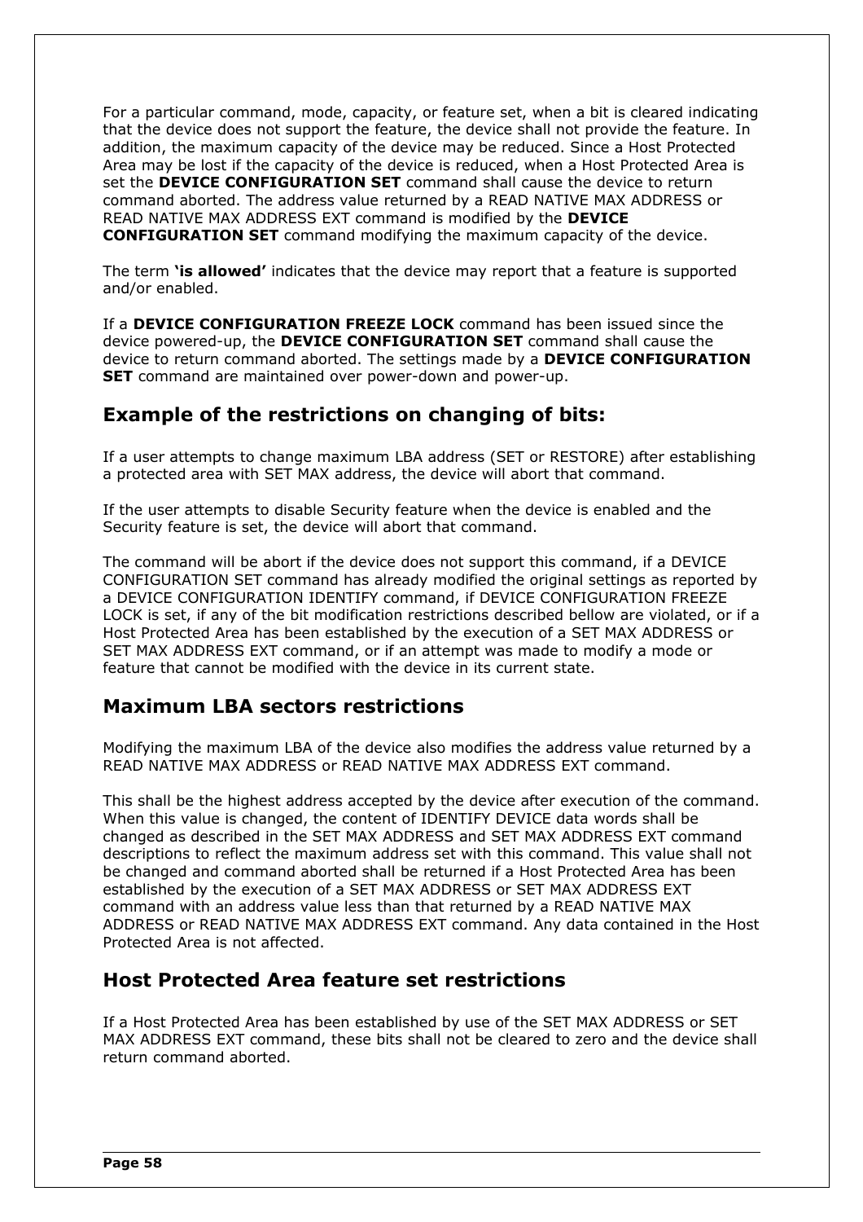For a particular command, mode, capacity, or feature set, when a bit is cleared indicating that the device does not support the feature, the device shall not provide the feature. In addition, the maximum capacity of the device may be reduced. Since a Host Protected Area may be lost if the capacity of the device is reduced, when a Host Protected Area is set the **DEVICE CONFIGURATION SET** command shall cause the device to return command aborted. The address value returned by a READ NATIVE MAX ADDRESS or READ NATIVE MAX ADDRESS EXT command is modified by the **DEVICE CONFIGURATION SET** command modifying the maximum capacity of the device.

The term **'is allowed'** indicates that the device may report that a feature is supported and/or enabled.

If a **DEVICE CONFIGURATION FREEZE LOCK** command has been issued since the device powered-up, the **DEVICE CONFIGURATION SET** command shall cause the device to return command aborted. The settings made by a **DEVICE CONFIGURATION SET** command are maintained over power-down and power-up.

## Example of the restrictions on changing of bits:

If a user attempts to change maximum LBA address (SET or RESTORE) after establishing a protected area with SET MAX address, the device will abort that command.

If the user attempts to disable Security feature when the device is enabled and the Security feature is set, the device will abort that command.

The command will be abort if the device does not support this command, if a DEVICE CONFIGURATION SET command has already modified the original settings as reported by a DEVICE CONFIGURATION IDENTIFY command, if DEVICE CONFIGURATION FREEZE LOCK is set, if any of the bit modification restrictions described bellow are violated, or if a Host Protected Area has been established by the execution of a SET MAX ADDRESS or SET MAX ADDRESS EXT command, or if an attempt was made to modify a mode or feature that cannot be modified with the device in its current state.

## Maximum LBA sectors restrictions

Modifying the maximum LBA of the device also modifies the address value returned by a READ NATIVE MAX ADDRESS or READ NATIVE MAX ADDRESS EXT command.

This shall be the highest address accepted by the device after execution of the command. When this value is changed, the content of IDENTIFY DEVICE data words shall be changed as described in the SET MAX ADDRESS and SET MAX ADDRESS EXT command descriptions to reflect the maximum address set with this command. This value shall not be changed and command aborted shall be returned if a Host Protected Area has been established by the execution of a SET MAX ADDRESS or SET MAX ADDRESS EXT command with an address value less than that returned by a READ NATIVE MAX ADDRESS or READ NATIVE MAX ADDRESS EXT command. Any data contained in the Host Protected Area is not affected.

## Host Protected Area feature set restrictions

If a Host Protected Area has been established by use of the SET MAX ADDRESS or SET MAX ADDRESS EXT command, these bits shall not be cleared to zero and the device shall return command aborted.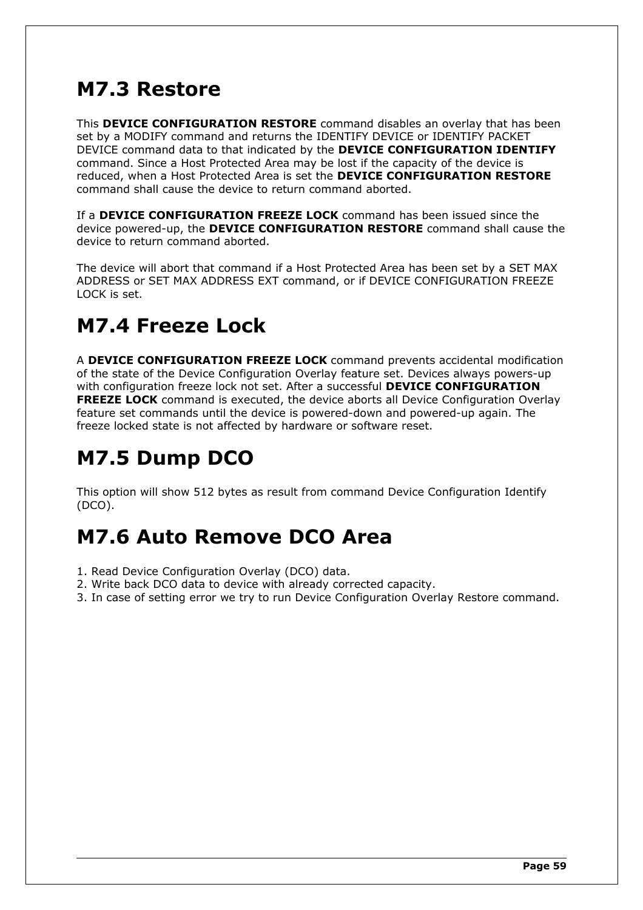# M7.3 Restore

This **DEVICE CONFIGURATION RESTORE** command disables an overlay that has been set by a MODIFY command and returns the IDENTIFY DEVICE or IDENTIFY PACKET DEVICE command data to that indicated by the **DEVICE CONFIGURATION IDENTIFY** command. Since a Host Protected Area may be lost if the capacity of the device is reduced, when a Host Protected Area is set the **DEVICE CONFIGURATION RESTORE** command shall cause the device to return command aborted.

If a **DEVICE CONFIGURATION FREEZE LOCK** command has been issued since the device powered-up, the **DEVICE CONFIGURATION RESTORE** command shall cause the device to return command aborted.

The device will abort that command if a Host Protected Area has been set by a SET MAX ADDRESS or SET MAX ADDRESS EXT command, or if DEVICE CONFIGURATION FREEZE LOCK is set.

# M7.4 Freeze Lock

A **DEVICE CONFIGURATION FREEZE LOCK** command prevents accidental modification of the state of the Device Configuration Overlay feature set. Devices always powers-up with configuration freeze lock not set. After a successful **DEVICE CONFIGURATION FREEZE LOCK** command is executed, the device aborts all Device Configuration Overlay feature set commands until the device is powered-down and powered-up again. The freeze locked state is not affected by hardware or software reset.

# M7.5 Dump DCO

This option will show 512 bytes as result from command Device Configuration Identify (DCO).

# M7.6 Auto Remove DCO Area

1. Read Device Configuration Overlay (DCO) data.
2. Write back DCO data to device with already corrected capacity.
3. In case of setting error we try to run Device Configuration Overlay Restore command.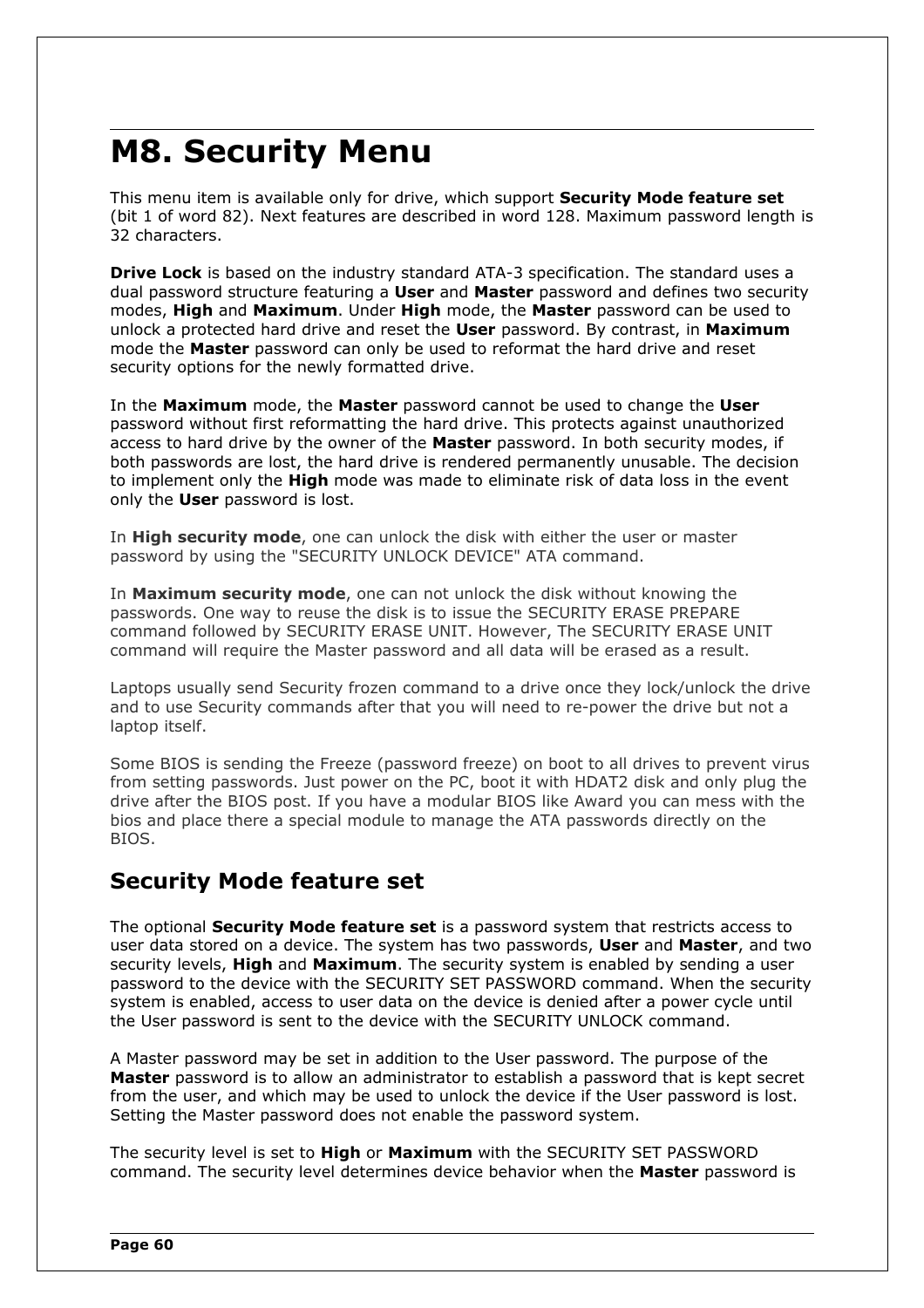# M8. Security Menu

This menu item is available only for drive, which support **Security Mode feature set** (bit 1 of word 82). Next features are described in word 128. Maximum password length is 32 characters.

**Drive Lock** is based on the industry standard ATA-3 specification. The standard uses a dual password structure featuring a **User** and **Master** password and defines two security modes, **High** and **Maximum**. Under **High** mode, the **Master** password can be used to unlock a protected hard drive and reset the **User** password. By contrast, in **Maximum** mode the **Master** password can only be used to reformat the hard drive and reset security options for the newly formatted drive.

In the **Maximum** mode, the **Master** password cannot be used to change the **User** password without first reformatting the hard drive. This protects against unauthorized access to hard drive by the owner of the **Master** password. In both security modes, if both passwords are lost, the hard drive is rendered permanently unusable. The decision to implement only the **High** mode was made to eliminate risk of data loss in the event only the **User** password is lost.

In **High security mode**, one can unlock the disk with either the user or master password by using the "SECURITY UNLOCK DEVICE" ATA command.

In **Maximum security mode**, one can not unlock the disk without knowing the passwords. One way to reuse the disk is to issue the SECURITY ERASE PREPARE command followed by SECURITY ERASE UNIT. However, The SECURITY ERASE UNIT command will require the Master password and all data will be erased as a result.

Laptops usually send Security frozen command to a drive once they lock/unlock the drive and to use Security commands after that you will need to re-power the drive but not a laptop itself.

Some BIOS is sending the Freeze (password freeze) on boot to all drives to prevent virus from setting passwords. Just power on the PC, boot it with HDAT2 disk and only plug the drive after the BIOS post. If you have a modular BIOS like Award you can mess with the bios and place there a special module to manage the ATA passwords directly on the BIOS.

## Security Mode feature set

The optional **Security Mode feature set** is a password system that restricts access to user data stored on a device. The system has two passwords, **User** and **Master**, and two security levels, **High** and **Maximum**. The security system is enabled by sending a user password to the device with the SECURITY SET PASSWORD command. When the security system is enabled, access to user data on the device is denied after a power cycle until the User password is sent to the device with the SECURITY UNLOCK command.

A Master password may be set in addition to the User password. The purpose of the **Master** password is to allow an administrator to establish a password that is kept secret from the user, and which may be used to unlock the device if the User password is lost. Setting the Master password does not enable the password system.

The security level is set to **High** or **Maximum** with the SECURITY SET PASSWORD command. The security level determines device behavior when the **Master** password is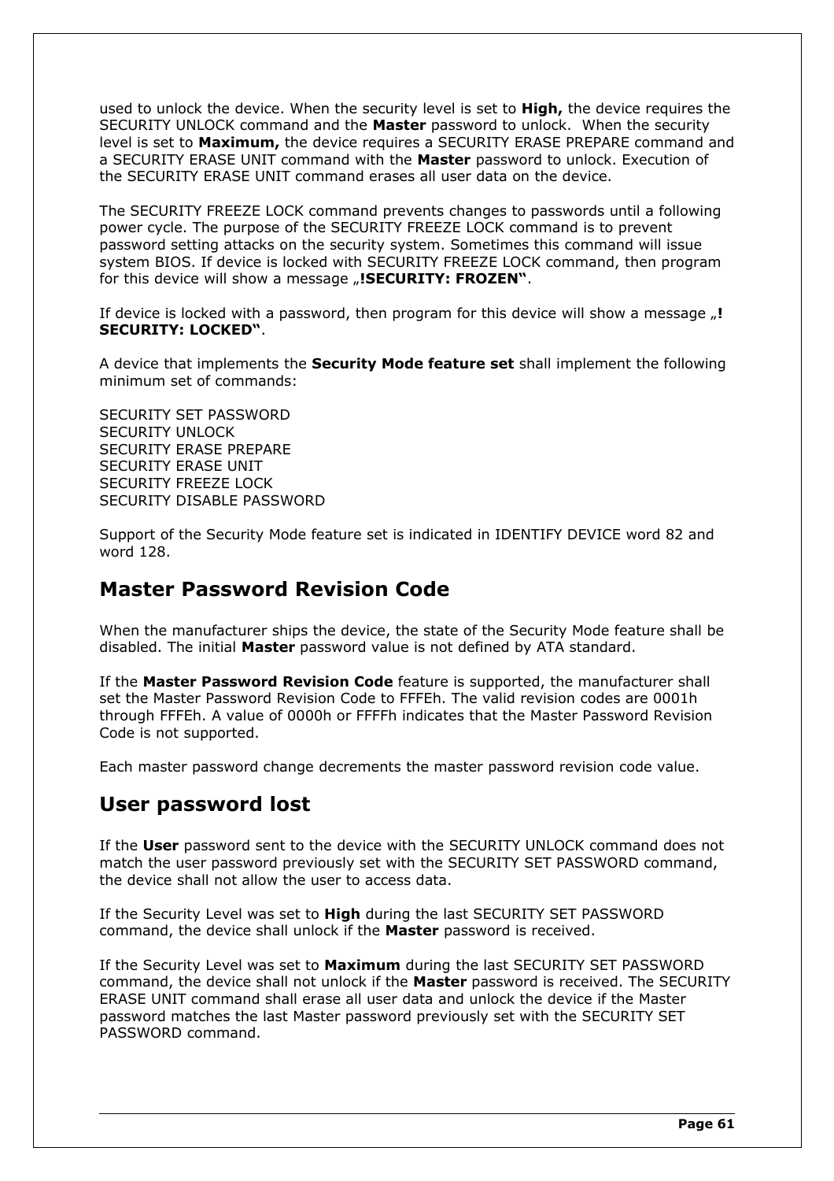used to unlock the device. When the security level is set to **High,** the device requires the SECURITY UNLOCK command and the **Master** password to unlock.  When the security level is set to **Maximum,** the device requires a SECURITY ERASE PREPARE command and a SECURITY ERASE UNIT command with the **Master** password to unlock. Execution of the SECURITY ERASE UNIT command erases all user data on the device.

The SECURITY FREEZE LOCK command prevents changes to passwords until a following power cycle. The purpose of the SECURITY FREEZE LOCK command is to prevent password setting attacks on the security system. Sometimes this command will issue system BIOS. If device is locked with SECURITY FREEZE LOCK command, then program for this device will show a message „**!SECURITY: FROZEN"**.

If device is locked with a password, then program for this device will show a message „**!SECURITY: LOCKED"**.

A device that implements the **Security Mode feature set** shall implement the following minimum set of commands:

SECURITY SET PASSWORD
SECURITY UNLOCK
SECURITY ERASE PREPARE
SECURITY ERASE UNIT
SECURITY FREEZE LOCK
SECURITY DISABLE PASSWORD

Support of the Security Mode feature set is indicated in IDENTIFY DEVICE word 82 and word 128.

## Master Password Revision Code

When the manufacturer ships the device, the state of the Security Mode feature shall be disabled. The initial **Master** password value is not defined by ATA standard.

If the **Master Password Revision Code** feature is supported, the manufacturer shall set the Master Password Revision Code to FFFEh. The valid revision codes are 0001h through FFFEh. A value of 0000h or FFFFh indicates that the Master Password Revision Code is not supported.

Each master password change decrements the master password revision code value.

## User password lost

If the **User** password sent to the device with the SECURITY UNLOCK command does not match the user password previously set with the SECURITY SET PASSWORD command, the device shall not allow the user to access data.

If the Security Level was set to **High** during the last SECURITY SET PASSWORD command, the device shall unlock if the **Master** password is received.

If the Security Level was set to **Maximum** during the last SECURITY SET PASSWORD command, the device shall not unlock if the **Master** password is received. The SECURITY ERASE UNIT command shall erase all user data and unlock the device if the Master password matches the last Master password previously set with the SECURITY SET PASSWORD command.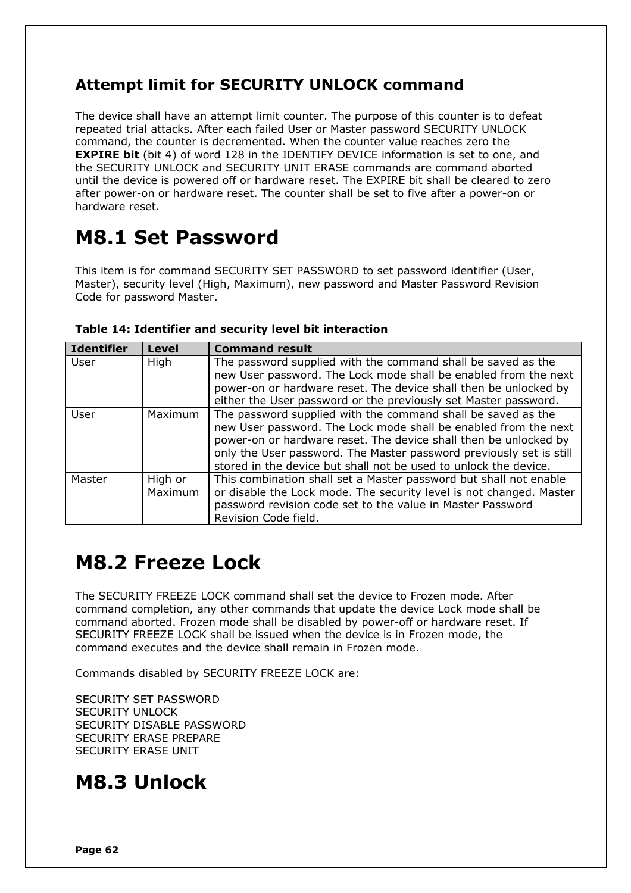### Attempt limit for SECURITY UNLOCK command

The device shall have an attempt limit counter. The purpose of this counter is to defeat repeated trial attacks. After each failed User or Master password SECURITY UNLOCK command, the counter is decremented. When the counter value reaches zero the **EXPIRE bit** (bit 4) of word 128 in the IDENTIFY DEVICE information is set to one, and the SECURITY UNLOCK and SECURITY UNIT ERASE commands are command aborted until the device is powered off or hardware reset. The EXPIRE bit shall be cleared to zero after power-on or hardware reset. The counter shall be set to five after a power-on or hardware reset.

# M8.1 Set Password

This item is for command SECURITY SET PASSWORD to set password identifier (User, Master), security level (High, Maximum), new password and Master Password Revision Code for password Master.

**Table 14: Identifier and security level bit interaction**

| Identifier | Level | Command result |
|---|---|---|
| User | High | The password supplied with the command shall be saved as the new User password. The Lock mode shall be enabled from the next power-on or hardware reset. The device shall then be unlocked by either the User password or the previously set Master password. |
| User | Maximum | The password supplied with the command shall be saved as the new User password. The Lock mode shall be enabled from the next power-on or hardware reset. The device shall then be unlocked by only the User password. The Master password previously set is still stored in the device but shall not be used to unlock the device. |
| Master | High or Maximum | This combination shall set a Master password but shall not enable or disable the Lock mode. The security level is not changed. Master password revision code set to the value in Master Password Revision Code field. |

# M8.2 Freeze Lock

The SECURITY FREEZE LOCK command shall set the device to Frozen mode. After command completion, any other commands that update the device Lock mode shall be command aborted. Frozen mode shall be disabled by power-off or hardware reset. If SECURITY FREEZE LOCK shall be issued when the device is in Frozen mode, the command executes and the device shall remain in Frozen mode.

Commands disabled by SECURITY FREEZE LOCK are:

SECURITY SET PASSWORD
SECURITY UNLOCK
SECURITY DISABLE PASSWORD
SECURITY ERASE PREPARE
SECURITY ERASE UNIT

# M8.3 Unlock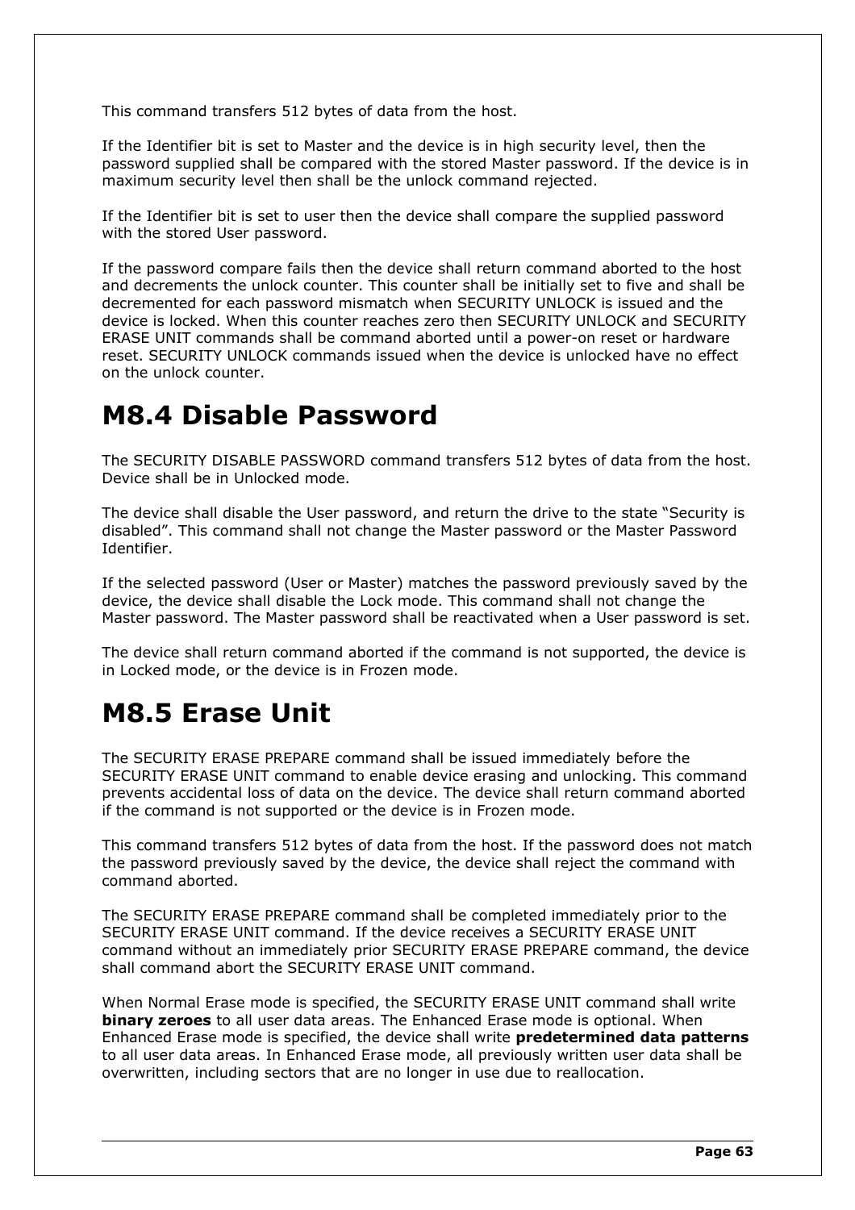This command transfers 512 bytes of data from the host.

If the Identifier bit is set to Master and the device is in high security level, then the password supplied shall be compared with the stored Master password. If the device is in maximum security level then shall be the unlock command rejected.

If the Identifier bit is set to user then the device shall compare the supplied password with the stored User password.

If the password compare fails then the device shall return command aborted to the host and decrements the unlock counter. This counter shall be initially set to five and shall be decremented for each password mismatch when SECURITY UNLOCK is issued and the device is locked. When this counter reaches zero then SECURITY UNLOCK and SECURITY ERASE UNIT commands shall be command aborted until a power-on reset or hardware reset. SECURITY UNLOCK commands issued when the device is unlocked have no effect on the unlock counter.

# M8.4 Disable Password

The SECURITY DISABLE PASSWORD command transfers 512 bytes of data from the host. Device shall be in Unlocked mode.

The device shall disable the User password, and return the drive to the state "Security is disabled". This command shall not change the Master password or the Master Password Identifier.

If the selected password (User or Master) matches the password previously saved by the device, the device shall disable the Lock mode. This command shall not change the Master password. The Master password shall be reactivated when a User password is set.

The device shall return command aborted if the command is not supported, the device is in Locked mode, or the device is in Frozen mode.

# M8.5 Erase Unit

The SECURITY ERASE PREPARE command shall be issued immediately before the SECURITY ERASE UNIT command to enable device erasing and unlocking. This command prevents accidental loss of data on the device. The device shall return command aborted if the command is not supported or the device is in Frozen mode.

This command transfers 512 bytes of data from the host. If the password does not match the password previously saved by the device, the device shall reject the command with command aborted.

The SECURITY ERASE PREPARE command shall be completed immediately prior to the SECURITY ERASE UNIT command. If the device receives a SECURITY ERASE UNIT command without an immediately prior SECURITY ERASE PREPARE command, the device shall command abort the SECURITY ERASE UNIT command.

When Normal Erase mode is specified, the SECURITY ERASE UNIT command shall write **binary zeroes** to all user data areas. The Enhanced Erase mode is optional. When Enhanced Erase mode is specified, the device shall write **predetermined data patterns** to all user data areas. In Enhanced Erase mode, all previously written user data shall be overwritten, including sectors that are no longer in use due to reallocation.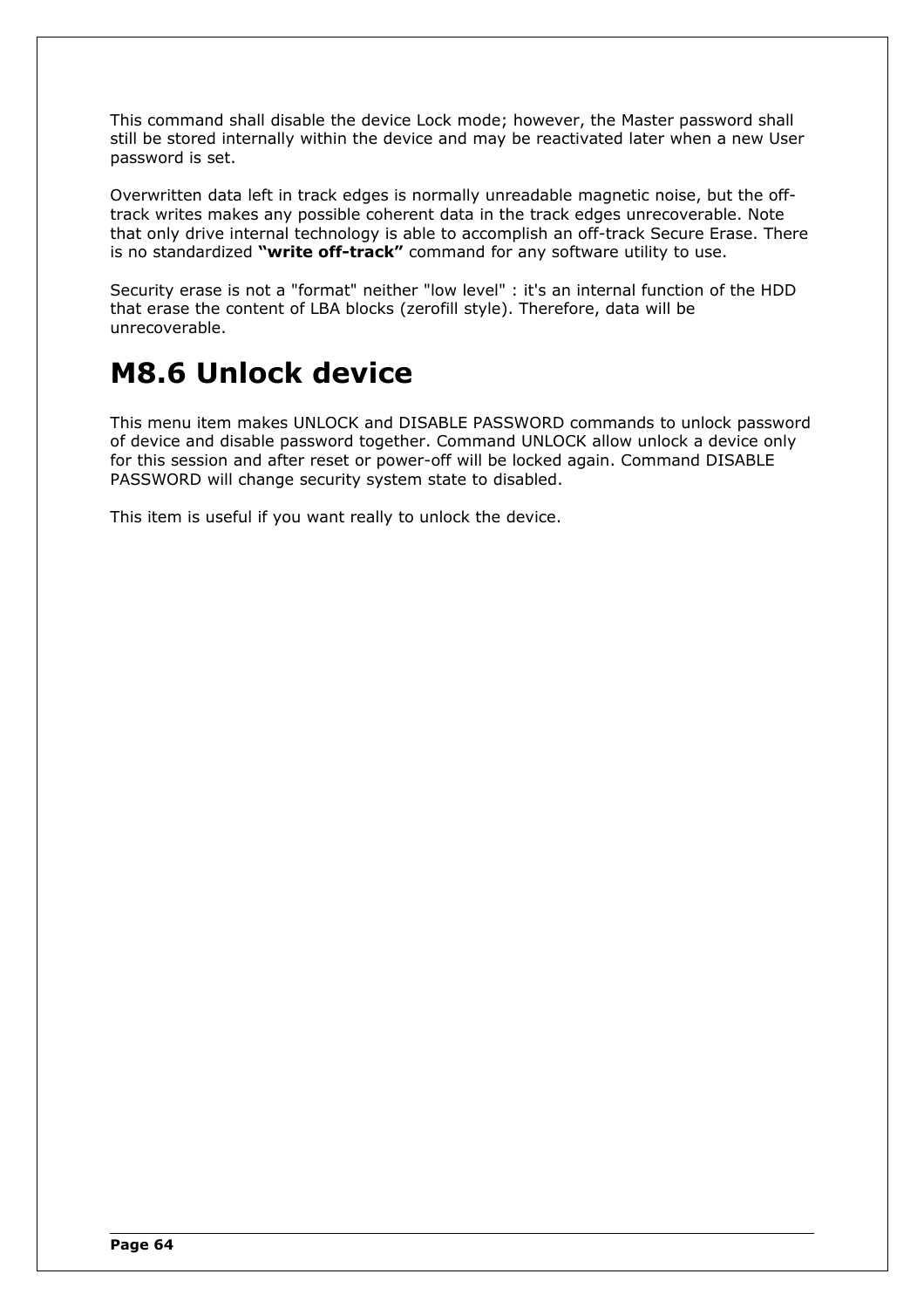This command shall disable the device Lock mode; however, the Master password shall still be stored internally within the device and may be reactivated later when a new User password is set.

Overwritten data left in track edges is normally unreadable magnetic noise, but the off-track writes makes any possible coherent data in the track edges unrecoverable. Note that only drive internal technology is able to accomplish an off-track Secure Erase. There is no standardized **"write off-track"** command for any software utility to use.

Security erase is not a "format" neither "low level" : it's an internal function of the HDD that erase the content of LBA blocks (zerofill style). Therefore, data will be unrecoverable.

# M8.6 Unlock device

This menu item makes UNLOCK and DISABLE PASSWORD commands to unlock password of device and disable password together. Command UNLOCK allow unlock a device only for this session and after reset or power-off will be locked again. Command DISABLE PASSWORD will change security system state to disabled.

This item is useful if you want really to unlock the device.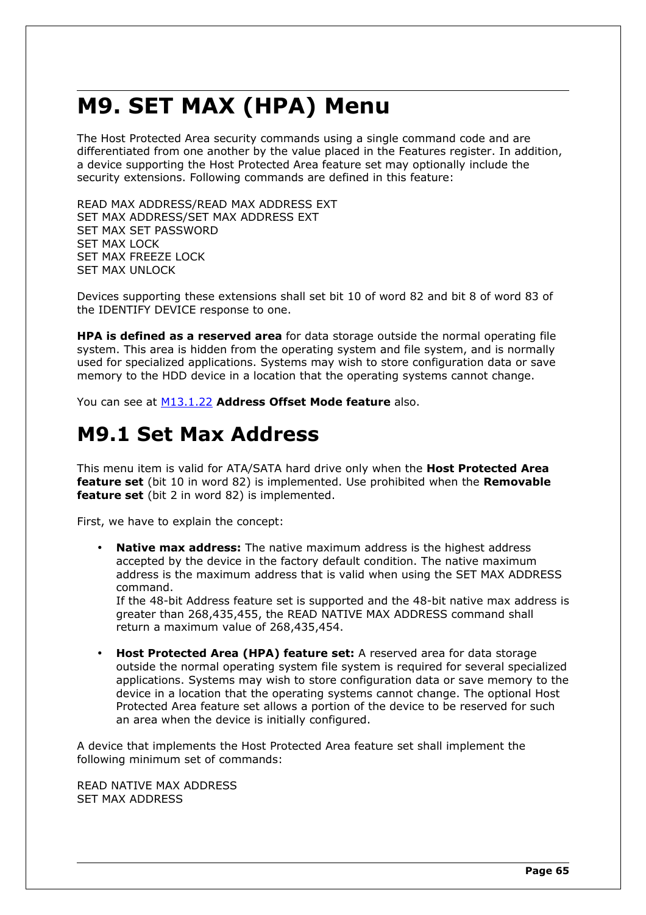# M9. SET MAX (HPA) Menu

The Host Protected Area security commands using a single command code and are differentiated from one another by the value placed in the Features register. In addition, a device supporting the Host Protected Area feature set may optionally include the security extensions. Following commands are defined in this feature:

READ MAX ADDRESS/READ MAX ADDRESS EXT
SET MAX ADDRESS/SET MAX ADDRESS EXT
SET MAX SET PASSWORD
SET MAX LOCK
SET MAX FREEZE LOCK
SET MAX UNLOCK

Devices supporting these extensions shall set bit 10 of word 82 and bit 8 of word 83 of the IDENTIFY DEVICE response to one.

**HPA is defined as a reserved area** for data storage outside the normal operating file system. This area is hidden from the operating system and file system, and is normally used for specialized applications. Systems may wish to store configuration data or save memory to the HDD device in a location that the operating systems cannot change.

You can see at M13.1.22 **Address Offset Mode feature** also.

# M9.1 Set Max Address

This menu item is valid for ATA/SATA hard drive only when the **Host Protected Area feature set** (bit 10 in word 82) is implemented. Use prohibited when the **Removable feature set** (bit 2 in word 82) is implemented.

First, we have to explain the concept:

- **Native max address:** The native maximum address is the highest address accepted by the device in the factory default condition. The native maximum address is the maximum address that is valid when using the SET MAX ADDRESS command.
  If the 48-bit Address feature set is supported and the 48-bit native max address is greater than 268,435,455, the READ NATIVE MAX ADDRESS command shall return a maximum value of 268,435,454.

- **Host Protected Area (HPA) feature set:** A reserved area for data storage outside the normal operating system file system is required for several specialized applications. Systems may wish to store configuration data or save memory to the device in a location that the operating systems cannot change. The optional Host Protected Area feature set allows a portion of the device to be reserved for such an area when the device is initially configured.

A device that implements the Host Protected Area feature set shall implement the following minimum set of commands:

READ NATIVE MAX ADDRESS
SET MAX ADDRESS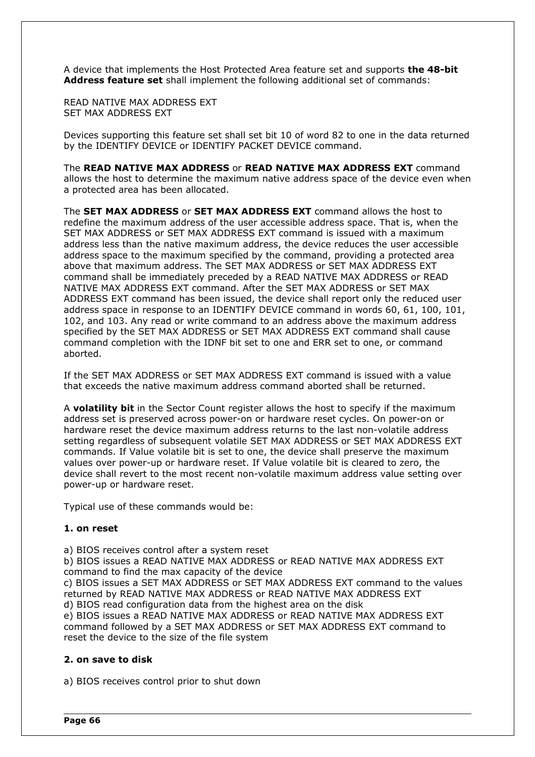A device that implements the Host Protected Area feature set and supports **the 48-bit Address feature set** shall implement the following additional set of commands:

READ NATIVE MAX ADDRESS EXT
SET MAX ADDRESS EXT

Devices supporting this feature set shall set bit 10 of word 82 to one in the data returned by the IDENTIFY DEVICE or IDENTIFY PACKET DEVICE command.

The **READ NATIVE MAX ADDRESS** or **READ NATIVE MAX ADDRESS EXT** command allows the host to determine the maximum native address space of the device even when a protected area has been allocated.

The **SET MAX ADDRESS** or **SET MAX ADDRESS EXT** command allows the host to redefine the maximum address of the user accessible address space. That is, when the SET MAX ADDRESS or SET MAX ADDRESS EXT command is issued with a maximum address less than the native maximum address, the device reduces the user accessible address space to the maximum specified by the command, providing a protected area above that maximum address. The SET MAX ADDRESS or SET MAX ADDRESS EXT command shall be immediately preceded by a READ NATIVE MAX ADDRESS or READ NATIVE MAX ADDRESS EXT command. After the SET MAX ADDRESS or SET MAX ADDRESS EXT command has been issued, the device shall report only the reduced user address space in response to an IDENTIFY DEVICE command in words 60, 61, 100, 101, 102, and 103. Any read or write command to an address above the maximum address specified by the SET MAX ADDRESS or SET MAX ADDRESS EXT command shall cause command completion with the IDNF bit set to one and ERR set to one, or command aborted.

If the SET MAX ADDRESS or SET MAX ADDRESS EXT command is issued with a value that exceeds the native maximum address command aborted shall be returned.

A **volatility bit** in the Sector Count register allows the host to specify if the maximum address set is preserved across power-on or hardware reset cycles. On power-on or hardware reset the device maximum address returns to the last non-volatile address setting regardless of subsequent volatile SET MAX ADDRESS or SET MAX ADDRESS EXT commands. If Value volatile bit is set to one, the device shall preserve the maximum values over power-up or hardware reset. If Value volatile bit is cleared to zero, the device shall revert to the most recent non-volatile maximum address value setting over power-up or hardware reset.

Typical use of these commands would be:

**1. on reset**

a) BIOS receives control after a system reset
b) BIOS issues a READ NATIVE MAX ADDRESS or READ NATIVE MAX ADDRESS EXT command to find the max capacity of the device
c) BIOS issues a SET MAX ADDRESS or SET MAX ADDRESS EXT command to the values returned by READ NATIVE MAX ADDRESS or READ NATIVE MAX ADDRESS EXT
d) BIOS read configuration data from the highest area on the disk
e) BIOS issues a READ NATIVE MAX ADDRESS or READ NATIVE MAX ADDRESS EXT command followed by a SET MAX ADDRESS or SET MAX ADDRESS EXT command to reset the device to the size of the file system

**2. on save to disk**

a) BIOS receives control prior to shut down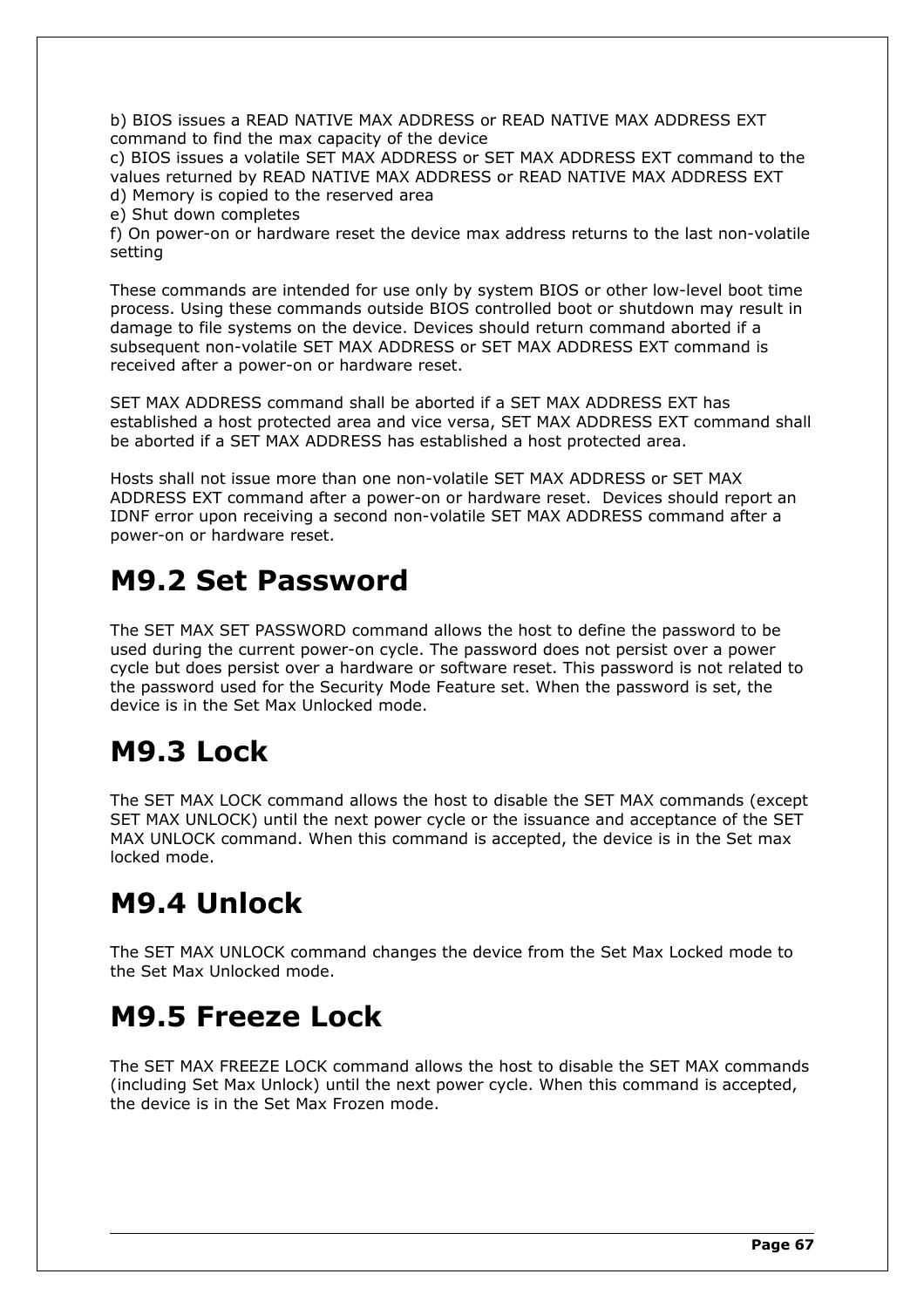b) BIOS issues a READ NATIVE MAX ADDRESS or READ NATIVE MAX ADDRESS EXT command to find the max capacity of the device
c) BIOS issues a volatile SET MAX ADDRESS or SET MAX ADDRESS EXT command to the values returned by READ NATIVE MAX ADDRESS or READ NATIVE MAX ADDRESS EXT
d) Memory is copied to the reserved area
e) Shut down completes
f) On power-on or hardware reset the device max address returns to the last non-volatile setting

These commands are intended for use only by system BIOS or other low-level boot time process. Using these commands outside BIOS controlled boot or shutdown may result in damage to file systems on the device. Devices should return command aborted if a subsequent non-volatile SET MAX ADDRESS or SET MAX ADDRESS EXT command is received after a power-on or hardware reset.

SET MAX ADDRESS command shall be aborted if a SET MAX ADDRESS EXT has established a host protected area and vice versa, SET MAX ADDRESS EXT command shall be aborted if a SET MAX ADDRESS has established a host protected area.

Hosts shall not issue more than one non-volatile SET MAX ADDRESS or SET MAX ADDRESS EXT command after a power-on or hardware reset.  Devices should report an IDNF error upon receiving a second non-volatile SET MAX ADDRESS command after a power-on or hardware reset.

# M9.2 Set Password

The SET MAX SET PASSWORD command allows the host to define the password to be used during the current power-on cycle. The password does not persist over a power cycle but does persist over a hardware or software reset. This password is not related to the password used for the Security Mode Feature set. When the password is set, the device is in the Set Max Unlocked mode.

# M9.3 Lock

The SET MAX LOCK command allows the host to disable the SET MAX commands (except SET MAX UNLOCK) until the next power cycle or the issuance and acceptance of the SET MAX UNLOCK command. When this command is accepted, the device is in the Set max locked mode.

# M9.4 Unlock

The SET MAX UNLOCK command changes the device from the Set Max Locked mode to the Set Max Unlocked mode.

# M9.5 Freeze Lock

The SET MAX FREEZE LOCK command allows the host to disable the SET MAX commands (including Set Max Unlock) until the next power cycle. When this command is accepted, the device is in the Set Max Frozen mode.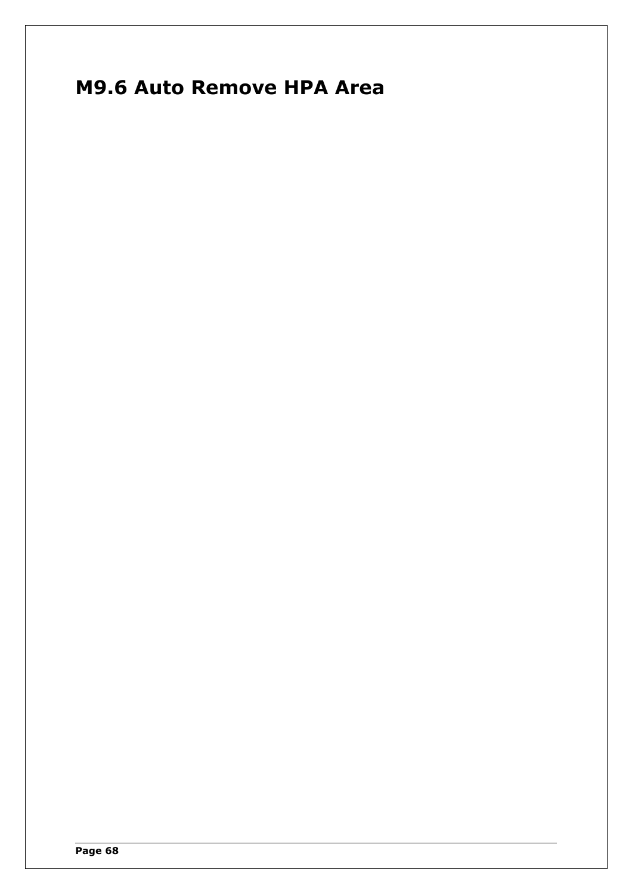# M9.6 Auto Remove HPA Area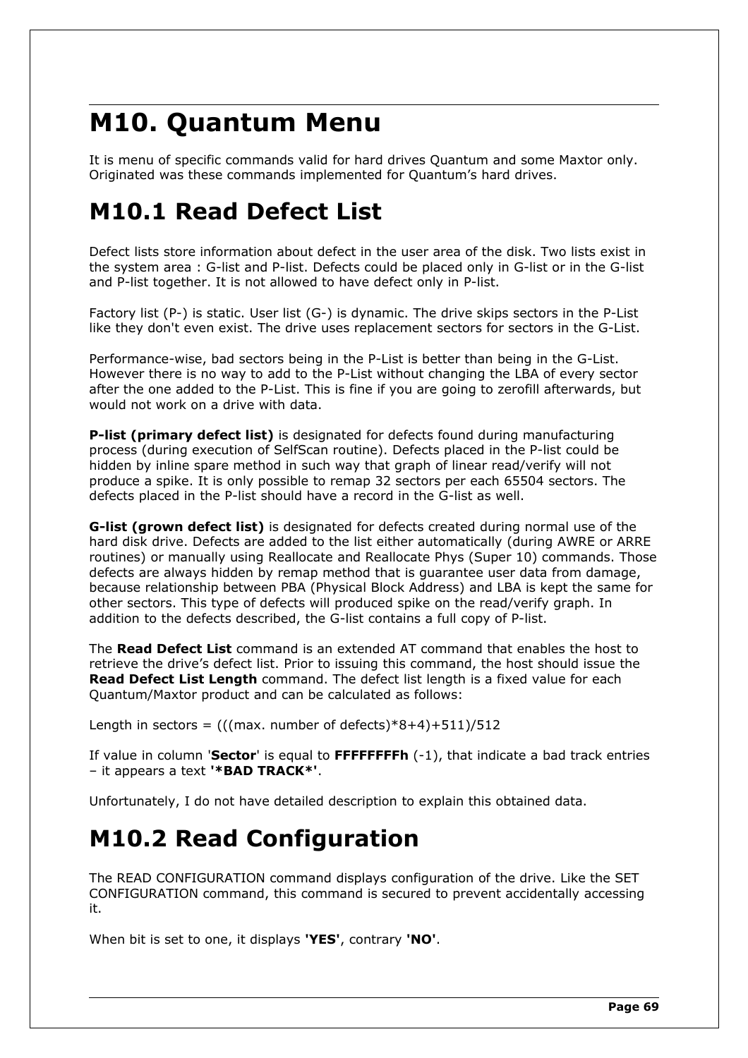# M10. Quantum Menu

It is menu of specific commands valid for hard drives Quantum and some Maxtor only. Originated was these commands implemented for Quantum's hard drives.

# M10.1 Read Defect List

Defect lists store information about defect in the user area of the disk. Two lists exist in the system area : G-list and P-list. Defects could be placed only in G-list or in the G-list and P-list together. It is not allowed to have defect only in P-list.

Factory list (P-) is static. User list (G-) is dynamic. The drive skips sectors in the P-List like they don't even exist. The drive uses replacement sectors for sectors in the G-List.

Performance-wise, bad sectors being in the P-List is better than being in the G-List. However there is no way to add to the P-List without changing the LBA of every sector after the one added to the P-List. This is fine if you are going to zerofill afterwards, but would not work on a drive with data.

**P-list (primary defect list)** is designated for defects found during manufacturing process (during execution of SelfScan routine). Defects placed in the P-list could be hidden by inline spare method in such way that graph of linear read/verify will not produce a spike. It is only possible to remap 32 sectors per each 65504 sectors. The defects placed in the P-list should have a record in the G-list as well.

**G-list (grown defect list)** is designated for defects created during normal use of the hard disk drive. Defects are added to the list either automatically (during AWRE or ARRE routines) or manually using Reallocate and Reallocate Phys (Super 10) commands. Those defects are always hidden by remap method that is guarantee user data from damage, because relationship between PBA (Physical Block Address) and LBA is kept the same for other sectors. This type of defects will produced spike on the read/verify graph. In addition to the defects described, the G-list contains a full copy of P-list.

The **Read Defect List** command is an extended AT command that enables the host to retrieve the drive's defect list. Prior to issuing this command, the host should issue the **Read Defect List Length** command. The defect list length is a fixed value for each Quantum/Maxtor product and can be calculated as follows:

Length in sectors = (((max. number of defects)*8+4)+511)/512

If value in column '**Sector**' is equal to **FFFFFFFFh** (-1), that indicate a bad track entries – it appears a text **'*BAD TRACK*'**.

Unfortunately, I do not have detailed description to explain this obtained data.

# M10.2 Read Configuration

The READ CONFIGURATION command displays configuration of the drive. Like the SET CONFIGURATION command, this command is secured to prevent accidentally accessing it.

When bit is set to one, it displays **'YES'**, contrary **'NO'**.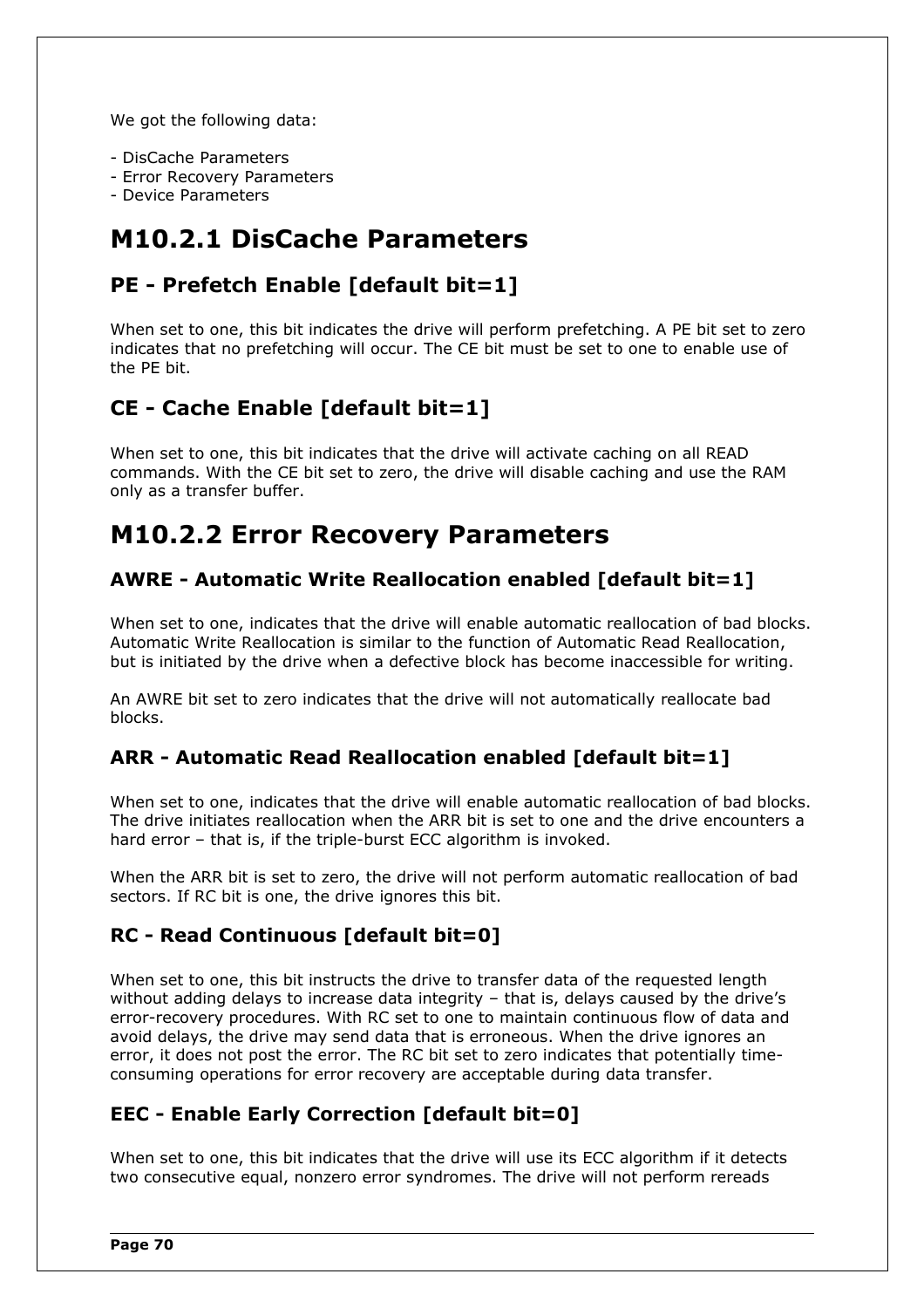We got the following data:

- DisCache Parameters
- Error Recovery Parameters
- Device Parameters

# M10.2.1 DisCache Parameters

## PE - Prefetch Enable [default bit=1]

When set to one, this bit indicates the drive will perform prefetching. A PE bit set to zero indicates that no prefetching will occur. The CE bit must be set to one to enable use of the PE bit.

## CE - Cache Enable [default bit=1]

When set to one, this bit indicates that the drive will activate caching on all READ commands. With the CE bit set to zero, the drive will disable caching and use the RAM only as a transfer buffer.

# M10.2.2 Error Recovery Parameters

## AWRE - Automatic Write Reallocation enabled [default bit=1]

When set to one, indicates that the drive will enable automatic reallocation of bad blocks. Automatic Write Reallocation is similar to the function of Automatic Read Reallocation, but is initiated by the drive when a defective block has become inaccessible for writing.

An AWRE bit set to zero indicates that the drive will not automatically reallocate bad blocks.

## ARR - Automatic Read Reallocation enabled [default bit=1]

When set to one, indicates that the drive will enable automatic reallocation of bad blocks. The drive initiates reallocation when the ARR bit is set to one and the drive encounters a hard error – that is, if the triple-burst ECC algorithm is invoked.

When the ARR bit is set to zero, the drive will not perform automatic reallocation of bad sectors. If RC bit is one, the drive ignores this bit.

## RC - Read Continuous [default bit=0]

When set to one, this bit instructs the drive to transfer data of the requested length without adding delays to increase data integrity – that is, delays caused by the drive's error-recovery procedures. With RC set to one to maintain continuous flow of data and avoid delays, the drive may send data that is erroneous. When the drive ignores an error, it does not post the error. The RC bit set to zero indicates that potentially time-consuming operations for error recovery are acceptable during data transfer.

## EEC - Enable Early Correction [default bit=0]

When set to one, this bit indicates that the drive will use its ECC algorithm if it detects two consecutive equal, nonzero error syndromes. The drive will not perform rereads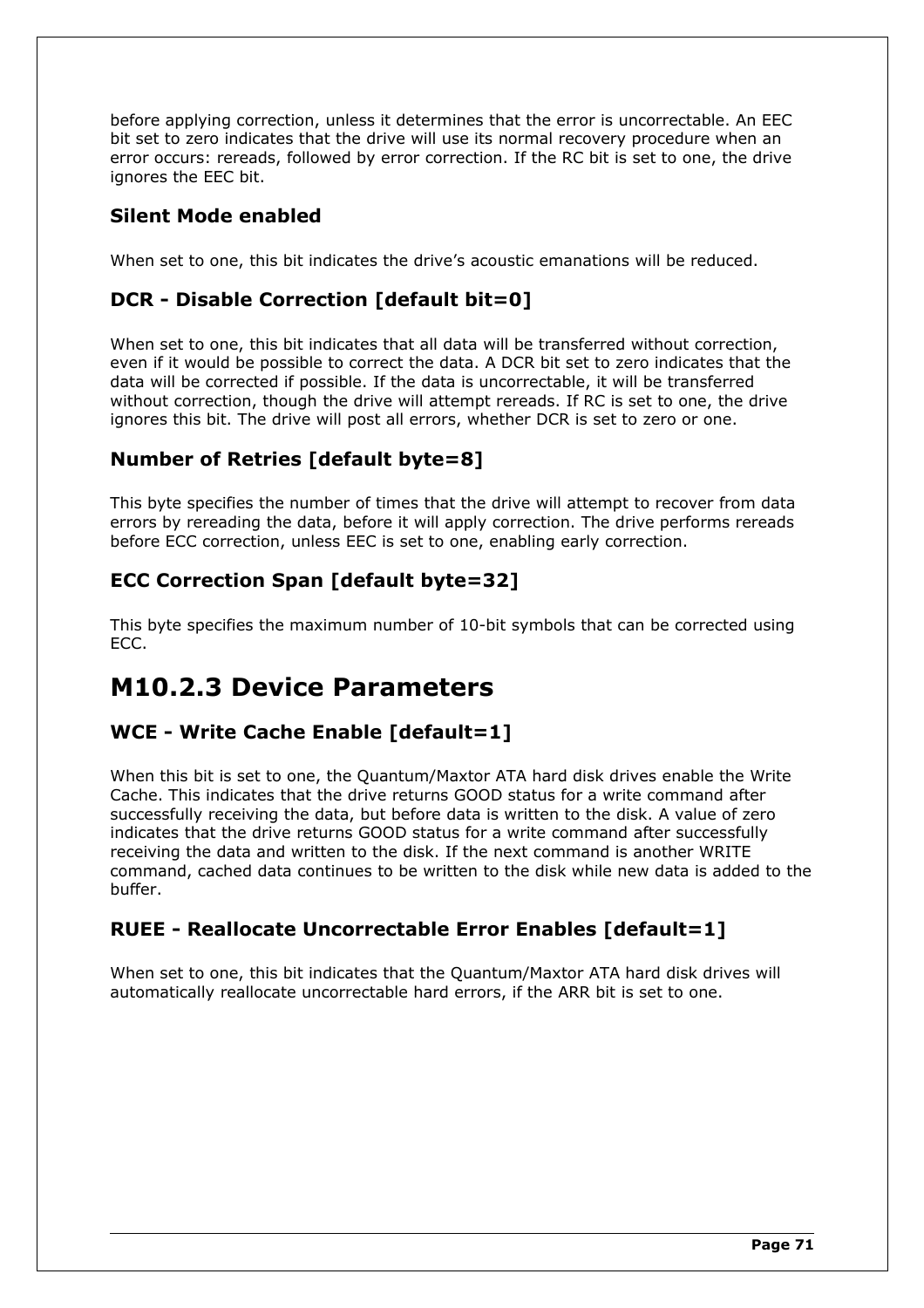before applying correction, unless it determines that the error is uncorrectable. An EEC bit set to zero indicates that the drive will use its normal recovery procedure when an error occurs: rereads, followed by error correction. If the RC bit is set to one, the drive ignores the EEC bit.

### Silent Mode enabled

When set to one, this bit indicates the drive's acoustic emanations will be reduced.

### DCR - Disable Correction [default bit=0]

When set to one, this bit indicates that all data will be transferred without correction, even if it would be possible to correct the data. A DCR bit set to zero indicates that the data will be corrected if possible. If the data is uncorrectable, it will be transferred without correction, though the drive will attempt rereads. If RC is set to one, the drive ignores this bit. The drive will post all errors, whether DCR is set to zero or one.

### Number of Retries [default byte=8]

This byte specifies the number of times that the drive will attempt to recover from data errors by rereading the data, before it will apply correction. The drive performs rereads before ECC correction, unless EEC is set to one, enabling early correction.

### ECC Correction Span [default byte=32]

This byte specifies the maximum number of 10-bit symbols that can be corrected using ECC.

## M10.2.3 Device Parameters

### WCE - Write Cache Enable [default=1]

When this bit is set to one, the Quantum/Maxtor ATA hard disk drives enable the Write Cache. This indicates that the drive returns GOOD status for a write command after successfully receiving the data, but before data is written to the disk. A value of zero indicates that the drive returns GOOD status for a write command after successfully receiving the data and written to the disk. If the next command is another WRITE command, cached data continues to be written to the disk while new data is added to the buffer.

### RUEE - Reallocate Uncorrectable Error Enables [default=1]

When set to one, this bit indicates that the Quantum/Maxtor ATA hard disk drives will automatically reallocate uncorrectable hard errors, if the ARR bit is set to one.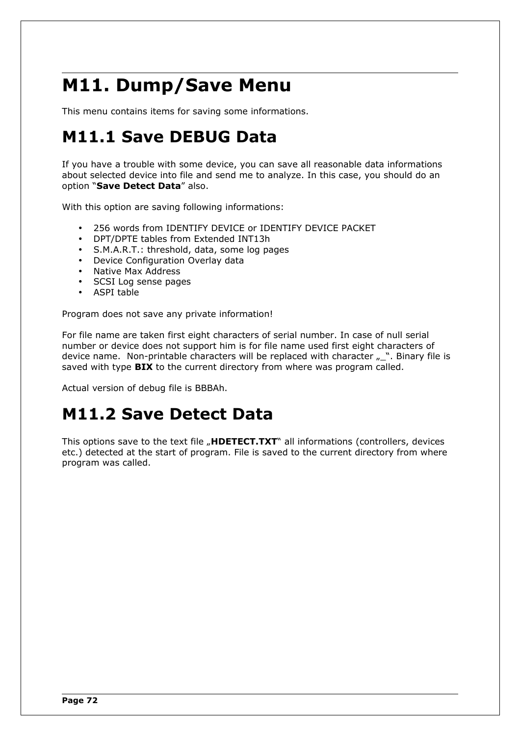# M11. Dump/Save Menu

This menu contains items for saving some informations.

# M11.1 Save DEBUG Data

If you have a trouble with some device, you can save all reasonable data informations about selected device into file and send me to analyze. In this case, you should do an option "**Save Detect Data**" also.

With this option are saving following informations:

- 256 words from IDENTIFY DEVICE or IDENTIFY DEVICE PACKET
- DPT/DPTE tables from Extended INT13h
- S.M.A.R.T.: threshold, data, some log pages
- Device Configuration Overlay data
- Native Max Address
- SCSI Log sense pages
- ASPI table

Program does not save any private information!

For file name are taken first eight characters of serial number. In case of null serial number or device does not support him is for file name used first eight characters of device name. Non-printable characters will be replaced with character „_". Binary file is saved with type **BIX** to the current directory from where was program called.

Actual version of debug file is BBBAh.

# M11.2 Save Detect Data

This options save to the text file „**HDETECT.TXT**" all informations (controllers, devices etc.) detected at the start of program. File is saved to the current directory from where program was called.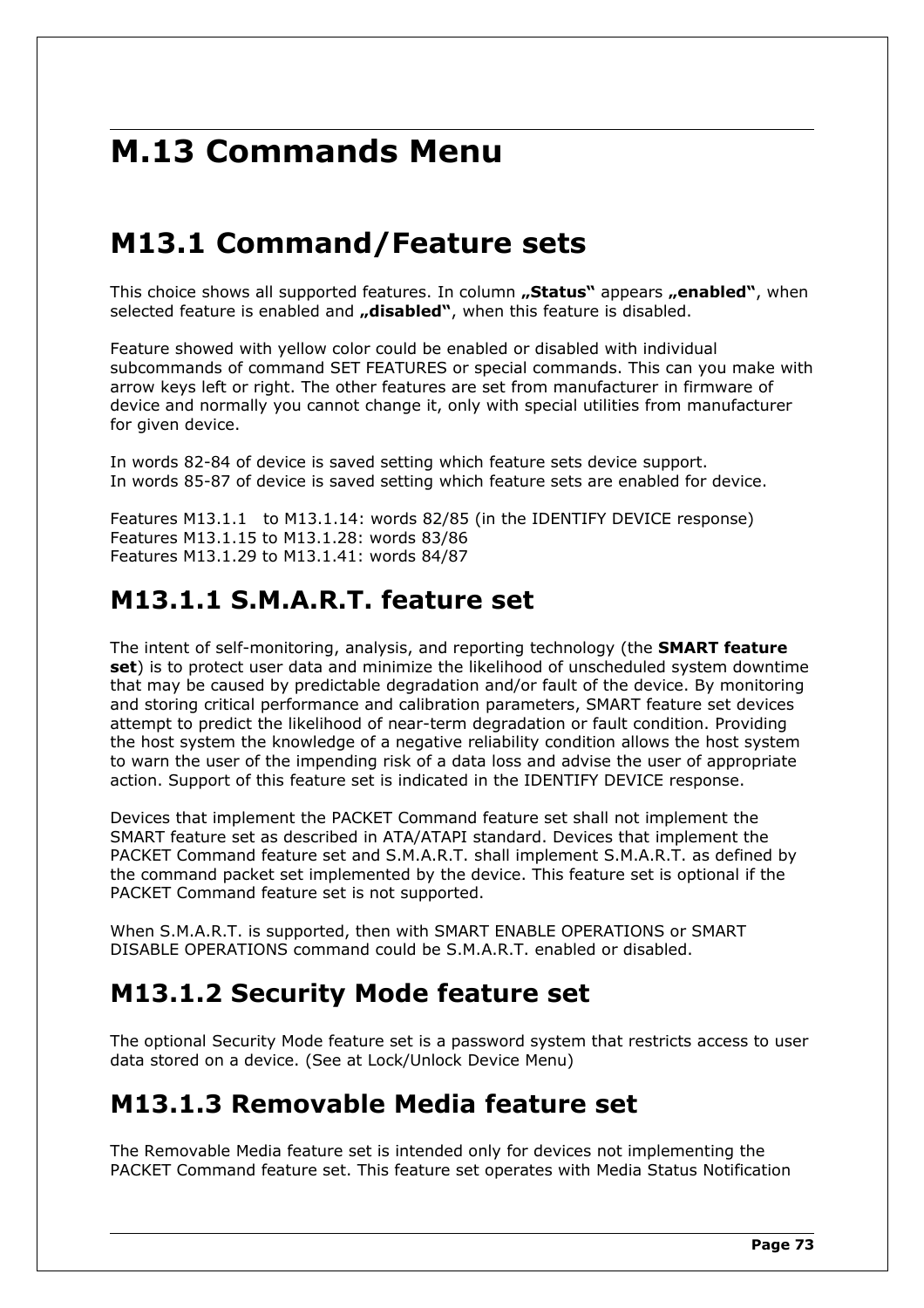# M.13 Commands Menu

## M13.1 Command/Feature sets

This choice shows all supported features. In column **„Status"** appears **„enabled"**, when selected feature is enabled and **„disabled"**, when this feature is disabled.

Feature showed with yellow color could be enabled or disabled with individual subcommands of command SET FEATURES or special commands. This can you make with arrow keys left or right. The other features are set from manufacturer in firmware of device and normally you cannot change it, only with special utilities from manufacturer for given device.

In words 82-84 of device is saved setting which feature sets device support.
In words 85-87 of device is saved setting which feature sets are enabled for device.

Features M13.1.1 to M13.1.14: words 82/85 (in the IDENTIFY DEVICE response)
Features M13.1.15 to M13.1.28: words 83/86
Features M13.1.29 to M13.1.41: words 84/87

### M13.1.1 S.M.A.R.T. feature set

The intent of self-monitoring, analysis, and reporting technology (the **SMART feature set**) is to protect user data and minimize the likelihood of unscheduled system downtime that may be caused by predictable degradation and/or fault of the device. By monitoring and storing critical performance and calibration parameters, SMART feature set devices attempt to predict the likelihood of near-term degradation or fault condition. Providing the host system the knowledge of a negative reliability condition allows the host system to warn the user of the impending risk of a data loss and advise the user of appropriate action. Support of this feature set is indicated in the IDENTIFY DEVICE response.

Devices that implement the PACKET Command feature set shall not implement the SMART feature set as described in ATA/ATAPI standard. Devices that implement the PACKET Command feature set and S.M.A.R.T. shall implement S.M.A.R.T. as defined by the command packet set implemented by the device. This feature set is optional if the PACKET Command feature set is not supported.

When S.M.A.R.T. is supported, then with SMART ENABLE OPERATIONS or SMART DISABLE OPERATIONS command could be S.M.A.R.T. enabled or disabled.

### M13.1.2 Security Mode feature set

The optional Security Mode feature set is a password system that restricts access to user data stored on a device. (See at Lock/Unlock Device Menu)

### M13.1.3 Removable Media feature set

The Removable Media feature set is intended only for devices not implementing the PACKET Command feature set. This feature set operates with Media Status Notification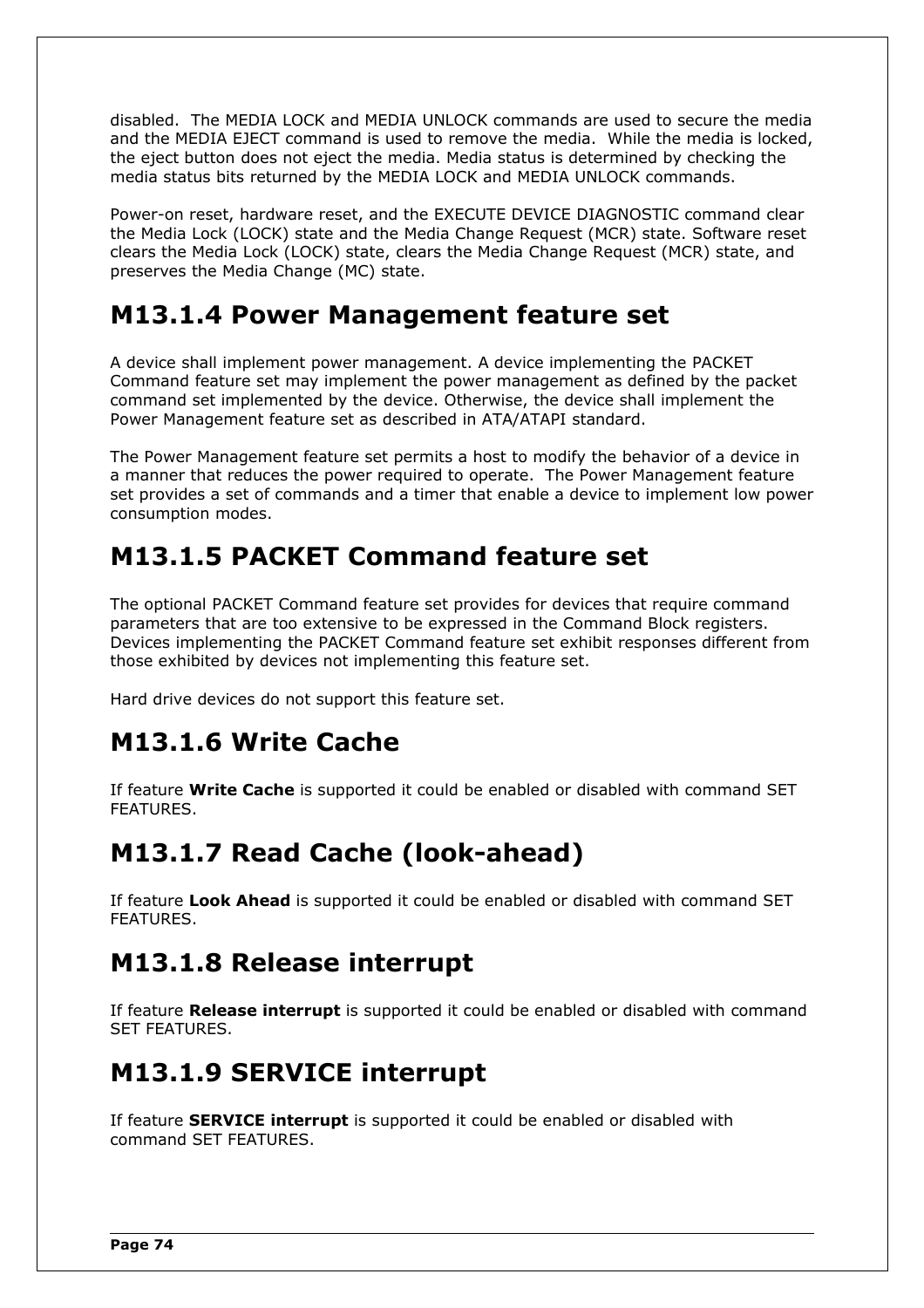disabled.  The MEDIA LOCK and MEDIA UNLOCK commands are used to secure the media and the MEDIA EJECT command is used to remove the media.  While the media is locked, the eject button does not eject the media. Media status is determined by checking the media status bits returned by the MEDIA LOCK and MEDIA UNLOCK commands.

Power-on reset, hardware reset, and the EXECUTE DEVICE DIAGNOSTIC command clear the Media Lock (LOCK) state and the Media Change Request (MCR) state. Software reset clears the Media Lock (LOCK) state, clears the Media Change Request (MCR) state, and preserves the Media Change (MC) state.

## M13.1.4 Power Management feature set

A device shall implement power management. A device implementing the PACKET Command feature set may implement the power management as defined by the packet command set implemented by the device. Otherwise, the device shall implement the Power Management feature set as described in ATA/ATAPI standard.

The Power Management feature set permits a host to modify the behavior of a device in a manner that reduces the power required to operate.  The Power Management feature set provides a set of commands and a timer that enable a device to implement low power consumption modes.

## M13.1.5 PACKET Command feature set

The optional PACKET Command feature set provides for devices that require command parameters that are too extensive to be expressed in the Command Block registers. Devices implementing the PACKET Command feature set exhibit responses different from those exhibited by devices not implementing this feature set.

Hard drive devices do not support this feature set.

## M13.1.6 Write Cache

If feature **Write Cache** is supported it could be enabled or disabled with command SET FEATURES.

## M13.1.7 Read Cache (look-ahead)

If feature **Look Ahead** is supported it could be enabled or disabled with command SET FEATURES.

## M13.1.8 Release interrupt

If feature **Release interrupt** is supported it could be enabled or disabled with command SET FEATURES.

## M13.1.9 SERVICE interrupt

If feature **SERVICE interrupt** is supported it could be enabled or disabled with command SET FEATURES.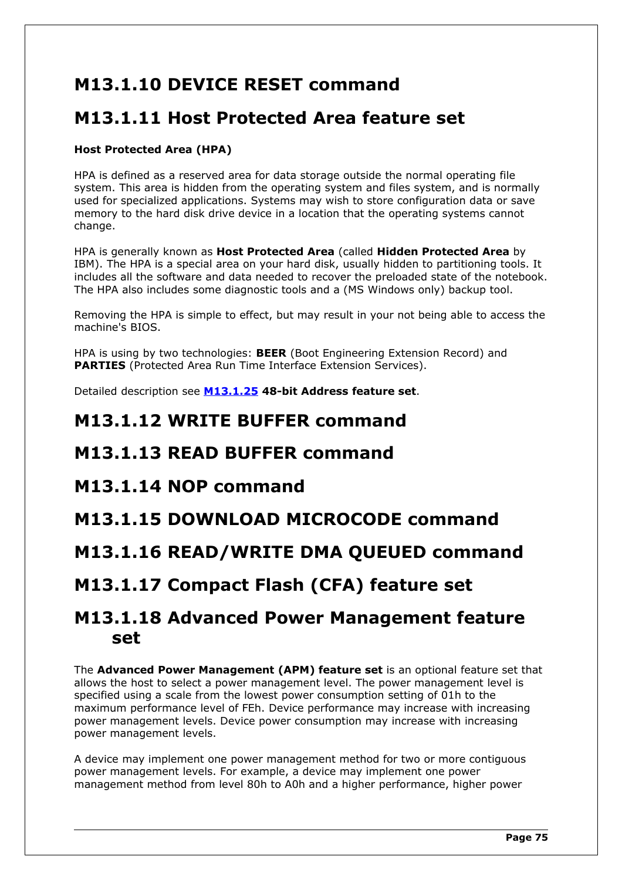## M13.1.10 DEVICE RESET command

## M13.1.11 Host Protected Area feature set

**Host Protected Area (HPA)**

HPA is defined as a reserved area for data storage outside the normal operating file system. This area is hidden from the operating system and files system, and is normally used for specialized applications. Systems may wish to store configuration data or save memory to the hard disk drive device in a location that the operating systems cannot change.

HPA is generally known as **Host Protected Area** (called **Hidden Protected Area** by IBM). The HPA is a special area on your hard disk, usually hidden to partitioning tools. It includes all the software and data needed to recover the preloaded state of the notebook. The HPA also includes some diagnostic tools and a (MS Windows only) backup tool.

Removing the HPA is simple to effect, but may result in your not being able to access the machine's BIOS.

HPA is using by two technologies: **BEER** (Boot Engineering Extension Record) and **PARTIES** (Protected Area Run Time Interface Extension Services).

Detailed description see **M13.1.25** **48-bit Address feature set**.

## M13.1.12 WRITE BUFFER command

## M13.1.13 READ BUFFER command

## M13.1.14 NOP command

## M13.1.15 DOWNLOAD MICROCODE command

## M13.1.16 READ/WRITE DMA QUEUED command

## M13.1.17 Compact Flash (CFA) feature set

## M13.1.18 Advanced Power Management feature set

The **Advanced Power Management (APM) feature set** is an optional feature set that allows the host to select a power management level. The power management level is specified using a scale from the lowest power consumption setting of 01h to the maximum performance level of FEh. Device performance may increase with increasing power management levels. Device power consumption may increase with increasing power management levels.

A device may implement one power management method for two or more contiguous power management levels. For example, a device may implement one power management method from level 80h to A0h and a higher performance, higher power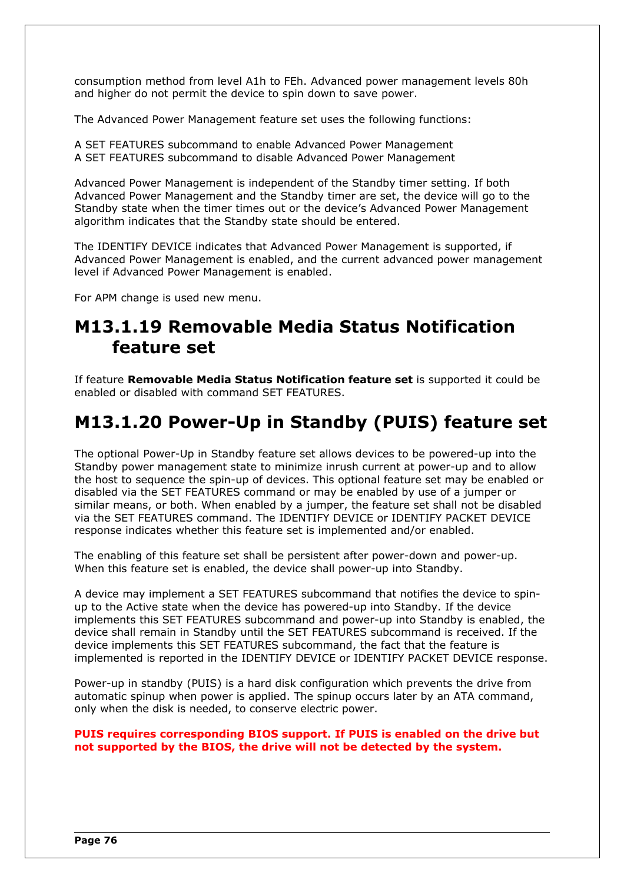consumption method from level A1h to FEh. Advanced power management levels 80h and higher do not permit the device to spin down to save power.

The Advanced Power Management feature set uses the following functions:

A SET FEATURES subcommand to enable Advanced Power Management
A SET FEATURES subcommand to disable Advanced Power Management

Advanced Power Management is independent of the Standby timer setting. If both Advanced Power Management and the Standby timer are set, the device will go to the Standby state when the timer times out or the device's Advanced Power Management algorithm indicates that the Standby state should be entered.

The IDENTIFY DEVICE indicates that Advanced Power Management is supported, if Advanced Power Management is enabled, and the current advanced power management level if Advanced Power Management is enabled.

For APM change is used new menu.

## M13.1.19 Removable Media Status Notification feature set

If feature **Removable Media Status Notification feature set** is supported it could be enabled or disabled with command SET FEATURES.

## M13.1.20 Power-Up in Standby (PUIS) feature set

The optional Power-Up in Standby feature set allows devices to be powered-up into the Standby power management state to minimize inrush current at power-up and to allow the host to sequence the spin-up of devices. This optional feature set may be enabled or disabled via the SET FEATURES command or may be enabled by use of a jumper or similar means, or both. When enabled by a jumper, the feature set shall not be disabled via the SET FEATURES command. The IDENTIFY DEVICE or IDENTIFY PACKET DEVICE response indicates whether this feature set is implemented and/or enabled.

The enabling of this feature set shall be persistent after power-down and power-up. When this feature set is enabled, the device shall power-up into Standby.

A device may implement a SET FEATURES subcommand that notifies the device to spin-up to the Active state when the device has powered-up into Standby. If the device implements this SET FEATURES subcommand and power-up into Standby is enabled, the device shall remain in Standby until the SET FEATURES subcommand is received. If the device implements this SET FEATURES subcommand, the fact that the feature is implemented is reported in the IDENTIFY DEVICE or IDENTIFY PACKET DEVICE response.

Power-up in standby (PUIS) is a hard disk configuration which prevents the drive from automatic spinup when power is applied. The spinup occurs later by an ATA command, only when the disk is needed, to conserve electric power.

**PUIS requires corresponding BIOS support. If PUIS is enabled on the drive but not supported by the BIOS, the drive will not be detected by the system.**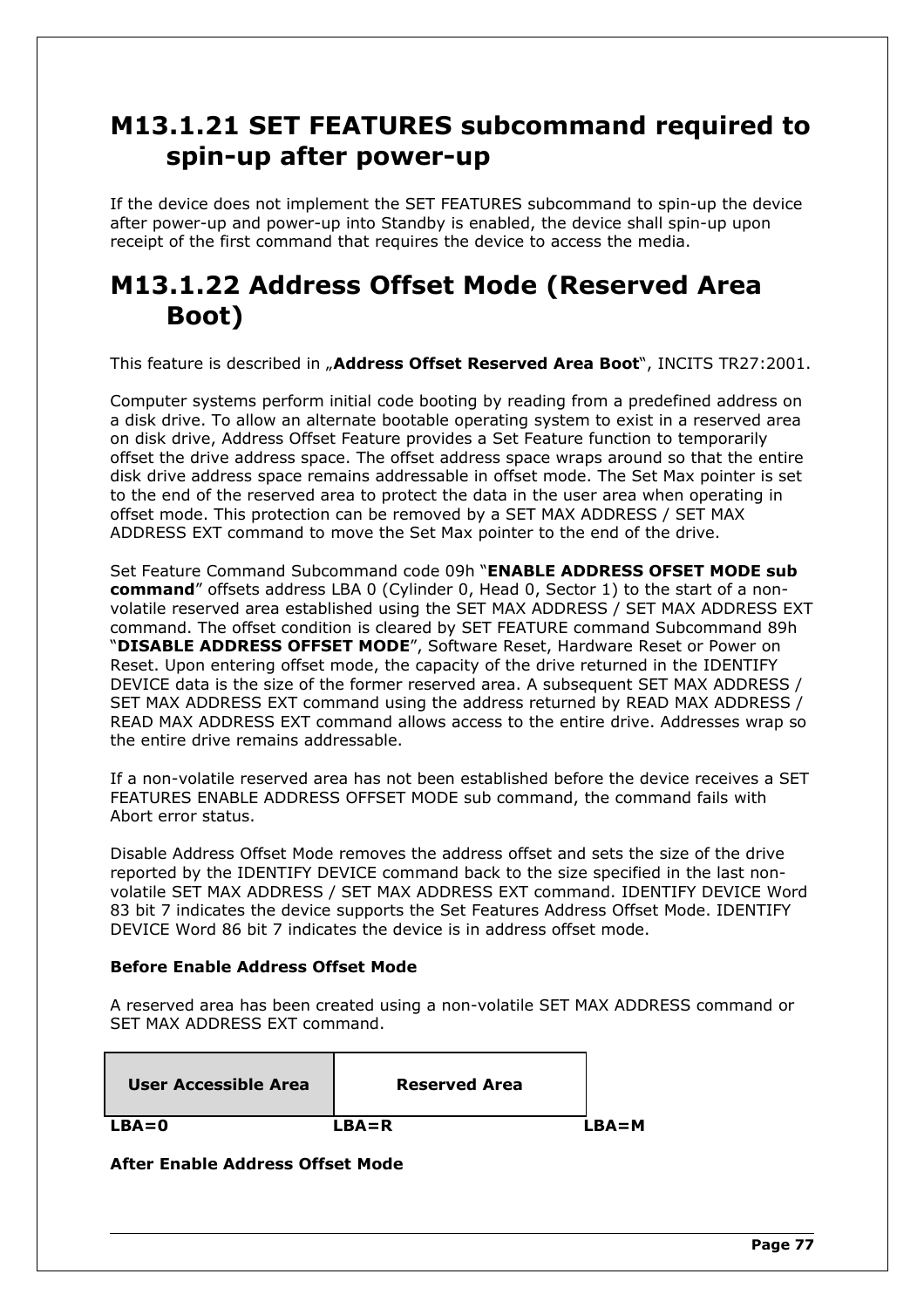## M13.1.21 SET FEATURES subcommand required to spin-up after power-up

If the device does not implement the SET FEATURES subcommand to spin-up the device after power-up and power-up into Standby is enabled, the device shall spin-up upon receipt of the first command that requires the device to access the media.

## M13.1.22 Address Offset Mode (Reserved Area Boot)

This feature is described in „**Address Offset Reserved Area Boot**", INCITS TR27:2001.

Computer systems perform initial code booting by reading from a predefined address on a disk drive. To allow an alternate bootable operating system to exist in a reserved area on disk drive, Address Offset Feature provides a Set Feature function to temporarily offset the drive address space. The offset address space wraps around so that the entire disk drive address space remains addressable in offset mode. The Set Max pointer is set to the end of the reserved area to protect the data in the user area when operating in offset mode. This protection can be removed by a SET MAX ADDRESS / SET MAX ADDRESS EXT command to move the Set Max pointer to the end of the drive.

Set Feature Command Subcommand code 09h "**ENABLE ADDRESS OFSET MODE sub command**" offsets address LBA 0 (Cylinder 0, Head 0, Sector 1) to the start of a non-volatile reserved area established using the SET MAX ADDRESS / SET MAX ADDRESS EXT command. The offset condition is cleared by SET FEATURE command Subcommand 89h "**DISABLE ADDRESS OFFSET MODE**", Software Reset, Hardware Reset or Power on Reset. Upon entering offset mode, the capacity of the drive returned in the IDENTIFY DEVICE data is the size of the former reserved area. A subsequent SET MAX ADDRESS / SET MAX ADDRESS EXT command using the address returned by READ MAX ADDRESS / READ MAX ADDRESS EXT command allows access to the entire drive. Addresses wrap so the entire drive remains addressable.

If a non-volatile reserved area has not been established before the device receives a SET FEATURES ENABLE ADDRESS OFFSET MODE sub command, the command fails with Abort error status.

Disable Address Offset Mode removes the address offset and sets the size of the drive reported by the IDENTIFY DEVICE command back to the size specified in the last non-volatile SET MAX ADDRESS / SET MAX ADDRESS EXT command. IDENTIFY DEVICE Word 83 bit 7 indicates the device supports the Set Features Address Offset Mode. IDENTIFY DEVICE Word 86 bit 7 indicates the device is in address offset mode.

**Before Enable Address Offset Mode**

A reserved area has been created using a non-volatile SET MAX ADDRESS command or SET MAX ADDRESS EXT command.

| User Accessible Area | Reserved Area | |
|---|---|---|
| **LBA=0** | **LBA=R** | **LBA=M** |

**After Enable Address Offset Mode**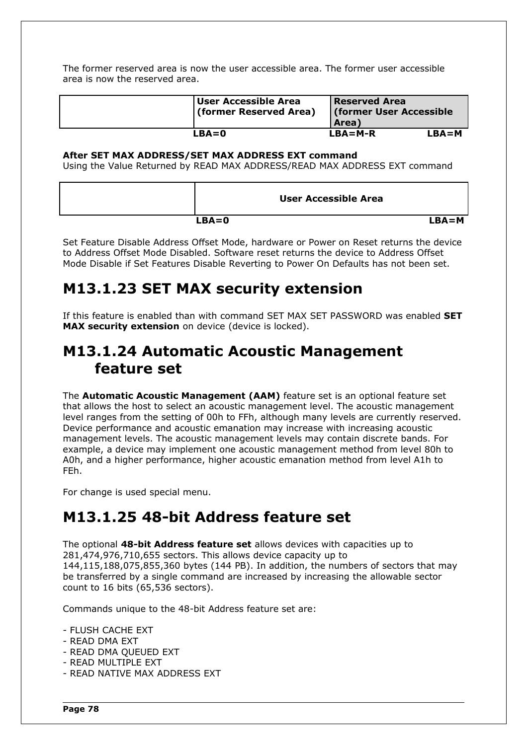The former reserved area is now the user accessible area. The former user accessible area is now the reserved area.

| | User Accessible Area (former Reserved Area) | Reserved Area (former User Accessible Area) |
|---|---|---|
| | LBA=0 | LBA=M-R &nbsp;&nbsp;&nbsp; LBA=M |

**After SET MAX ADDRESS/SET MAX ADDRESS EXT command**
Using the Value Returned by READ MAX ADDRESS/READ MAX ADDRESS EXT command

| | User Accessible Area |
|---|---|
| | LBA=0 &nbsp;&nbsp;&nbsp; LBA=M |

Set Feature Disable Address Offset Mode, hardware or Power on Reset returns the device to Address Offset Mode Disabled. Software reset returns the device to Address Offset Mode Disable if Set Features Disable Reverting to Power On Defaults has not been set.

# M13.1.23 SET MAX security extension

If this feature is enabled than with command SET MAX SET PASSWORD was enabled **SET MAX security extension** on device (device is locked).

# M13.1.24 Automatic Acoustic Management feature set

The **Automatic Acoustic Management (AAM)** feature set is an optional feature set that allows the host to select an acoustic management level. The acoustic management level ranges from the setting of 00h to FFh, although many levels are currently reserved. Device performance and acoustic emanation may increase with increasing acoustic management levels. The acoustic management levels may contain discrete bands. For example, a device may implement one acoustic management method from level 80h to A0h, and a higher performance, higher acoustic emanation method from level A1h to FEh.

For change is used special menu.

# M13.1.25 48-bit Address feature set

The optional **48-bit Address feature set** allows devices with capacities up to 281,474,976,710,655 sectors. This allows device capacity up to 144,115,188,075,855,360 bytes (144 PB). In addition, the numbers of sectors that may be transferred by a single command are increased by increasing the allowable sector count to 16 bits (65,536 sectors).

Commands unique to the 48-bit Address feature set are:

- FLUSH CACHE EXT
- READ DMA EXT
- READ DMA QUEUED EXT
- READ MULTIPLE EXT
- READ NATIVE MAX ADDRESS EXT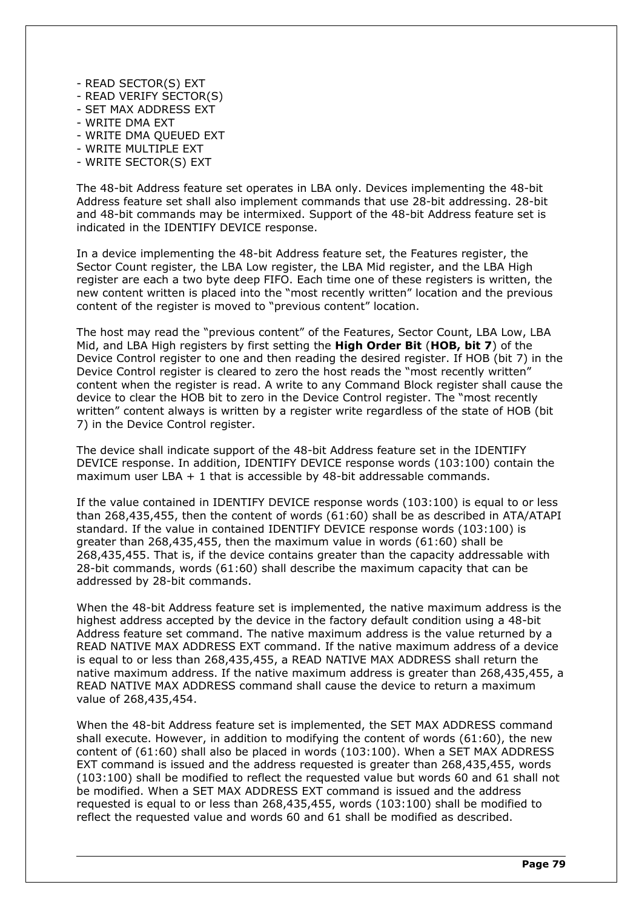- READ SECTOR(S) EXT
- READ VERIFY SECTOR(S)
- SET MAX ADDRESS EXT
- WRITE DMA EXT
- WRITE DMA QUEUED EXT
- WRITE MULTIPLE EXT
- WRITE SECTOR(S) EXT

The 48-bit Address feature set operates in LBA only. Devices implementing the 48-bit Address feature set shall also implement commands that use 28-bit addressing. 28-bit and 48-bit commands may be intermixed. Support of the 48-bit Address feature set is indicated in the IDENTIFY DEVICE response.

In a device implementing the 48-bit Address feature set, the Features register, the Sector Count register, the LBA Low register, the LBA Mid register, and the LBA High register are each a two byte deep FIFO. Each time one of these registers is written, the new content written is placed into the "most recently written" location and the previous content of the register is moved to "previous content" location.

The host may read the "previous content" of the Features, Sector Count, LBA Low, LBA Mid, and LBA High registers by first setting the **High Order Bit** (**HOB, bit 7**) of the Device Control register to one and then reading the desired register. If HOB (bit 7) in the Device Control register is cleared to zero the host reads the "most recently written" content when the register is read. A write to any Command Block register shall cause the device to clear the HOB bit to zero in the Device Control register. The "most recently written" content always is written by a register write regardless of the state of HOB (bit 7) in the Device Control register.

The device shall indicate support of the 48-bit Address feature set in the IDENTIFY DEVICE response. In addition, IDENTIFY DEVICE response words (103:100) contain the maximum user LBA + 1 that is accessible by 48-bit addressable commands.

If the value contained in IDENTIFY DEVICE response words (103:100) is equal to or less than 268,435,455, then the content of words (61:60) shall be as described in ATA/ATAPI standard. If the value in contained IDENTIFY DEVICE response words (103:100) is greater than 268,435,455, then the maximum value in words (61:60) shall be 268,435,455. That is, if the device contains greater than the capacity addressable with 28-bit commands, words (61:60) shall describe the maximum capacity that can be addressed by 28-bit commands.

When the 48-bit Address feature set is implemented, the native maximum address is the highest address accepted by the device in the factory default condition using a 48-bit Address feature set command. The native maximum address is the value returned by a READ NATIVE MAX ADDRESS EXT command. If the native maximum address of a device is equal to or less than 268,435,455, a READ NATIVE MAX ADDRESS shall return the native maximum address. If the native maximum address is greater than 268,435,455, a READ NATIVE MAX ADDRESS command shall cause the device to return a maximum value of 268,435,454.

When the 48-bit Address feature set is implemented, the SET MAX ADDRESS command shall execute. However, in addition to modifying the content of words (61:60), the new content of (61:60) shall also be placed in words (103:100). When a SET MAX ADDRESS EXT command is issued and the address requested is greater than 268,435,455, words (103:100) shall be modified to reflect the requested value but words 60 and 61 shall not be modified. When a SET MAX ADDRESS EXT command is issued and the address requested is equal to or less than 268,435,455, words (103:100) shall be modified to reflect the requested value and words 60 and 61 shall be modified as described.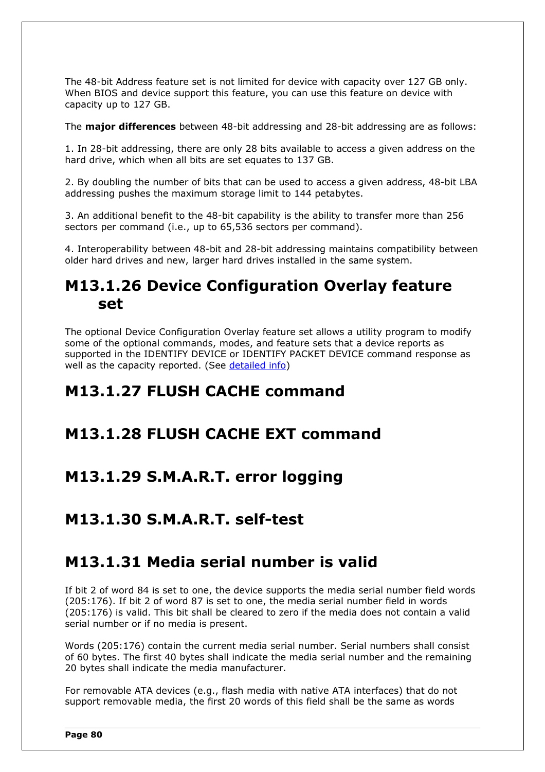The 48-bit Address feature set is not limited for device with capacity over 127 GB only. When BIOS and device support this feature, you can use this feature on device with capacity up to 127 GB.

The **major differences** between 48-bit addressing and 28-bit addressing are as follows:

1. In 28-bit addressing, there are only 28 bits available to access a given address on the hard drive, which when all bits are set equates to 137 GB.

2. By doubling the number of bits that can be used to access a given address, 48-bit LBA addressing pushes the maximum storage limit to 144 petabytes.

3. An additional benefit to the 48-bit capability is the ability to transfer more than 256 sectors per command (i.e., up to 65,536 sectors per command).

4. Interoperability between 48-bit and 28-bit addressing maintains compatibility between older hard drives and new, larger hard drives installed in the same system.

## M13.1.26 Device Configuration Overlay feature set

The optional Device Configuration Overlay feature set allows a utility program to modify some of the optional commands, modes, and feature sets that a device reports as supported in the IDENTIFY DEVICE or IDENTIFY PACKET DEVICE command response as well as the capacity reported. (See detailed info)

## M13.1.27 FLUSH CACHE command

## M13.1.28 FLUSH CACHE EXT command

## M13.1.29 S.M.A.R.T. error logging

## M13.1.30 S.M.A.R.T. self-test

## M13.1.31 Media serial number is valid

If bit 2 of word 84 is set to one, the device supports the media serial number field words (205:176). If bit 2 of word 87 is set to one, the media serial number field in words (205:176) is valid. This bit shall be cleared to zero if the media does not contain a valid serial number or if no media is present.

Words (205:176) contain the current media serial number. Serial numbers shall consist of 60 bytes. The first 40 bytes shall indicate the media serial number and the remaining 20 bytes shall indicate the media manufacturer.

For removable ATA devices (e.g., flash media with native ATA interfaces) that do not support removable media, the first 20 words of this field shall be the same as words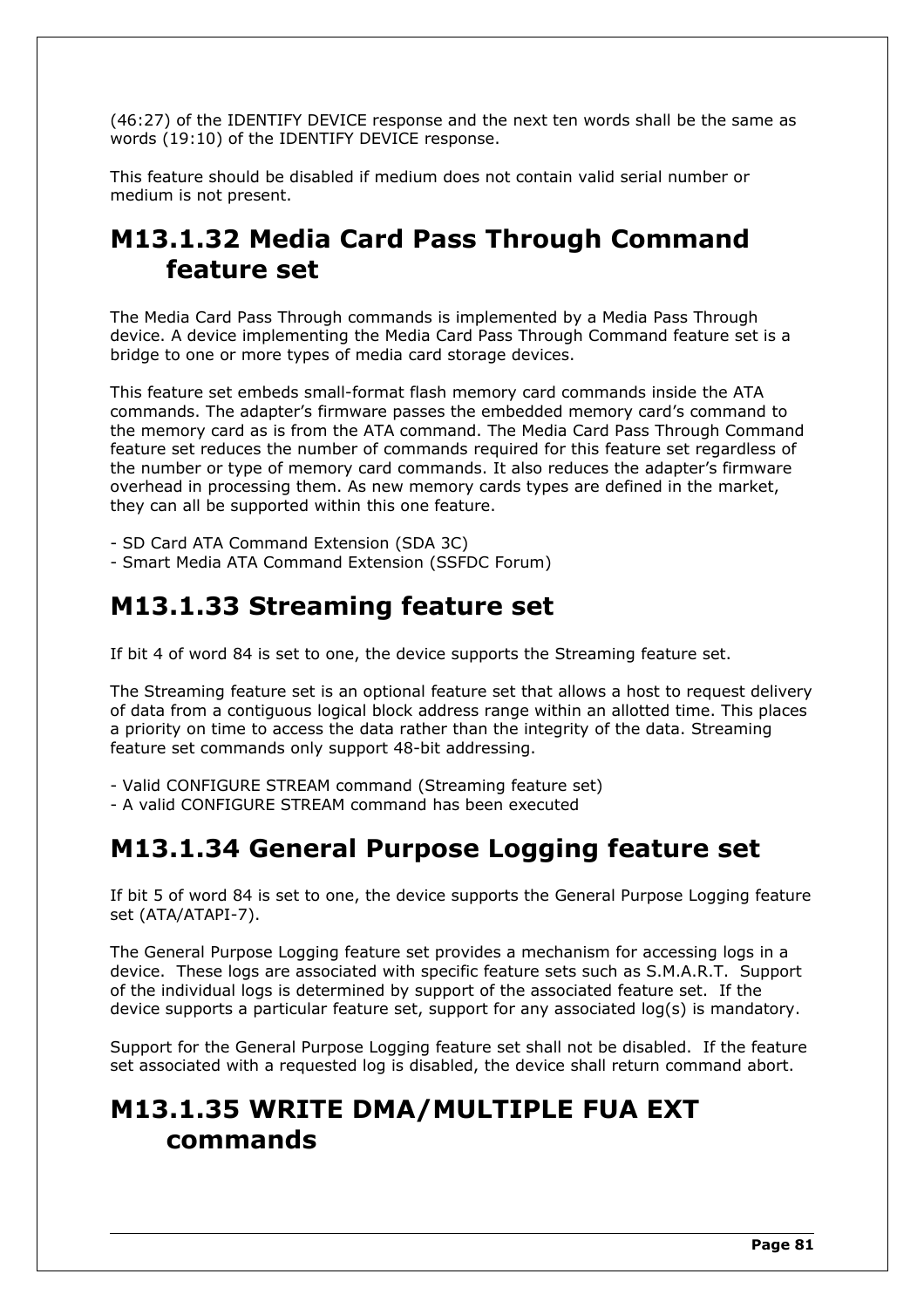(46:27) of the IDENTIFY DEVICE response and the next ten words shall be the same as words (19:10) of the IDENTIFY DEVICE response.

This feature should be disabled if medium does not contain valid serial number or medium is not present.

## M13.1.32 Media Card Pass Through Command feature set

The Media Card Pass Through commands is implemented by a Media Pass Through device. A device implementing the Media Card Pass Through Command feature set is a bridge to one or more types of media card storage devices.

This feature set embeds small-format flash memory card commands inside the ATA commands. The adapter's firmware passes the embedded memory card's command to the memory card as is from the ATA command. The Media Card Pass Through Command feature set reduces the number of commands required for this feature set regardless of the number or type of memory card commands. It also reduces the adapter's firmware overhead in processing them. As new memory cards types are defined in the market, they can all be supported within this one feature.

- SD Card ATA Command Extension (SDA 3C)
- Smart Media ATA Command Extension (SSFDC Forum)

## M13.1.33 Streaming feature set

If bit 4 of word 84 is set to one, the device supports the Streaming feature set.

The Streaming feature set is an optional feature set that allows a host to request delivery of data from a contiguous logical block address range within an allotted time. This places a priority on time to access the data rather than the integrity of the data. Streaming feature set commands only support 48-bit addressing.

- Valid CONFIGURE STREAM command (Streaming feature set)
- A valid CONFIGURE STREAM command has been executed

## M13.1.34 General Purpose Logging feature set

If bit 5 of word 84 is set to one, the device supports the General Purpose Logging feature set (ATA/ATAPI-7).

The General Purpose Logging feature set provides a mechanism for accessing logs in a device. These logs are associated with specific feature sets such as S.M.A.R.T. Support of the individual logs is determined by support of the associated feature set. If the device supports a particular feature set, support for any associated log(s) is mandatory.

Support for the General Purpose Logging feature set shall not be disabled. If the feature set associated with a requested log is disabled, the device shall return command abort.

## M13.1.35 WRITE DMA/MULTIPLE FUA EXT commands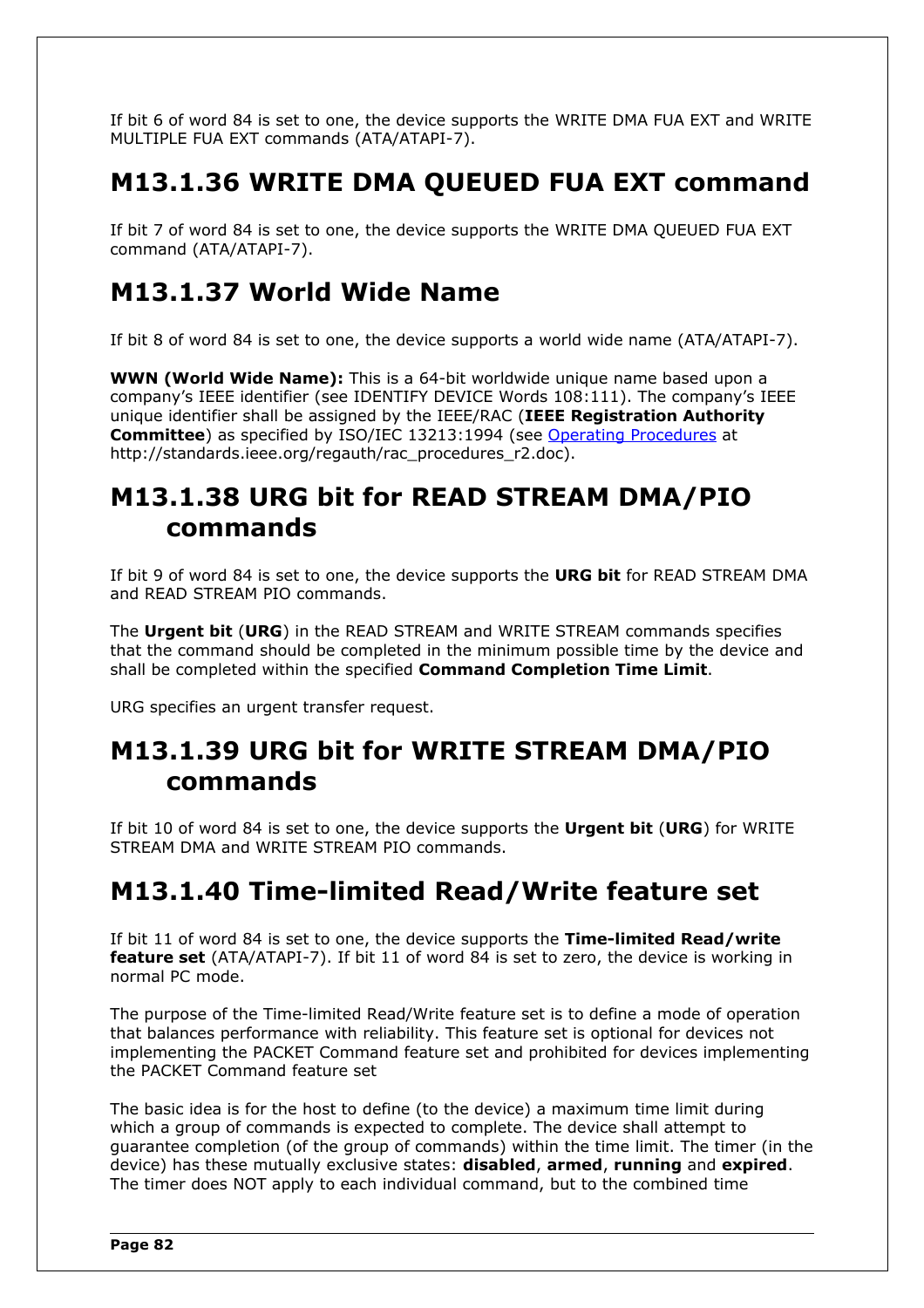If bit 6 of word 84 is set to one, the device supports the WRITE DMA FUA EXT and WRITE MULTIPLE FUA EXT commands (ATA/ATAPI-7).

# M13.1.36 WRITE DMA QUEUED FUA EXT command

If bit 7 of word 84 is set to one, the device supports the WRITE DMA QUEUED FUA EXT command (ATA/ATAPI-7).

# M13.1.37 World Wide Name

If bit 8 of word 84 is set to one, the device supports a world wide name (ATA/ATAPI-7).

**WWN (World Wide Name):** This is a 64-bit worldwide unique name based upon a company's IEEE identifier (see IDENTIFY DEVICE Words 108:111). The company's IEEE unique identifier shall be assigned by the IEEE/RAC (**IEEE Registration Authority Committee**) as specified by ISO/IEC 13213:1994 (see Operating Procedures at http://standards.ieee.org/regauth/rac_procedures_r2.doc).

# M13.1.38 URG bit for READ STREAM DMA/PIO commands

If bit 9 of word 84 is set to one, the device supports the **URG bit** for READ STREAM DMA and READ STREAM PIO commands.

The **Urgent bit** (**URG**) in the READ STREAM and WRITE STREAM commands specifies that the command should be completed in the minimum possible time by the device and shall be completed within the specified **Command Completion Time Limit**.

URG specifies an urgent transfer request.

# M13.1.39 URG bit for WRITE STREAM DMA/PIO commands

If bit 10 of word 84 is set to one, the device supports the **Urgent bit** (**URG**) for WRITE STREAM DMA and WRITE STREAM PIO commands.

# M13.1.40 Time-limited Read/Write feature set

If bit 11 of word 84 is set to one, the device supports the **Time-limited Read/write feature set** (ATA/ATAPI-7). If bit 11 of word 84 is set to zero, the device is working in normal PC mode.

The purpose of the Time-limited Read/Write feature set is to define a mode of operation that balances performance with reliability. This feature set is optional for devices not implementing the PACKET Command feature set and prohibited for devices implementing the PACKET Command feature set

The basic idea is for the host to define (to the device) a maximum time limit during which a group of commands is expected to complete. The device shall attempt to guarantee completion (of the group of commands) within the time limit. The timer (in the device) has these mutually exclusive states: **disabled**, **armed**, **running** and **expired**. The timer does NOT apply to each individual command, but to the combined time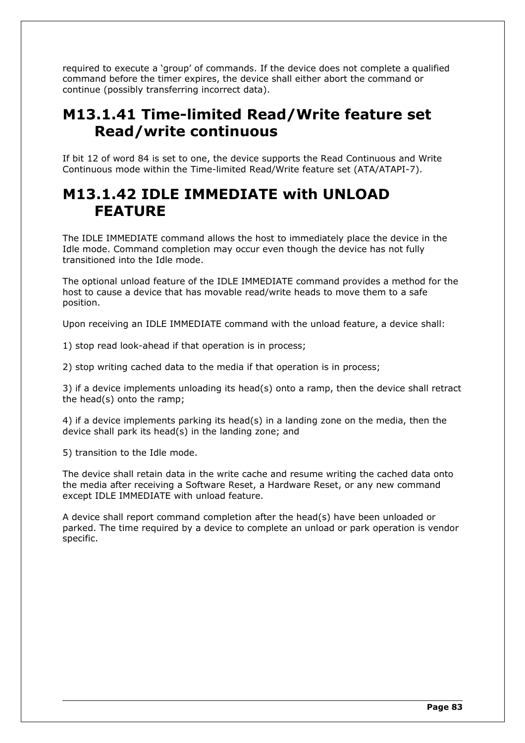required to execute a ‘group’ of commands. If the device does not complete a qualified command before the timer expires, the device shall either abort the command or continue (possibly transferring incorrect data).

# M13.1.41 Time-limited Read/Write feature set Read/write continuous

If bit 12 of word 84 is set to one, the device supports the Read Continuous and Write Continuous mode within the Time-limited Read/Write feature set (ATA/ATAPI-7).

# M13.1.42 IDLE IMMEDIATE with UNLOAD FEATURE

The IDLE IMMEDIATE command allows the host to immediately place the device in the Idle mode. Command completion may occur even though the device has not fully transitioned into the Idle mode.

The optional unload feature of the IDLE IMMEDIATE command provides a method for the host to cause a device that has movable read/write heads to move them to a safe position.

Upon receiving an IDLE IMMEDIATE command with the unload feature, a device shall:

1) stop read look-ahead if that operation is in process;

2) stop writing cached data to the media if that operation is in process;

3) if a device implements unloading its head(s) onto a ramp, then the device shall retract the head(s) onto the ramp;

4) if a device implements parking its head(s) in a landing zone on the media, then the device shall park its head(s) in the landing zone; and

5) transition to the Idle mode.

The device shall retain data in the write cache and resume writing the cached data onto the media after receiving a Software Reset, a Hardware Reset, or any new command except IDLE IMMEDIATE with unload feature.

A device shall report command completion after the head(s) have been unloaded or parked. The time required by a device to complete an unload or park operation is vendor specific.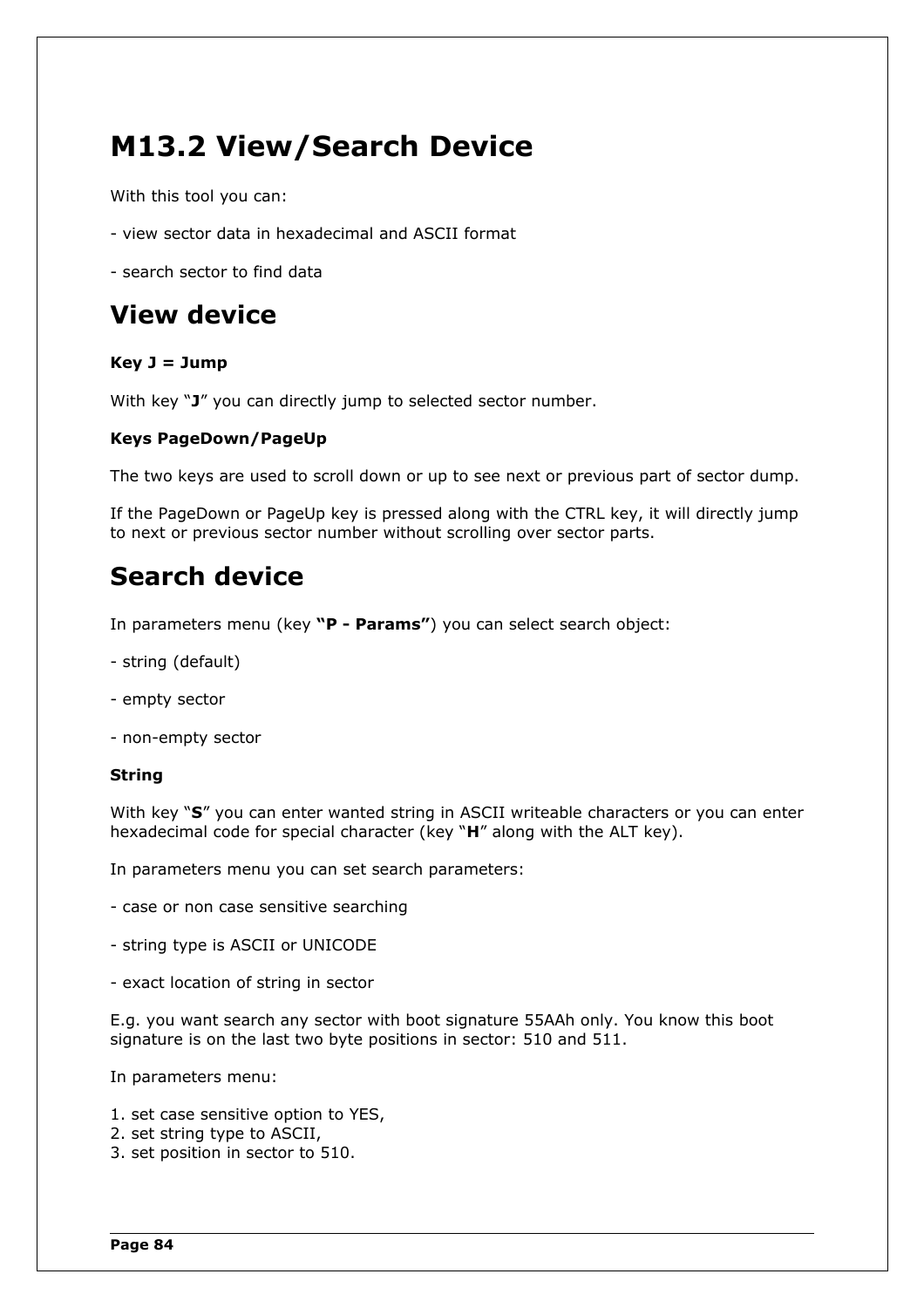# M13.2 View/Search Device

With this tool you can:

- view sector data in hexadecimal and ASCII format

- search sector to find data

## View device

**Key J = Jump**

With key "**J**" you can directly jump to selected sector number.

**Keys PageDown/PageUp**

The two keys are used to scroll down or up to see next or previous part of sector dump.

If the PageDown or PageUp key is pressed along with the CTRL key, it will directly jump to next or previous sector number without scrolling over sector parts.

## Search device

In parameters menu (key **"P - Params"**) you can select search object:

- string (default)

- empty sector

- non-empty sector

**String**

With key "**S**" you can enter wanted string in ASCII writeable characters or you can enter hexadecimal code for special character (key "**H**" along with the ALT key).

In parameters menu you can set search parameters:

- case or non case sensitive searching

- string type is ASCII or UNICODE

- exact location of string in sector

E.g. you want search any sector with boot signature 55AAh only. You know this boot signature is on the last two byte positions in sector: 510 and 511.

In parameters menu:

1. set case sensitive option to YES,
2. set string type to ASCII,
3. set position in sector to 510.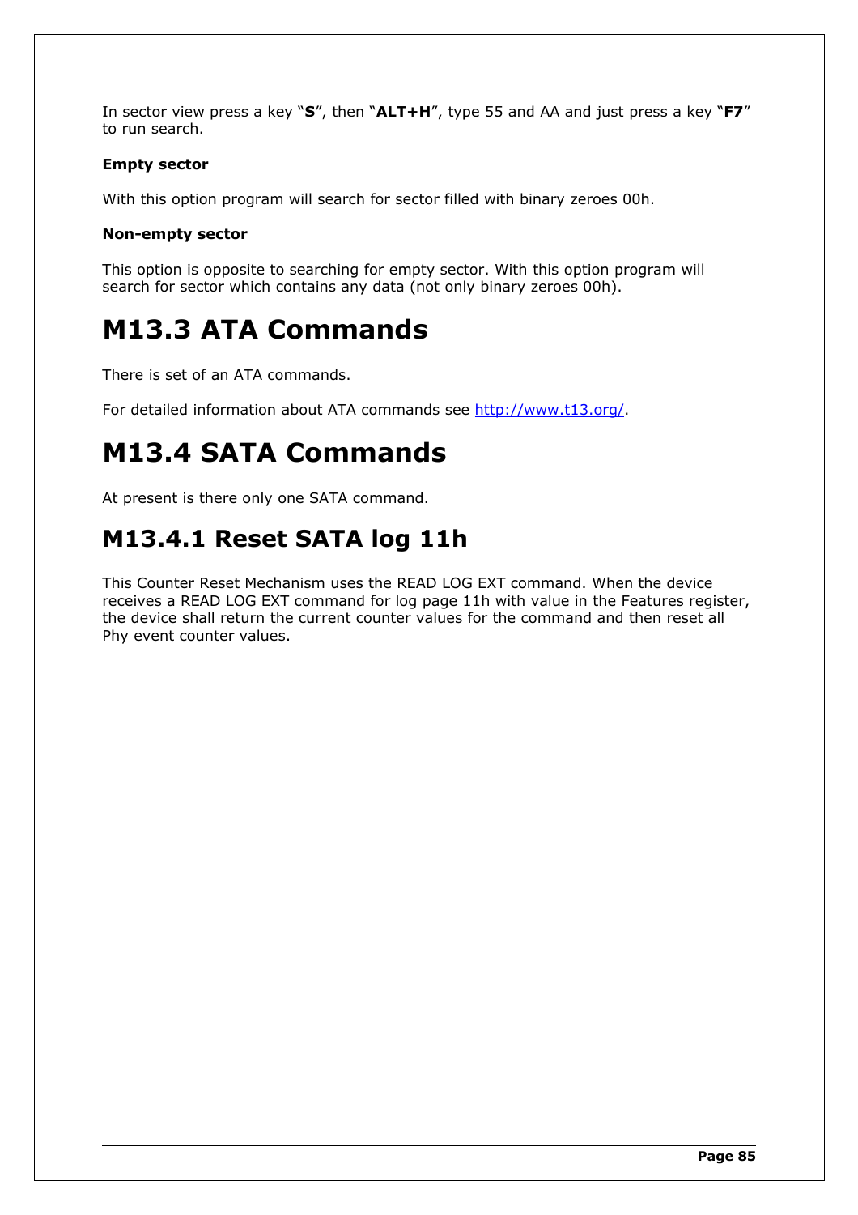In sector view press a key "**S**", then "**ALT+H**", type 55 and AA and just press a key "**F7**" to run search.

**Empty sector**

With this option program will search for sector filled with binary zeroes 00h.

**Non-empty sector**

This option is opposite to searching for empty sector. With this option program will search for sector which contains any data (not only binary zeroes 00h).

# M13.3 ATA Commands

There is set of an ATA commands.

For detailed information about ATA commands see http://www.t13.org/.

# M13.4 SATA Commands

At present is there only one SATA command.

## M13.4.1 Reset SATA log 11h

This Counter Reset Mechanism uses the READ LOG EXT command. When the device receives a READ LOG EXT command for log page 11h with value in the Features register, the device shall return the current counter values for the command and then reset all Phy event counter values.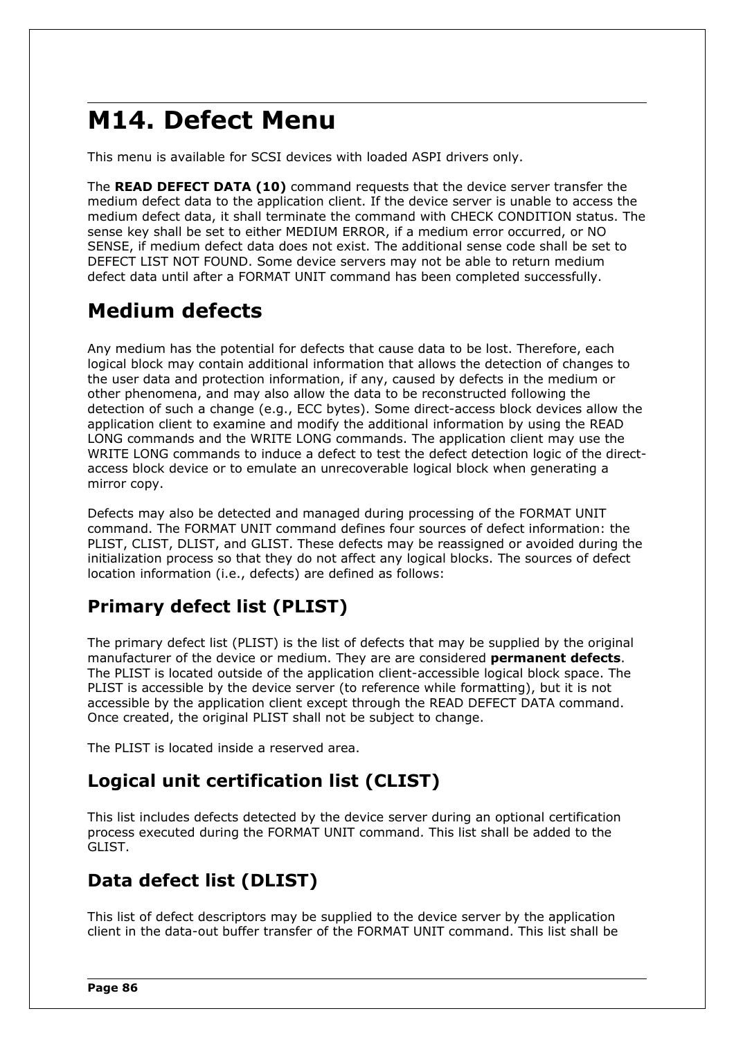# M14. Defect Menu

This menu is available for SCSI devices with loaded ASPI drivers only.

The **READ DEFECT DATA (10)** command requests that the device server transfer the medium defect data to the application client. If the device server is unable to access the medium defect data, it shall terminate the command with CHECK CONDITION status. The sense key shall be set to either MEDIUM ERROR, if a medium error occurred, or NO SENSE, if medium defect data does not exist. The additional sense code shall be set to DEFECT LIST NOT FOUND. Some device servers may not be able to return medium defect data until after a FORMAT UNIT command has been completed successfully.

## Medium defects

Any medium has the potential for defects that cause data to be lost. Therefore, each logical block may contain additional information that allows the detection of changes to the user data and protection information, if any, caused by defects in the medium or other phenomena, and may also allow the data to be reconstructed following the detection of such a change (e.g., ECC bytes). Some direct-access block devices allow the application client to examine and modify the additional information by using the READ LONG commands and the WRITE LONG commands. The application client may use the WRITE LONG commands to induce a defect to test the defect detection logic of the direct-access block device or to emulate an unrecoverable logical block when generating a mirror copy.

Defects may also be detected and managed during processing of the FORMAT UNIT command. The FORMAT UNIT command defines four sources of defect information: the PLIST, CLIST, DLIST, and GLIST. These defects may be reassigned or avoided during the initialization process so that they do not affect any logical blocks. The sources of defect location information (i.e., defects) are defined as follows:

### Primary defect list (PLIST)

The primary defect list (PLIST) is the list of defects that may be supplied by the original manufacturer of the device or medium. They are are considered **permanent defects**. The PLIST is located outside of the application client-accessible logical block space. The PLIST is accessible by the device server (to reference while formatting), but it is not accessible by the application client except through the READ DEFECT DATA command. Once created, the original PLIST shall not be subject to change.

The PLIST is located inside a reserved area.

### Logical unit certification list (CLIST)

This list includes defects detected by the device server during an optional certification process executed during the FORMAT UNIT command. This list shall be added to the GLIST.

### Data defect list (DLIST)

This list of defect descriptors may be supplied to the device server by the application client in the data-out buffer transfer of the FORMAT UNIT command. This list shall be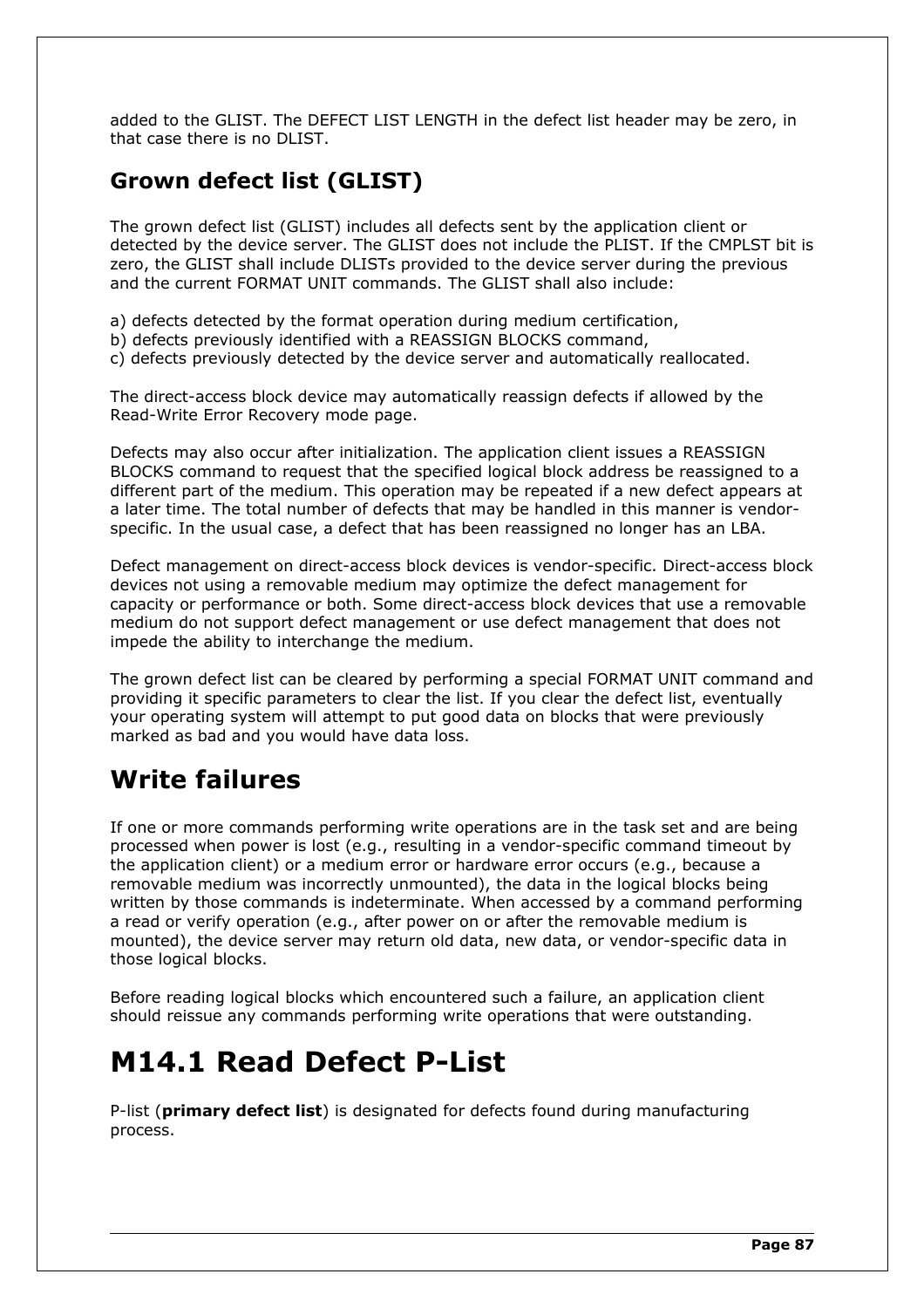added to the GLIST. The DEFECT LIST LENGTH in the defect list header may be zero, in that case there is no DLIST.

### Grown defect list (GLIST)

The grown defect list (GLIST) includes all defects sent by the application client or detected by the device server. The GLIST does not include the PLIST. If the CMPLST bit is zero, the GLIST shall include DLISTs provided to the device server during the previous and the current FORMAT UNIT commands. The GLIST shall also include:

a) defects detected by the format operation during medium certification,
b) defects previously identified with a REASSIGN BLOCKS command,
c) defects previously detected by the device server and automatically reallocated.

The direct-access block device may automatically reassign defects if allowed by the Read-Write Error Recovery mode page.

Defects may also occur after initialization. The application client issues a REASSIGN BLOCKS command to request that the specified logical block address be reassigned to a different part of the medium. This operation may be repeated if a new defect appears at a later time. The total number of defects that may be handled in this manner is vendor-specific. In the usual case, a defect that has been reassigned no longer has an LBA.

Defect management on direct-access block devices is vendor-specific. Direct-access block devices not using a removable medium may optimize the defect management for capacity or performance or both. Some direct-access block devices that use a removable medium do not support defect management or use defect management that does not impede the ability to interchange the medium.

The grown defect list can be cleared by performing a special FORMAT UNIT command and providing it specific parameters to clear the list. If you clear the defect list, eventually your operating system will attempt to put good data on blocks that were previously marked as bad and you would have data loss.

## Write failures

If one or more commands performing write operations are in the task set and are being processed when power is lost (e.g., resulting in a vendor-specific command timeout by the application client) or a medium error or hardware error occurs (e.g., because a removable medium was incorrectly unmounted), the data in the logical blocks being written by those commands is indeterminate. When accessed by a command performing a read or verify operation (e.g., after power on or after the removable medium is mounted), the device server may return old data, new data, or vendor-specific data in those logical blocks.

Before reading logical blocks which encountered such a failure, an application client should reissue any commands performing write operations that were outstanding.

# M14.1 Read Defect P-List

P-list (**primary defect list**) is designated for defects found during manufacturing process.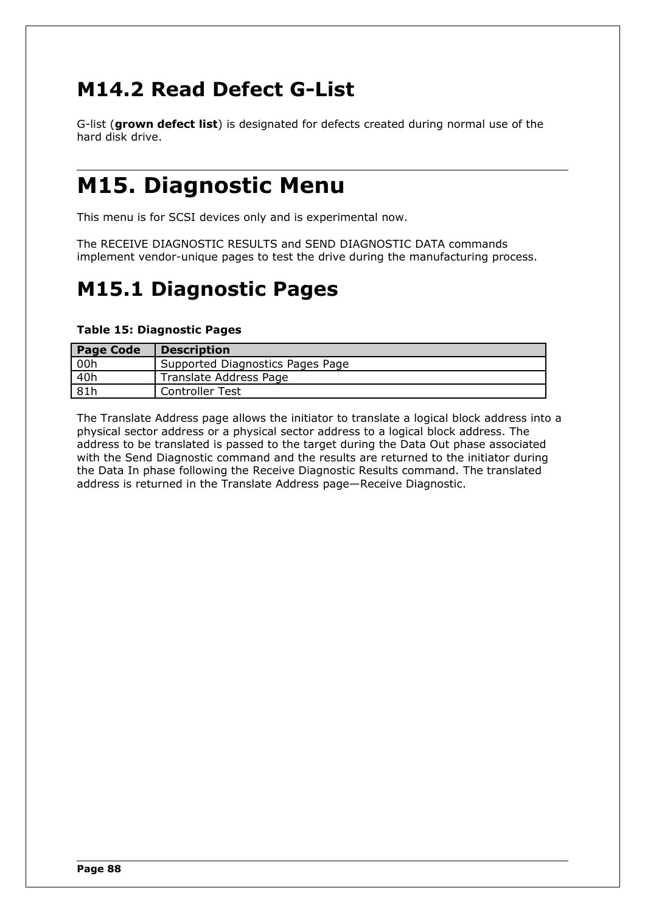## M14.2 Read Defect G-List

G-list (**grown defect list**) is designated for defects created during normal use of the hard disk drive.

---

# M15. Diagnostic Menu

This menu is for SCSI devices only and is experimental now.

The RECEIVE DIAGNOSTIC RESULTS and SEND DIAGNOSTIC DATA commands implement vendor-unique pages to test the drive during the manufacturing process.

## M15.1 Diagnostic Pages

**Table 15: Diagnostic Pages**

| Page Code | Description |
|---|---|
| 00h | Supported Diagnostics Pages Page |
| 40h | Translate Address Page |
| 81h | Controller Test |

The Translate Address page allows the initiator to translate a logical block address into a physical sector address or a physical sector address to a logical block address. The address to be translated is passed to the target during the Data Out phase associated with the Send Diagnostic command and the results are returned to the initiator during the Data In phase following the Receive Diagnostic Results command. The translated address is returned in the Translate Address page—Receive Diagnostic.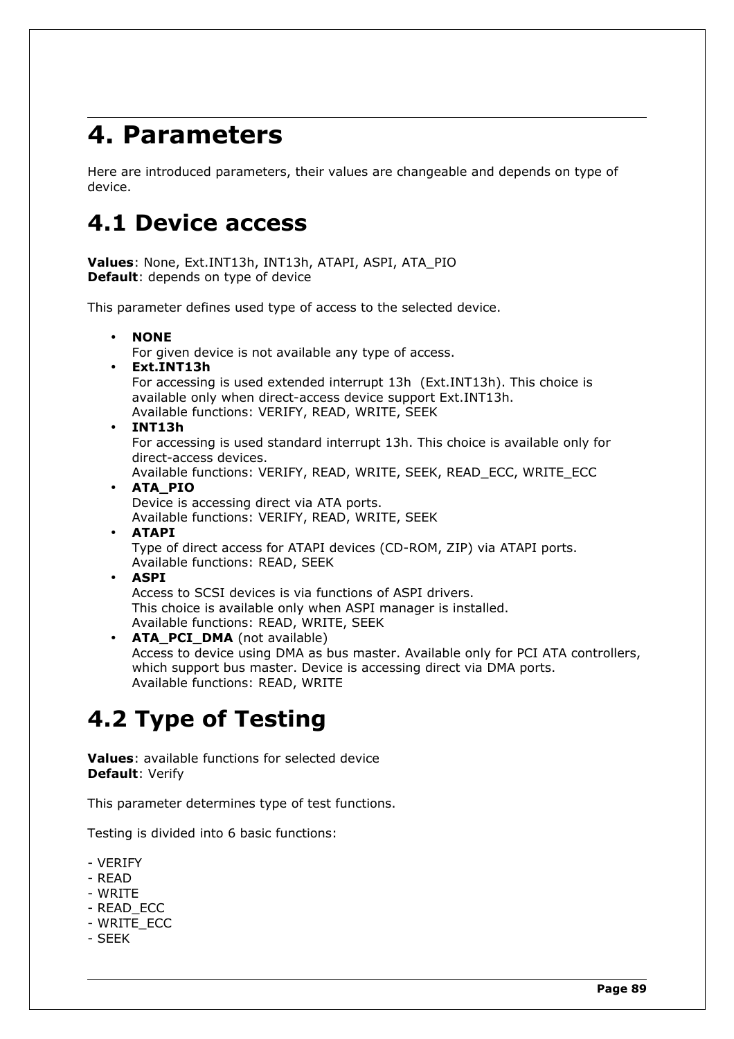# 4. Parameters

Here are introduced parameters, their values are changeable and depends on type of device.

## 4.1 Device access

**Values**: None, Ext.INT13h, INT13h, ATAPI, ASPI, ATA_PIO
**Default**: depends on type of device

This parameter defines used type of access to the selected device.

- **NONE**
  For given device is not available any type of access.
- **Ext.INT13h**
  For accessing is used extended interrupt 13h  (Ext.INT13h). This choice is available only when direct-access device support Ext.INT13h.
  Available functions: VERIFY, READ, WRITE, SEEK
- **INT13h**
  For accessing is used standard interrupt 13h. This choice is available only for direct-access devices.
  Available functions: VERIFY, READ, WRITE, SEEK, READ_ECC, WRITE_ECC
- **ATA_PIO**
  Device is accessing direct via ATA ports.
  Available functions: VERIFY, READ, WRITE, SEEK
- **ATAPI**
  Type of direct access for ATAPI devices (CD-ROM, ZIP) via ATAPI ports.
  Available functions: READ, SEEK
- **ASPI**
  Access to SCSI devices is via functions of ASPI drivers.
  This choice is available only when ASPI manager is installed.
  Available functions: READ, WRITE, SEEK
- **ATA_PCI_DMA** (not available)
  Access to device using DMA as bus master. Available only for PCI ATA controllers, which support bus master. Device is accessing direct via DMA ports.
  Available functions: READ, WRITE

## 4.2 Type of Testing

**Values**: available functions for selected device
**Default**: Verify

This parameter determines type of test functions.

Testing is divided into 6 basic functions:

- VERIFY
- READ
- WRITE
- READ_ECC
- WRITE_ECC
- SEEK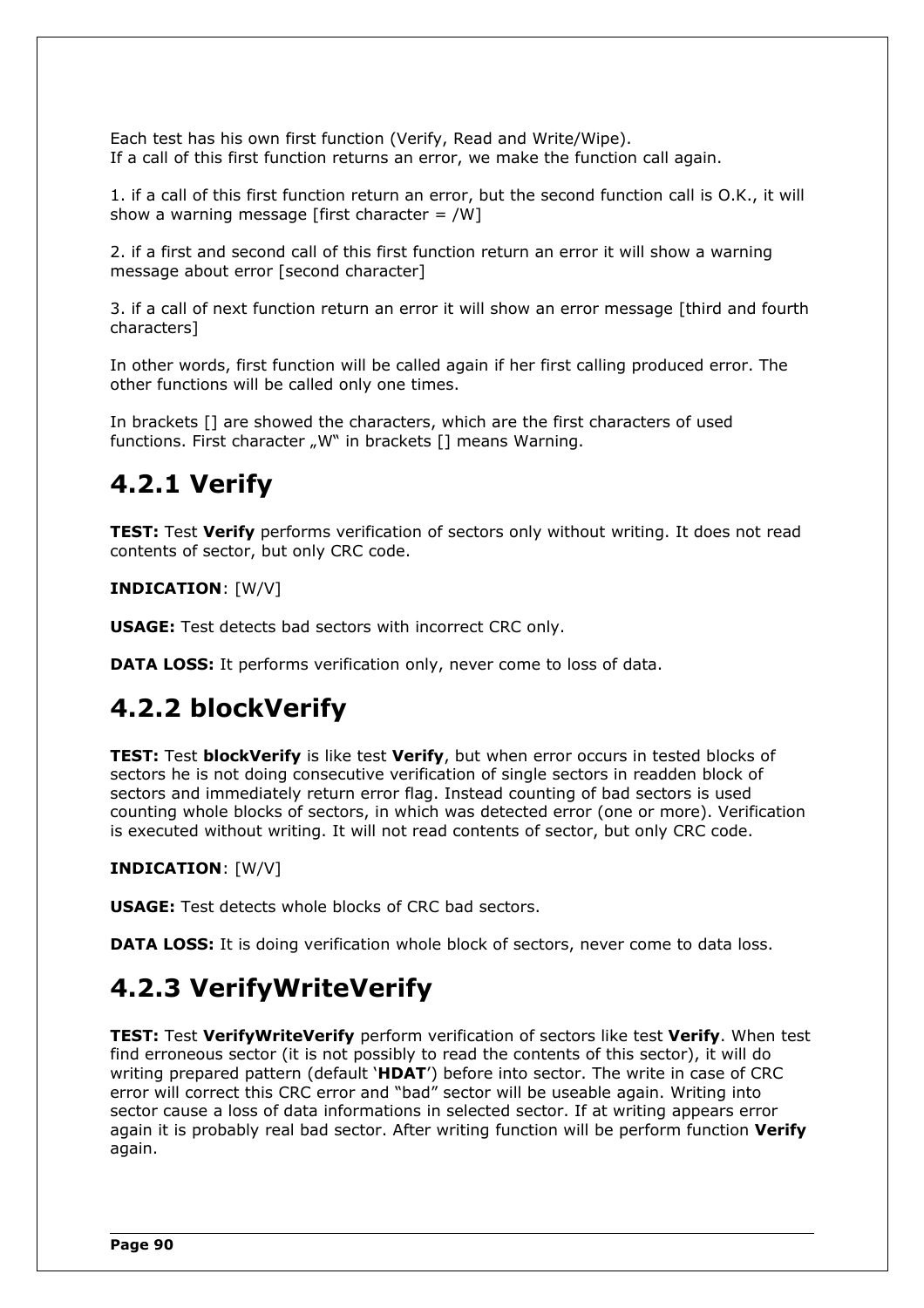Each test has his own first function (Verify, Read and Write/Wipe).
If a call of this first function returns an error, we make the function call again.

1. if a call of this first function return an error, but the second function call is O.K., it will show a warning message [first character = /W]

2. if a first and second call of this first function return an error it will show a warning message about error [second character]

3. if a call of next function return an error it will show an error message [third and fourth characters]

In other words, first function will be called again if her first calling produced error. The other functions will be called only one times.

In brackets [] are showed the characters, which are the first characters of used functions. First character „W“ in brackets [] means Warning.

## 4.2.1 Verify

**TEST:** Test **Verify** performs verification of sectors only without writing. It does not read contents of sector, but only CRC code.

**INDICATION**: [W/V]

**USAGE:** Test detects bad sectors with incorrect CRC only.

**DATA LOSS:** It performs verification only, never come to loss of data.

## 4.2.2 blockVerify

**TEST:** Test **blockVerify** is like test **Verify**, but when error occurs in tested blocks of sectors he is not doing consecutive verification of single sectors in readden block of sectors and immediately return error flag. Instead counting of bad sectors is used counting whole blocks of sectors, in which was detected error (one or more). Verification is executed without writing. It will not read contents of sector, but only CRC code.

**INDICATION**: [W/V]

**USAGE:** Test detects whole blocks of CRC bad sectors.

**DATA LOSS:** It is doing verification whole block of sectors, never come to data loss.

## 4.2.3 VerifyWriteVerify

**TEST:** Test **VerifyWriteVerify** perform verification of sectors like test **Verify**. When test find erroneous sector (it is not possibly to read the contents of this sector), it will do writing prepared pattern (default '**HDAT**') before into sector. The write in case of CRC error will correct this CRC error and "bad" sector will be useable again. Writing into sector cause a loss of data informations in selected sector. If at writing appears error again it is probably real bad sector. After writing function will be perform function **Verify** again.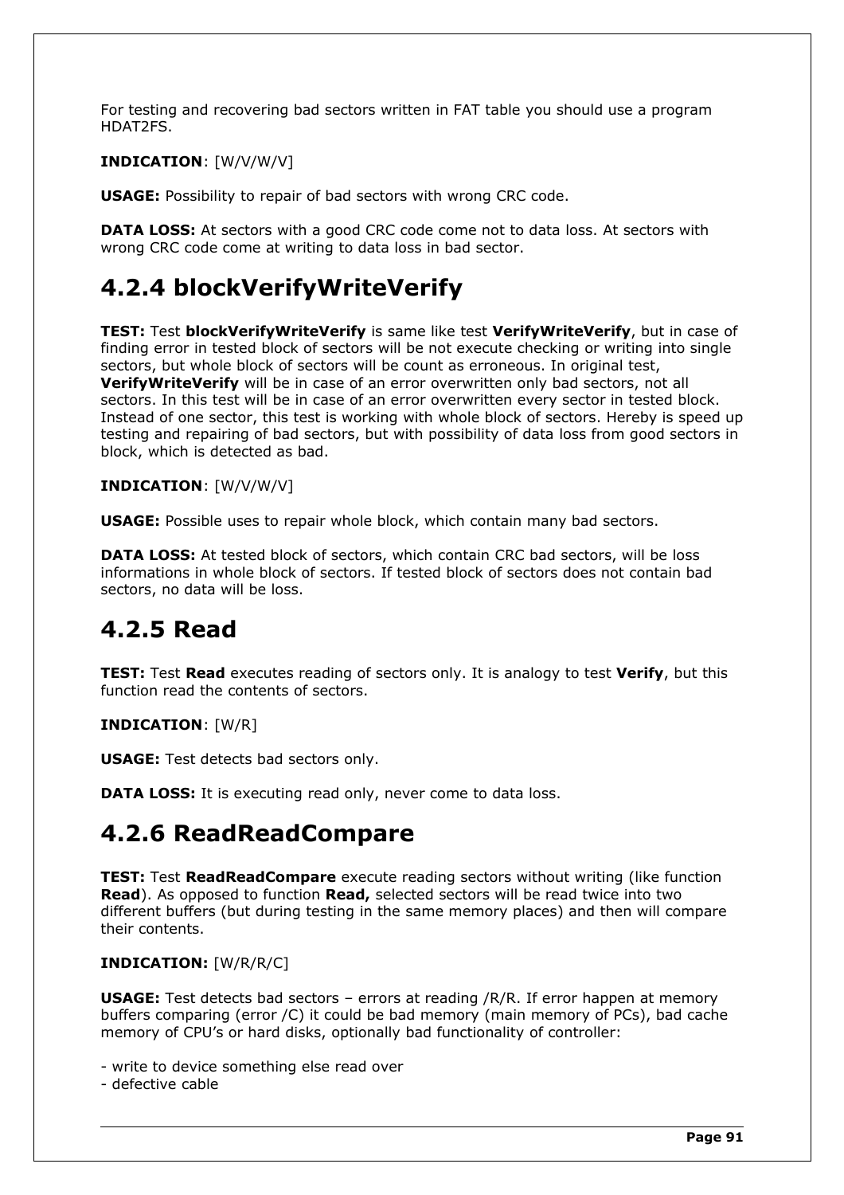For testing and recovering bad sectors written in FAT table you should use a program HDAT2FS.

**INDICATION**: [W/V/W/V]

**USAGE:** Possibility to repair of bad sectors with wrong CRC code.

**DATA LOSS:** At sectors with a good CRC code come not to data loss. At sectors with wrong CRC code come at writing to data loss in bad sector.

## 4.2.4 blockVerifyWriteVerify

**TEST:** Test **blockVerifyWriteVerify** is same like test **VerifyWriteVerify**, but in case of finding error in tested block of sectors will be not execute checking or writing into single sectors, but whole block of sectors will be count as erroneous. In original test, **VerifyWriteVerify** will be in case of an error overwritten only bad sectors, not all sectors. In this test will be in case of an error overwritten every sector in tested block. Instead of one sector, this test is working with whole block of sectors. Hereby is speed up testing and repairing of bad sectors, but with possibility of data loss from good sectors in block, which is detected as bad.

**INDICATION**: [W/V/W/V]

**USAGE:** Possible uses to repair whole block, which contain many bad sectors.

**DATA LOSS:** At tested block of sectors, which contain CRC bad sectors, will be loss informations in whole block of sectors. If tested block of sectors does not contain bad sectors, no data will be loss.

## 4.2.5 Read

**TEST:** Test **Read** executes reading of sectors only. It is analogy to test **Verify**, but this function read the contents of sectors.

**INDICATION**: [W/R]

**USAGE:** Test detects bad sectors only.

**DATA LOSS:** It is executing read only, never come to data loss.

## 4.2.6 ReadReadCompare

**TEST:** Test **ReadReadCompare** execute reading sectors without writing (like function **Read**). As opposed to function **Read,** selected sectors will be read twice into two different buffers (but during testing in the same memory places) and then will compare their contents.

**INDICATION:** [W/R/R/C]

**USAGE:** Test detects bad sectors – errors at reading /R/R. If error happen at memory buffers comparing (error /C) it could be bad memory (main memory of PCs), bad cache memory of CPU's or hard disks, optionally bad functionality of controller:

- write to device something else read over
- defective cable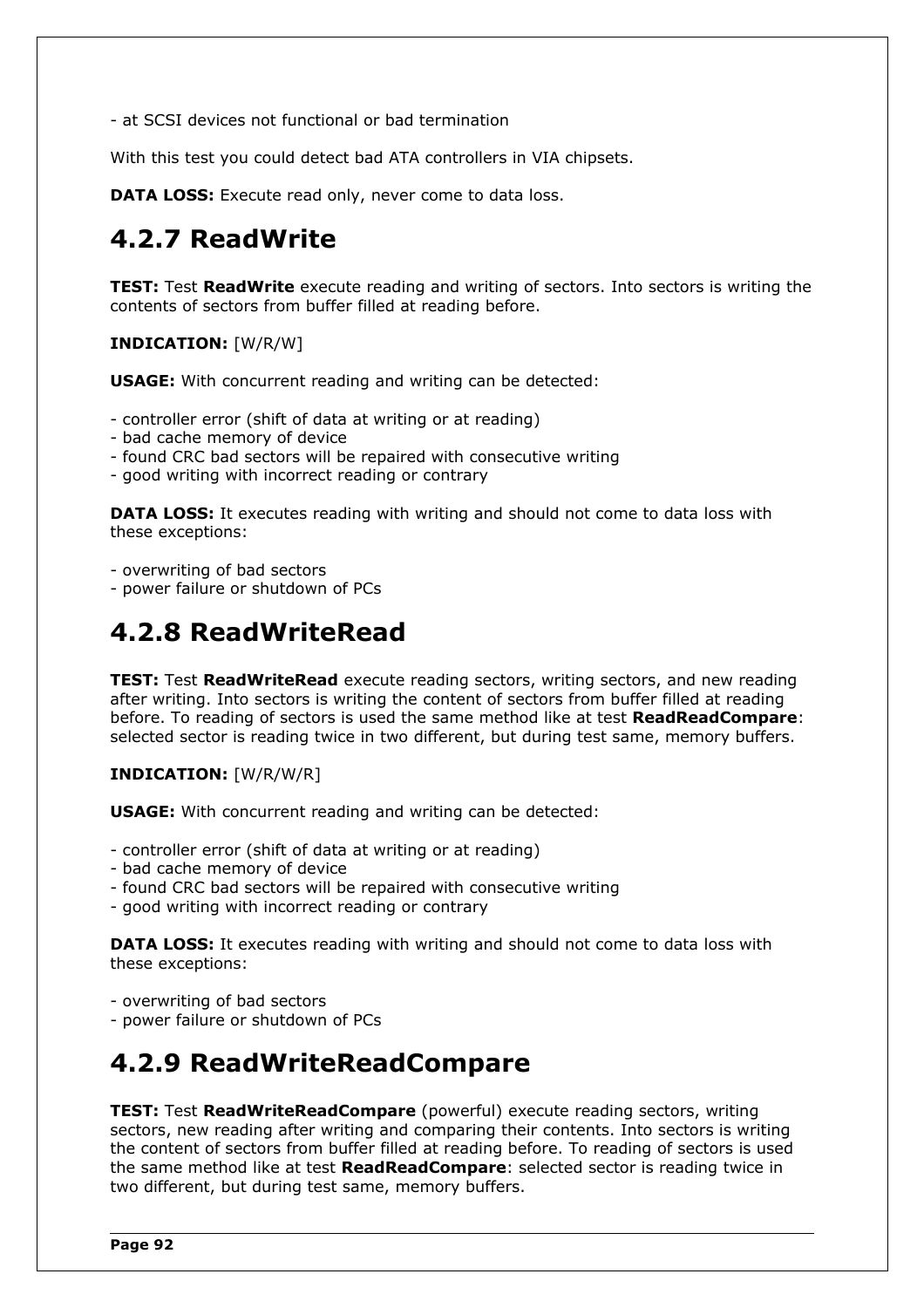- at SCSI devices not functional or bad termination

With this test you could detect bad ATA controllers in VIA chipsets.

**DATA LOSS:** Execute read only, never come to data loss.

## 4.2.7 ReadWrite

**TEST:** Test **ReadWrite** execute reading and writing of sectors. Into sectors is writing the contents of sectors from buffer filled at reading before.

**INDICATION:** [W/R/W]

**USAGE:** With concurrent reading and writing can be detected:

- controller error (shift of data at writing or at reading)
- bad cache memory of device
- found CRC bad sectors will be repaired with consecutive writing
- good writing with incorrect reading or contrary

**DATA LOSS:** It executes reading with writing and should not come to data loss with these exceptions:

- overwriting of bad sectors
- power failure or shutdown of PCs

## 4.2.8 ReadWriteRead

**TEST:** Test **ReadWriteRead** execute reading sectors, writing sectors, and new reading after writing. Into sectors is writing the content of sectors from buffer filled at reading before. To reading of sectors is used the same method like at test **ReadReadCompare**: selected sector is reading twice in two different, but during test same, memory buffers.

**INDICATION:** [W/R/W/R]

**USAGE:** With concurrent reading and writing can be detected:

- controller error (shift of data at writing or at reading)
- bad cache memory of device
- found CRC bad sectors will be repaired with consecutive writing
- good writing with incorrect reading or contrary

**DATA LOSS:** It executes reading with writing and should not come to data loss with these exceptions:

- overwriting of bad sectors
- power failure or shutdown of PCs

## 4.2.9 ReadWriteReadCompare

**TEST:** Test **ReadWriteReadCompare** (powerful) execute reading sectors, writing sectors, new reading after writing and comparing their contents. Into sectors is writing the content of sectors from buffer filled at reading before. To reading of sectors is used the same method like at test **ReadReadCompare**: selected sector is reading twice in two different, but during test same, memory buffers.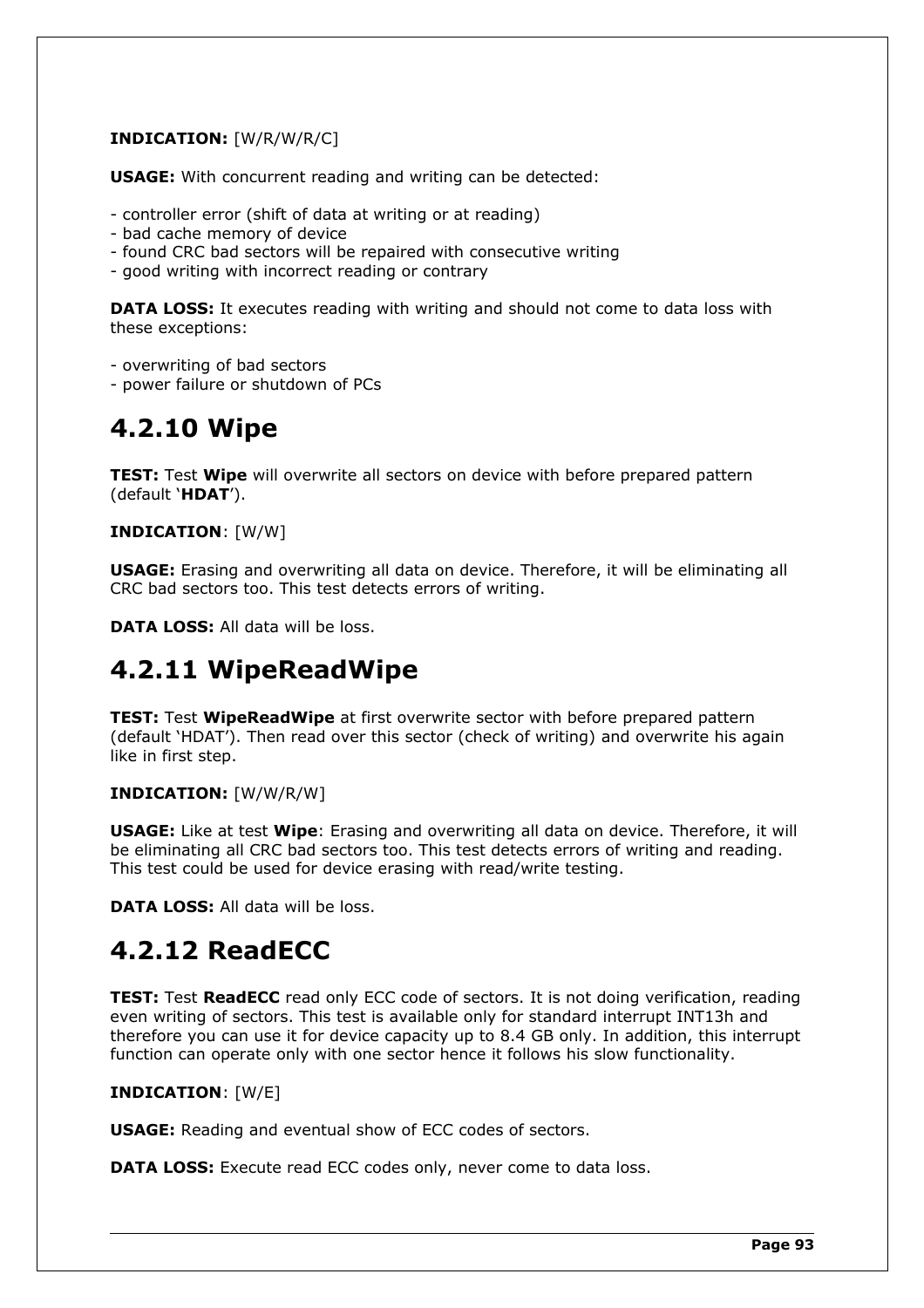**INDICATION:** [W/R/W/R/C]

**USAGE:** With concurrent reading and writing can be detected:

- controller error (shift of data at writing or at reading)
- bad cache memory of device
- found CRC bad sectors will be repaired with consecutive writing
- good writing with incorrect reading or contrary

**DATA LOSS:** It executes reading with writing and should not come to data loss with these exceptions:

- overwriting of bad sectors
- power failure or shutdown of PCs

## 4.2.10 Wipe

**TEST:** Test **Wipe** will overwrite all sectors on device with before prepared pattern (default '**HDAT**').

**INDICATION**: [W/W]

**USAGE:** Erasing and overwriting all data on device. Therefore, it will be eliminating all CRC bad sectors too. This test detects errors of writing.

**DATA LOSS:** All data will be loss.

## 4.2.11 WipeReadWipe

**TEST:** Test **WipeReadWipe** at first overwrite sector with before prepared pattern (default 'HDAT'). Then read over this sector (check of writing) and overwrite his again like in first step.

**INDICATION:** [W/W/R/W]

**USAGE:** Like at test **Wipe**: Erasing and overwriting all data on device. Therefore, it will be eliminating all CRC bad sectors too. This test detects errors of writing and reading. This test could be used for device erasing with read/write testing.

**DATA LOSS:** All data will be loss.

## 4.2.12 ReadECC

**TEST:** Test **ReadECC** read only ECC code of sectors. It is not doing verification, reading even writing of sectors. This test is available only for standard interrupt INT13h and therefore you can use it for device capacity up to 8.4 GB only. In addition, this interrupt function can operate only with one sector hence it follows his slow functionality.

**INDICATION**: [W/E]

**USAGE:** Reading and eventual show of ECC codes of sectors.

**DATA LOSS:** Execute read ECC codes only, never come to data loss.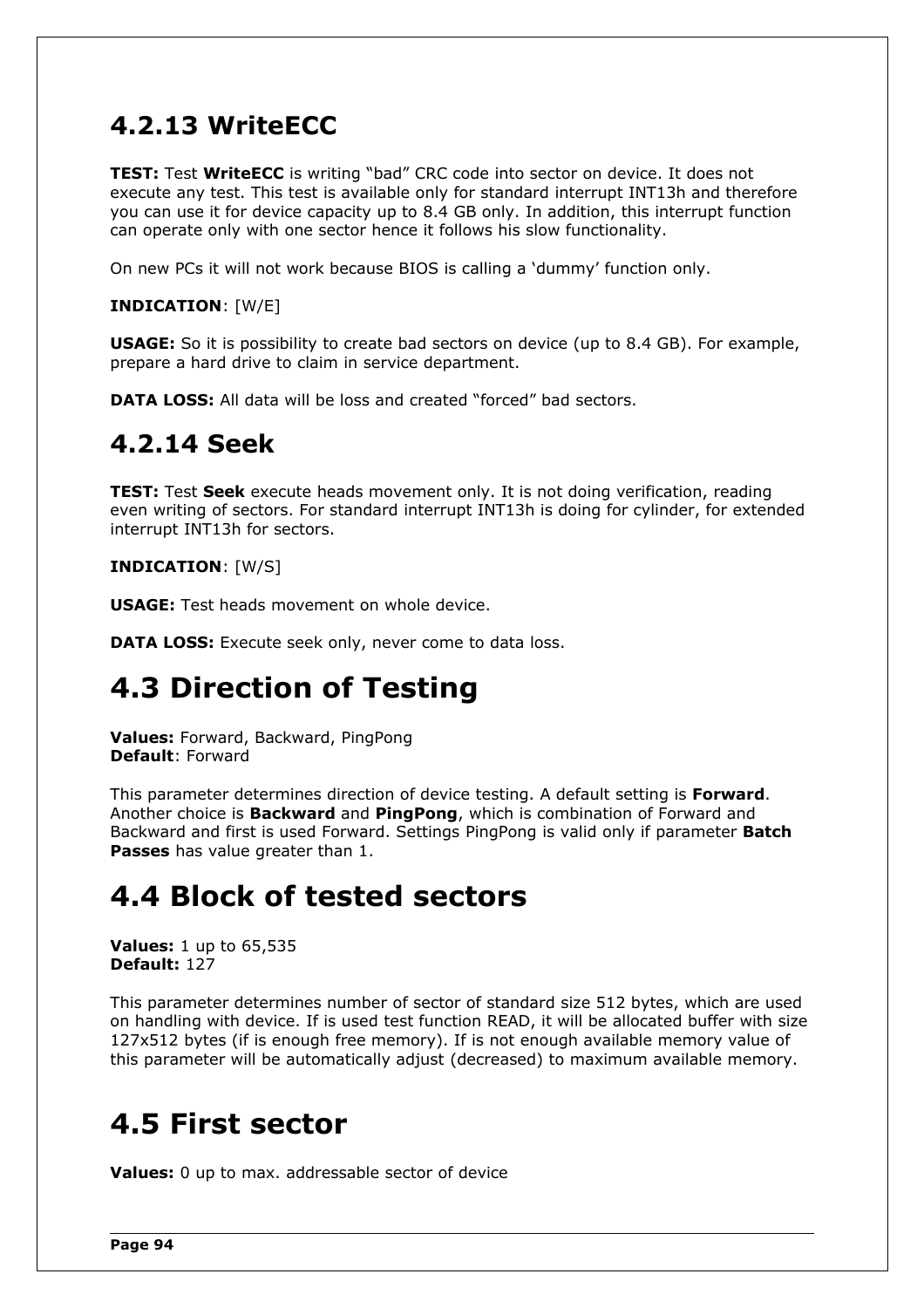### 4.2.13 WriteECC

**TEST:** Test **WriteECC** is writing “bad” CRC code into sector on device. It does not execute any test. This test is available only for standard interrupt INT13h and therefore you can use it for device capacity up to 8.4 GB only. In addition, this interrupt function can operate only with one sector hence it follows his slow functionality.

On new PCs it will not work because BIOS is calling a ‘dummy’ function only.

**INDICATION**: [W/E]

**USAGE:** So it is possibility to create bad sectors on device (up to 8.4 GB). For example, prepare a hard drive to claim in service department.

**DATA LOSS:** All data will be loss and created “forced” bad sectors.

### 4.2.14 Seek

**TEST:** Test **Seek** execute heads movement only. It is not doing verification, reading even writing of sectors. For standard interrupt INT13h is doing for cylinder, for extended interrupt INT13h for sectors.

**INDICATION**: [W/S]

**USAGE:** Test heads movement on whole device.

**DATA LOSS:** Execute seek only, never come to data loss.

## 4.3 Direction of Testing

**Values:** Forward, Backward, PingPong
**Default**: Forward

This parameter determines direction of device testing. A default setting is **Forward**. Another choice is **Backward** and **PingPong**, which is combination of Forward and Backward and first is used Forward. Settings PingPong is valid only if parameter **Batch Passes** has value greater than 1.

## 4.4 Block of tested sectors

**Values:** 1 up to 65,535
**Default:** 127

This parameter determines number of sector of standard size 512 bytes, which are used on handling with device. If is used test function READ, it will be allocated buffer with size 127x512 bytes (if is enough free memory). If is not enough available memory value of this parameter will be automatically adjust (decreased) to maximum available memory.

## 4.5 First sector

**Values:** 0 up to max. addressable sector of device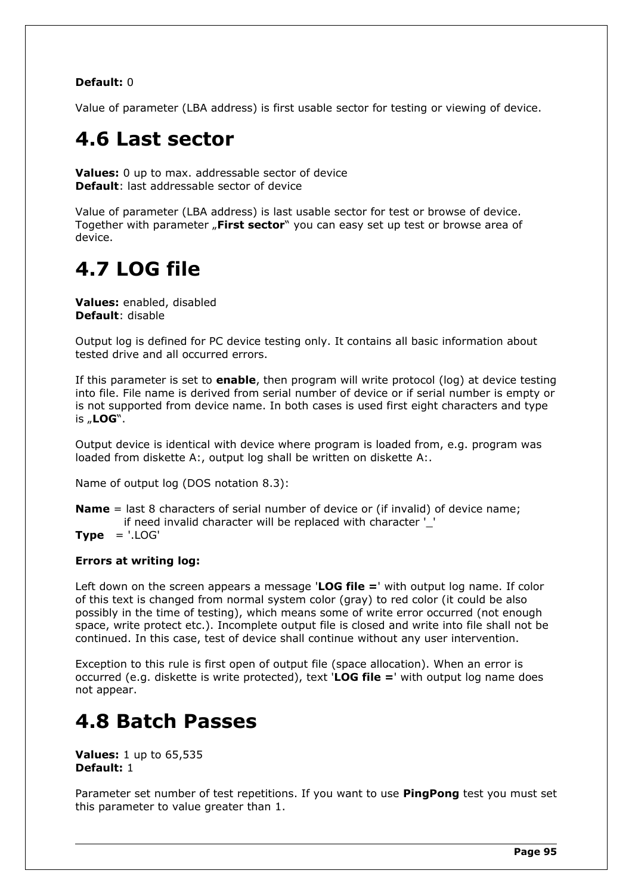**Default:** 0

Value of parameter (LBA address) is first usable sector for testing or viewing of device.

# 4.6 Last sector

**Values:** 0 up to max. addressable sector of device
**Default**: last addressable sector of device

Value of parameter (LBA address) is last usable sector for test or browse of device. Together with parameter „**First sector**" you can easy set up test or browse area of device.

# 4.7 LOG file

**Values:** enabled, disabled
**Default**: disable

Output log is defined for PC device testing only. It contains all basic information about tested drive and all occurred errors.

If this parameter is set to **enable**, then program will write protocol (log) at device testing into file. File name is derived from serial number of device or if serial number is empty or is not supported from device name. In both cases is used first eight characters and type is „**LOG**".

Output device is identical with device where program is loaded from, e.g. program was loaded from diskette A:, output log shall be written on diskette A:.

Name of output log (DOS notation 8.3):

**Name** = last 8 characters of serial number of device or (if invalid) of device name;
if need invalid character will be replaced with character '_'
**Type** = '.LOG'

**Errors at writing log:**

Left down on the screen appears a message '**LOG file =**' with output log name. If color of this text is changed from normal system color (gray) to red color (it could be also possibly in the time of testing), which means some of write error occurred (not enough space, write protect etc.). Incomplete output file is closed and write into file shall not be continued. In this case, test of device shall continue without any user intervention.

Exception to this rule is first open of output file (space allocation). When an error is occurred (e.g. diskette is write protected), text '**LOG file =**' with output log name does not appear.

# 4.8 Batch Passes

**Values:** 1 up to 65,535
**Default:** 1

Parameter set number of test repetitions. If you want to use **PingPong** test you must set this parameter to value greater than 1.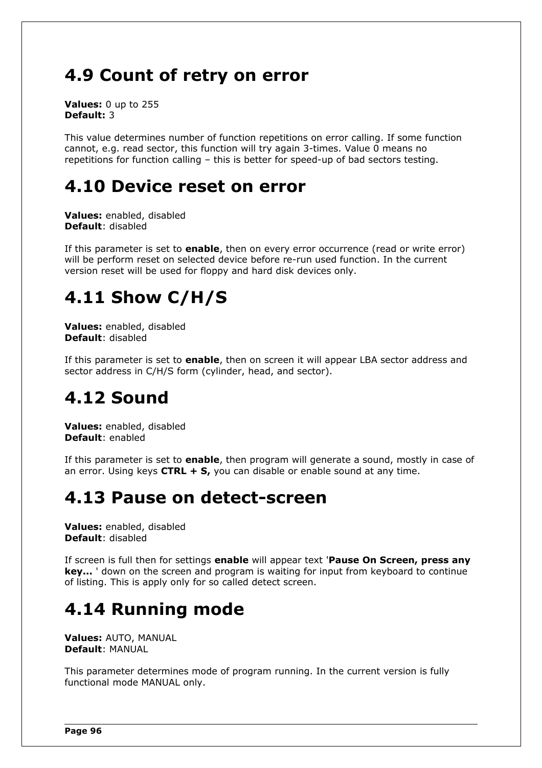# 4.9 Count of retry on error

**Values:** 0 up to 255
**Default:** 3

This value determines number of function repetitions on error calling. If some function cannot, e.g. read sector, this function will try again 3-times. Value 0 means no repetitions for function calling – this is better for speed-up of bad sectors testing.

# 4.10 Device reset on error

**Values:** enabled, disabled
**Default**: disabled

If this parameter is set to **enable**, then on every error occurrence (read or write error) will be perform reset on selected device before re-run used function. In the current version reset will be used for floppy and hard disk devices only.

# 4.11 Show C/H/S

**Values:** enabled, disabled
**Default**: disabled

If this parameter is set to **enable**, then on screen it will appear LBA sector address and sector address in C/H/S form (cylinder, head, and sector).

# 4.12 Sound

**Values:** enabled, disabled
**Default**: enabled

If this parameter is set to **enable**, then program will generate a sound, mostly in case of an error. Using keys **CTRL + S,** you can disable or enable sound at any time.

# 4.13 Pause on detect-screen

**Values:** enabled, disabled
**Default**: disabled

If screen is full then for settings **enable** will appear text '**Pause On Screen, press any key...** ' down on the screen and program is waiting for input from keyboard to continue of listing. This is apply only for so called detect screen.

# 4.14 Running mode

**Values:** AUTO, MANUAL
**Default**: MANUAL

This parameter determines mode of program running. In the current version is fully functional mode MANUAL only.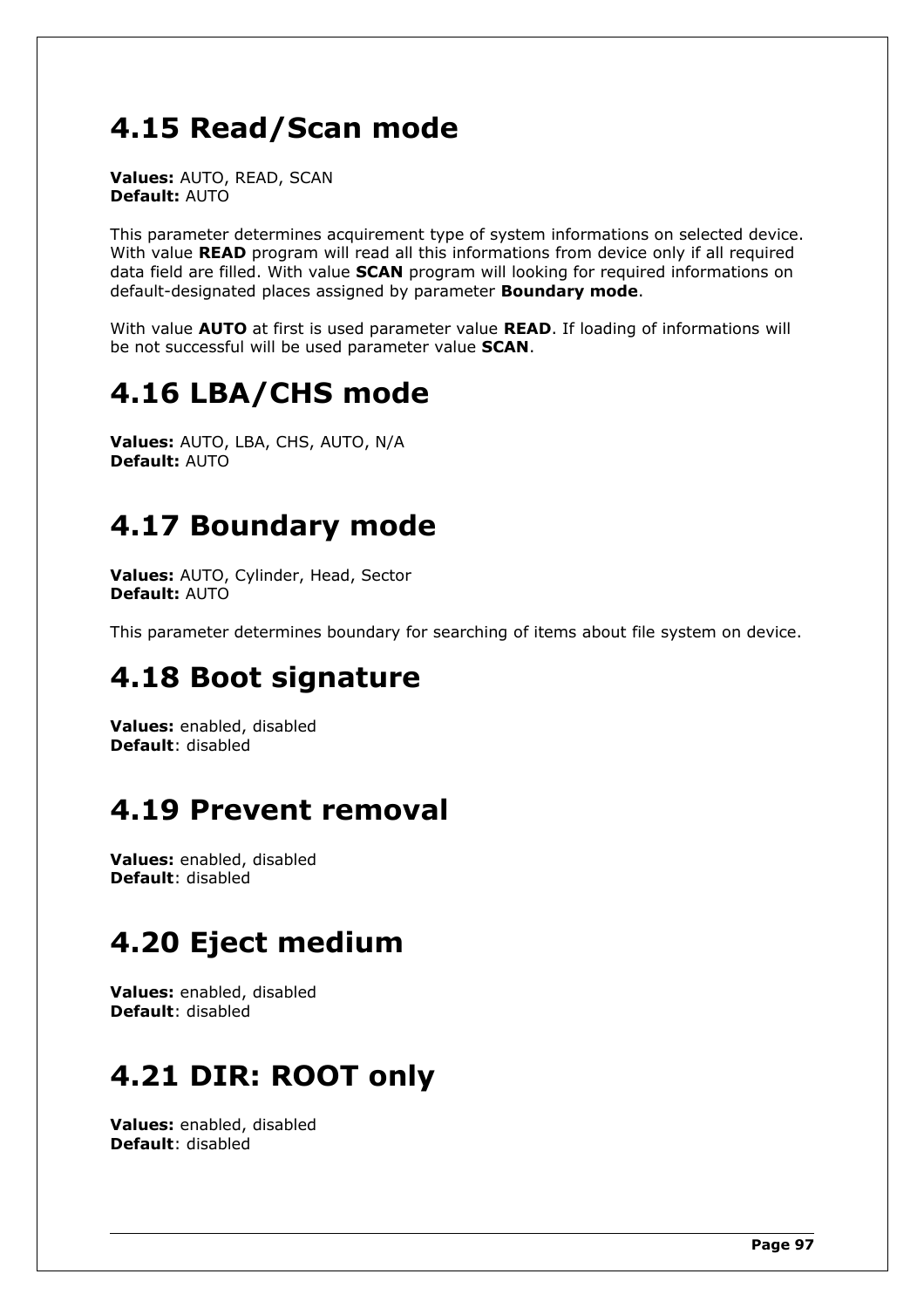# 4.15 Read/Scan mode

**Values:** AUTO, READ, SCAN
**Default:** AUTO

This parameter determines acquirement type of system informations on selected device. With value **READ** program will read all this informations from device only if all required data field are filled. With value **SCAN** program will looking for required informations on default-designated places assigned by parameter **Boundary mode**.

With value **AUTO** at first is used parameter value **READ**. If loading of informations will be not successful will be used parameter value **SCAN**.

# 4.16 LBA/CHS mode

**Values:** AUTO, LBA, CHS, AUTO, N/A
**Default:** AUTO

# 4.17 Boundary mode

**Values:** AUTO, Cylinder, Head, Sector
**Default:** AUTO

This parameter determines boundary for searching of items about file system on device.

# 4.18 Boot signature

**Values:** enabled, disabled
**Default**: disabled

# 4.19 Prevent removal

**Values:** enabled, disabled
**Default**: disabled

# 4.20 Eject medium

**Values:** enabled, disabled
**Default**: disabled

# 4.21 DIR: ROOT only

**Values:** enabled, disabled
**Default**: disabled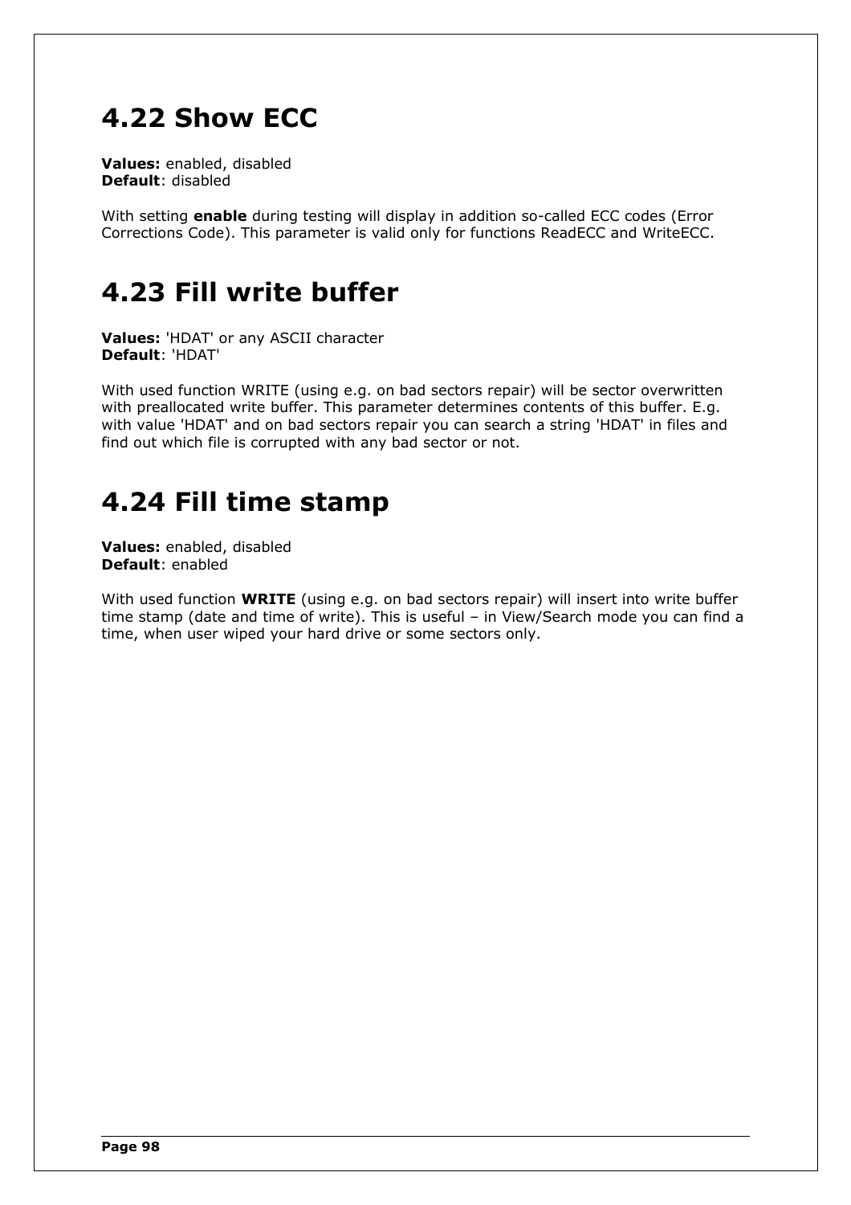# 4.22 Show ECC

**Values:** enabled, disabled
**Default**: disabled

With setting **enable** during testing will display in addition so-called ECC codes (Error Corrections Code). This parameter is valid only for functions ReadECC and WriteECC.

# 4.23 Fill write buffer

**Values:** 'HDAT' or any ASCII character
**Default**: 'HDAT'

With used function WRITE (using e.g. on bad sectors repair) will be sector overwritten with preallocated write buffer. This parameter determines contents of this buffer. E.g. with value 'HDAT' and on bad sectors repair you can search a string 'HDAT' in files and find out which file is corrupted with any bad sector or not.

# 4.24 Fill time stamp

**Values:** enabled, disabled
**Default**: enabled

With used function **WRITE** (using e.g. on bad sectors repair) will insert into write buffer time stamp (date and time of write). This is useful – in View/Search mode you can find a time, when user wiped your hard drive or some sectors only.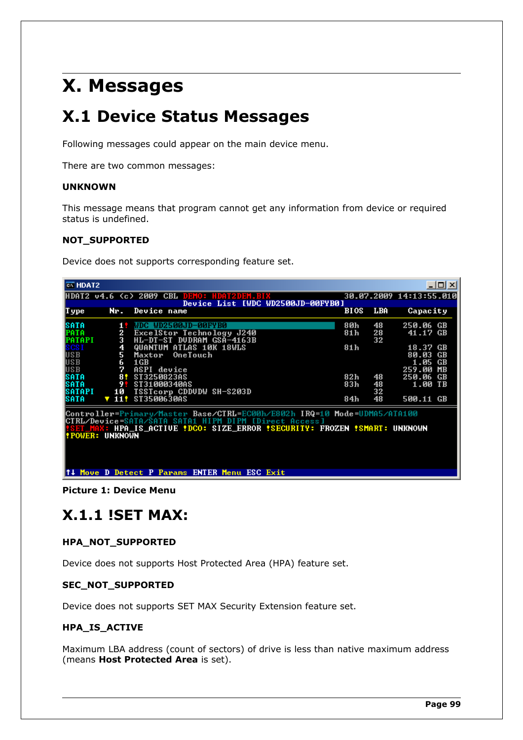# X. Messages

## X.1 Device Status Messages

Following messages could appear on the main device menu.

There are two common messages:

**UNKNOWN**

This message means that program cannot get any information from device or required status is undefined.

**NOT_SUPPORTED**

Device does not supports corresponding feature set.

```
HDAT2
HDAT2 v4.6 (c) 2009 CBL DEMO: HDAT2DEM.BIX                    30.07.2009 14:13:55.010
                        Device List [WDC WD2500JD-00FYB0]
Type          Nr.  Device name                              BIOS   LBA    Capacity

SATA           1!  WDC WD2500JD-00FYB0                      80h    48     250.06 GB
PATA           2   ExcelStor Technology J240                81h    28      41.17 GB
PATAPI         3   HL-DT-ST DVDRAM GSA-4163B                       32
SCSI           4   QUANTUM ATLAS 10K 18WLS                  81h            18.37 GB
USB            5   Maxtor  OneTouch                                        80.03 GB
USB            6   1GB                                                      1.05 GB
USB            7   ASPI device                                            259.00 MB
SATA           8!  ST3250823AS                              82h    48     250.06 GB
SATA           9!  ST31000340AS                             83h    48       1.00 TB
SATAPI        10   TSSTcorp CDDVDW SH-S203D                        32
SATA        ▼ 11!  ST3500630AS                              84h    48     500.11 GB

Controller=Primary/Master Base/CTRL=EC00h/E802h IRQ=10 Mode=UDMA5/ATA100
CTRL/Device=SATA/SATA SATA1 HIPM DIPM [Direct Access]
!SET_MAX: HPA_IS_ACTIVE !DCO: SIZE_ERROR !SECURITY: FROZEN !SMART: UNKNOWN
!POWER: UNKNOWN

↑↓ Move D Detect P Params ENTER Menu ESC Exit
```

**Picture 1: Device Menu**

### X.1.1 !SET MAX:

**HPA_NOT_SUPPORTED**

Device does not supports Host Protected Area (HPA) feature set.

**SEC_NOT_SUPPORTED**

Device does not supports SET MAX Security Extension feature set.

**HPA_IS_ACTIVE**

Maximum LBA address (count of sectors) of drive is less than native maximum address (means **Host Protected Area** is set).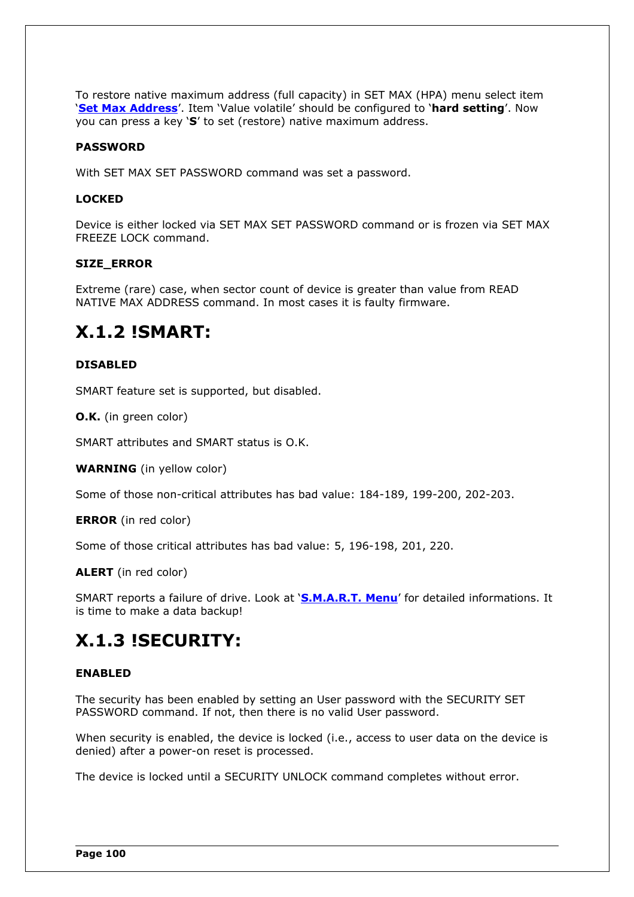To restore native maximum address (full capacity) in SET MAX (HPA) menu select item '**Set Max Address**'. Item 'Value volatile' should be configured to '**hard setting**'. Now you can press a key '**S**' to set (restore) native maximum address.

**PASSWORD**

With SET MAX SET PASSWORD command was set a password.

**LOCKED**

Device is either locked via SET MAX SET PASSWORD command or is frozen via SET MAX FREEZE LOCK command.

**SIZE_ERROR**

Extreme (rare) case, when sector count of device is greater than value from READ NATIVE MAX ADDRESS command. In most cases it is faulty firmware.

## X.1.2 !SMART:

**DISABLED**

SMART feature set is supported, but disabled.

**O.K.** (in green color)

SMART attributes and SMART status is O.K.

**WARNING** (in yellow color)

Some of those non-critical attributes has bad value: 184-189, 199-200, 202-203.

**ERROR** (in red color)

Some of those critical attributes has bad value: 5, 196-198, 201, 220.

**ALERT** (in red color)

SMART reports a failure of drive. Look at '**S.M.A.R.T. Menu**' for detailed informations. It is time to make a data backup!

## X.1.3 !SECURITY:

**ENABLED**

The security has been enabled by setting an User password with the SECURITY SET PASSWORD command. If not, then there is no valid User password.

When security is enabled, the device is locked (i.e., access to user data on the device is denied) after a power-on reset is processed.

The device is locked until a SECURITY UNLOCK command completes without error.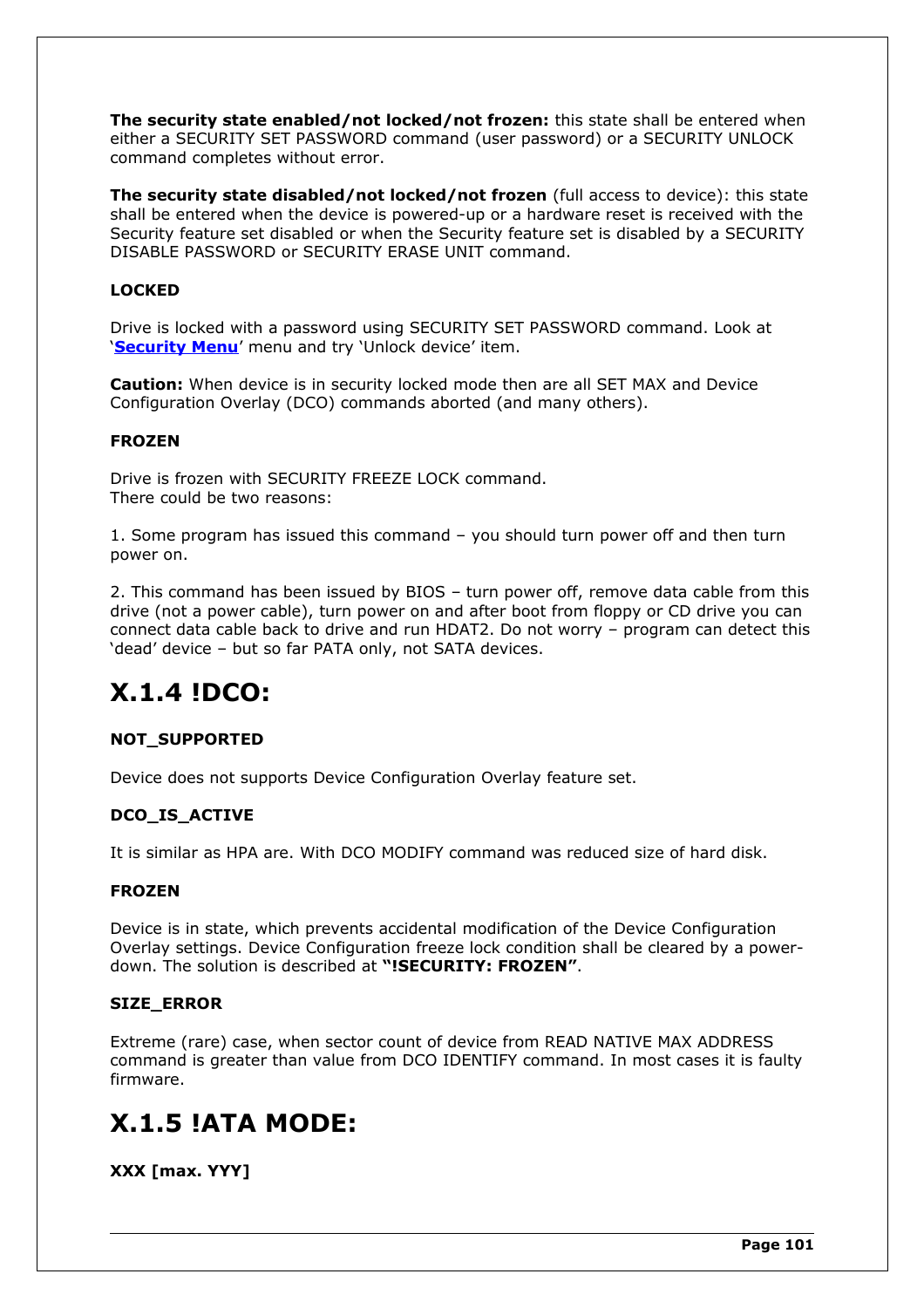**The security state enabled/not locked/not frozen:** this state shall be entered when either a SECURITY SET PASSWORD command (user password) or a SECURITY UNLOCK command completes without error.

**The security state disabled/not locked/not frozen** (full access to device): this state shall be entered when the device is powered-up or a hardware reset is received with the Security feature set disabled or when the Security feature set is disabled by a SECURITY DISABLE PASSWORD or SECURITY ERASE UNIT command.

**LOCKED**

Drive is locked with a password using SECURITY SET PASSWORD command. Look at '**Security Menu**' menu and try 'Unlock device' item.

**Caution:** When device is in security locked mode then are all SET MAX and Device Configuration Overlay (DCO) commands aborted (and many others).

**FROZEN**

Drive is frozen with SECURITY FREEZE LOCK command.
There could be two reasons:

1. Some program has issued this command – you should turn power off and then turn power on.

2. This command has been issued by BIOS – turn power off, remove data cable from this drive (not a power cable), turn power on and after boot from floppy or CD drive you can connect data cable back to drive and run HDAT2. Do not worry – program can detect this 'dead' device – but so far PATA only, not SATA devices.

# X.1.4 !DCO:

**NOT_SUPPORTED**

Device does not supports Device Configuration Overlay feature set.

**DCO_IS_ACTIVE**

It is similar as HPA are. With DCO MODIFY command was reduced size of hard disk.

**FROZEN**

Device is in state, which prevents accidental modification of the Device Configuration Overlay settings. Device Configuration freeze lock condition shall be cleared by a power-down. The solution is described at **"!SECURITY: FROZEN"**.

**SIZE_ERROR**

Extreme (rare) case, when sector count of device from READ NATIVE MAX ADDRESS command is greater than value from DCO IDENTIFY command. In most cases it is faulty firmware.

# X.1.5 !ATA MODE:

**XXX [max. YYY]**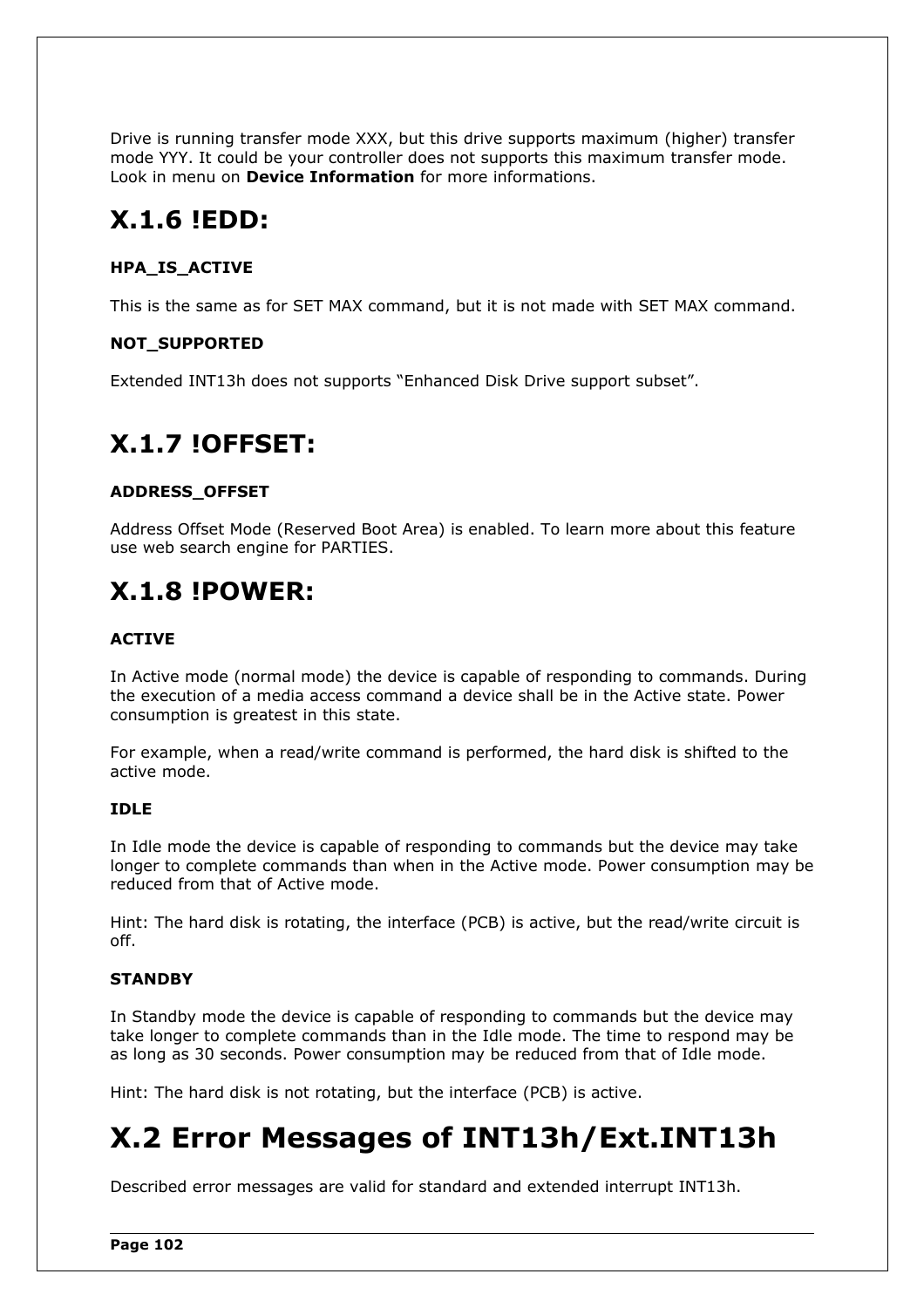Drive is running transfer mode XXX, but this drive supports maximum (higher) transfer mode YYY. It could be your controller does not supports this maximum transfer mode. Look in menu on **Device Information** for more informations.

## X.1.6 !EDD:

**HPA_IS_ACTIVE**

This is the same as for SET MAX command, but it is not made with SET MAX command.

**NOT_SUPPORTED**

Extended INT13h does not supports “Enhanced Disk Drive support subset”.

## X.1.7 !OFFSET:

**ADDRESS_OFFSET**

Address Offset Mode (Reserved Boot Area) is enabled. To learn more about this feature use web search engine for PARTIES.

## X.1.8 !POWER:

**ACTIVE**

In Active mode (normal mode) the device is capable of responding to commands. During the execution of a media access command a device shall be in the Active state. Power consumption is greatest in this state.

For example, when a read/write command is performed, the hard disk is shifted to the active mode.

**IDLE**

In Idle mode the device is capable of responding to commands but the device may take longer to complete commands than when in the Active mode. Power consumption may be reduced from that of Active mode.

Hint: The hard disk is rotating, the interface (PCB) is active, but the read/write circuit is off.

**STANDBY**

In Standby mode the device is capable of responding to commands but the device may take longer to complete commands than in the Idle mode. The time to respond may be as long as 30 seconds. Power consumption may be reduced from that of Idle mode.

Hint: The hard disk is not rotating, but the interface (PCB) is active.

# X.2 Error Messages of INT13h/Ext.INT13h

Described error messages are valid for standard and extended interrupt INT13h.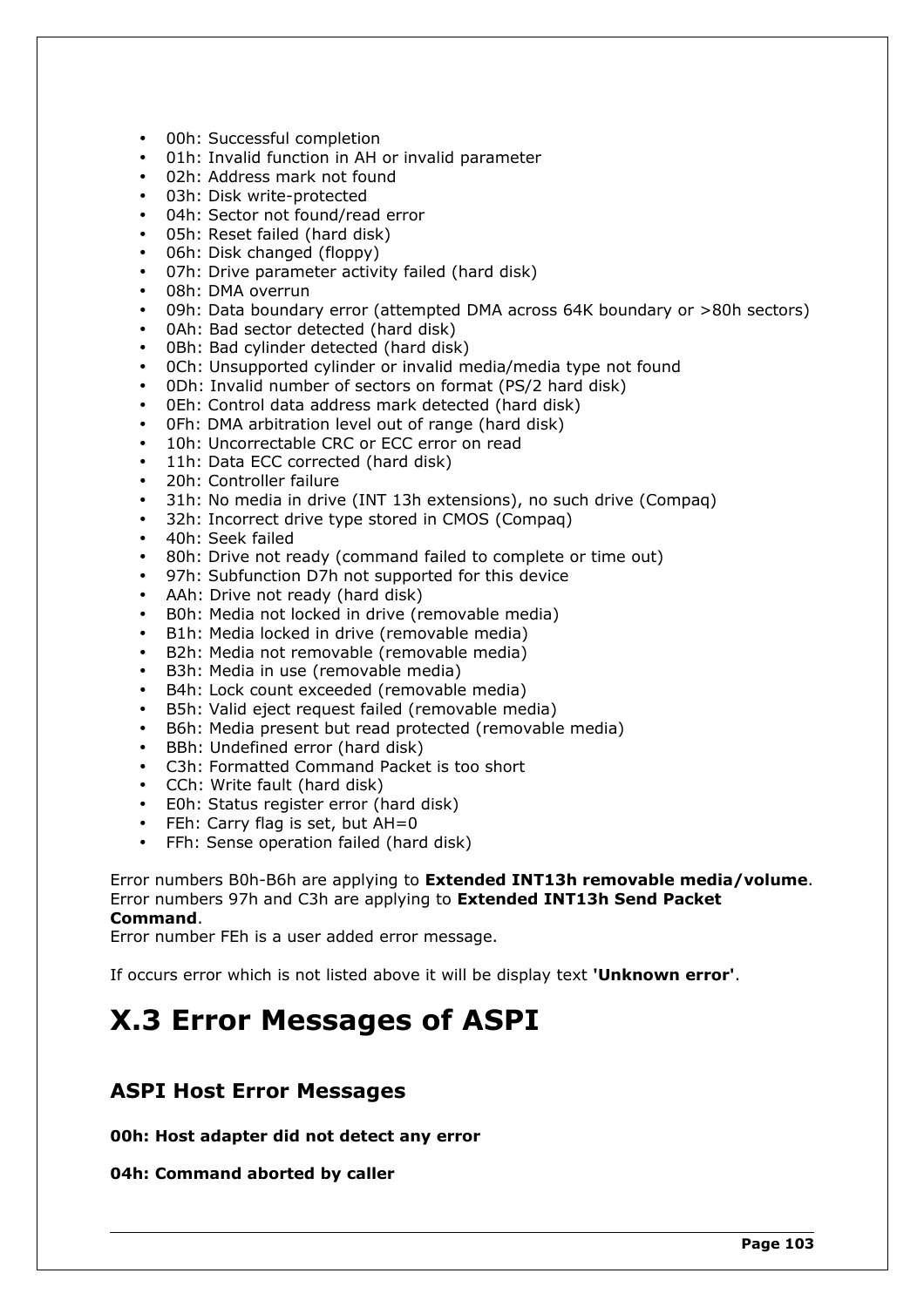- 00h: Successful completion
- 01h: Invalid function in AH or invalid parameter
- 02h: Address mark not found
- 03h: Disk write-protected
- 04h: Sector not found/read error
- 05h: Reset failed (hard disk)
- 06h: Disk changed (floppy)
- 07h: Drive parameter activity failed (hard disk)
- 08h: DMA overrun
- 09h: Data boundary error (attempted DMA across 64K boundary or >80h sectors)
- 0Ah: Bad sector detected (hard disk)
- 0Bh: Bad cylinder detected (hard disk)
- 0Ch: Unsupported cylinder or invalid media/media type not found
- 0Dh: Invalid number of sectors on format (PS/2 hard disk)
- 0Eh: Control data address mark detected (hard disk)
- 0Fh: DMA arbitration level out of range (hard disk)
- 10h: Uncorrectable CRC or ECC error on read
- 11h: Data ECC corrected (hard disk)
- 20h: Controller failure
- 31h: No media in drive (INT 13h extensions), no such drive (Compaq)
- 32h: Incorrect drive type stored in CMOS (Compaq)
- 40h: Seek failed
- 80h: Drive not ready (command failed to complete or time out)
- 97h: Subfunction D7h not supported for this device
- AAh: Drive not ready (hard disk)
- B0h: Media not locked in drive (removable media)
- B1h: Media locked in drive (removable media)
- B2h: Media not removable (removable media)
- B3h: Media in use (removable media)
- B4h: Lock count exceeded (removable media)
- B5h: Valid eject request failed (removable media)
- B6h: Media present but read protected (removable media)
- BBh: Undefined error (hard disk)
- C3h: Formatted Command Packet is too short
- CCh: Write fault (hard disk)
- E0h: Status register error (hard disk)
- FEh: Carry flag is set, but AH=0
- FFh: Sense operation failed (hard disk)

Error numbers B0h-B6h are applying to **Extended INT13h removable media/volume**.
Error numbers 97h and C3h are applying to **Extended INT13h Send Packet Command**.
Error number FEh is a user added error message.

If occurs error which is not listed above it will be display text **'Unknown error'**.

# X.3 Error Messages of ASPI

## ASPI Host Error Messages

**00h: Host adapter did not detect any error**

**04h: Command aborted by caller**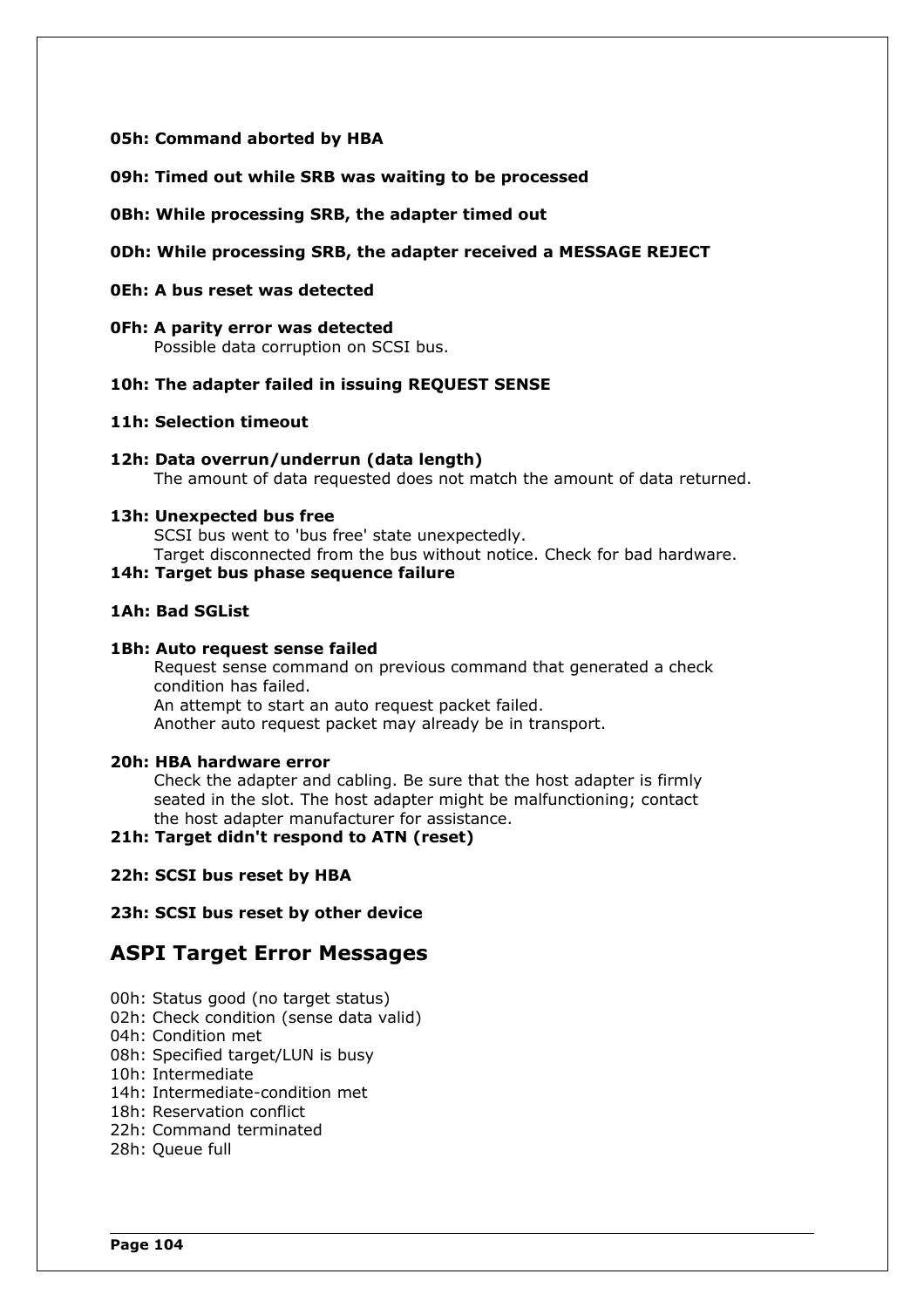**05h: Command aborted by HBA**

**09h: Timed out while SRB was waiting to be processed**

**0Bh: While processing SRB, the adapter timed out**

**0Dh: While processing SRB, the adapter received a MESSAGE REJECT**

**0Eh: A bus reset was detected**

**0Fh: A parity error was detected**
Possible data corruption on SCSI bus.

**10h: The adapter failed in issuing REQUEST SENSE**

**11h: Selection timeout**

**12h: Data overrun/underrun (data length)**
The amount of data requested does not match the amount of data returned.

**13h: Unexpected bus free**
SCSI bus went to 'bus free' state unexpectedly.
Target disconnected from the bus without notice. Check for bad hardware.

**14h: Target bus phase sequence failure**

**1Ah: Bad SGList**

**1Bh: Auto request sense failed**
Request sense command on previous command that generated a check condition has failed.
An attempt to start an auto request packet failed.
Another auto request packet may already be in transport.

**20h: HBA hardware error**
Check the adapter and cabling. Be sure that the host adapter is firmly seated in the slot. The host adapter might be malfunctioning; contact the host adapter manufacturer for assistance.

**21h: Target didn't respond to ATN (reset)**

**22h: SCSI bus reset by HBA**

**23h: SCSI bus reset by other device**

## ASPI Target Error Messages

00h: Status good (no target status)
02h: Check condition (sense data valid)
04h: Condition met
08h: Specified target/LUN is busy
10h: Intermediate
14h: Intermediate-condition met
18h: Reservation conflict
22h: Command terminated
28h: Queue full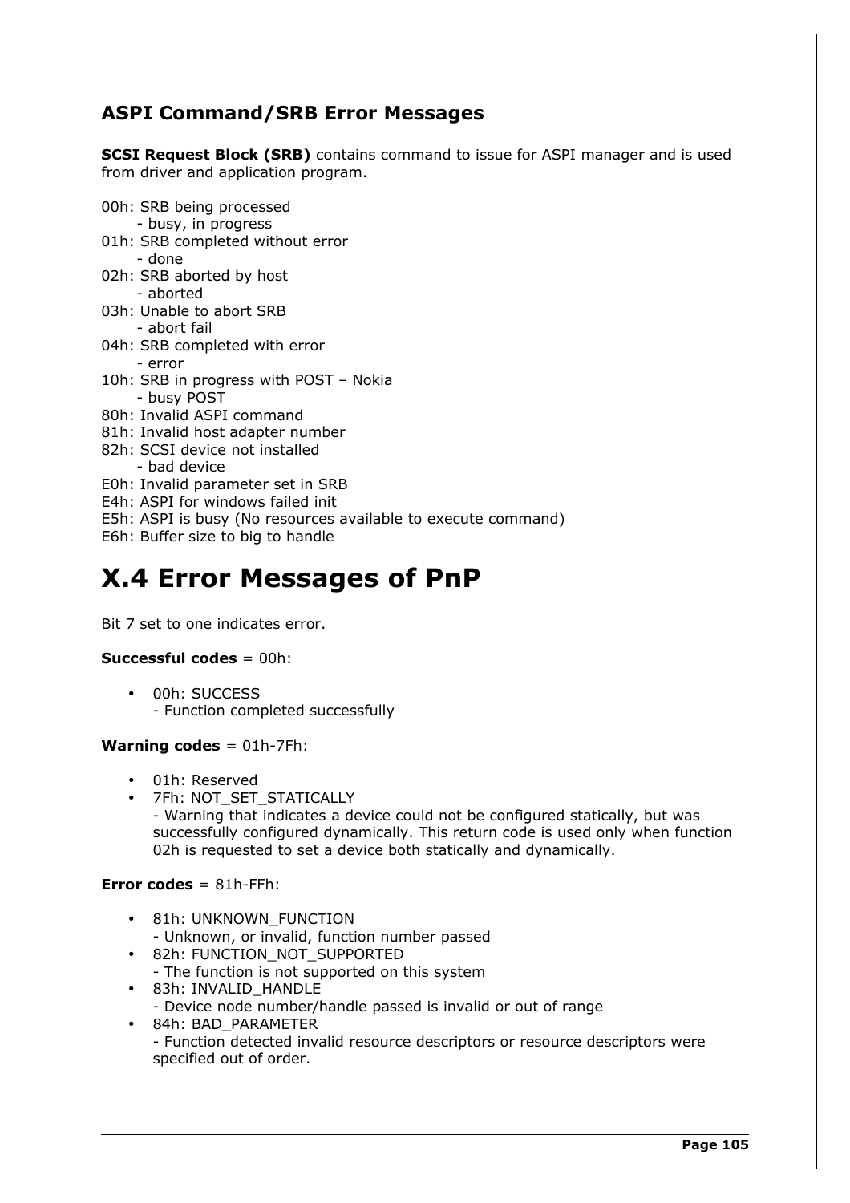### ASPI Command/SRB Error Messages

**SCSI Request Block (SRB)** contains command to issue for ASPI manager and is used from driver and application program.

00h: SRB being processed
  - busy, in progress
01h: SRB completed without error
  - done
02h: SRB aborted by host
  - aborted
03h: Unable to abort SRB
  - abort fail
04h: SRB completed with error
  - error
10h: SRB in progress with POST – Nokia
  - busy POST
80h: Invalid ASPI command
81h: Invalid host adapter number
82h: SCSI device not installed
  - bad device
E0h: Invalid parameter set in SRB
E4h: ASPI for windows failed init
E5h: ASPI is busy (No resources available to execute command)
E6h: Buffer size to big to handle

# X.4 Error Messages of PnP

Bit 7 set to one indicates error.

**Successful codes** = 00h:

- 00h: SUCCESS
  - Function completed successfully

**Warning codes** = 01h-7Fh:

- 01h: Reserved
- 7Fh: NOT_SET_STATICALLY
  - Warning that indicates a device could not be configured statically, but was successfully configured dynamically. This return code is used only when function 02h is requested to set a device both statically and dynamically.

**Error codes** = 81h-FFh:

- 81h: UNKNOWN_FUNCTION
  - Unknown, or invalid, function number passed
- 82h: FUNCTION_NOT_SUPPORTED
  - The function is not supported on this system
- 83h: INVALID_HANDLE
  - Device node number/handle passed is invalid or out of range
- 84h: BAD_PARAMETER
  - Function detected invalid resource descriptors or resource descriptors were specified out of order.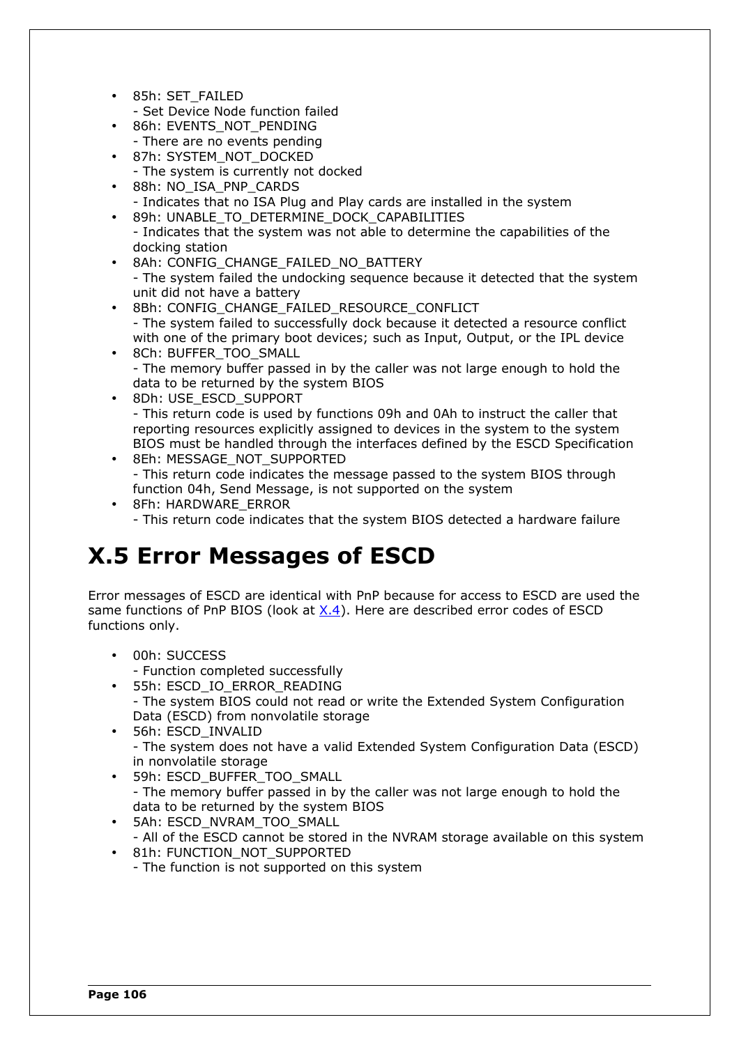- 85h: SET_FAILED
  - Set Device Node function failed
- 86h: EVENTS_NOT_PENDING
  - There are no events pending
- 87h: SYSTEM_NOT_DOCKED
  - The system is currently not docked
- 88h: NO_ISA_PNP_CARDS
  - Indicates that no ISA Plug and Play cards are installed in the system
- 89h: UNABLE_TO_DETERMINE_DOCK_CAPABILITIES
  - Indicates that the system was not able to determine the capabilities of the docking station
- 8Ah: CONFIG_CHANGE_FAILED_NO_BATTERY
  - The system failed the undocking sequence because it detected that the system unit did not have a battery
- 8Bh: CONFIG_CHANGE_FAILED_RESOURCE_CONFLICT
  - The system failed to successfully dock because it detected a resource conflict with one of the primary boot devices; such as Input, Output, or the IPL device
- 8Ch: BUFFER_TOO_SMALL
  - The memory buffer passed in by the caller was not large enough to hold the data to be returned by the system BIOS
- 8Dh: USE_ESCD_SUPPORT
  - This return code is used by functions 09h and 0Ah to instruct the caller that reporting resources explicitly assigned to devices in the system to the system BIOS must be handled through the interfaces defined by the ESCD Specification
- 8Eh: MESSAGE_NOT_SUPPORTED
  - This return code indicates the message passed to the system BIOS through function 04h, Send Message, is not supported on the system
- 8Fh: HARDWARE_ERROR
  - This return code indicates that the system BIOS detected a hardware failure

# X.5 Error Messages of ESCD

Error messages of ESCD are identical with PnP because for access to ESCD are used the same functions of PnP BIOS (look at X.4). Here are described error codes of ESCD functions only.

- 00h: SUCCESS
  - Function completed successfully
- 55h: ESCD_IO_ERROR_READING
  - The system BIOS could not read or write the Extended System Configuration Data (ESCD) from nonvolatile storage
- 56h: ESCD_INVALID
  - The system does not have a valid Extended System Configuration Data (ESCD) in nonvolatile storage
- 59h: ESCD_BUFFER_TOO_SMALL
  - The memory buffer passed in by the caller was not large enough to hold the data to be returned by the system BIOS
- 5Ah: ESCD_NVRAM_TOO_SMALL
  - All of the ESCD cannot be stored in the NVRAM storage available on this system
- 81h: FUNCTION_NOT_SUPPORTED
  - The function is not supported on this system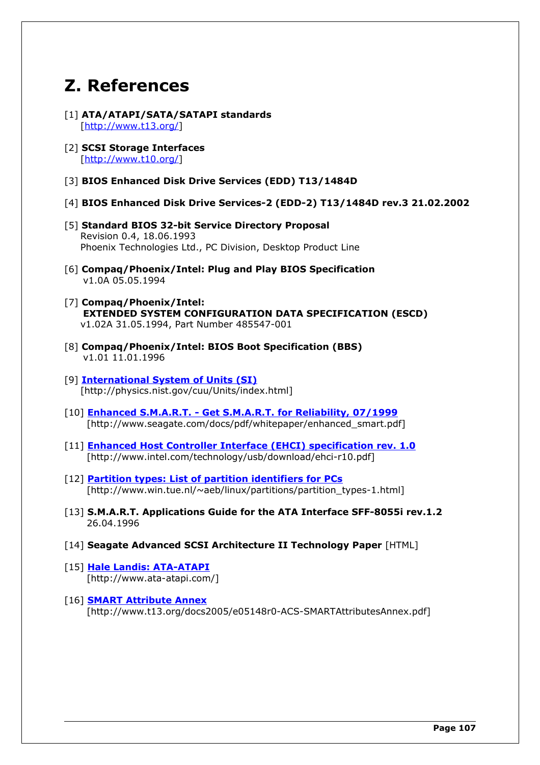# Z. References

[1] **ATA/ATAPI/SATA/SATAPI standards**
[http://www.t13.org/]

[2] **SCSI Storage Interfaces**
[http://www.t10.org/]

[3] **BIOS Enhanced Disk Drive Services (EDD) T13/1484D**

[4] **BIOS Enhanced Disk Drive Services-2 (EDD-2) T13/1484D rev.3 21.02.2002**

[5] **Standard BIOS 32-bit Service Directory Proposal**
Revision 0.4, 18.06.1993
Phoenix Technologies Ltd., PC Division, Desktop Product Line

[6] **Compaq/Phoenix/Intel: Plug and Play BIOS Specification**
v1.0A 05.05.1994

[7] **Compaq/Phoenix/Intel:**
**EXTENDED SYSTEM CONFIGURATION DATA SPECIFICATION (ESCD)**
v1.02A 31.05.1994, Part Number 485547-001

[8] **Compaq/Phoenix/Intel: BIOS Boot Specification (BBS)**
v1.01 11.01.1996

[9] **International System of Units (SI)**
[http://physics.nist.gov/cuu/Units/index.html]

[10] **Enhanced S.M.A.R.T. - Get S.M.A.R.T. for Reliability, 07/1999**
[http://www.seagate.com/docs/pdf/whitepaper/enhanced_smart.pdf]

[11] **Enhanced Host Controller Interface (EHCI) specification rev. 1.0**
[http://www.intel.com/technology/usb/download/ehci-r10.pdf]

[12] **Partition types: List of partition identifiers for PCs**
[http://www.win.tue.nl/~aeb/linux/partitions/partition_types-1.html]

[13] **S.M.A.R.T. Applications Guide for the ATA Interface SFF-8055i rev.1.2**
26.04.1996

[14] **Seagate Advanced SCSI Architecture II Technology Paper** [HTML]

[15] **Hale Landis: ATA-ATAPI**
[http://www.ata-atapi.com/]

[16] **SMART Attribute Annex**
[http://www.t13.org/docs2005/e05148r0-ACS-SMARTAttributesAnnex.pdf]